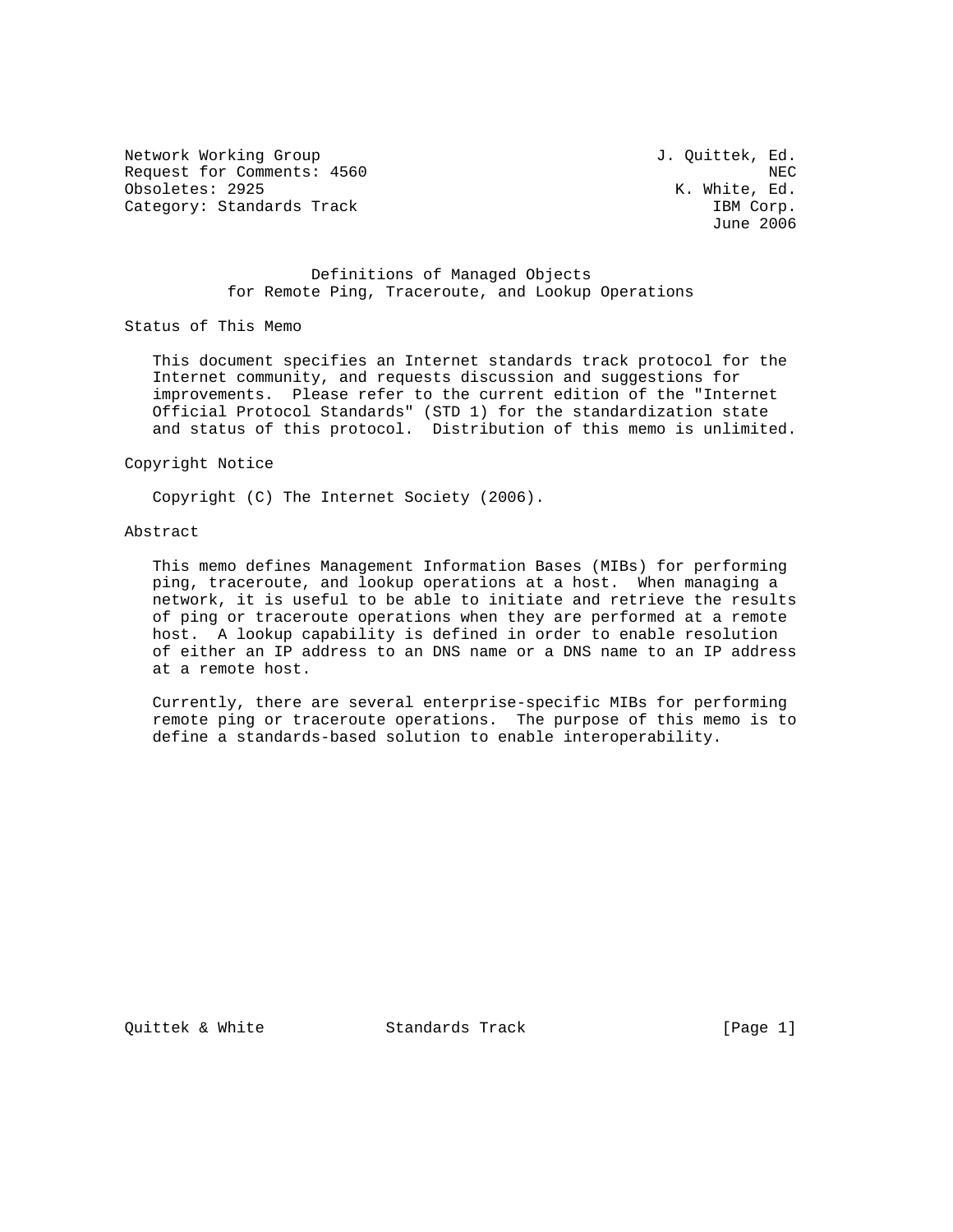Network Working Group J. Quittek, Ed.
Request for Comments: 4560 NEC
Obsoletes: 2925 K. White, Ed.
Category: Standards Track IBM Corp.
June 2006

# Definitions of Managed Objects for Remote Ping, Traceroute, and Lookup Operations

## Status of This Memo

This document specifies an Internet standards track protocol for the Internet community, and requests discussion and suggestions for improvements. Please refer to the current edition of the "Internet Official Protocol Standards" (STD 1) for the standardization state and status of this protocol. Distribution of this memo is unlimited.

## Copyright Notice

Copyright (C) The Internet Society (2006).

## Abstract

This memo defines Management Information Bases (MIBs) for performing ping, traceroute, and lookup operations at a host. When managing a network, it is useful to be able to initiate and retrieve the results of ping or traceroute operations when they are performed at a remote host. A lookup capability is defined in order to enable resolution of either an IP address to an DNS name or a DNS name to an IP address at a remote host.

Currently, there are several enterprise-specific MIBs for performing remote ping or traceroute operations. The purpose of this memo is to define a standards-based solution to enable interoperability.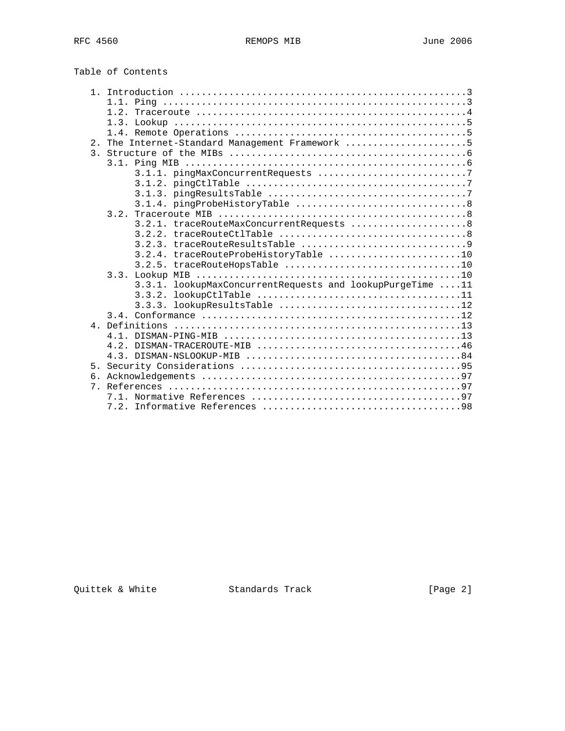Table of Contents

```
   1. Introduction ....................................................3
      1.1. Ping .......................................................3
      1.2. Traceroute .................................................4
      1.3. Lookup .....................................................5
      1.4. Remote Operations ..........................................5
   2. The Internet-Standard Management Framework ......................5
   3. Structure of the MIBs ...........................................6
      3.1. Ping MIB ...................................................6
           3.1.1. pingMaxConcurrentRequests ...........................7
           3.1.2. pingCtlTable ........................................7
           3.1.3. pingResultsTable ....................................7
           3.1.4. pingProbeHistoryTable ...............................8
      3.2. Traceroute MIB .............................................8
           3.2.1. traceRouteMaxConcurrentRequests .....................8
           3.2.2. traceRouteCtlTable ..................................8
           3.2.3. traceRouteResultsTable ..............................9
           3.2.4. traceRouteProbeHistoryTable ........................10
           3.2.5. traceRouteHopsTable ................................10
      3.3. Lookup MIB ................................................10
           3.3.1. lookupMaxConcurrentRequests and lookupPurgeTime ....11
           3.3.2. lookupCtlTable .....................................11
           3.3.3. lookupResultsTable .................................12
      3.4. Conformance ...............................................12
   4. Definitions ....................................................13
      4.1. DISMAN-PING-MIB ...........................................13
      4.2. DISMAN-TRACEROUTE-MIB .....................................46
      4.3. DISMAN-NSLOOKUP-MIB .......................................84
   5. Security Considerations ........................................95
   6. Acknowledgements ...............................................97
   7. References .....................................................97
      7.1. Normative References ......................................97
      7.2. Informative References ....................................98
```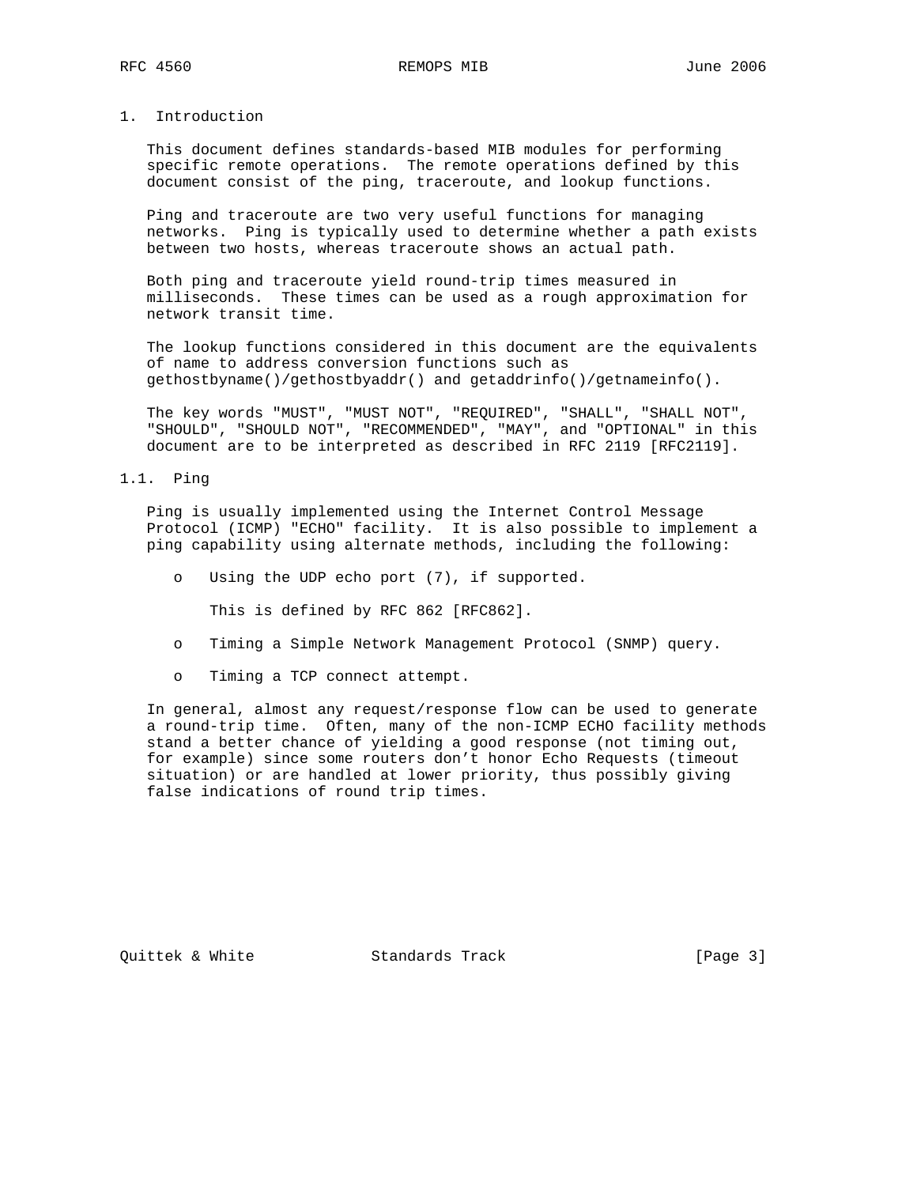# 1. Introduction

This document defines standards-based MIB modules for performing specific remote operations. The remote operations defined by this document consist of the ping, traceroute, and lookup functions.

Ping and traceroute are two very useful functions for managing networks. Ping is typically used to determine whether a path exists between two hosts, whereas traceroute shows an actual path.

Both ping and traceroute yield round-trip times measured in milliseconds. These times can be used as a rough approximation for network transit time.

The lookup functions considered in this document are the equivalents of name to address conversion functions such as gethostbyname()/gethostbyaddr() and getaddrinfo()/getnameinfo().

The key words "MUST", "MUST NOT", "REQUIRED", "SHALL", "SHALL NOT", "SHOULD", "SHOULD NOT", "RECOMMENDED", "MAY", and "OPTIONAL" in this document are to be interpreted as described in RFC 2119 [RFC2119].

## 1.1. Ping

Ping is usually implemented using the Internet Control Message Protocol (ICMP) "ECHO" facility. It is also possible to implement a ping capability using alternate methods, including the following:

- Using the UDP echo port (7), if supported.

  This is defined by RFC 862 [RFC862].

- Timing a Simple Network Management Protocol (SNMP) query.

- Timing a TCP connect attempt.

In general, almost any request/response flow can be used to generate a round-trip time. Often, many of the non-ICMP ECHO facility methods stand a better chance of yielding a good response (not timing out, for example) since some routers don't honor Echo Requests (timeout situation) or are handled at lower priority, thus possibly giving false indications of round trip times.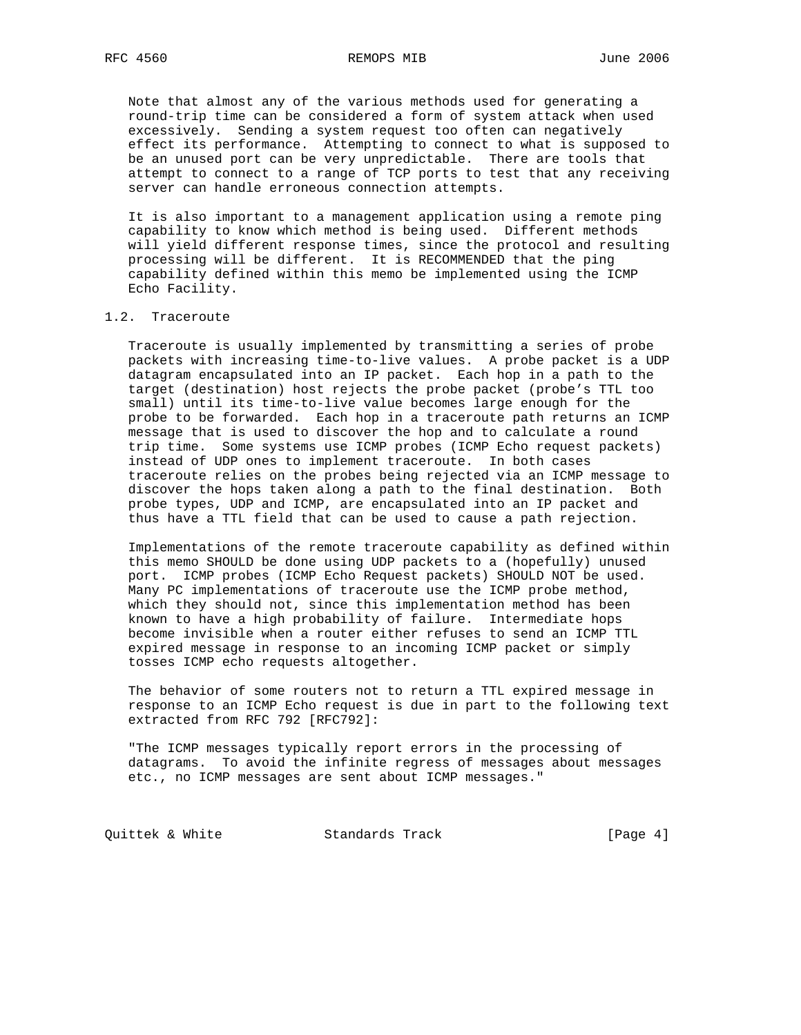Note that almost any of the various methods used for generating a round-trip time can be considered a form of system attack when used excessively. Sending a system request too often can negatively effect its performance. Attempting to connect to what is supposed to be an unused port can be very unpredictable. There are tools that attempt to connect to a range of TCP ports to test that any receiving server can handle erroneous connection attempts.

It is also important to a management application using a remote ping capability to know which method is being used. Different methods will yield different response times, since the protocol and resulting processing will be different. It is RECOMMENDED that the ping capability defined within this memo be implemented using the ICMP Echo Facility.

## 1.2. Traceroute

Traceroute is usually implemented by transmitting a series of probe packets with increasing time-to-live values. A probe packet is a UDP datagram encapsulated into an IP packet. Each hop in a path to the target (destination) host rejects the probe packet (probe's TTL too small) until its time-to-live value becomes large enough for the probe to be forwarded. Each hop in a traceroute path returns an ICMP message that is used to discover the hop and to calculate a round trip time. Some systems use ICMP probes (ICMP Echo request packets) instead of UDP ones to implement traceroute. In both cases traceroute relies on the probes being rejected via an ICMP message to discover the hops taken along a path to the final destination. Both probe types, UDP and ICMP, are encapsulated into an IP packet and thus have a TTL field that can be used to cause a path rejection.

Implementations of the remote traceroute capability as defined within this memo SHOULD be done using UDP packets to a (hopefully) unused port. ICMP probes (ICMP Echo Request packets) SHOULD NOT be used. Many PC implementations of traceroute use the ICMP probe method, which they should not, since this implementation method has been known to have a high probability of failure. Intermediate hops become invisible when a router either refuses to send an ICMP TTL expired message in response to an incoming ICMP packet or simply tosses ICMP echo requests altogether.

The behavior of some routers not to return a TTL expired message in response to an ICMP Echo request is due in part to the following text extracted from RFC 792 [RFC792]:

"The ICMP messages typically report errors in the processing of datagrams. To avoid the infinite regress of messages about messages etc., no ICMP messages are sent about ICMP messages."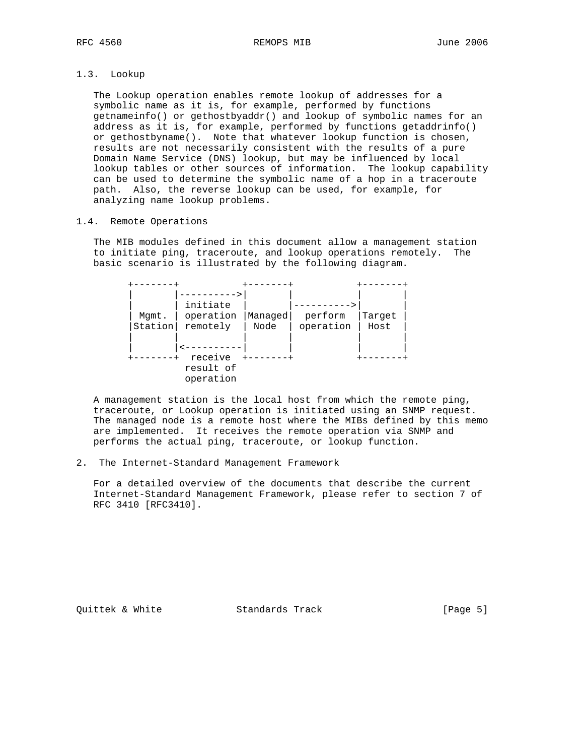### 1.3. Lookup

The Lookup operation enables remote lookup of addresses for a symbolic name as it is, for example, performed by functions getnameinfo() or gethostbyaddr() and lookup of symbolic names for an address as it is, for example, performed by functions getaddrinfo() or gethostbyname(). Note that whatever lookup function is chosen, results are not necessarily consistent with the results of a pure Domain Name Service (DNS) lookup, but may be influenced by local lookup tables or other sources of information. The lookup capability can be used to determine the symbolic name of a hop in a traceroute path. Also, the reverse lookup can be used, for example, for analyzing name lookup problems.

### 1.4. Remote Operations

The MIB modules defined in this document allow a management station to initiate ping, traceroute, and lookup operations remotely. The basic scenario is illustrated by the following diagram.

```
+-------+           +-------+           +-------+
|       |---------->|       |           |       |
|       | initiate  |       |---------->|       |
| Mgmt. | operation |Managed|  perform  |Target |
|Station| remotely  | Node  | operation | Host  |
|       |           |       |           |       |
|       |<----------|       |           |       |
+-------+  receive  +-------+           +-------+
           result of
           operation
```

A management station is the local host from which the remote ping, traceroute, or Lookup operation is initiated using an SNMP request. The managed node is a remote host where the MIBs defined by this memo are implemented. It receives the remote operation via SNMP and performs the actual ping, traceroute, or lookup function.

## 2. The Internet-Standard Management Framework

For a detailed overview of the documents that describe the current Internet-Standard Management Framework, please refer to section 7 of RFC 3410 [RFC3410].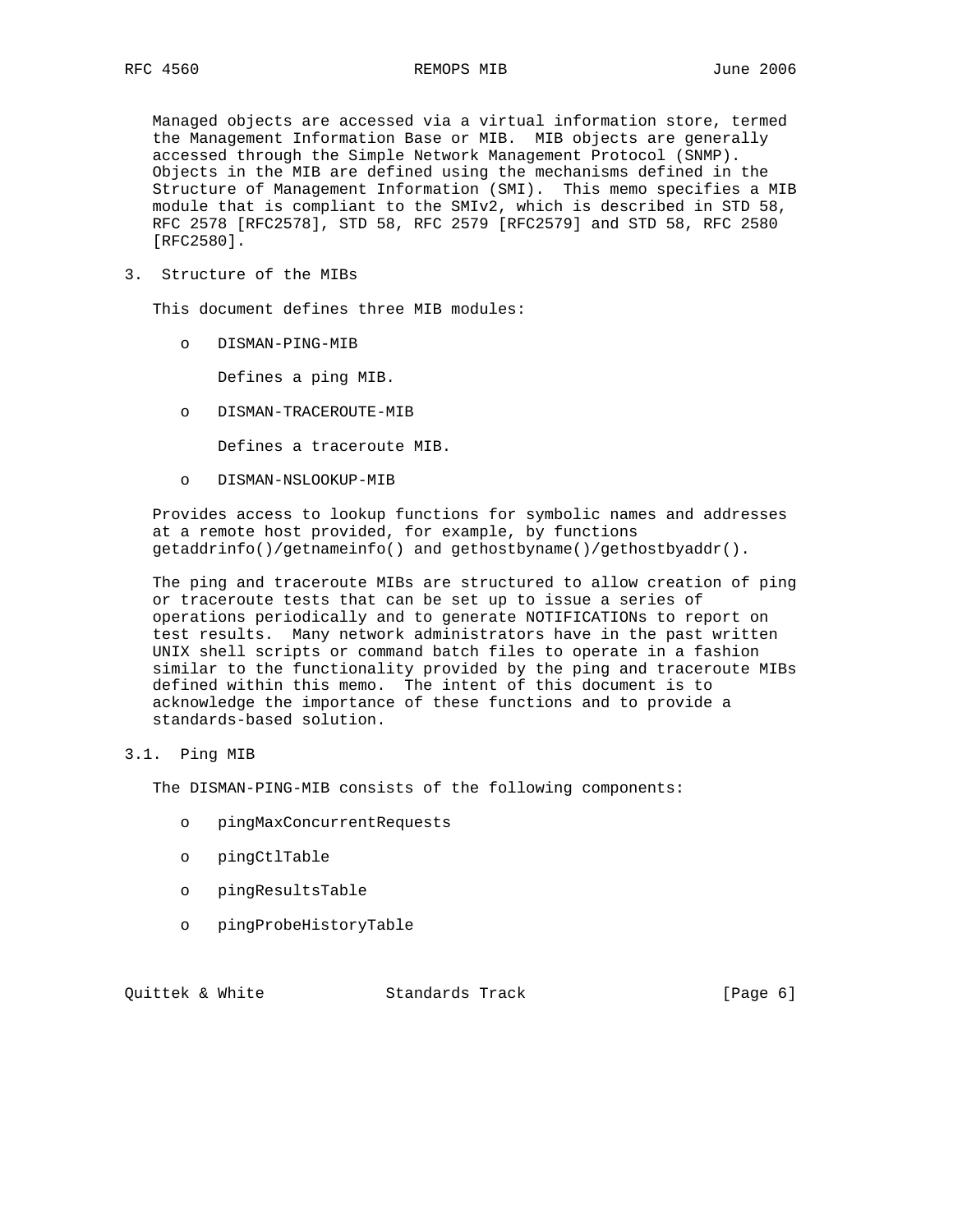Managed objects are accessed via a virtual information store, termed the Management Information Base or MIB. MIB objects are generally accessed through the Simple Network Management Protocol (SNMP). Objects in the MIB are defined using the mechanisms defined in the Structure of Management Information (SMI). This memo specifies a MIB module that is compliant to the SMIv2, which is described in STD 58, RFC 2578 [RFC2578], STD 58, RFC 2579 [RFC2579] and STD 58, RFC 2580 [RFC2580].

## 3. Structure of the MIBs

This document defines three MIB modules:

- DISMAN-PING-MIB

  Defines a ping MIB.

- DISMAN-TRACEROUTE-MIB

  Defines a traceroute MIB.

- DISMAN-NSLOOKUP-MIB

Provides access to lookup functions for symbolic names and addresses at a remote host provided, for example, by functions getaddrinfo()/getnameinfo() and gethostbyname()/gethostbyaddr().

The ping and traceroute MIBs are structured to allow creation of ping or traceroute tests that can be set up to issue a series of operations periodically and to generate NOTIFICATIONs to report on test results. Many network administrators have in the past written UNIX shell scripts or command batch files to operate in a fashion similar to the functionality provided by the ping and traceroute MIBs defined within this memo. The intent of this document is to acknowledge the importance of these functions and to provide a standards-based solution.

### 3.1. Ping MIB

The DISMAN-PING-MIB consists of the following components:

- pingMaxConcurrentRequests

- pingCtlTable

- pingResultsTable

- pingProbeHistoryTable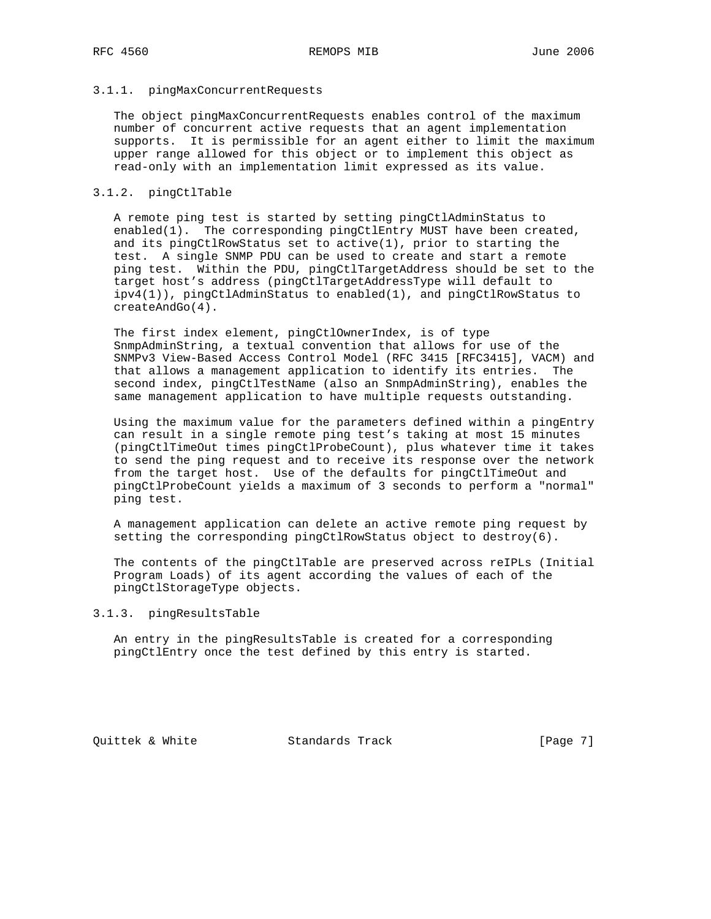### 3.1.1. pingMaxConcurrentRequests

The object pingMaxConcurrentRequests enables control of the maximum number of concurrent active requests that an agent implementation supports. It is permissible for an agent either to limit the maximum upper range allowed for this object or to implement this object as read-only with an implementation limit expressed as its value.

### 3.1.2. pingCtlTable

A remote ping test is started by setting pingCtlAdminStatus to enabled(1). The corresponding pingCtlEntry MUST have been created, and its pingCtlRowStatus set to active(1), prior to starting the test. A single SNMP PDU can be used to create and start a remote ping test. Within the PDU, pingCtlTargetAddress should be set to the target host's address (pingCtlTargetAddressType will default to ipv4(1)), pingCtlAdminStatus to enabled(1), and pingCtlRowStatus to createAndGo(4).

The first index element, pingCtlOwnerIndex, is of type SnmpAdminString, a textual convention that allows for use of the SNMPv3 View-Based Access Control Model (RFC 3415 [RFC3415], VACM) and that allows a management application to identify its entries. The second index, pingCtlTestName (also an SnmpAdminString), enables the same management application to have multiple requests outstanding.

Using the maximum value for the parameters defined within a pingEntry can result in a single remote ping test's taking at most 15 minutes (pingCtlTimeOut times pingCtlProbeCount), plus whatever time it takes to send the ping request and to receive its response over the network from the target host. Use of the defaults for pingCtlTimeOut and pingCtlProbeCount yields a maximum of 3 seconds to perform a "normal" ping test.

A management application can delete an active remote ping request by setting the corresponding pingCtlRowStatus object to destroy(6).

The contents of the pingCtlTable are preserved across reIPLs (Initial Program Loads) of its agent according the values of each of the pingCtlStorageType objects.

### 3.1.3. pingResultsTable

An entry in the pingResultsTable is created for a corresponding pingCtlEntry once the test defined by this entry is started.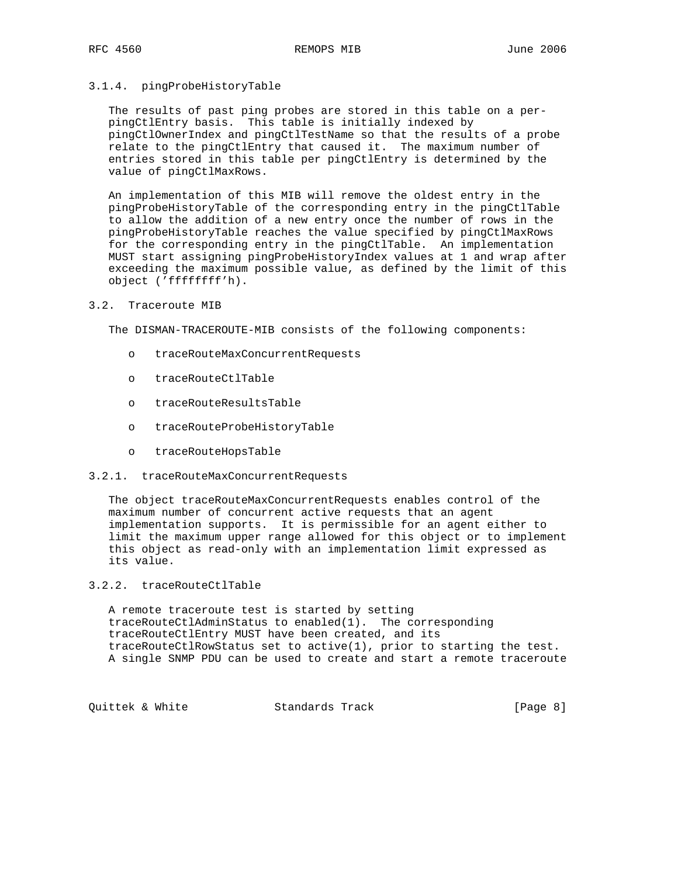### 3.1.4. pingProbeHistoryTable

The results of past ping probes are stored in this table on a per-pingCtlEntry basis. This table is initially indexed by pingCtlOwnerIndex and pingCtlTestName so that the results of a probe relate to the pingCtlEntry that caused it. The maximum number of entries stored in this table per pingCtlEntry is determined by the value of pingCtlMaxRows.

An implementation of this MIB will remove the oldest entry in the pingProbeHistoryTable of the corresponding entry in the pingCtlTable to allow the addition of a new entry once the number of rows in the pingProbeHistoryTable reaches the value specified by pingCtlMaxRows for the corresponding entry in the pingCtlTable. An implementation MUST start assigning pingProbeHistoryIndex values at 1 and wrap after exceeding the maximum possible value, as defined by the limit of this object ('ffffffff'h).

## 3.2. Traceroute MIB

The DISMAN-TRACEROUTE-MIB consists of the following components:

- traceRouteMaxConcurrentRequests
- traceRouteCtlTable
- traceRouteResultsTable
- traceRouteProbeHistoryTable
- traceRouteHopsTable

### 3.2.1. traceRouteMaxConcurrentRequests

The object traceRouteMaxConcurrentRequests enables control of the maximum number of concurrent active requests that an agent implementation supports. It is permissible for an agent either to limit the maximum upper range allowed for this object or to implement this object as read-only with an implementation limit expressed as its value.

### 3.2.2. traceRouteCtlTable

A remote traceroute test is started by setting traceRouteCtlAdminStatus to enabled(1). The corresponding traceRouteCtlEntry MUST have been created, and its traceRouteCtlRowStatus set to active(1), prior to starting the test. A single SNMP PDU can be used to create and start a remote traceroute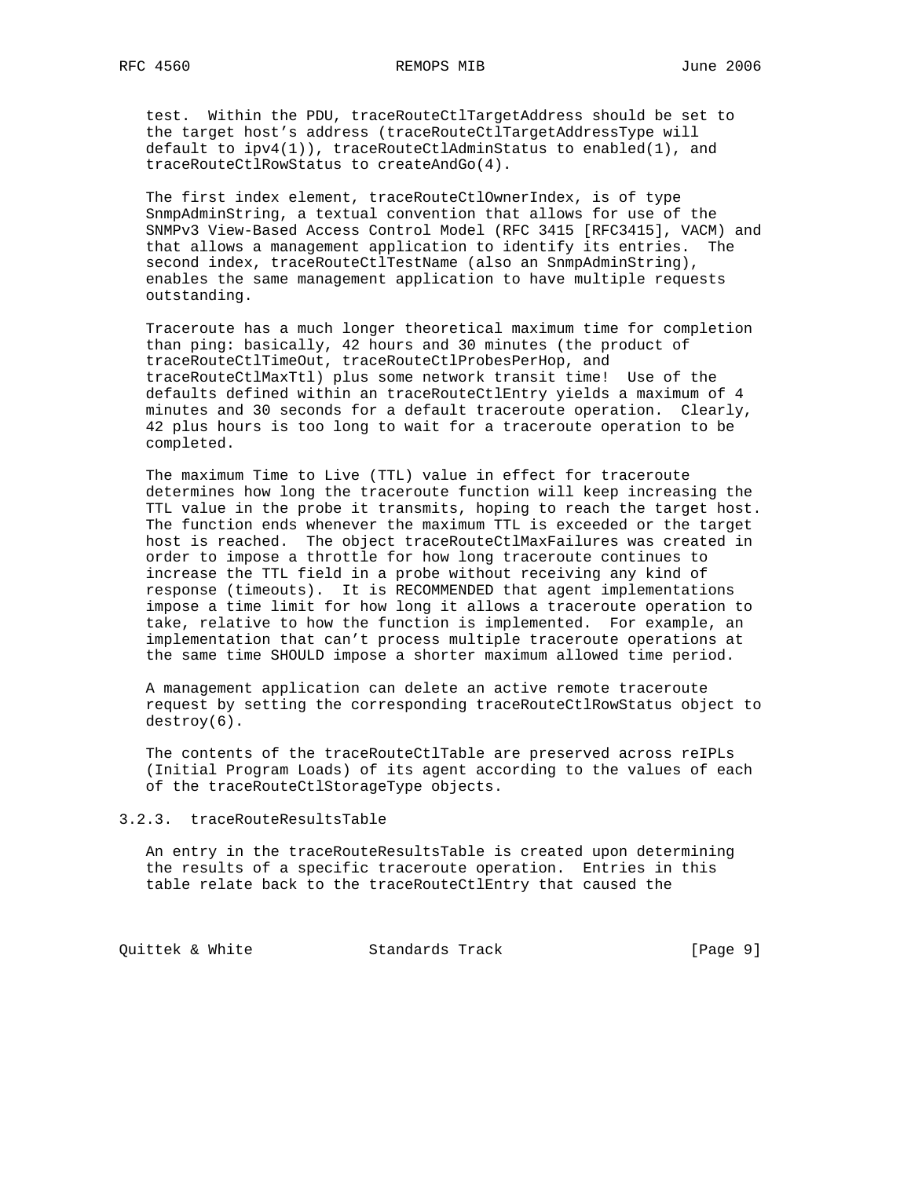test. Within the PDU, traceRouteCtlTargetAddress should be set to the target host's address (traceRouteCtlTargetAddressType will default to ipv4(1)), traceRouteCtlAdminStatus to enabled(1), and traceRouteCtlRowStatus to createAndGo(4).

The first index element, traceRouteCtlOwnerIndex, is of type SnmpAdminString, a textual convention that allows for use of the SNMPv3 View-Based Access Control Model (RFC 3415 [RFC3415], VACM) and that allows a management application to identify its entries. The second index, traceRouteCtlTestName (also an SnmpAdminString), enables the same management application to have multiple requests outstanding.

Traceroute has a much longer theoretical maximum time for completion than ping: basically, 42 hours and 30 minutes (the product of traceRouteCtlTimeOut, traceRouteCtlProbesPerHop, and traceRouteCtlMaxTtl) plus some network transit time! Use of the defaults defined within an traceRouteCtlEntry yields a maximum of 4 minutes and 30 seconds for a default traceroute operation. Clearly, 42 plus hours is too long to wait for a traceroute operation to be completed.

The maximum Time to Live (TTL) value in effect for traceroute determines how long the traceroute function will keep increasing the TTL value in the probe it transmits, hoping to reach the target host. The function ends whenever the maximum TTL is exceeded or the target host is reached. The object traceRouteCtlMaxFailures was created in order to impose a throttle for how long traceroute continues to increase the TTL field in a probe without receiving any kind of response (timeouts). It is RECOMMENDED that agent implementations impose a time limit for how long it allows a traceroute operation to take, relative to how the function is implemented. For example, an implementation that can't process multiple traceroute operations at the same time SHOULD impose a shorter maximum allowed time period.

A management application can delete an active remote traceroute request by setting the corresponding traceRouteCtlRowStatus object to destroy(6).

The contents of the traceRouteCtlTable are preserved across reIPLs (Initial Program Loads) of its agent according to the values of each of the traceRouteCtlStorageType objects.

### 3.2.3. traceRouteResultsTable

An entry in the traceRouteResultsTable is created upon determining the results of a specific traceroute operation. Entries in this table relate back to the traceRouteCtlEntry that caused the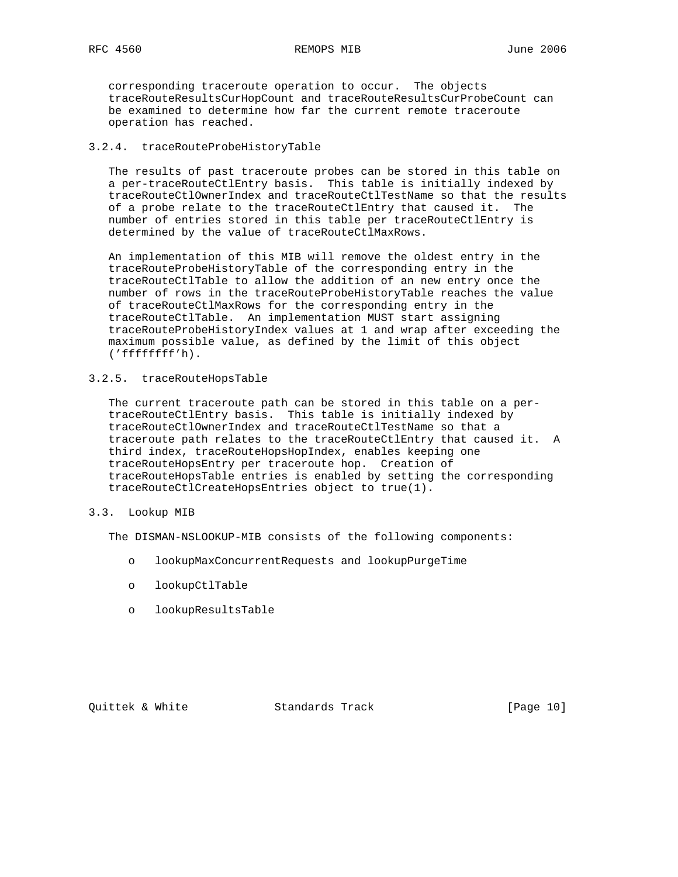corresponding traceroute operation to occur. The objects traceRouteResultsCurHopCount and traceRouteResultsCurProbeCount can be examined to determine how far the current remote traceroute operation has reached.

### 3.2.4. traceRouteProbeHistoryTable

The results of past traceroute probes can be stored in this table on a per-traceRouteCtlEntry basis. This table is initially indexed by traceRouteCtlOwnerIndex and traceRouteCtlTestName so that the results of a probe relate to the traceRouteCtlEntry that caused it. The number of entries stored in this table per traceRouteCtlEntry is determined by the value of traceRouteCtlMaxRows.

An implementation of this MIB will remove the oldest entry in the traceRouteProbeHistoryTable of the corresponding entry in the traceRouteCtlTable to allow the addition of an new entry once the number of rows in the traceRouteProbeHistoryTable reaches the value of traceRouteCtlMaxRows for the corresponding entry in the traceRouteCtlTable. An implementation MUST start assigning traceRouteProbeHistoryIndex values at 1 and wrap after exceeding the maximum possible value, as defined by the limit of this object ('ffffffff'h).

### 3.2.5. traceRouteHopsTable

The current traceroute path can be stored in this table on a per-traceRouteCtlEntry basis. This table is initially indexed by traceRouteCtlOwnerIndex and traceRouteCtlTestName so that a traceroute path relates to the traceRouteCtlEntry that caused it. A third index, traceRouteHopsHopIndex, enables keeping one traceRouteHopsEntry per traceroute hop. Creation of traceRouteHopsTable entries is enabled by setting the corresponding traceRouteCtlCreateHopsEntries object to true(1).

## 3.3. Lookup MIB

The DISMAN-NSLOOKUP-MIB consists of the following components:

- lookupMaxConcurrentRequests and lookupPurgeTime
- lookupCtlTable
- lookupResultsTable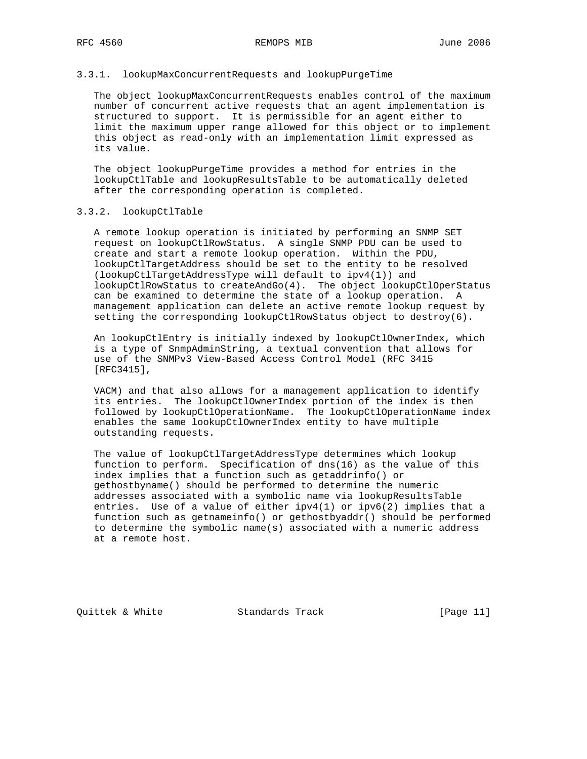### 3.3.1. lookupMaxConcurrentRequests and lookupPurgeTime

The object lookupMaxConcurrentRequests enables control of the maximum number of concurrent active requests that an agent implementation is structured to support. It is permissible for an agent either to limit the maximum upper range allowed for this object or to implement this object as read-only with an implementation limit expressed as its value.

The object lookupPurgeTime provides a method for entries in the lookupCtlTable and lookupResultsTable to be automatically deleted after the corresponding operation is completed.

### 3.3.2. lookupCtlTable

A remote lookup operation is initiated by performing an SNMP SET request on lookupCtlRowStatus. A single SNMP PDU can be used to create and start a remote lookup operation. Within the PDU, lookupCtlTargetAddress should be set to the entity to be resolved (lookupCtlTargetAddressType will default to ipv4(1)) and lookupCtlRowStatus to createAndGo(4). The object lookupCtlOperStatus can be examined to determine the state of a lookup operation. A management application can delete an active remote lookup request by setting the corresponding lookupCtlRowStatus object to destroy(6).

An lookupCtlEntry is initially indexed by lookupCtlOwnerIndex, which is a type of SnmpAdminString, a textual convention that allows for use of the SNMPv3 View-Based Access Control Model (RFC 3415 [RFC3415],

VACM) and that also allows for a management application to identify its entries. The lookupCtlOwnerIndex portion of the index is then followed by lookupCtlOperationName. The lookupCtlOperationName index enables the same lookupCtlOwnerIndex entity to have multiple outstanding requests.

The value of lookupCtlTargetAddressType determines which lookup function to perform. Specification of dns(16) as the value of this index implies that a function such as getaddrinfo() or gethostbyname() should be performed to determine the numeric addresses associated with a symbolic name via lookupResultsTable entries. Use of a value of either ipv4(1) or ipv6(2) implies that a function such as getnameinfo() or gethostbyaddr() should be performed to determine the symbolic name(s) associated with a numeric address at a remote host.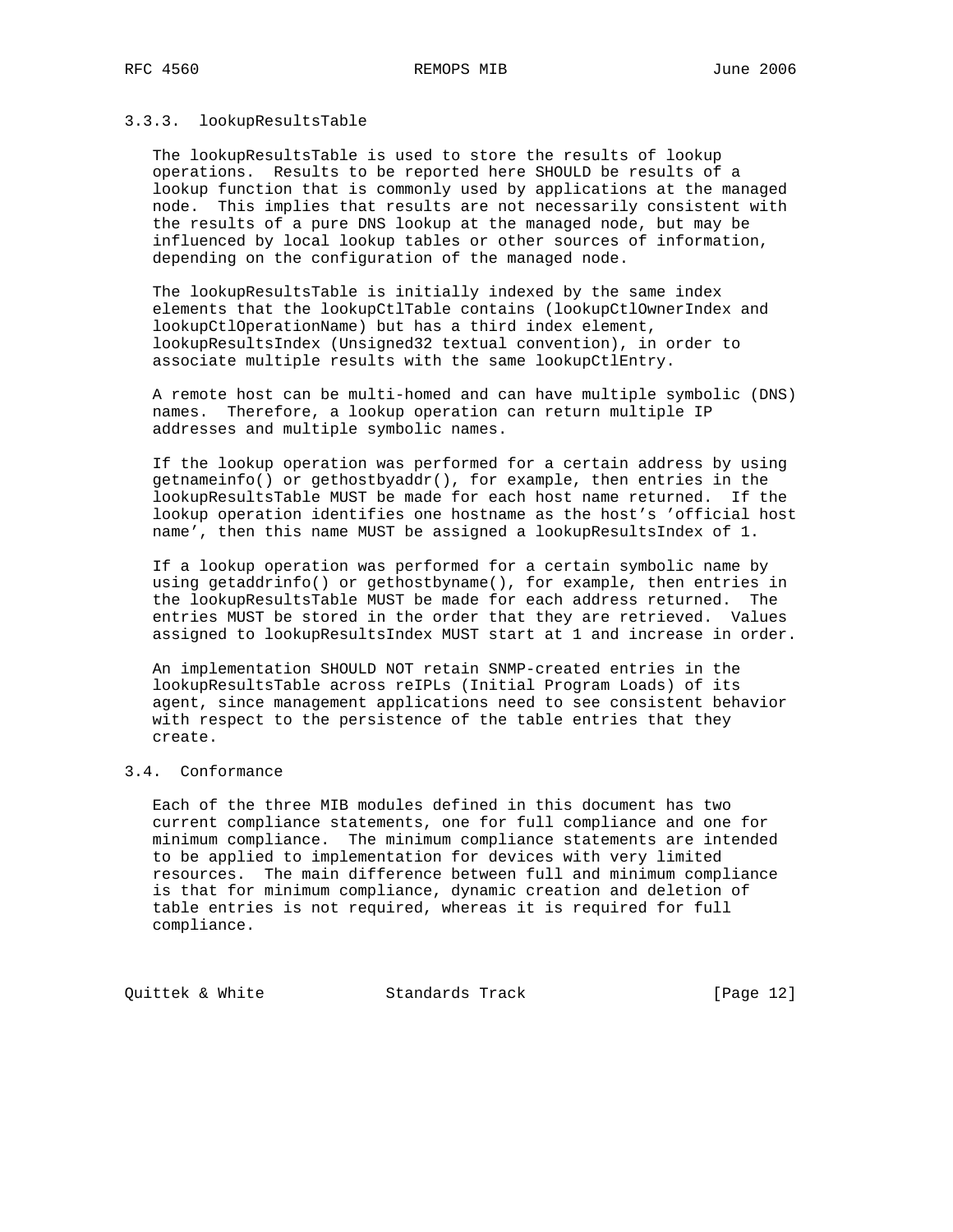### 3.3.3. lookupResultsTable

The lookupResultsTable is used to store the results of lookup operations. Results to be reported here SHOULD be results of a lookup function that is commonly used by applications at the managed node. This implies that results are not necessarily consistent with the results of a pure DNS lookup at the managed node, but may be influenced by local lookup tables or other sources of information, depending on the configuration of the managed node.

The lookupResultsTable is initially indexed by the same index elements that the lookupCtlTable contains (lookupCtlOwnerIndex and lookupCtlOperationName) but has a third index element, lookupResultsIndex (Unsigned32 textual convention), in order to associate multiple results with the same lookupCtlEntry.

A remote host can be multi-homed and can have multiple symbolic (DNS) names. Therefore, a lookup operation can return multiple IP addresses and multiple symbolic names.

If the lookup operation was performed for a certain address by using getnameinfo() or gethostbyaddr(), for example, then entries in the lookupResultsTable MUST be made for each host name returned. If the lookup operation identifies one hostname as the host's 'official host name', then this name MUST be assigned a lookupResultsIndex of 1.

If a lookup operation was performed for a certain symbolic name by using getaddrinfo() or gethostbyname(), for example, then entries in the lookupResultsTable MUST be made for each address returned. The entries MUST be stored in the order that they are retrieved. Values assigned to lookupResultsIndex MUST start at 1 and increase in order.

An implementation SHOULD NOT retain SNMP-created entries in the lookupResultsTable across reIPLs (Initial Program Loads) of its agent, since management applications need to see consistent behavior with respect to the persistence of the table entries that they create.

## 3.4. Conformance

Each of the three MIB modules defined in this document has two current compliance statements, one for full compliance and one for minimum compliance. The minimum compliance statements are intended to be applied to implementation for devices with very limited resources. The main difference between full and minimum compliance is that for minimum compliance, dynamic creation and deletion of table entries is not required, whereas it is required for full compliance.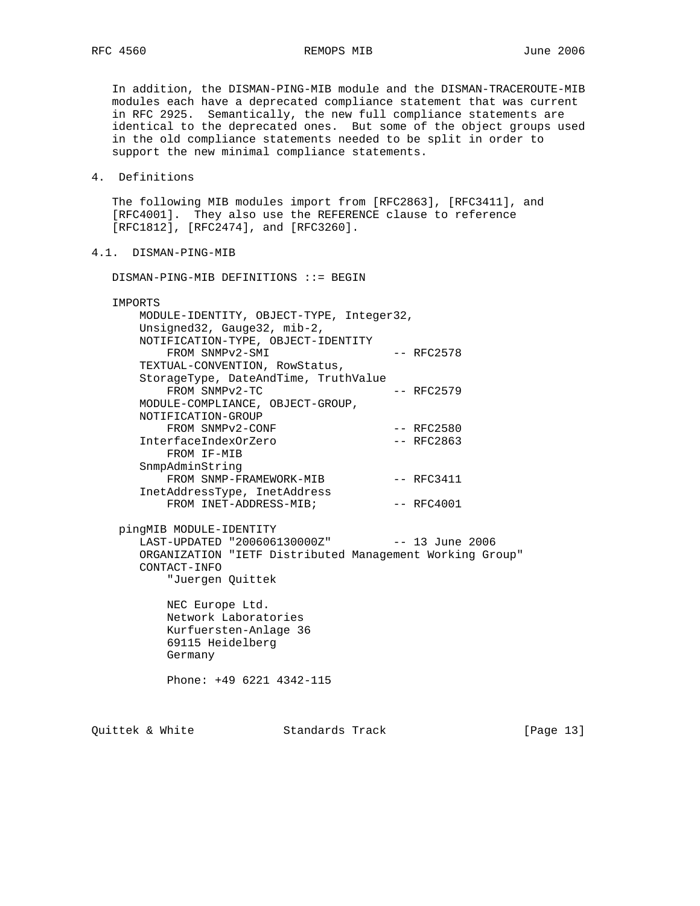In addition, the DISMAN-PING-MIB module and the DISMAN-TRACEROUTE-MIB modules each have a deprecated compliance statement that was current in RFC 2925. Semantically, the new full compliance statements are identical to the deprecated ones. But some of the object groups used in the old compliance statements needed to be split in order to support the new minimal compliance statements.

## 4. Definitions

The following MIB modules import from [RFC2863], [RFC3411], and [RFC4001]. They also use the REFERENCE clause to reference [RFC1812], [RFC2474], and [RFC3260].

### 4.1. DISMAN-PING-MIB

```
DISMAN-PING-MIB DEFINITIONS ::= BEGIN

IMPORTS
    MODULE-IDENTITY, OBJECT-TYPE, Integer32,
    Unsigned32, Gauge32, mib-2,
    NOTIFICATION-TYPE, OBJECT-IDENTITY
        FROM SNMPv2-SMI                  -- RFC2578
    TEXTUAL-CONVENTION, RowStatus,
    StorageType, DateAndTime, TruthValue
        FROM SNMPv2-TC                   -- RFC2579
    MODULE-COMPLIANCE, OBJECT-GROUP,
    NOTIFICATION-GROUP
        FROM SNMPv2-CONF                 -- RFC2580
    InterfaceIndexOrZero                 -- RFC2863
        FROM IF-MIB
    SnmpAdminString
        FROM SNMP-FRAMEWORK-MIB          -- RFC3411
    InetAddressType, InetAddress
        FROM INET-ADDRESS-MIB;           -- RFC4001

 pingMIB MODULE-IDENTITY
    LAST-UPDATED "200606130000Z"         -- 13 June 2006
    ORGANIZATION "IETF Distributed Management Working Group"
    CONTACT-INFO
        "Juergen Quittek

        NEC Europe Ltd.
        Network Laboratories
        Kurfuersten-Anlage 36
        69115 Heidelberg
        Germany

        Phone: +49 6221 4342-115
```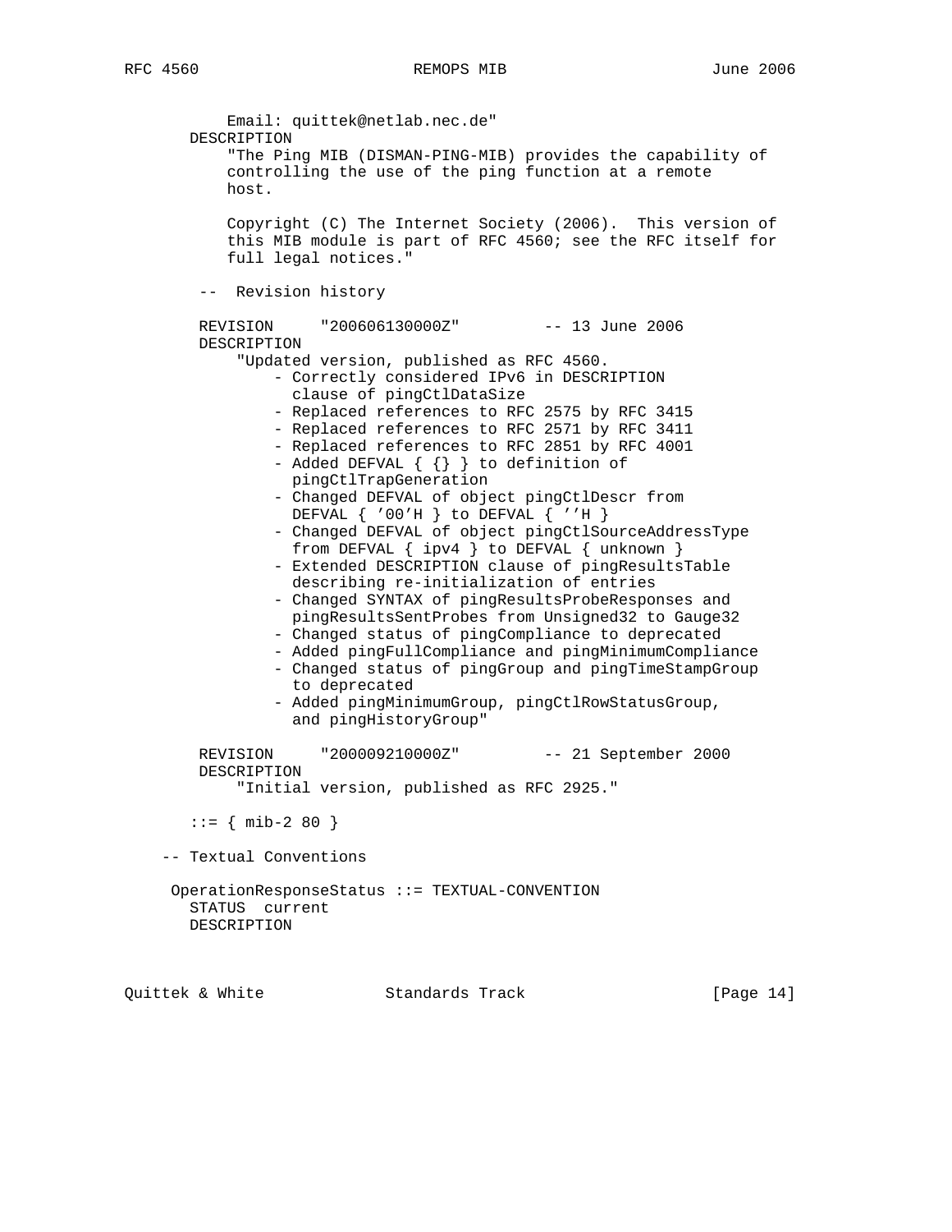```
            Email: quittek@netlab.nec.de"
        DESCRIPTION
            "The Ping MIB (DISMAN-PING-MIB) provides the capability of
            controlling the use of the ping function at a remote
            host.

            Copyright (C) The Internet Society (2006).  This version of
            this MIB module is part of RFC 4560; see the RFC itself for
            full legal notices."

         --  Revision history

         REVISION     "200606130000Z"         -- 13 June 2006
         DESCRIPTION
             "Updated version, published as RFC 4560.
                 - Correctly considered IPv6 in DESCRIPTION
                   clause of pingCtlDataSize
                 - Replaced references to RFC 2575 by RFC 3415
                 - Replaced references to RFC 2571 by RFC 3411
                 - Replaced references to RFC 2851 by RFC 4001
                 - Added DEFVAL { {} } to definition of
                   pingCtlTrapGeneration
                 - Changed DEFVAL of object pingCtlDescr from
                   DEFVAL { '00'H } to DEFVAL { ''H }
                 - Changed DEFVAL of object pingCtlSourceAddressType
                   from DEFVAL { ipv4 } to DEFVAL { unknown }
                 - Extended DESCRIPTION clause of pingResultsTable
                   describing re-initialization of entries
                 - Changed SYNTAX of pingResultsProbeResponses and
                   pingResultsSentProbes from Unsigned32 to Gauge32
                 - Changed status of pingCompliance to deprecated
                 - Added pingFullCompliance and pingMinimumCompliance
                 - Changed status of pingGroup and pingTimeStampGroup
                   to deprecated
                 - Added pingMinimumGroup, pingCtlRowStatusGroup,
                   and pingHistoryGroup"

         REVISION     "200009210000Z"         -- 21 September 2000
         DESCRIPTION
             "Initial version, published as RFC 2925."

        ::= { mib-2 80 }

     -- Textual Conventions

      OperationResponseStatus ::= TEXTUAL-CONVENTION
        STATUS  current
        DESCRIPTION
```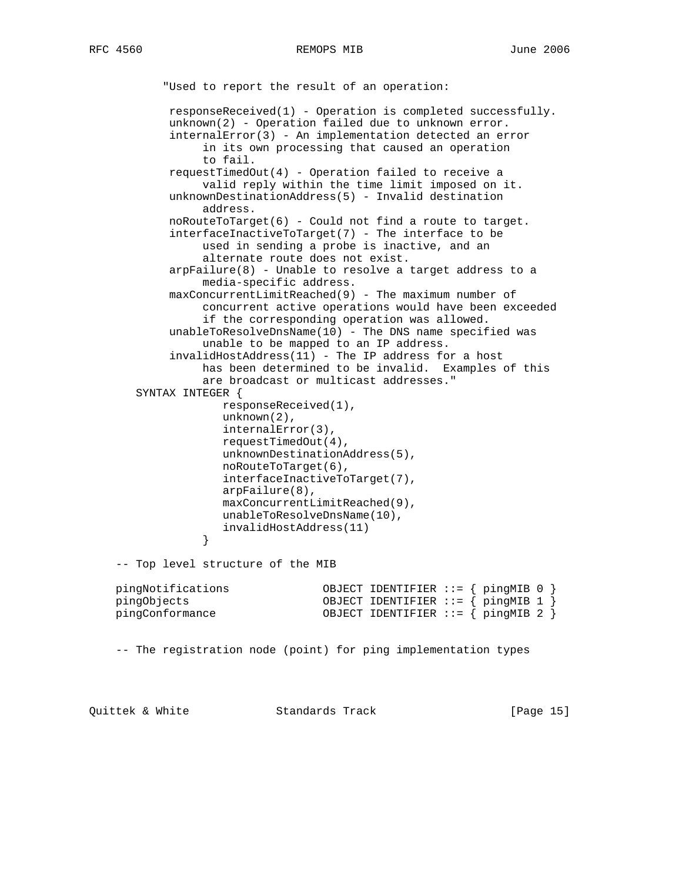```
         "Used to report the result of an operation:

          responseReceived(1) - Operation is completed successfully.
          unknown(2) - Operation failed due to unknown error.
          internalError(3) - An implementation detected an error
               in its own processing that caused an operation
               to fail.
          requestTimedOut(4) - Operation failed to receive a
               valid reply within the time limit imposed on it.
          unknownDestinationAddress(5) - Invalid destination
               address.
          noRouteToTarget(6) - Could not find a route to target.
          interfaceInactiveToTarget(7) - The interface to be
               used in sending a probe is inactive, and an
               alternate route does not exist.
          arpFailure(8) - Unable to resolve a target address to a
               media-specific address.
          maxConcurrentLimitReached(9) - The maximum number of
               concurrent active operations would have been exceeded
               if the corresponding operation was allowed.
          unableToResolveDnsName(10) - The DNS name specified was
               unable to be mapped to an IP address.
          invalidHostAddress(11) - The IP address for a host
               has been determined to be invalid.  Examples of this
               are broadcast or multicast addresses."
      SYNTAX INTEGER {
                  responseReceived(1),
                  unknown(2),
                  internalError(3),
                  requestTimedOut(4),
                  unknownDestinationAddress(5),
                  noRouteToTarget(6),
                  interfaceInactiveToTarget(7),
                  arpFailure(8),
                  maxConcurrentLimitReached(9),
                  unableToResolveDnsName(10),
                  invalidHostAddress(11)
               }

   -- Top level structure of the MIB

   pingNotifications              OBJECT IDENTIFIER ::= { pingMIB 0 }
   pingObjects                    OBJECT IDENTIFIER ::= { pingMIB 1 }
   pingConformance                OBJECT IDENTIFIER ::= { pingMIB 2 }


   -- The registration node (point) for ping implementation types
```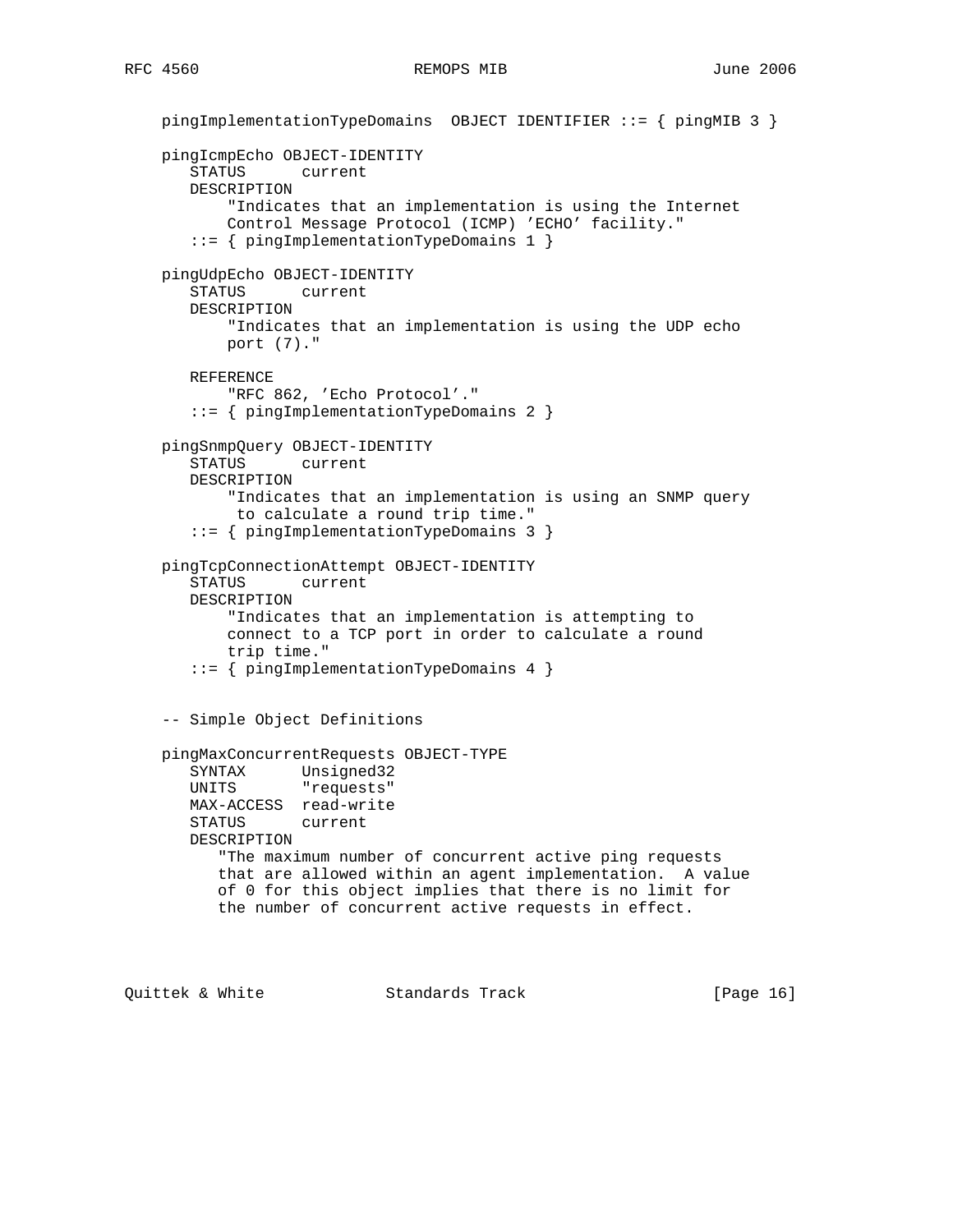```
   pingImplementationTypeDomains  OBJECT IDENTIFIER ::= { pingMIB 3 }

   pingIcmpEcho OBJECT-IDENTITY
      STATUS      current
      DESCRIPTION
          "Indicates that an implementation is using the Internet
          Control Message Protocol (ICMP) 'ECHO' facility."
      ::= { pingImplementationTypeDomains 1 }

   pingUdpEcho OBJECT-IDENTITY
      STATUS      current
      DESCRIPTION
          "Indicates that an implementation is using the UDP echo
          port (7)."

      REFERENCE
          "RFC 862, 'Echo Protocol'."
      ::= { pingImplementationTypeDomains 2 }

   pingSnmpQuery OBJECT-IDENTITY
      STATUS      current
      DESCRIPTION
          "Indicates that an implementation is using an SNMP query
           to calculate a round trip time."
      ::= { pingImplementationTypeDomains 3 }

   pingTcpConnectionAttempt OBJECT-IDENTITY
      STATUS      current
      DESCRIPTION
          "Indicates that an implementation is attempting to
          connect to a TCP port in order to calculate a round
          trip time."
      ::= { pingImplementationTypeDomains 4 }


   -- Simple Object Definitions

   pingMaxConcurrentRequests OBJECT-TYPE
      SYNTAX      Unsigned32
      UNITS       "requests"
      MAX-ACCESS  read-write
      STATUS      current
      DESCRIPTION
         "The maximum number of concurrent active ping requests
         that are allowed within an agent implementation.  A value
         of 0 for this object implies that there is no limit for
         the number of concurrent active requests in effect.
```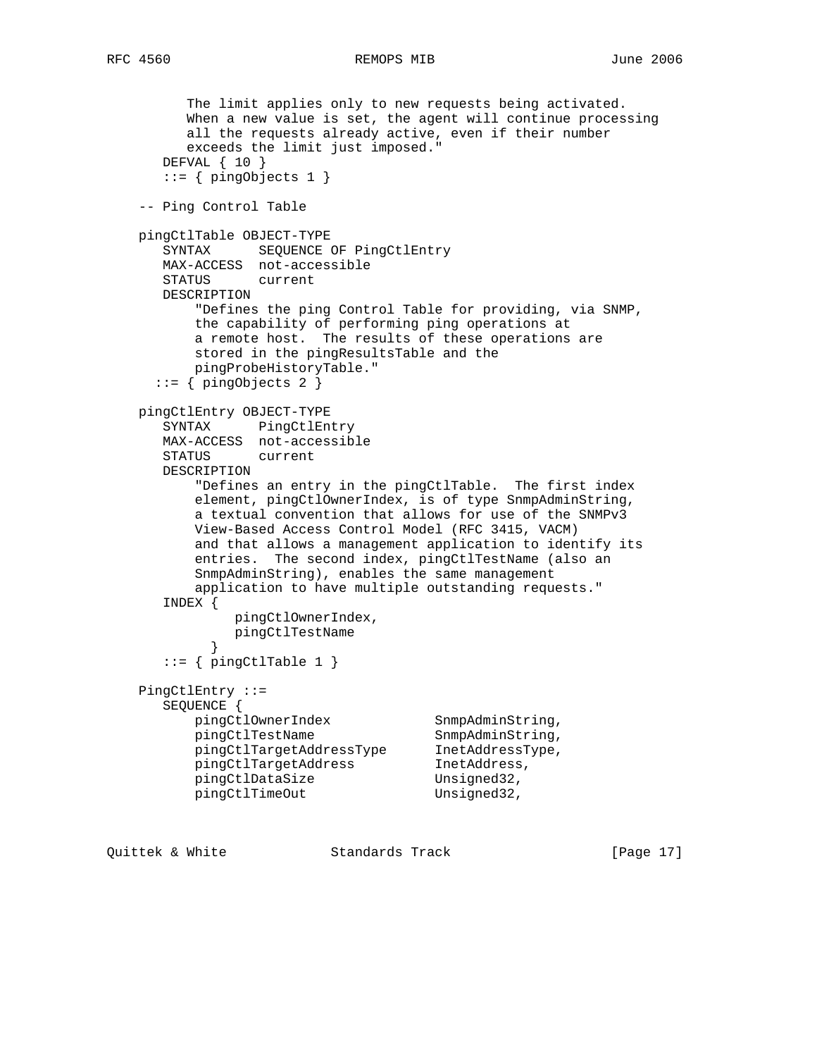```
         The limit applies only to new requests being activated.
         When a new value is set, the agent will continue processing
         all the requests already active, even if their number
         exceeds the limit just imposed."
      DEFVAL { 10 }
      ::= { pingObjects 1 }

   -- Ping Control Table

   pingCtlTable OBJECT-TYPE
      SYNTAX      SEQUENCE OF PingCtlEntry
      MAX-ACCESS  not-accessible
      STATUS      current
      DESCRIPTION
          "Defines the ping Control Table for providing, via SNMP,
          the capability of performing ping operations at
          a remote host.  The results of these operations are
          stored in the pingResultsTable and the
          pingProbeHistoryTable."
     ::= { pingObjects 2 }

   pingCtlEntry OBJECT-TYPE
      SYNTAX      PingCtlEntry
      MAX-ACCESS  not-accessible
      STATUS      current
      DESCRIPTION
          "Defines an entry in the pingCtlTable.  The first index
          element, pingCtlOwnerIndex, is of type SnmpAdminString,
          a textual convention that allows for use of the SNMPv3
          View-Based Access Control Model (RFC 3415, VACM)
          and that allows a management application to identify its
          entries.  The second index, pingCtlTestName (also an
          SnmpAdminString), enables the same management
          application to have multiple outstanding requests."
      INDEX {
               pingCtlOwnerIndex,
               pingCtlTestName
            }
      ::= { pingCtlTable 1 }

   PingCtlEntry ::=
      SEQUENCE {
          pingCtlOwnerIndex             SnmpAdminString,
          pingCtlTestName               SnmpAdminString,
          pingCtlTargetAddressType      InetAddressType,
          pingCtlTargetAddress          InetAddress,
          pingCtlDataSize               Unsigned32,
          pingCtlTimeOut                Unsigned32,
```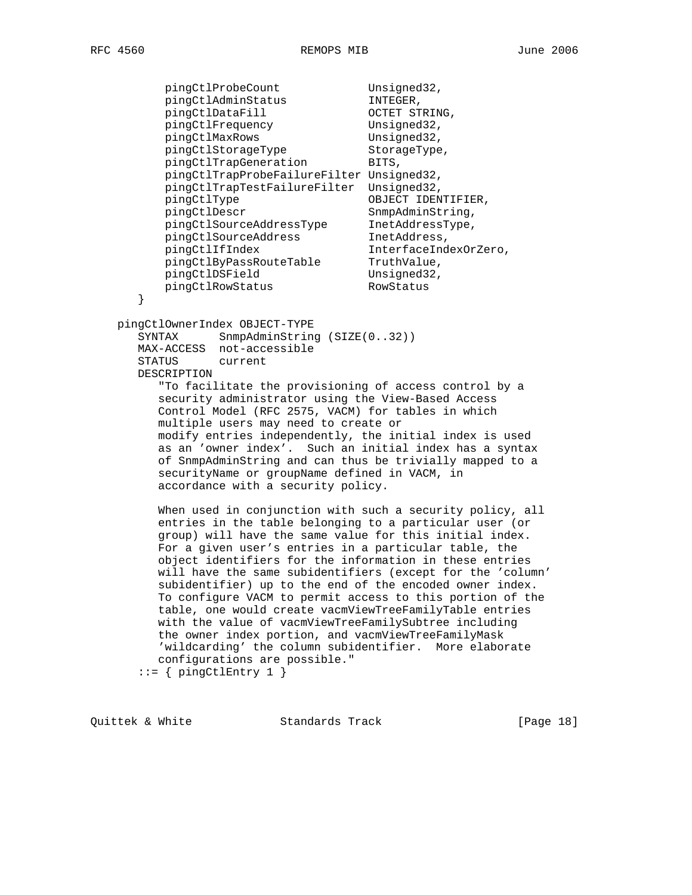```
          pingCtlProbeCount             Unsigned32,
          pingCtlAdminStatus            INTEGER,
          pingCtlDataFill               OCTET STRING,
          pingCtlFrequency              Unsigned32,
          pingCtlMaxRows                Unsigned32,
          pingCtlStorageType            StorageType,
          pingCtlTrapGeneration         BITS,
          pingCtlTrapProbeFailureFilter Unsigned32,
          pingCtlTrapTestFailureFilter  Unsigned32,
          pingCtlType                   OBJECT IDENTIFIER,
          pingCtlDescr                  SnmpAdminString,
          pingCtlSourceAddressType      InetAddressType,
          pingCtlSourceAddress          InetAddress,
          pingCtlIfIndex                InterfaceIndexOrZero,
          pingCtlByPassRouteTable       TruthValue,
          pingCtlDSField                Unsigned32,
          pingCtlRowStatus              RowStatus
      }

   pingCtlOwnerIndex OBJECT-TYPE
      SYNTAX      SnmpAdminString (SIZE(0..32))
      MAX-ACCESS  not-accessible
      STATUS      current
      DESCRIPTION
         "To facilitate the provisioning of access control by a
         security administrator using the View-Based Access
         Control Model (RFC 2575, VACM) for tables in which
         multiple users may need to create or
         modify entries independently, the initial index is used
         as an 'owner index'.  Such an initial index has a syntax
         of SnmpAdminString and can thus be trivially mapped to a
         securityName or groupName defined in VACM, in
         accordance with a security policy.

         When used in conjunction with such a security policy, all
         entries in the table belonging to a particular user (or
         group) will have the same value for this initial index.
         For a given user's entries in a particular table, the
         object identifiers for the information in these entries
         will have the same subidentifiers (except for the 'column'
         subidentifier) up to the end of the encoded owner index.
         To configure VACM to permit access to this portion of the
         table, one would create vacmViewTreeFamilyTable entries
         with the value of vacmViewTreeFamilySubtree including
         the owner index portion, and vacmViewTreeFamilyMask
         'wildcarding' the column subidentifier.  More elaborate
         configurations are possible."
      ::= { pingCtlEntry 1 }
```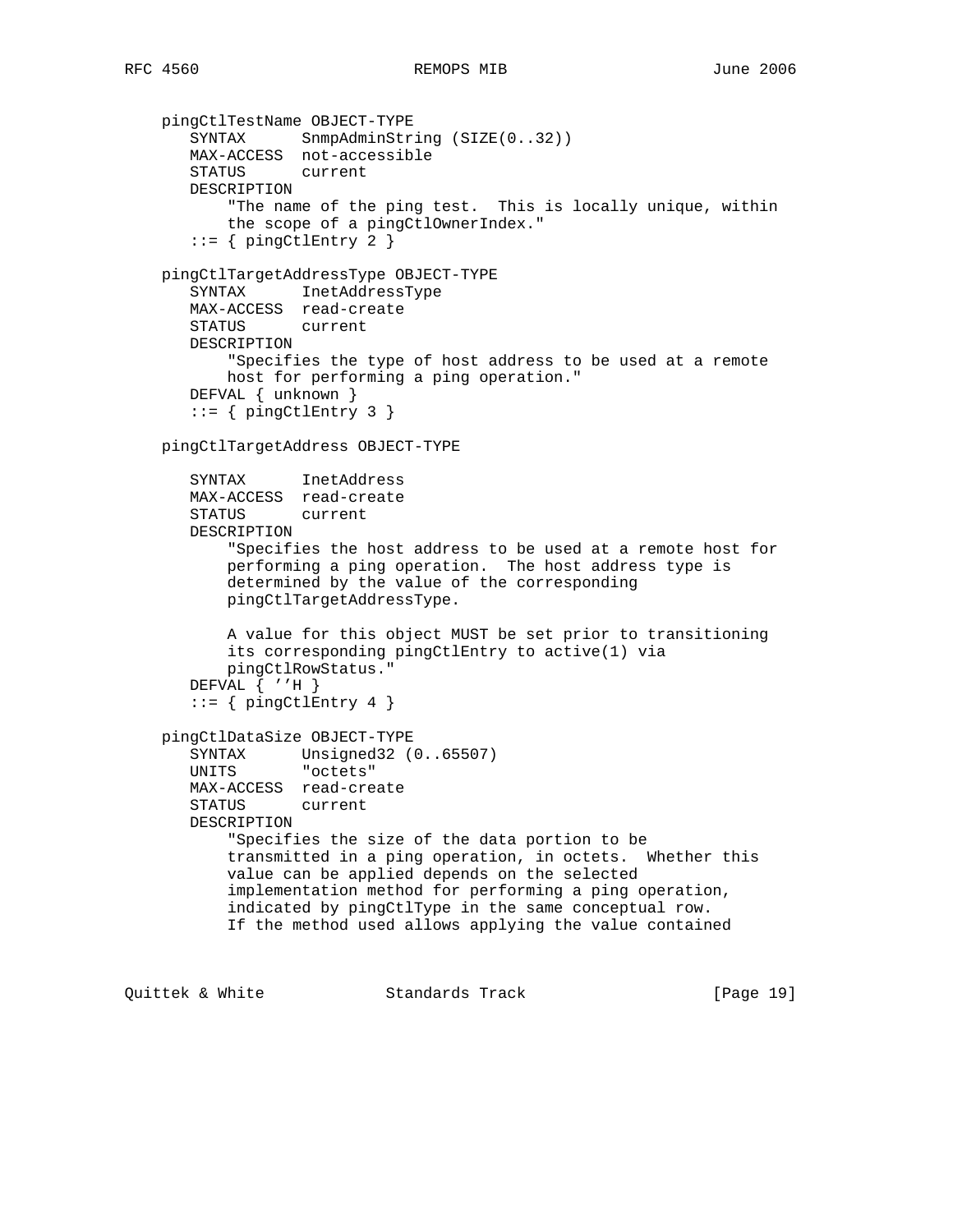```
   pingCtlTestName OBJECT-TYPE
      SYNTAX      SnmpAdminString (SIZE(0..32))
      MAX-ACCESS  not-accessible
      STATUS      current
      DESCRIPTION
          "The name of the ping test.  This is locally unique, within
          the scope of a pingCtlOwnerIndex."
      ::= { pingCtlEntry 2 }

   pingCtlTargetAddressType OBJECT-TYPE
      SYNTAX      InetAddressType
      MAX-ACCESS  read-create
      STATUS      current
      DESCRIPTION
          "Specifies the type of host address to be used at a remote
          host for performing a ping operation."
      DEFVAL { unknown }
      ::= { pingCtlEntry 3 }

   pingCtlTargetAddress OBJECT-TYPE

      SYNTAX      InetAddress
      MAX-ACCESS  read-create
      STATUS      current
      DESCRIPTION
          "Specifies the host address to be used at a remote host for
          performing a ping operation.  The host address type is
          determined by the value of the corresponding
          pingCtlTargetAddressType.

          A value for this object MUST be set prior to transitioning
          its corresponding pingCtlEntry to active(1) via
          pingCtlRowStatus."
      DEFVAL { ''H }
      ::= { pingCtlEntry 4 }

   pingCtlDataSize OBJECT-TYPE
      SYNTAX      Unsigned32 (0..65507)
      UNITS       "octets"
      MAX-ACCESS  read-create
      STATUS      current
      DESCRIPTION
          "Specifies the size of the data portion to be
          transmitted in a ping operation, in octets.  Whether this
          value can be applied depends on the selected
          implementation method for performing a ping operation,
          indicated by pingCtlType in the same conceptual row.
          If the method used allows applying the value contained
```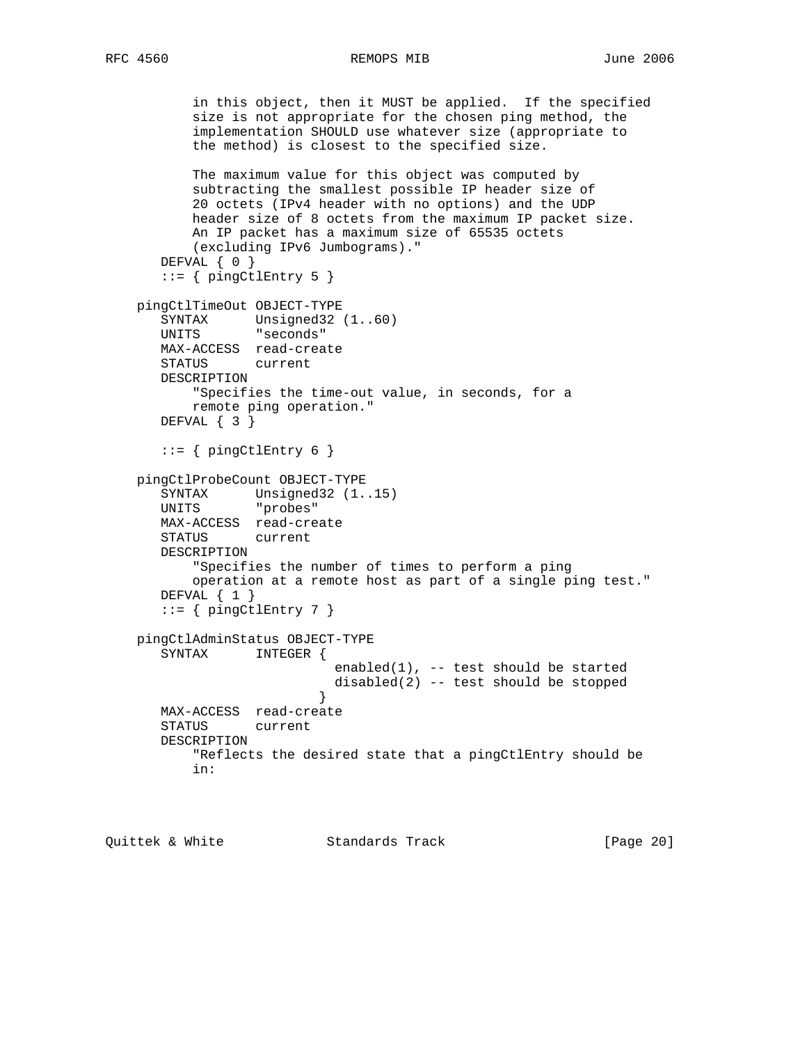```
          in this object, then it MUST be applied.  If the specified
          size is not appropriate for the chosen ping method, the
          implementation SHOULD use whatever size (appropriate to
          the method) is closest to the specified size.

          The maximum value for this object was computed by
          subtracting the smallest possible IP header size of
          20 octets (IPv4 header with no options) and the UDP
          header size of 8 octets from the maximum IP packet size.
          An IP packet has a maximum size of 65535 octets
          (excluding IPv6 Jumbograms)."
      DEFVAL { 0 }
      ::= { pingCtlEntry 5 }

   pingCtlTimeOut OBJECT-TYPE
      SYNTAX      Unsigned32 (1..60)
      UNITS       "seconds"
      MAX-ACCESS  read-create
      STATUS      current
      DESCRIPTION
          "Specifies the time-out value, in seconds, for a
          remote ping operation."
      DEFVAL { 3 }

      ::= { pingCtlEntry 6 }

   pingCtlProbeCount OBJECT-TYPE
      SYNTAX      Unsigned32 (1..15)
      UNITS       "probes"
      MAX-ACCESS  read-create
      STATUS      current
      DESCRIPTION
          "Specifies the number of times to perform a ping
          operation at a remote host as part of a single ping test."
      DEFVAL { 1 }
      ::= { pingCtlEntry 7 }

   pingCtlAdminStatus OBJECT-TYPE
      SYNTAX      INTEGER {
                          enabled(1), -- test should be started
                          disabled(2) -- test should be stopped
                        }
      MAX-ACCESS  read-create
      STATUS      current
      DESCRIPTION
          "Reflects the desired state that a pingCtlEntry should be
          in:
```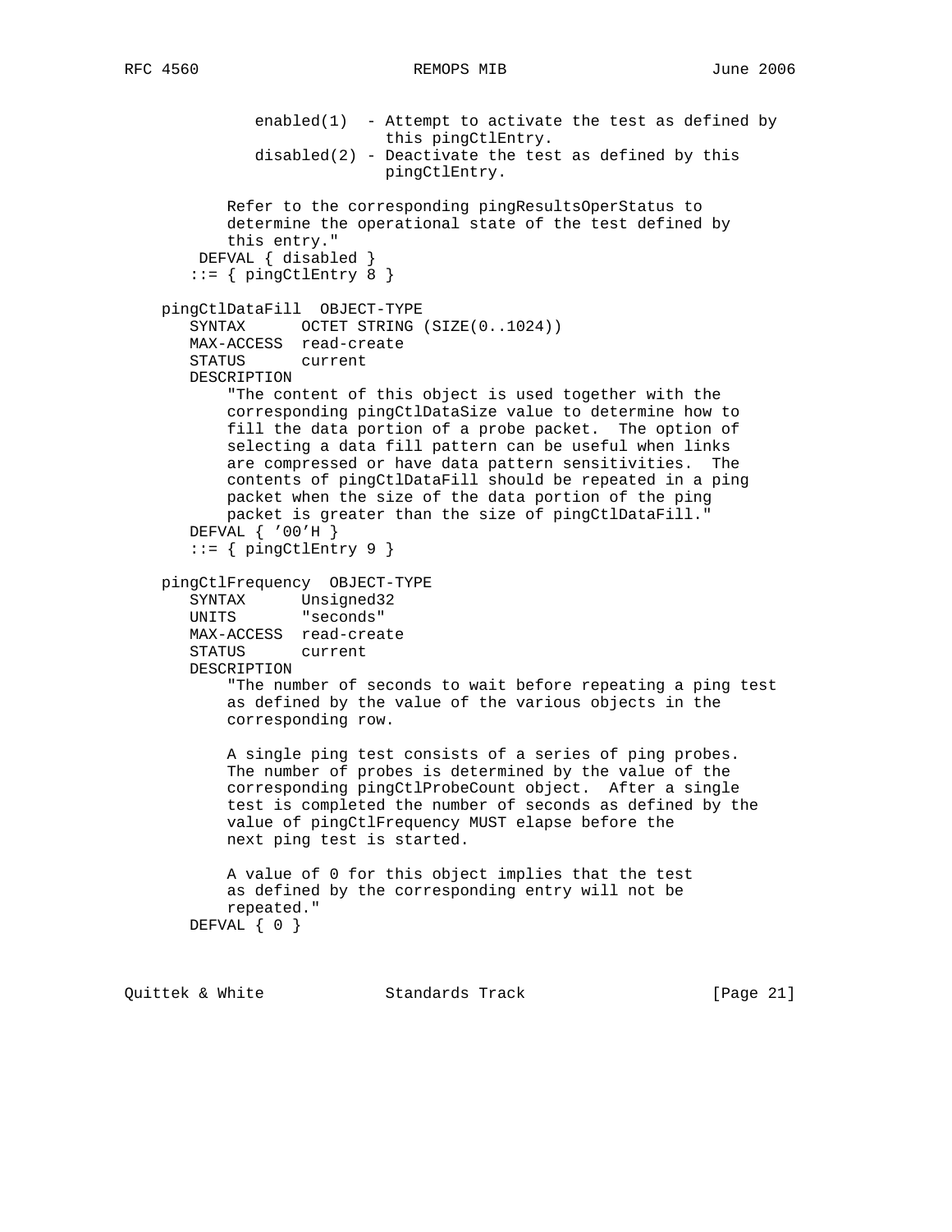```
             enabled(1)  - Attempt to activate the test as defined by
                           this pingCtlEntry.
             disabled(2) - Deactivate the test as defined by this
                           pingCtlEntry.

          Refer to the corresponding pingResultsOperStatus to
          determine the operational state of the test defined by
          this entry."
      DEFVAL { disabled }
      ::= { pingCtlEntry 8 }

   pingCtlDataFill  OBJECT-TYPE
      SYNTAX      OCTET STRING (SIZE(0..1024))
      MAX-ACCESS  read-create
      STATUS      current
      DESCRIPTION
          "The content of this object is used together with the
          corresponding pingCtlDataSize value to determine how to
          fill the data portion of a probe packet.  The option of
          selecting a data fill pattern can be useful when links
          are compressed or have data pattern sensitivities.  The
          contents of pingCtlDataFill should be repeated in a ping
          packet when the size of the data portion of the ping
          packet is greater than the size of pingCtlDataFill."
      DEFVAL { '00'H }
      ::= { pingCtlEntry 9 }

   pingCtlFrequency  OBJECT-TYPE
      SYNTAX      Unsigned32
      UNITS       "seconds"
      MAX-ACCESS  read-create
      STATUS      current
      DESCRIPTION
          "The number of seconds to wait before repeating a ping test
          as defined by the value of the various objects in the
          corresponding row.

          A single ping test consists of a series of ping probes.
          The number of probes is determined by the value of the
          corresponding pingCtlProbeCount object.  After a single
          test is completed the number of seconds as defined by the
          value of pingCtlFrequency MUST elapse before the
          next ping test is started.

          A value of 0 for this object implies that the test
          as defined by the corresponding entry will not be
          repeated."
      DEFVAL { 0 }
```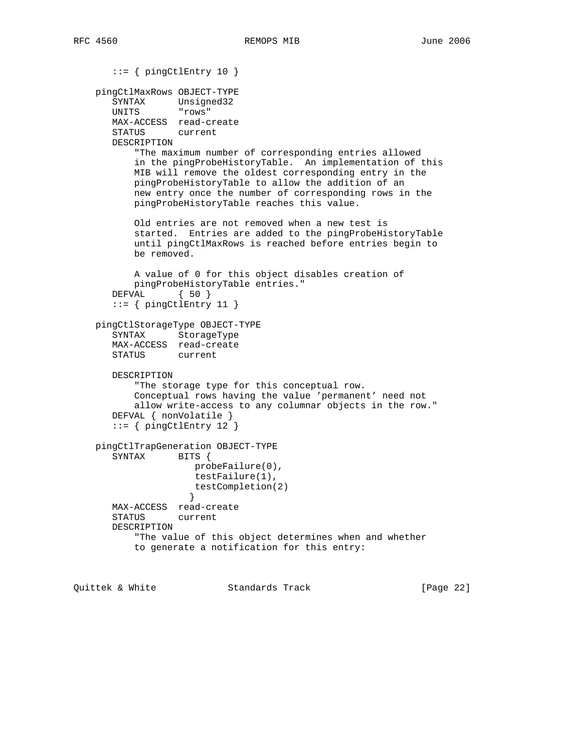```
       ::= { pingCtlEntry 10 }

    pingCtlMaxRows OBJECT-TYPE
       SYNTAX      Unsigned32
       UNITS       "rows"
       MAX-ACCESS  read-create
       STATUS      current
       DESCRIPTION
           "The maximum number of corresponding entries allowed
           in the pingProbeHistoryTable.  An implementation of this
           MIB will remove the oldest corresponding entry in the
           pingProbeHistoryTable to allow the addition of an
           new entry once the number of corresponding rows in the
           pingProbeHistoryTable reaches this value.

           Old entries are not removed when a new test is
           started.  Entries are added to the pingProbeHistoryTable
           until pingCtlMaxRows is reached before entries begin to
           be removed.

           A value of 0 for this object disables creation of
           pingProbeHistoryTable entries."
       DEFVAL      { 50 }
       ::= { pingCtlEntry 11 }

    pingCtlStorageType OBJECT-TYPE
       SYNTAX      StorageType
       MAX-ACCESS  read-create
       STATUS      current

       DESCRIPTION
           "The storage type for this conceptual row.
           Conceptual rows having the value 'permanent' need not
           allow write-access to any columnar objects in the row."
       DEFVAL { nonVolatile }
       ::= { pingCtlEntry 12 }

    pingCtlTrapGeneration OBJECT-TYPE
       SYNTAX      BITS {
                      probeFailure(0),
                      testFailure(1),
                      testCompletion(2)
                     }
       MAX-ACCESS  read-create
       STATUS      current
       DESCRIPTION
           "The value of this object determines when and whether
           to generate a notification for this entry:
```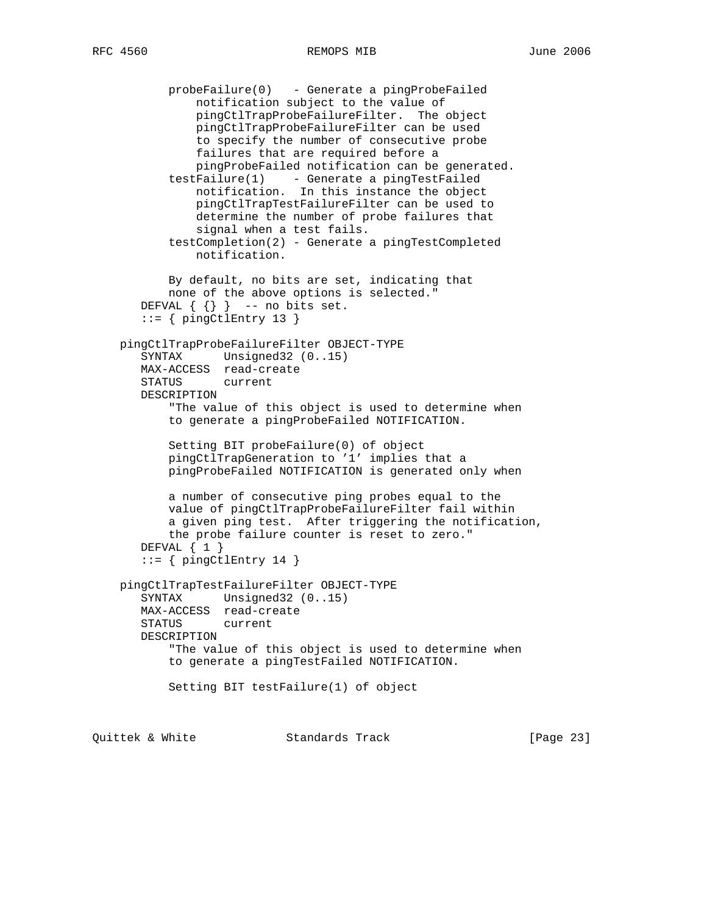```
          probeFailure(0)   - Generate a pingProbeFailed
              notification subject to the value of
              pingCtlTrapProbeFailureFilter.  The object
              pingCtlTrapProbeFailureFilter can be used
              to specify the number of consecutive probe
              failures that are required before a
              pingProbeFailed notification can be generated.
          testFailure(1)    - Generate a pingTestFailed
              notification.  In this instance the object
              pingCtlTrapTestFailureFilter can be used to
              determine the number of probe failures that
              signal when a test fails.
          testCompletion(2) - Generate a pingTestCompleted
              notification.

          By default, no bits are set, indicating that
          none of the above options is selected."
      DEFVAL { {} }  -- no bits set.
      ::= { pingCtlEntry 13 }

   pingCtlTrapProbeFailureFilter OBJECT-TYPE
      SYNTAX      Unsigned32 (0..15)
      MAX-ACCESS  read-create
      STATUS      current
      DESCRIPTION
          "The value of this object is used to determine when
          to generate a pingProbeFailed NOTIFICATION.

          Setting BIT probeFailure(0) of object
          pingCtlTrapGeneration to '1' implies that a
          pingProbeFailed NOTIFICATION is generated only when

          a number of consecutive ping probes equal to the
          value of pingCtlTrapProbeFailureFilter fail within
          a given ping test.  After triggering the notification,
          the probe failure counter is reset to zero."
      DEFVAL { 1 }
      ::= { pingCtlEntry 14 }

   pingCtlTrapTestFailureFilter OBJECT-TYPE
      SYNTAX      Unsigned32 (0..15)
      MAX-ACCESS  read-create
      STATUS      current
      DESCRIPTION
          "The value of this object is used to determine when
          to generate a pingTestFailed NOTIFICATION.

          Setting BIT testFailure(1) of object
```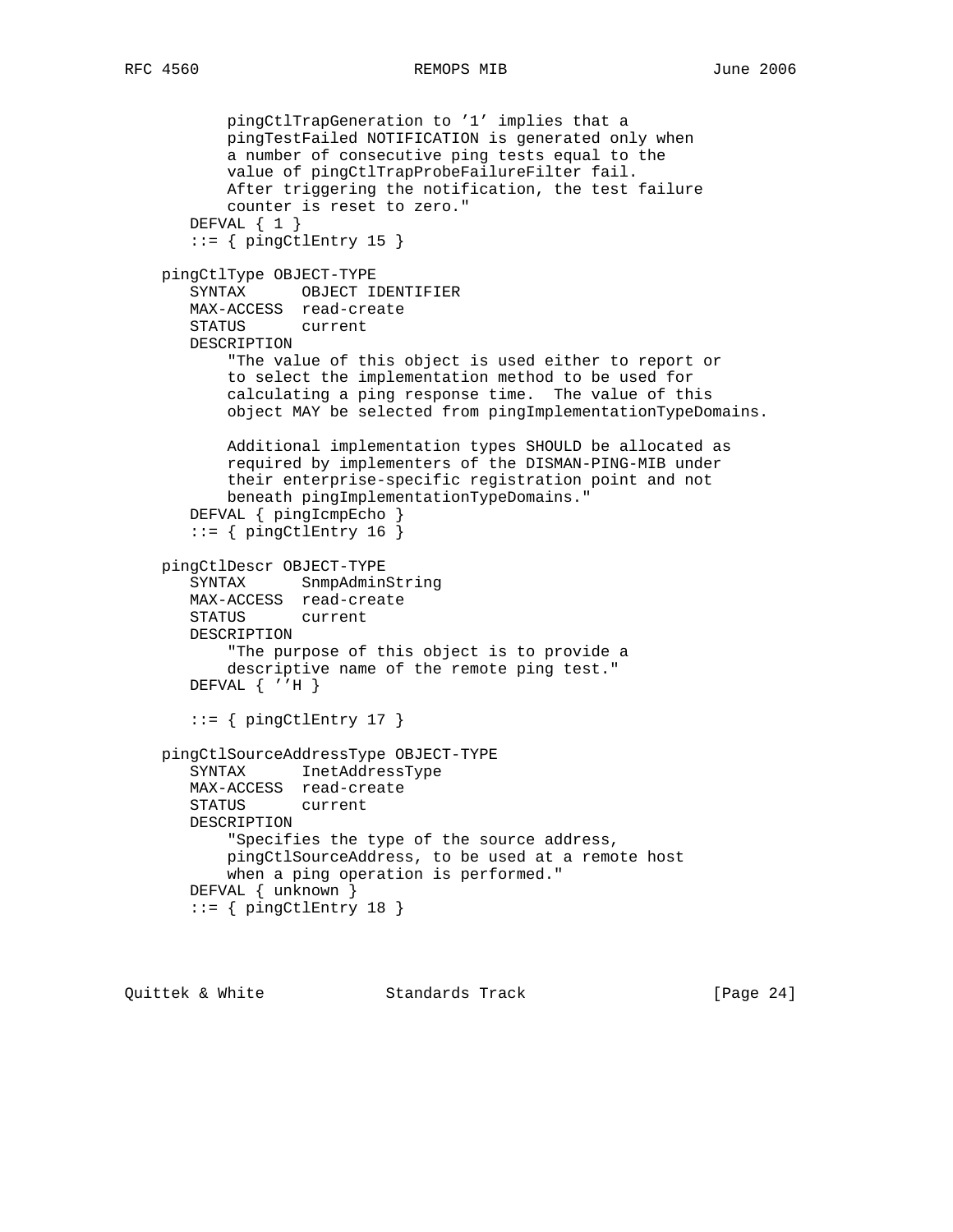```
          pingCtlTrapGeneration to '1' implies that a
          pingTestFailed NOTIFICATION is generated only when
          a number of consecutive ping tests equal to the
          value of pingCtlTrapProbeFailureFilter fail.
          After triggering the notification, the test failure
          counter is reset to zero."
      DEFVAL { 1 }
      ::= { pingCtlEntry 15 }

   pingCtlType OBJECT-TYPE
      SYNTAX      OBJECT IDENTIFIER
      MAX-ACCESS  read-create
      STATUS      current
      DESCRIPTION
          "The value of this object is used either to report or
          to select the implementation method to be used for
          calculating a ping response time.  The value of this
          object MAY be selected from pingImplementationTypeDomains.

          Additional implementation types SHOULD be allocated as
          required by implementers of the DISMAN-PING-MIB under
          their enterprise-specific registration point and not
          beneath pingImplementationTypeDomains."
      DEFVAL { pingIcmpEcho }
      ::= { pingCtlEntry 16 }

   pingCtlDescr OBJECT-TYPE
      SYNTAX      SnmpAdminString
      MAX-ACCESS  read-create
      STATUS      current
      DESCRIPTION
          "The purpose of this object is to provide a
          descriptive name of the remote ping test."
      DEFVAL { ''H }

      ::= { pingCtlEntry 17 }

   pingCtlSourceAddressType OBJECT-TYPE
      SYNTAX      InetAddressType
      MAX-ACCESS  read-create
      STATUS      current
      DESCRIPTION
          "Specifies the type of the source address,
          pingCtlSourceAddress, to be used at a remote host
          when a ping operation is performed."
      DEFVAL { unknown }
      ::= { pingCtlEntry 18 }
```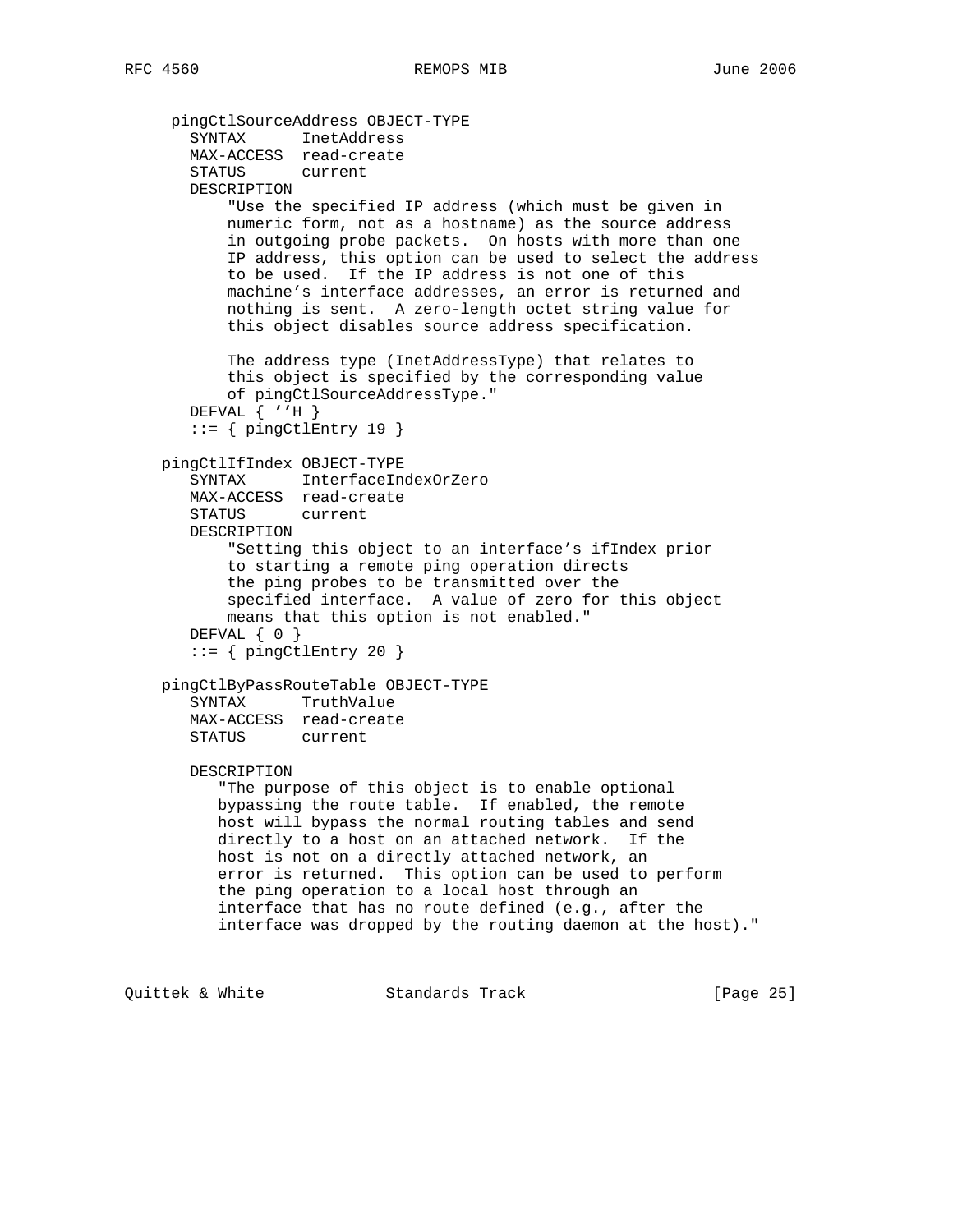```
 pingCtlSourceAddress OBJECT-TYPE
   SYNTAX      InetAddress
   MAX-ACCESS  read-create
   STATUS      current
   DESCRIPTION
       "Use the specified IP address (which must be given in
       numeric form, not as a hostname) as the source address
       in outgoing probe packets.  On hosts with more than one
       IP address, this option can be used to select the address
       to be used.  If the IP address is not one of this
       machine's interface addresses, an error is returned and
       nothing is sent.  A zero-length octet string value for
       this object disables source address specification.

       The address type (InetAddressType) that relates to
       this object is specified by the corresponding value
       of pingCtlSourceAddressType."
   DEFVAL { ''H }
   ::= { pingCtlEntry 19 }

pingCtlIfIndex OBJECT-TYPE
   SYNTAX      InterfaceIndexOrZero
   MAX-ACCESS  read-create
   STATUS      current
   DESCRIPTION
       "Setting this object to an interface's ifIndex prior
       to starting a remote ping operation directs
       the ping probes to be transmitted over the
       specified interface.  A value of zero for this object
       means that this option is not enabled."
   DEFVAL { 0 }
   ::= { pingCtlEntry 20 }

pingCtlByPassRouteTable OBJECT-TYPE
   SYNTAX      TruthValue
   MAX-ACCESS  read-create
   STATUS      current

   DESCRIPTION
      "The purpose of this object is to enable optional
      bypassing the route table.  If enabled, the remote
      host will bypass the normal routing tables and send
      directly to a host on an attached network.  If the
      host is not on a directly attached network, an
      error is returned.  This option can be used to perform
      the ping operation to a local host through an
      interface that has no route defined (e.g., after the
      interface was dropped by the routing daemon at the host)."
```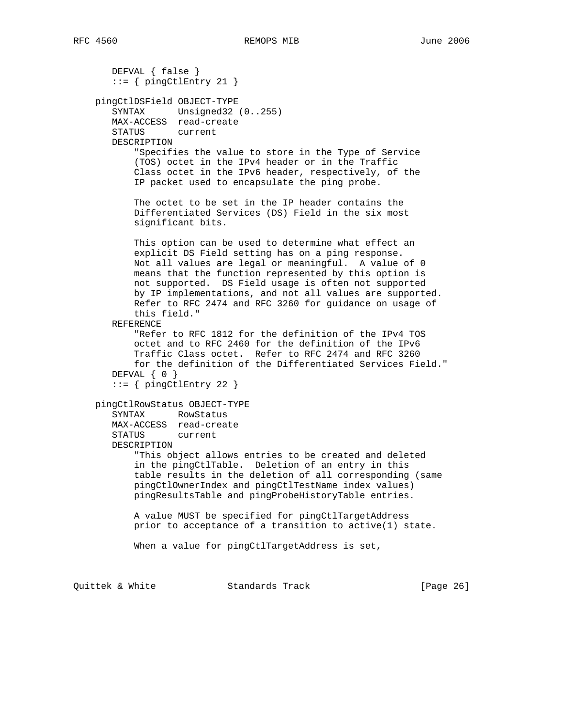```
       DEFVAL { false }
       ::= { pingCtlEntry 21 }

    pingCtlDSField OBJECT-TYPE
       SYNTAX      Unsigned32 (0..255)
       MAX-ACCESS  read-create
       STATUS      current
       DESCRIPTION
           "Specifies the value to store in the Type of Service
           (TOS) octet in the IPv4 header or in the Traffic
           Class octet in the IPv6 header, respectively, of the
           IP packet used to encapsulate the ping probe.

           The octet to be set in the IP header contains the
           Differentiated Services (DS) Field in the six most
           significant bits.

           This option can be used to determine what effect an
           explicit DS Field setting has on a ping response.
           Not all values are legal or meaningful.  A value of 0
           means that the function represented by this option is
           not supported.  DS Field usage is often not supported
           by IP implementations, and not all values are supported.
           Refer to RFC 2474 and RFC 3260 for guidance on usage of
           this field."
       REFERENCE
           "Refer to RFC 1812 for the definition of the IPv4 TOS
           octet and to RFC 2460 for the definition of the IPv6
           Traffic Class octet.  Refer to RFC 2474 and RFC 3260
           for the definition of the Differentiated Services Field."
       DEFVAL { 0 }
       ::= { pingCtlEntry 22 }

    pingCtlRowStatus OBJECT-TYPE
       SYNTAX      RowStatus
       MAX-ACCESS  read-create
       STATUS      current
       DESCRIPTION
           "This object allows entries to be created and deleted
           in the pingCtlTable.  Deletion of an entry in this
           table results in the deletion of all corresponding (same
           pingCtlOwnerIndex and pingCtlTestName index values)
           pingResultsTable and pingProbeHistoryTable entries.

           A value MUST be specified for pingCtlTargetAddress
           prior to acceptance of a transition to active(1) state.

           When a value for pingCtlTargetAddress is set,
```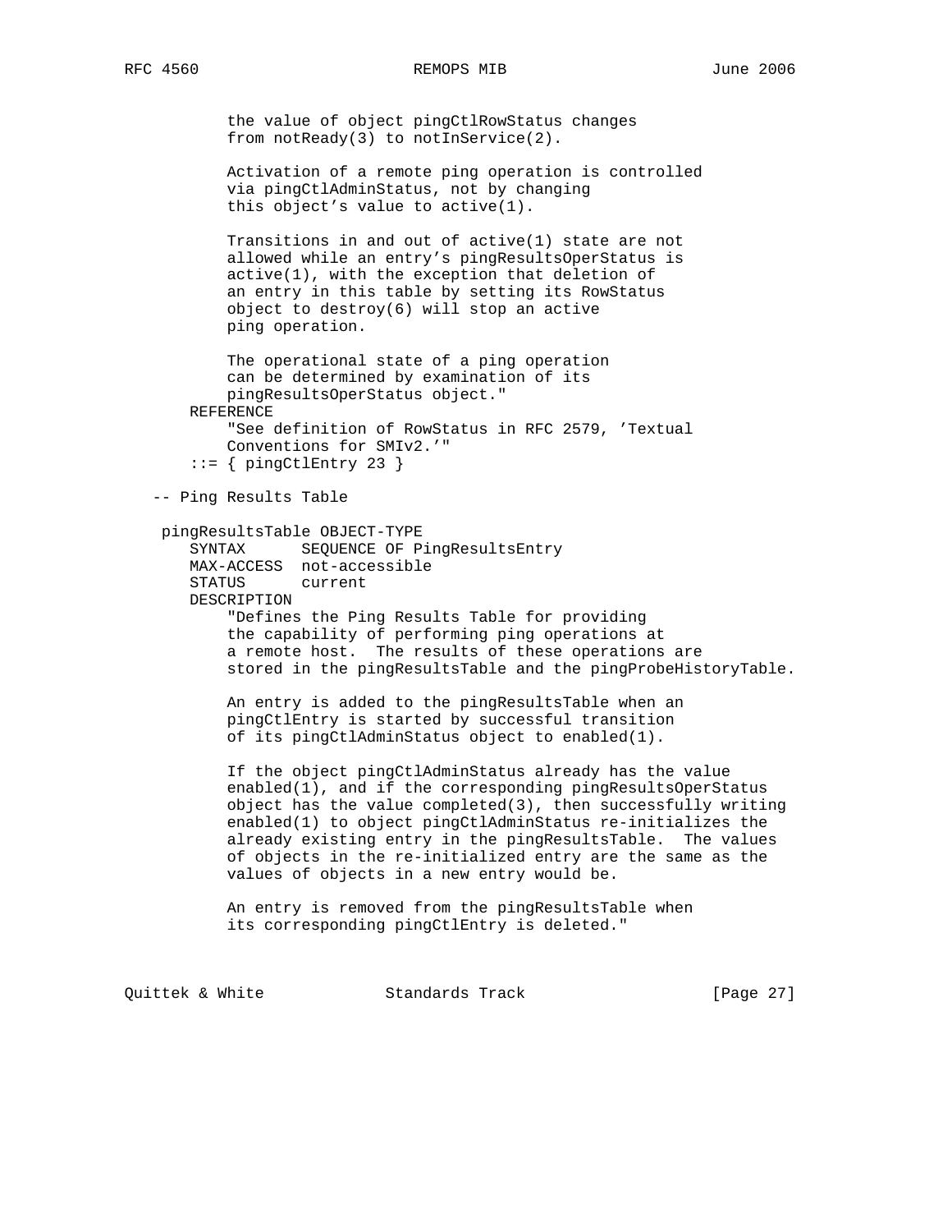```
          the value of object pingCtlRowStatus changes
          from notReady(3) to notInService(2).

          Activation of a remote ping operation is controlled
          via pingCtlAdminStatus, not by changing
          this object's value to active(1).

          Transitions in and out of active(1) state are not
          allowed while an entry's pingResultsOperStatus is
          active(1), with the exception that deletion of
          an entry in this table by setting its RowStatus
          object to destroy(6) will stop an active
          ping operation.

          The operational state of a ping operation
          can be determined by examination of its
          pingResultsOperStatus object."
      REFERENCE
          "See definition of RowStatus in RFC 2579, 'Textual
          Conventions for SMIv2.'"
      ::= { pingCtlEntry 23 }

   -- Ping Results Table

    pingResultsTable OBJECT-TYPE
      SYNTAX      SEQUENCE OF PingResultsEntry
      MAX-ACCESS  not-accessible
      STATUS      current
      DESCRIPTION
          "Defines the Ping Results Table for providing
          the capability of performing ping operations at
          a remote host.  The results of these operations are
          stored in the pingResultsTable and the pingProbeHistoryTable.

          An entry is added to the pingResultsTable when an
          pingCtlEntry is started by successful transition
          of its pingCtlAdminStatus object to enabled(1).

          If the object pingCtlAdminStatus already has the value
          enabled(1), and if the corresponding pingResultsOperStatus
          object has the value completed(3), then successfully writing
          enabled(1) to object pingCtlAdminStatus re-initializes the
          already existing entry in the pingResultsTable.  The values
          of objects in the re-initialized entry are the same as the
          values of objects in a new entry would be.

          An entry is removed from the pingResultsTable when
          its corresponding pingCtlEntry is deleted."
```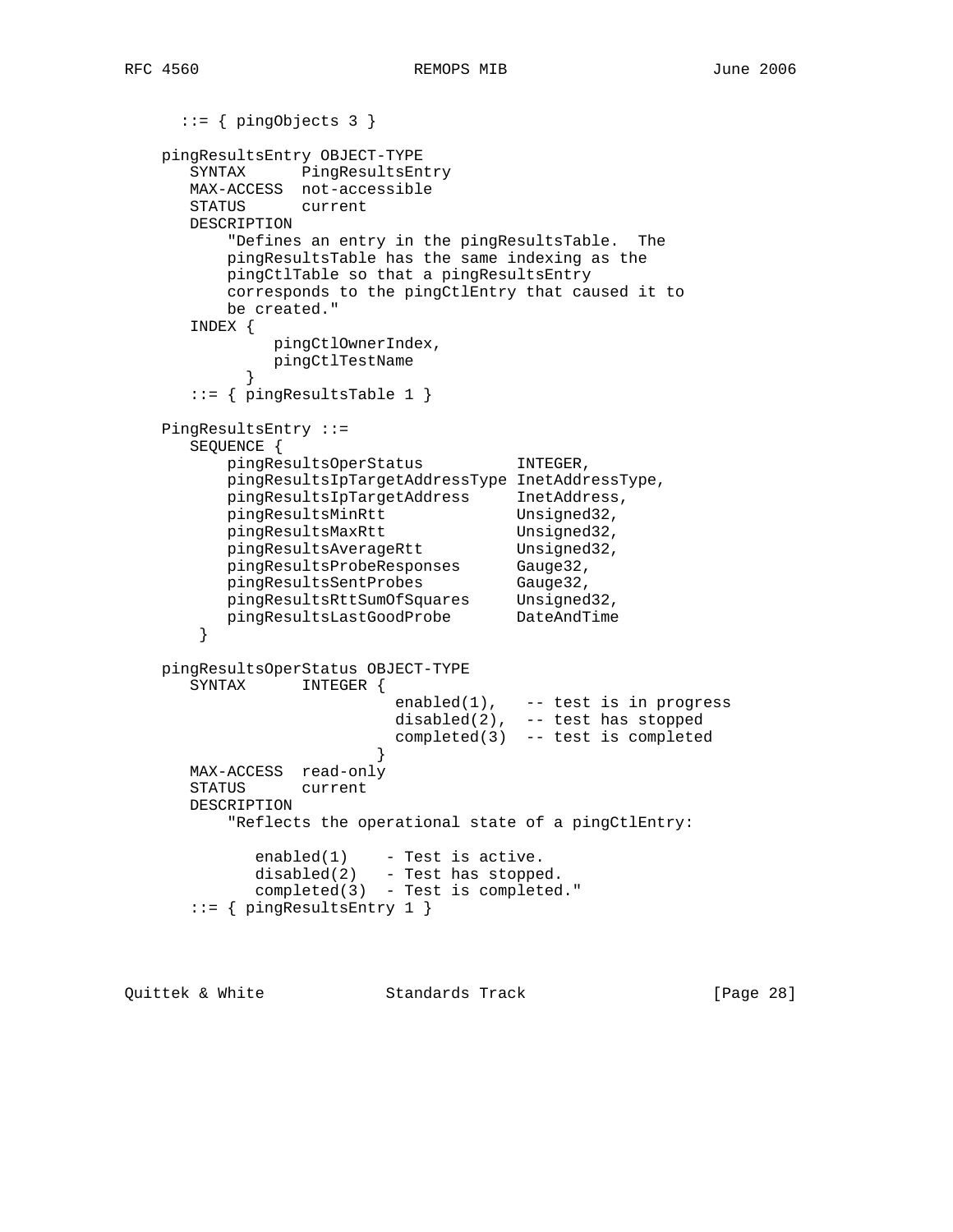```
      ::= { pingObjects 3 }

    pingResultsEntry OBJECT-TYPE
       SYNTAX      PingResultsEntry
       MAX-ACCESS  not-accessible
       STATUS      current
       DESCRIPTION
           "Defines an entry in the pingResultsTable.  The
           pingResultsTable has the same indexing as the
           pingCtlTable so that a pingResultsEntry
           corresponds to the pingCtlEntry that caused it to
           be created."
       INDEX {
                pingCtlOwnerIndex,
                pingCtlTestName
             }
       ::= { pingResultsTable 1 }

    PingResultsEntry ::=
       SEQUENCE {
           pingResultsOperStatus           INTEGER,
           pingResultsIpTargetAddressType InetAddressType,
           pingResultsIpTargetAddress     InetAddress,
           pingResultsMinRtt               Unsigned32,
           pingResultsMaxRtt               Unsigned32,
           pingResultsAverageRtt           Unsigned32,
           pingResultsProbeResponses       Gauge32,
           pingResultsSentProbes           Gauge32,
           pingResultsRttSumOfSquares      Unsigned32,
           pingResultsLastGoodProbe        DateAndTime
        }

    pingResultsOperStatus OBJECT-TYPE
       SYNTAX      INTEGER {
                             enabled(1),   -- test is in progress
                             disabled(2),  -- test has stopped
                             completed(3)  -- test is completed
                           }
       MAX-ACCESS  read-only
       STATUS      current
       DESCRIPTION
           "Reflects the operational state of a pingCtlEntry:

              enabled(1)    - Test is active.
              disabled(2)   - Test has stopped.
              completed(3)  - Test is completed."
       ::= { pingResultsEntry 1 }
```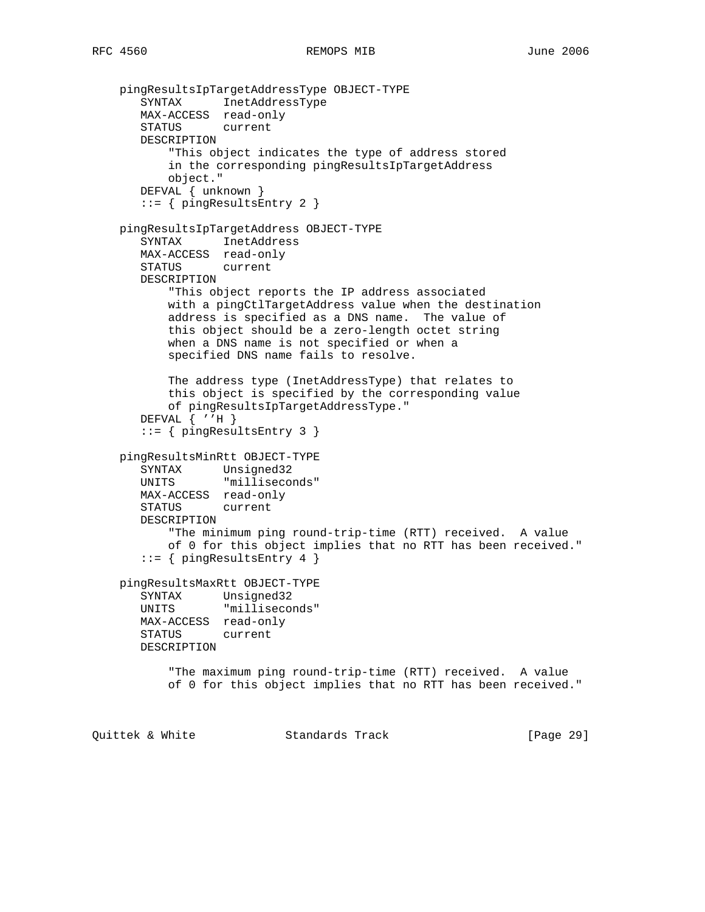```
   pingResultsIpTargetAddressType OBJECT-TYPE
      SYNTAX      InetAddressType
      MAX-ACCESS  read-only
      STATUS      current
      DESCRIPTION
          "This object indicates the type of address stored
          in the corresponding pingResultsIpTargetAddress
          object."
      DEFVAL { unknown }
      ::= { pingResultsEntry 2 }

   pingResultsIpTargetAddress OBJECT-TYPE
      SYNTAX      InetAddress
      MAX-ACCESS  read-only
      STATUS      current
      DESCRIPTION
          "This object reports the IP address associated
          with a pingCtlTargetAddress value when the destination
          address is specified as a DNS name.  The value of
          this object should be a zero-length octet string
          when a DNS name is not specified or when a
          specified DNS name fails to resolve.

          The address type (InetAddressType) that relates to
          this object is specified by the corresponding value
          of pingResultsIpTargetAddressType."
      DEFVAL { ''H }
      ::= { pingResultsEntry 3 }

   pingResultsMinRtt OBJECT-TYPE
      SYNTAX      Unsigned32
      UNITS       "milliseconds"
      MAX-ACCESS  read-only
      STATUS      current
      DESCRIPTION
          "The minimum ping round-trip-time (RTT) received.  A value
          of 0 for this object implies that no RTT has been received."
      ::= { pingResultsEntry 4 }

   pingResultsMaxRtt OBJECT-TYPE
      SYNTAX      Unsigned32
      UNITS       "milliseconds"
      MAX-ACCESS  read-only
      STATUS      current
      DESCRIPTION

          "The maximum ping round-trip-time (RTT) received.  A value
          of 0 for this object implies that no RTT has been received."
```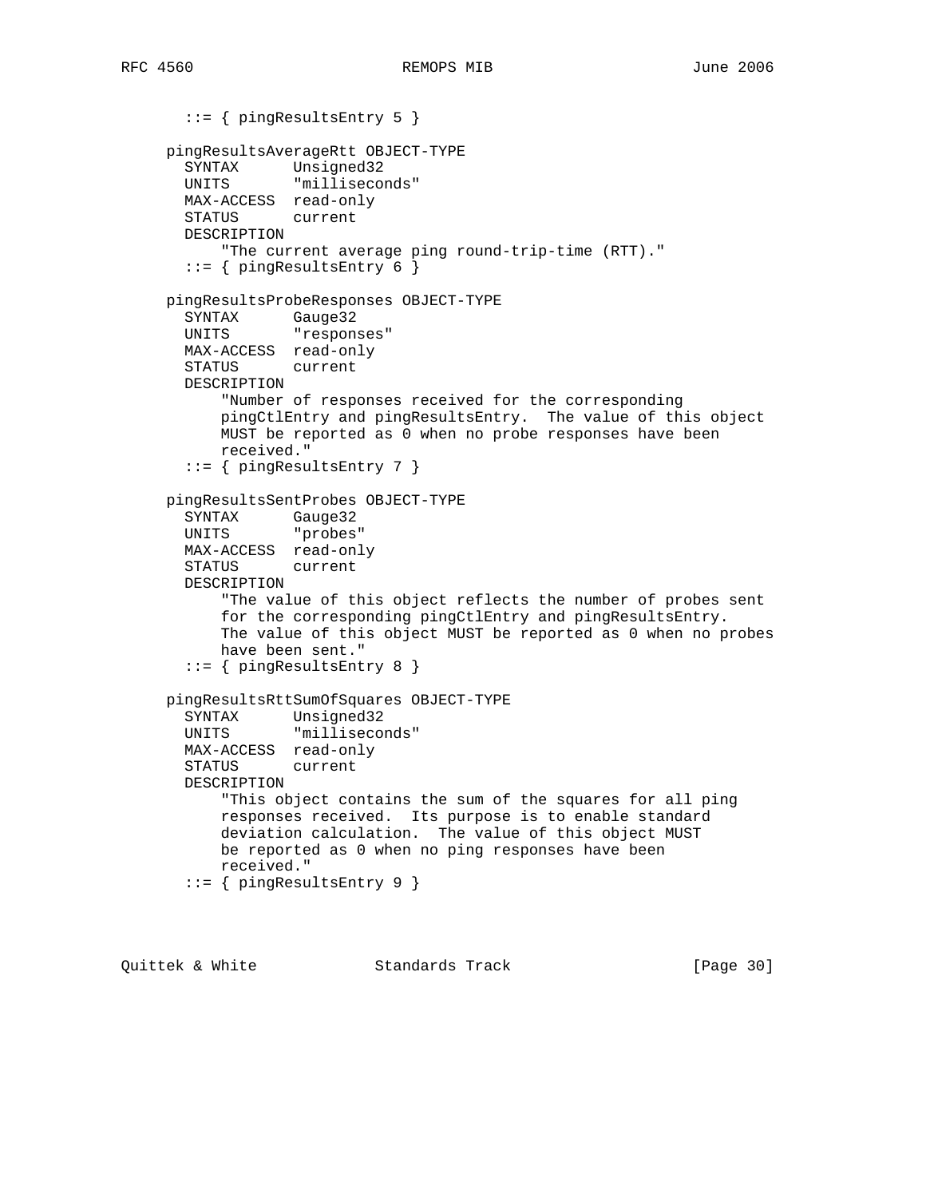```
       ::= { pingResultsEntry 5 }

     pingResultsAverageRtt OBJECT-TYPE
       SYNTAX      Unsigned32
       UNITS       "milliseconds"
       MAX-ACCESS  read-only
       STATUS      current
       DESCRIPTION
           "The current average ping round-trip-time (RTT)."
       ::= { pingResultsEntry 6 }

     pingResultsProbeResponses OBJECT-TYPE
       SYNTAX      Gauge32
       UNITS       "responses"
       MAX-ACCESS  read-only
       STATUS      current
       DESCRIPTION
           "Number of responses received for the corresponding
           pingCtlEntry and pingResultsEntry.  The value of this object
           MUST be reported as 0 when no probe responses have been
           received."
       ::= { pingResultsEntry 7 }

     pingResultsSentProbes OBJECT-TYPE
       SYNTAX      Gauge32
       UNITS       "probes"
       MAX-ACCESS  read-only
       STATUS      current
       DESCRIPTION
           "The value of this object reflects the number of probes sent
           for the corresponding pingCtlEntry and pingResultsEntry.
           The value of this object MUST be reported as 0 when no probes
           have been sent."
       ::= { pingResultsEntry 8 }

     pingResultsRttSumOfSquares OBJECT-TYPE
       SYNTAX      Unsigned32
       UNITS       "milliseconds"
       MAX-ACCESS  read-only
       STATUS      current
       DESCRIPTION
           "This object contains the sum of the squares for all ping
           responses received.  Its purpose is to enable standard
           deviation calculation.  The value of this object MUST
           be reported as 0 when no ping responses have been
           received."
       ::= { pingResultsEntry 9 }
```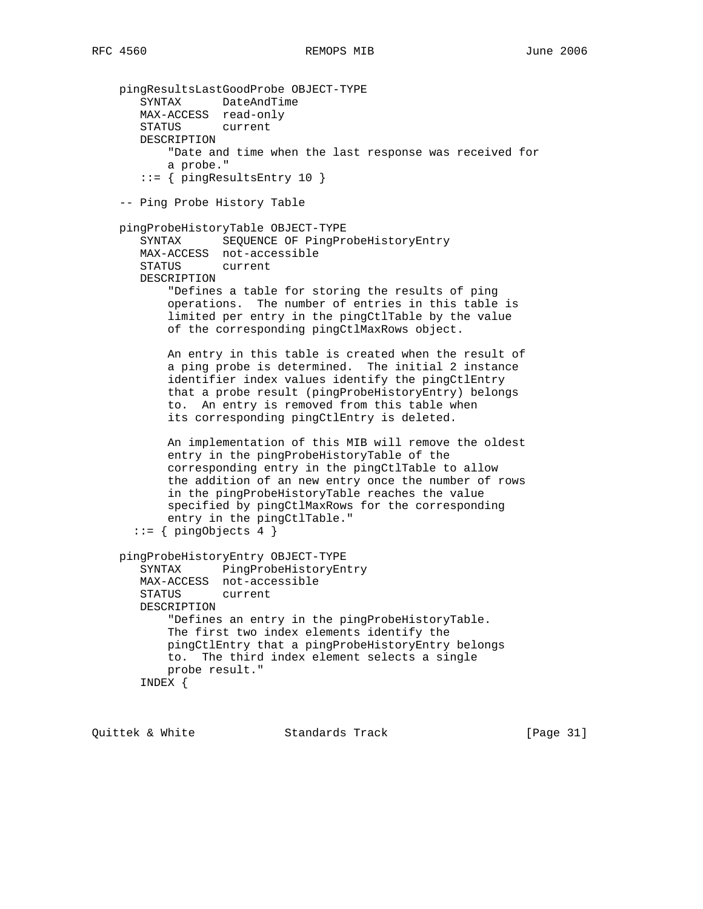```
   pingResultsLastGoodProbe OBJECT-TYPE
      SYNTAX      DateAndTime
      MAX-ACCESS  read-only
      STATUS      current
      DESCRIPTION
          "Date and time when the last response was received for
          a probe."
      ::= { pingResultsEntry 10 }

   -- Ping Probe History Table

   pingProbeHistoryTable OBJECT-TYPE
      SYNTAX      SEQUENCE OF PingProbeHistoryEntry
      MAX-ACCESS  not-accessible
      STATUS      current
      DESCRIPTION
          "Defines a table for storing the results of ping
          operations.  The number of entries in this table is
          limited per entry in the pingCtlTable by the value
          of the corresponding pingCtlMaxRows object.

          An entry in this table is created when the result of
          a ping probe is determined.  The initial 2 instance
          identifier index values identify the pingCtlEntry
          that a probe result (pingProbeHistoryEntry) belongs
          to.  An entry is removed from this table when
          its corresponding pingCtlEntry is deleted.

          An implementation of this MIB will remove the oldest
          entry in the pingProbeHistoryTable of the
          corresponding entry in the pingCtlTable to allow
          the addition of an new entry once the number of rows
          in the pingProbeHistoryTable reaches the value
          specified by pingCtlMaxRows for the corresponding
          entry in the pingCtlTable."
     ::= { pingObjects 4 }

   pingProbeHistoryEntry OBJECT-TYPE
      SYNTAX      PingProbeHistoryEntry
      MAX-ACCESS  not-accessible
      STATUS      current
      DESCRIPTION
          "Defines an entry in the pingProbeHistoryTable.
          The first two index elements identify the
          pingCtlEntry that a pingProbeHistoryEntry belongs
          to.  The third index element selects a single
          probe result."
      INDEX {
```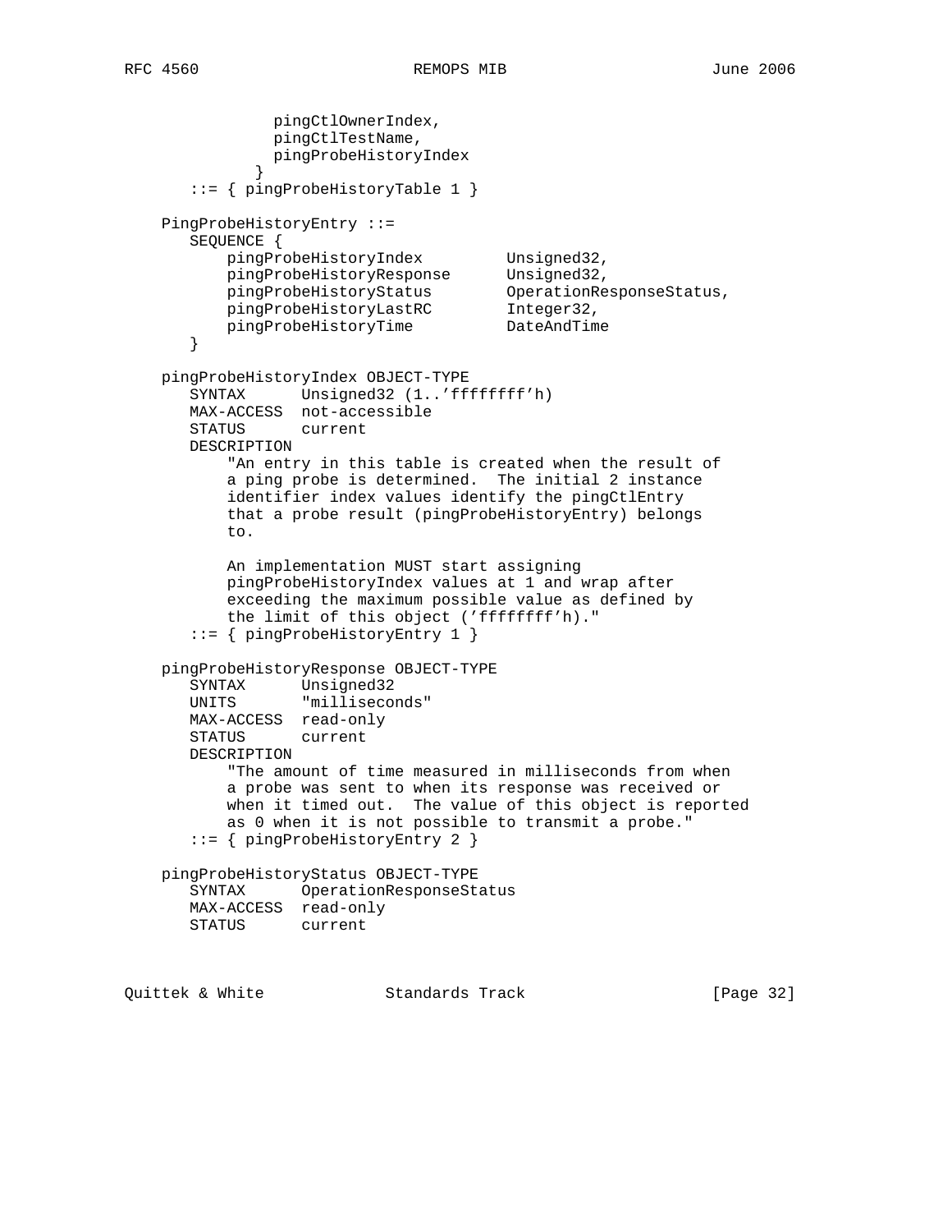```
               pingCtlOwnerIndex,
               pingCtlTestName,
               pingProbeHistoryIndex
             }
       ::= { pingProbeHistoryTable 1 }

   PingProbeHistoryEntry ::=
       SEQUENCE {
           pingProbeHistoryIndex         Unsigned32,
           pingProbeHistoryResponse      Unsigned32,
           pingProbeHistoryStatus        OperationResponseStatus,
           pingProbeHistoryLastRC        Integer32,
           pingProbeHistoryTime          DateAndTime
       }

   pingProbeHistoryIndex OBJECT-TYPE
       SYNTAX      Unsigned32 (1..'ffffffff'h)
       MAX-ACCESS  not-accessible
       STATUS      current
       DESCRIPTION
           "An entry in this table is created when the result of
           a ping probe is determined.  The initial 2 instance
           identifier index values identify the pingCtlEntry
           that a probe result (pingProbeHistoryEntry) belongs
           to.

           An implementation MUST start assigning
           pingProbeHistoryIndex values at 1 and wrap after
           exceeding the maximum possible value as defined by
           the limit of this object ('ffffffff'h)."
       ::= { pingProbeHistoryEntry 1 }

   pingProbeHistoryResponse OBJECT-TYPE
       SYNTAX      Unsigned32
       UNITS       "milliseconds"
       MAX-ACCESS  read-only
       STATUS      current
       DESCRIPTION
           "The amount of time measured in milliseconds from when
           a probe was sent to when its response was received or
           when it timed out.  The value of this object is reported
           as 0 when it is not possible to transmit a probe."
       ::= { pingProbeHistoryEntry 2 }

   pingProbeHistoryStatus OBJECT-TYPE
       SYNTAX      OperationResponseStatus
       MAX-ACCESS  read-only
       STATUS      current
```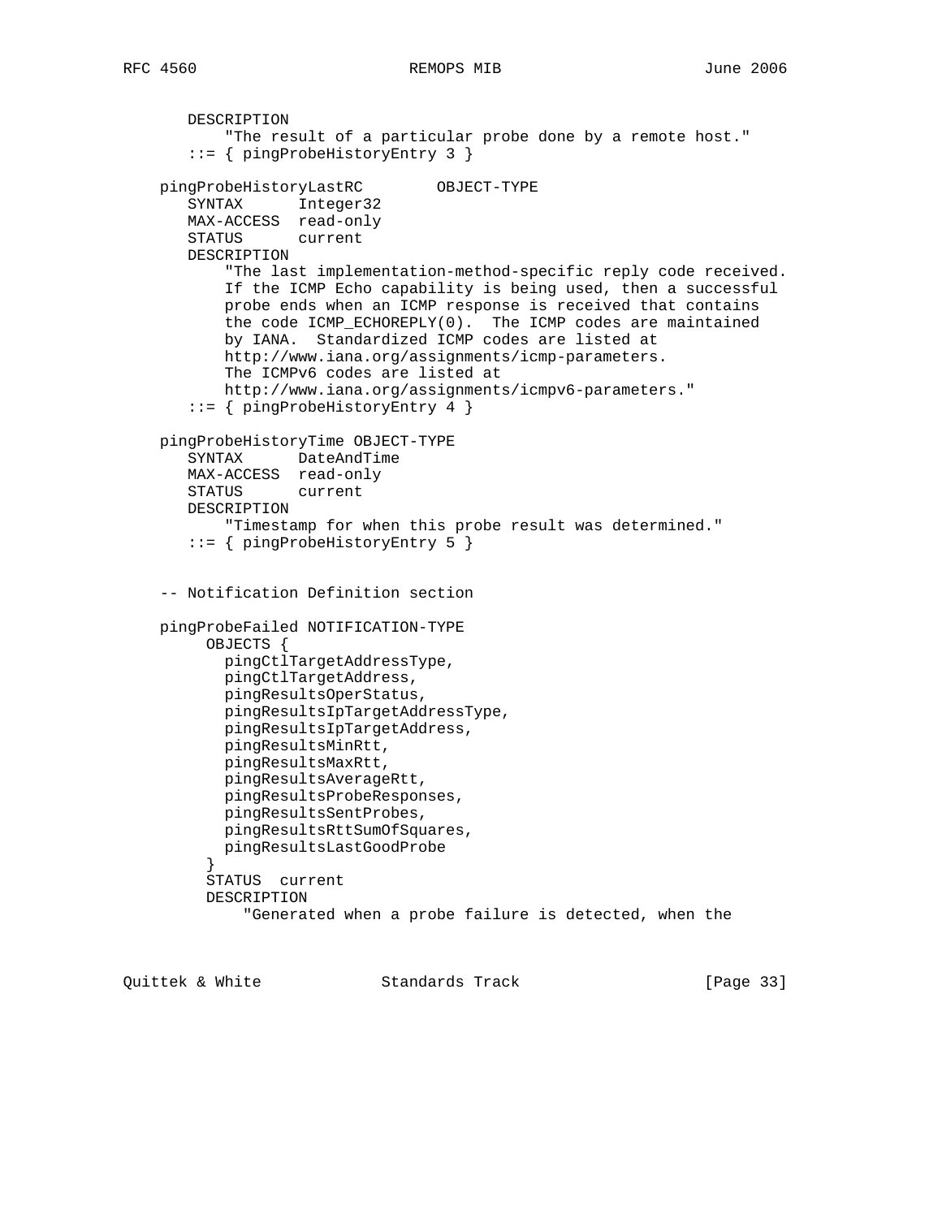```
       DESCRIPTION
           "The result of a particular probe done by a remote host."
       ::= { pingProbeHistoryEntry 3 }

    pingProbeHistoryLastRC        OBJECT-TYPE
       SYNTAX      Integer32
       MAX-ACCESS  read-only
       STATUS      current
       DESCRIPTION
           "The last implementation-method-specific reply code received.
           If the ICMP Echo capability is being used, then a successful
           probe ends when an ICMP response is received that contains
           the code ICMP_ECHOREPLY(0).  The ICMP codes are maintained
           by IANA.  Standardized ICMP codes are listed at
           http://www.iana.org/assignments/icmp-parameters.
           The ICMPv6 codes are listed at
           http://www.iana.org/assignments/icmpv6-parameters."
       ::= { pingProbeHistoryEntry 4 }

    pingProbeHistoryTime OBJECT-TYPE
       SYNTAX      DateAndTime
       MAX-ACCESS  read-only
       STATUS      current
       DESCRIPTION
           "Timestamp for when this probe result was determined."
       ::= { pingProbeHistoryEntry 5 }


    -- Notification Definition section

    pingProbeFailed NOTIFICATION-TYPE
          OBJECTS {
            pingCtlTargetAddressType,
            pingCtlTargetAddress,
            pingResultsOperStatus,
            pingResultsIpTargetAddressType,
            pingResultsIpTargetAddress,
            pingResultsMinRtt,
            pingResultsMaxRtt,
            pingResultsAverageRtt,
            pingResultsProbeResponses,
            pingResultsSentProbes,
            pingResultsRttSumOfSquares,
            pingResultsLastGoodProbe
          }
          STATUS  current
          DESCRIPTION
              "Generated when a probe failure is detected, when the
```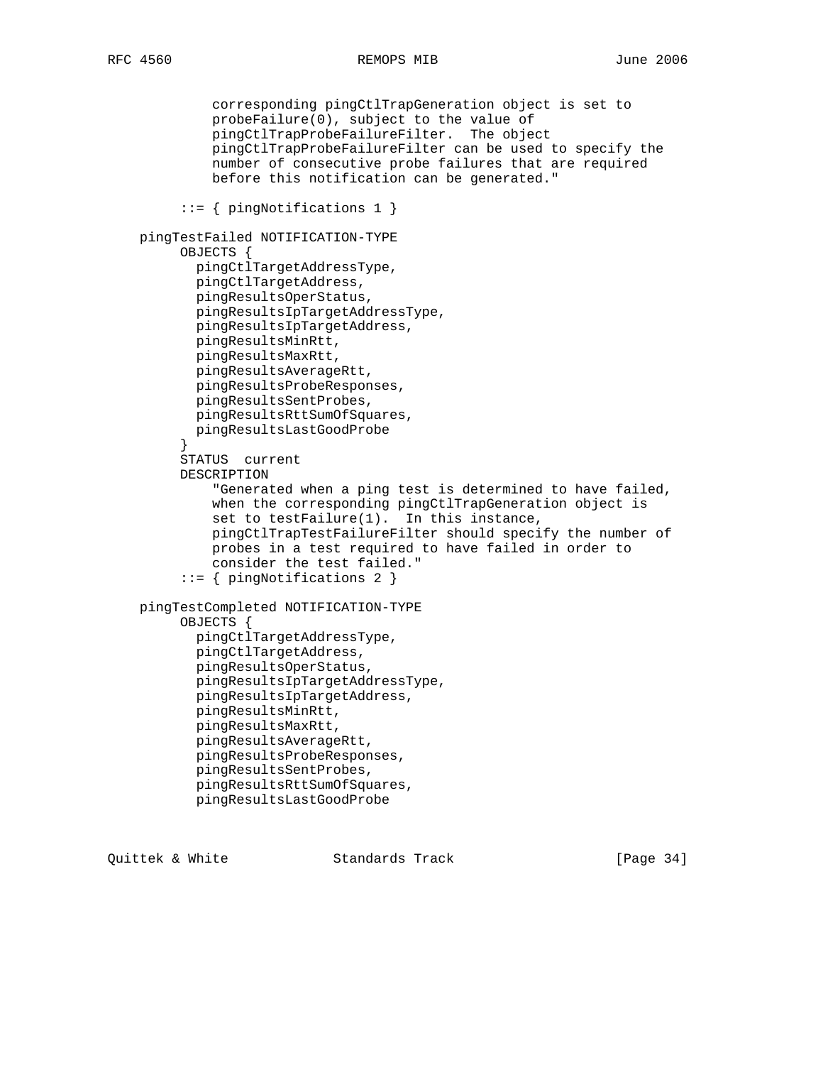```
            corresponding pingCtlTrapGeneration object is set to
            probeFailure(0), subject to the value of
            pingCtlTrapProbeFailureFilter.  The object
            pingCtlTrapProbeFailureFilter can be used to specify the
            number of consecutive probe failures that are required
            before this notification can be generated."

       ::= { pingNotifications 1 }

   pingTestFailed NOTIFICATION-TYPE
       OBJECTS {
         pingCtlTargetAddressType,
         pingCtlTargetAddress,
         pingResultsOperStatus,
         pingResultsIpTargetAddressType,
         pingResultsIpTargetAddress,
         pingResultsMinRtt,
         pingResultsMaxRtt,
         pingResultsAverageRtt,
         pingResultsProbeResponses,
         pingResultsSentProbes,
         pingResultsRttSumOfSquares,
         pingResultsLastGoodProbe
       }
       STATUS  current
       DESCRIPTION
           "Generated when a ping test is determined to have failed,
           when the corresponding pingCtlTrapGeneration object is
           set to testFailure(1).  In this instance,
           pingCtlTrapTestFailureFilter should specify the number of
           probes in a test required to have failed in order to
           consider the test failed."
       ::= { pingNotifications 2 }

   pingTestCompleted NOTIFICATION-TYPE
       OBJECTS {
         pingCtlTargetAddressType,
         pingCtlTargetAddress,
         pingResultsOperStatus,
         pingResultsIpTargetAddressType,
         pingResultsIpTargetAddress,
         pingResultsMinRtt,
         pingResultsMaxRtt,
         pingResultsAverageRtt,
         pingResultsProbeResponses,
         pingResultsSentProbes,
         pingResultsRttSumOfSquares,
         pingResultsLastGoodProbe
```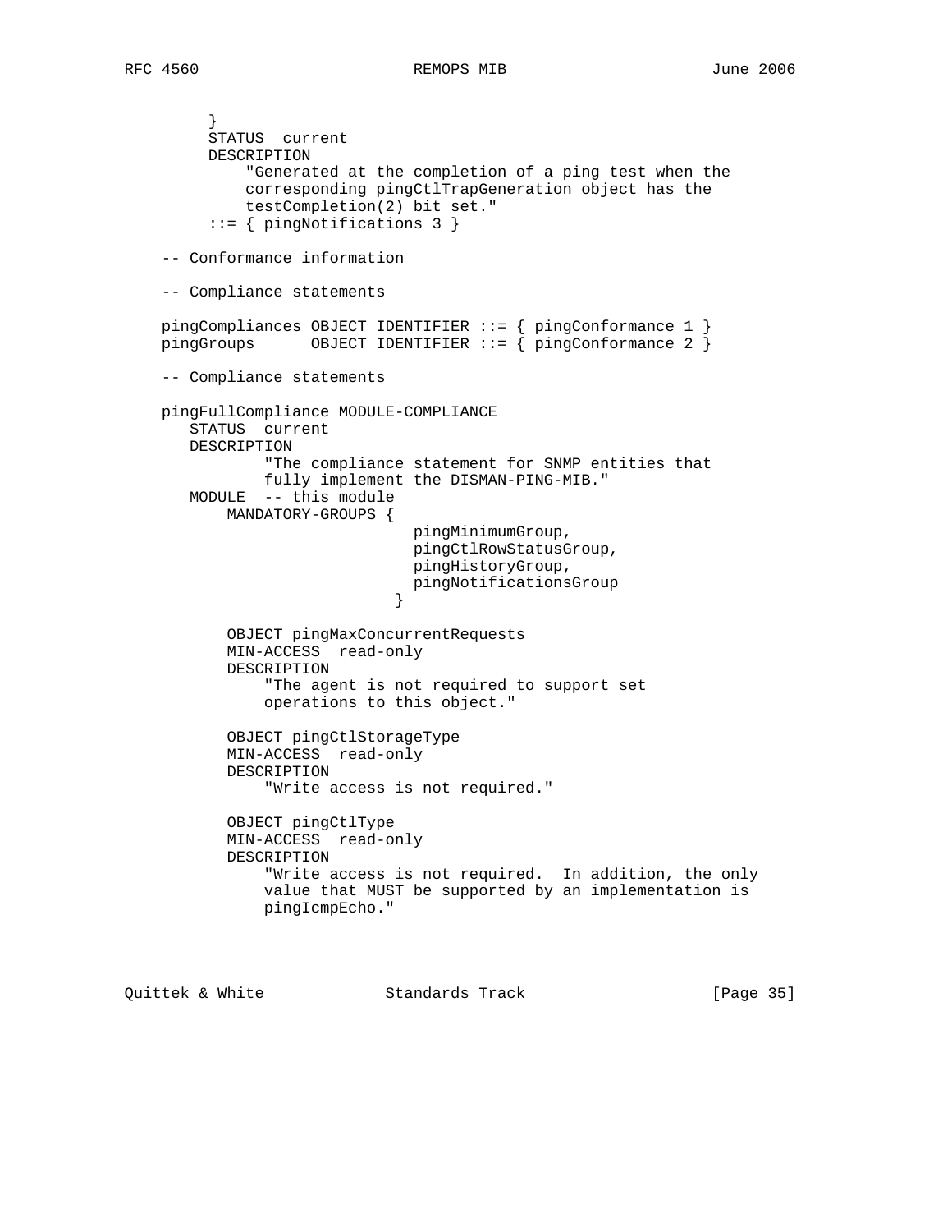```
        }
        STATUS  current
        DESCRIPTION
            "Generated at the completion of a ping test when the
            corresponding pingCtlTrapGeneration object has the
            testCompletion(2) bit set."
        ::= { pingNotifications 3 }

    -- Conformance information

    -- Compliance statements

    pingCompliances OBJECT IDENTIFIER ::= { pingConformance 1 }
    pingGroups      OBJECT IDENTIFIER ::= { pingConformance 2 }

    -- Compliance statements

    pingFullCompliance MODULE-COMPLIANCE
       STATUS  current
       DESCRIPTION
              "The compliance statement for SNMP entities that
              fully implement the DISMAN-PING-MIB."
       MODULE  -- this module
           MANDATORY-GROUPS {
                               pingMinimumGroup,
                               pingCtlRowStatusGroup,
                               pingHistoryGroup,
                               pingNotificationsGroup
                             }

           OBJECT pingMaxConcurrentRequests
           MIN-ACCESS  read-only
           DESCRIPTION
               "The agent is not required to support set
               operations to this object."

           OBJECT pingCtlStorageType
           MIN-ACCESS  read-only
           DESCRIPTION
               "Write access is not required."

           OBJECT pingCtlType
           MIN-ACCESS  read-only
           DESCRIPTION
               "Write access is not required.  In addition, the only
               value that MUST be supported by an implementation is
               pingIcmpEcho."
```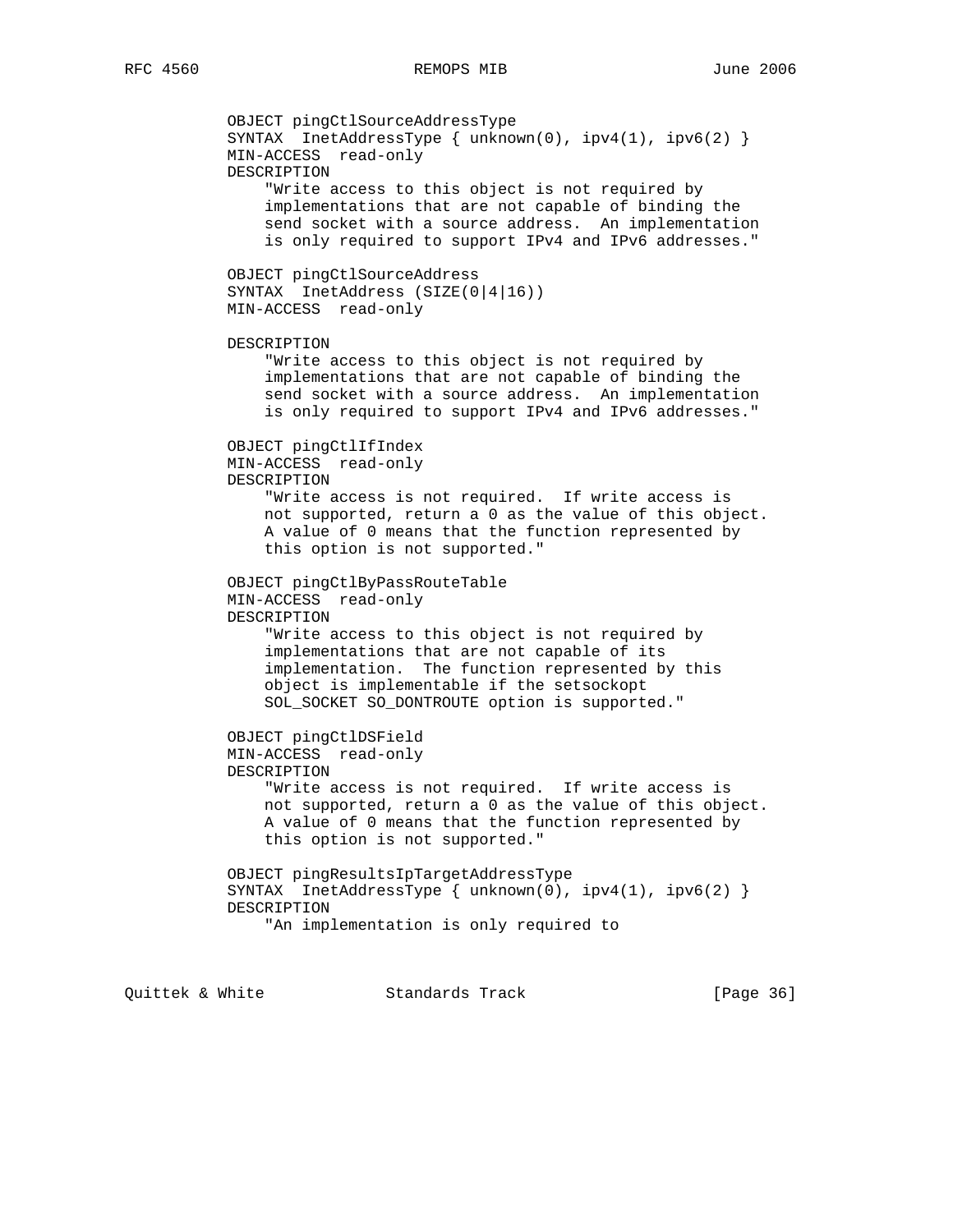```
           OBJECT pingCtlSourceAddressType
           SYNTAX  InetAddressType { unknown(0), ipv4(1), ipv6(2) }
           MIN-ACCESS  read-only
           DESCRIPTION
               "Write access to this object is not required by
               implementations that are not capable of binding the
               send socket with a source address.  An implementation
               is only required to support IPv4 and IPv6 addresses."

           OBJECT pingCtlSourceAddress
           SYNTAX  InetAddress (SIZE(0|4|16))
           MIN-ACCESS  read-only

           DESCRIPTION
               "Write access to this object is not required by
               implementations that are not capable of binding the
               send socket with a source address.  An implementation
               is only required to support IPv4 and IPv6 addresses."

           OBJECT pingCtlIfIndex
           MIN-ACCESS  read-only
           DESCRIPTION
               "Write access is not required.  If write access is
               not supported, return a 0 as the value of this object.
               A value of 0 means that the function represented by
               this option is not supported."

           OBJECT pingCtlByPassRouteTable
           MIN-ACCESS  read-only
           DESCRIPTION
               "Write access to this object is not required by
               implementations that are not capable of its
               implementation.  The function represented by this
               object is implementable if the setsockopt
               SOL_SOCKET SO_DONTROUTE option is supported."

           OBJECT pingCtlDSField
           MIN-ACCESS  read-only
           DESCRIPTION
               "Write access is not required.  If write access is
               not supported, return a 0 as the value of this object.
               A value of 0 means that the function represented by
               this option is not supported."

           OBJECT pingResultsIpTargetAddressType
           SYNTAX  InetAddressType { unknown(0), ipv4(1), ipv6(2) }
           DESCRIPTION
               "An implementation is only required to
```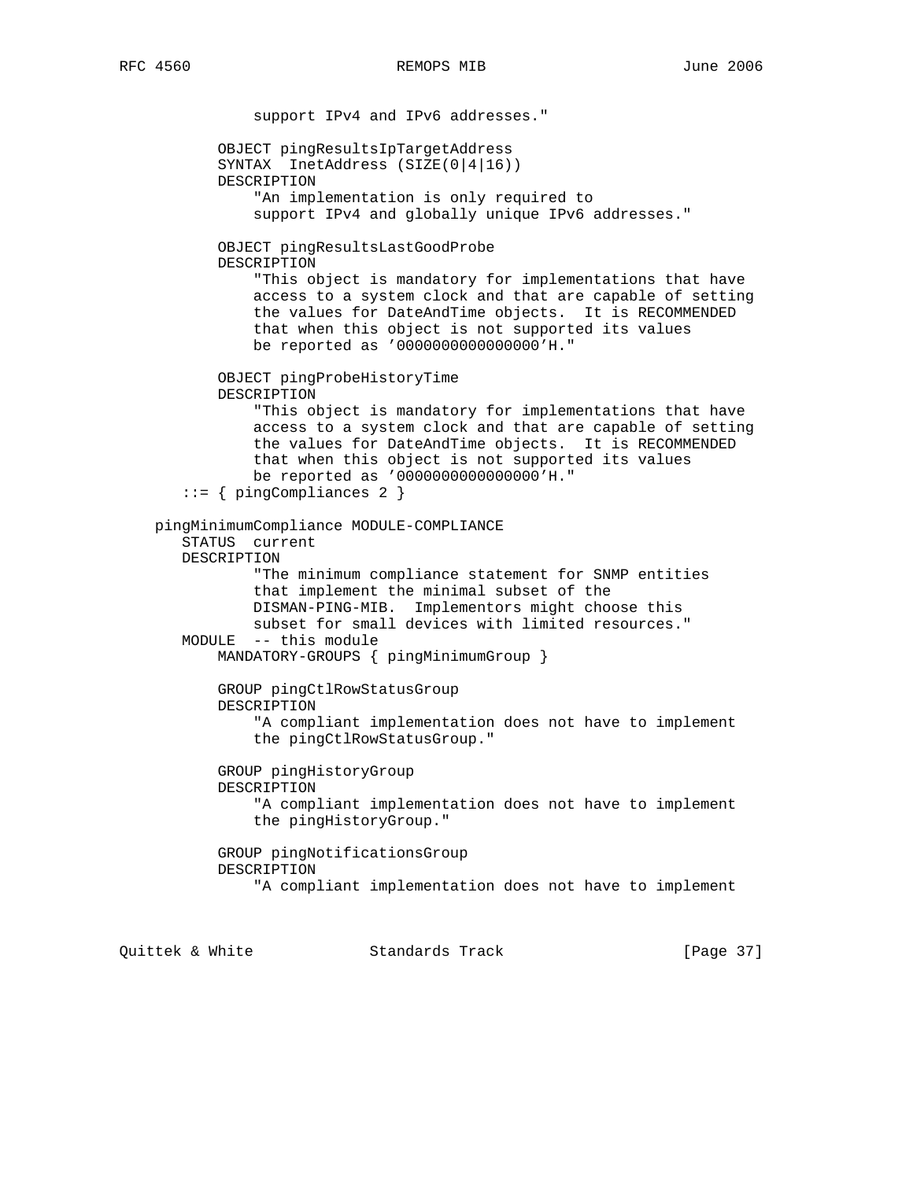```
             support IPv4 and IPv6 addresses."

         OBJECT pingResultsIpTargetAddress
         SYNTAX  InetAddress (SIZE(0|4|16))
         DESCRIPTION
             "An implementation is only required to
             support IPv4 and globally unique IPv6 addresses."

         OBJECT pingResultsLastGoodProbe
         DESCRIPTION
             "This object is mandatory for implementations that have
             access to a system clock and that are capable of setting
             the values for DateAndTime objects.  It is RECOMMENDED
             that when this object is not supported its values
             be reported as '0000000000000000'H."

         OBJECT pingProbeHistoryTime
         DESCRIPTION
             "This object is mandatory for implementations that have
             access to a system clock and that are capable of setting
             the values for DateAndTime objects.  It is RECOMMENDED
             that when this object is not supported its values
             be reported as '0000000000000000'H."
      ::= { pingCompliances 2 }

   pingMinimumCompliance MODULE-COMPLIANCE
      STATUS  current
      DESCRIPTION
             "The minimum compliance statement for SNMP entities
             that implement the minimal subset of the
             DISMAN-PING-MIB.  Implementors might choose this
             subset for small devices with limited resources."
      MODULE  -- this module
         MANDATORY-GROUPS { pingMinimumGroup }

         GROUP pingCtlRowStatusGroup
         DESCRIPTION
             "A compliant implementation does not have to implement
             the pingCtlRowStatusGroup."

         GROUP pingHistoryGroup
         DESCRIPTION
             "A compliant implementation does not have to implement
             the pingHistoryGroup."

         GROUP pingNotificationsGroup
         DESCRIPTION
             "A compliant implementation does not have to implement
```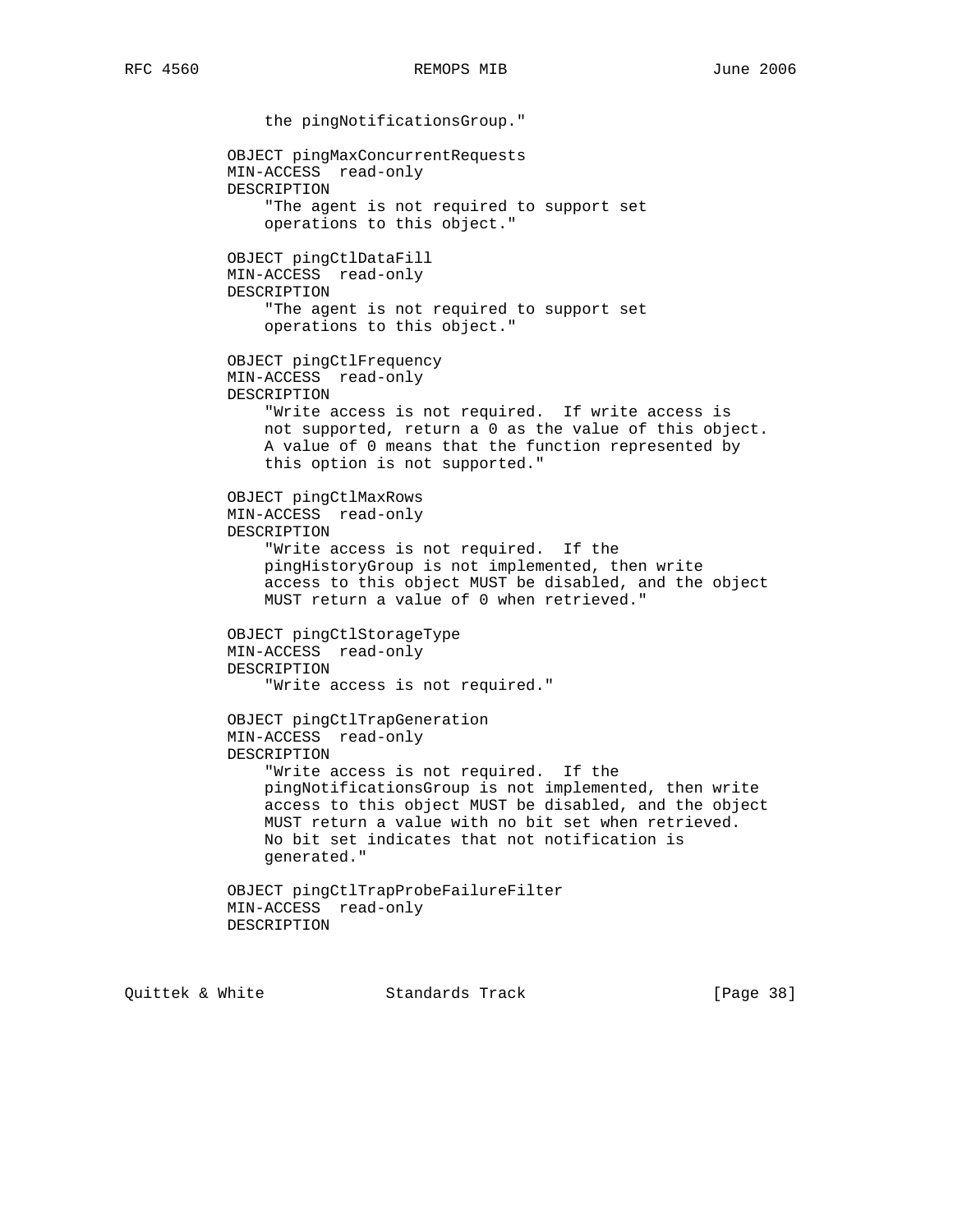```
               the pingNotificationsGroup."

           OBJECT pingMaxConcurrentRequests
           MIN-ACCESS  read-only
           DESCRIPTION
               "The agent is not required to support set
               operations to this object."

           OBJECT pingCtlDataFill
           MIN-ACCESS  read-only
           DESCRIPTION
               "The agent is not required to support set
               operations to this object."

           OBJECT pingCtlFrequency
           MIN-ACCESS  read-only
           DESCRIPTION
               "Write access is not required.  If write access is
               not supported, return a 0 as the value of this object.
               A value of 0 means that the function represented by
               this option is not supported."

           OBJECT pingCtlMaxRows
           MIN-ACCESS  read-only
           DESCRIPTION
               "Write access is not required.  If the
               pingHistoryGroup is not implemented, then write
               access to this object MUST be disabled, and the object
               MUST return a value of 0 when retrieved."

           OBJECT pingCtlStorageType
           MIN-ACCESS  read-only
           DESCRIPTION
               "Write access is not required."

           OBJECT pingCtlTrapGeneration
           MIN-ACCESS  read-only
           DESCRIPTION
               "Write access is not required.  If the
               pingNotificationsGroup is not implemented, then write
               access to this object MUST be disabled, and the object
               MUST return a value with no bit set when retrieved.
               No bit set indicates that not notification is
               generated."

           OBJECT pingCtlTrapProbeFailureFilter
           MIN-ACCESS  read-only
           DESCRIPTION
```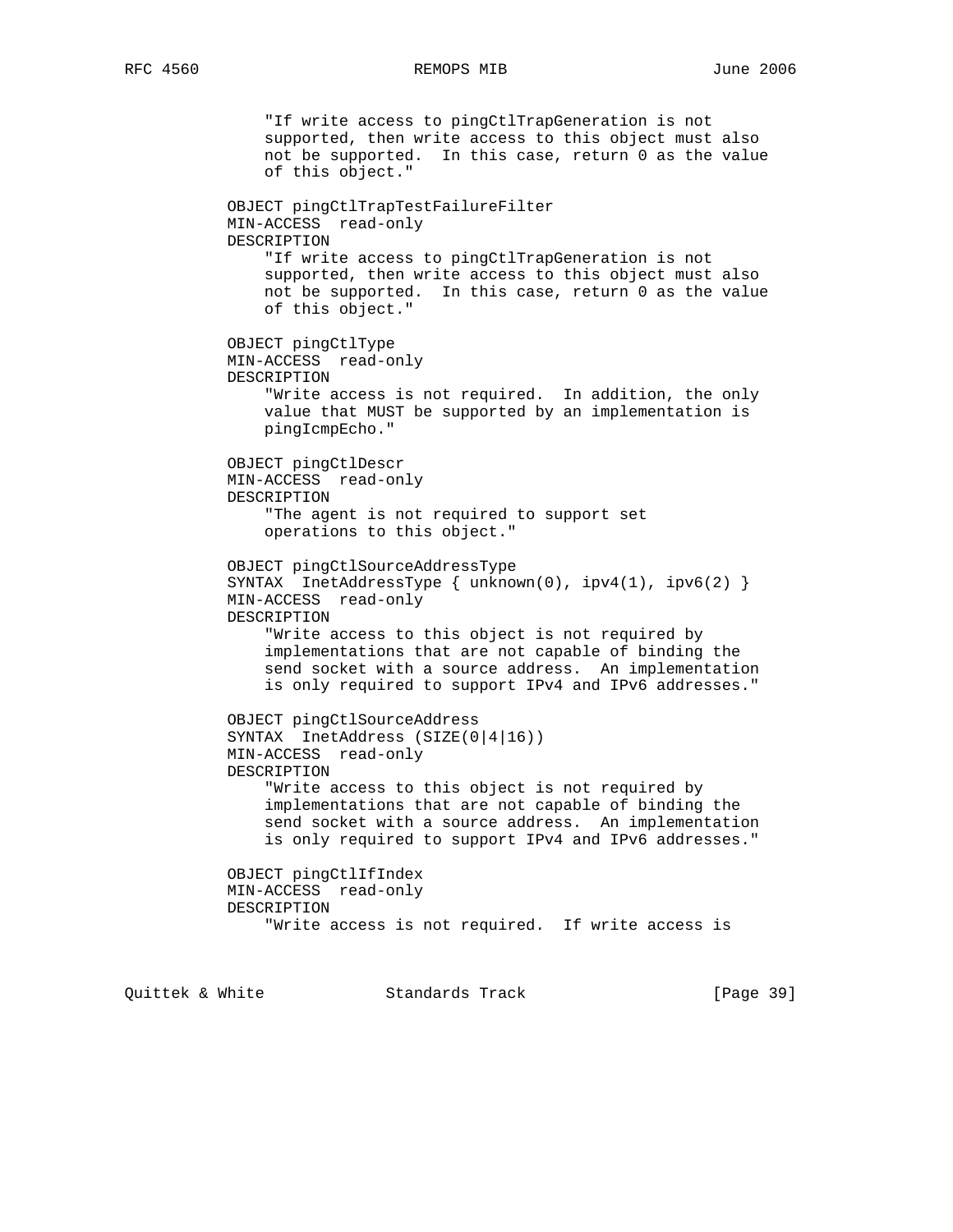```
               "If write access to pingCtlTrapGeneration is not
               supported, then write access to this object must also
               not be supported.  In this case, return 0 as the value
               of this object."

           OBJECT pingCtlTrapTestFailureFilter
           MIN-ACCESS  read-only
           DESCRIPTION
               "If write access to pingCtlTrapGeneration is not
               supported, then write access to this object must also
               not be supported.  In this case, return 0 as the value
               of this object."

           OBJECT pingCtlType
           MIN-ACCESS  read-only
           DESCRIPTION
               "Write access is not required.  In addition, the only
               value that MUST be supported by an implementation is
               pingIcmpEcho."

           OBJECT pingCtlDescr
           MIN-ACCESS  read-only
           DESCRIPTION
               "The agent is not required to support set
               operations to this object."

           OBJECT pingCtlSourceAddressType
           SYNTAX  InetAddressType { unknown(0), ipv4(1), ipv6(2) }
           MIN-ACCESS  read-only
           DESCRIPTION
               "Write access to this object is not required by
               implementations that are not capable of binding the
               send socket with a source address.  An implementation
               is only required to support IPv4 and IPv6 addresses."

           OBJECT pingCtlSourceAddress
           SYNTAX  InetAddress (SIZE(0|4|16))
           MIN-ACCESS  read-only
           DESCRIPTION
               "Write access to this object is not required by
               implementations that are not capable of binding the
               send socket with a source address.  An implementation
               is only required to support IPv4 and IPv6 addresses."

           OBJECT pingCtlIfIndex
           MIN-ACCESS  read-only
           DESCRIPTION
               "Write access is not required.  If write access is
```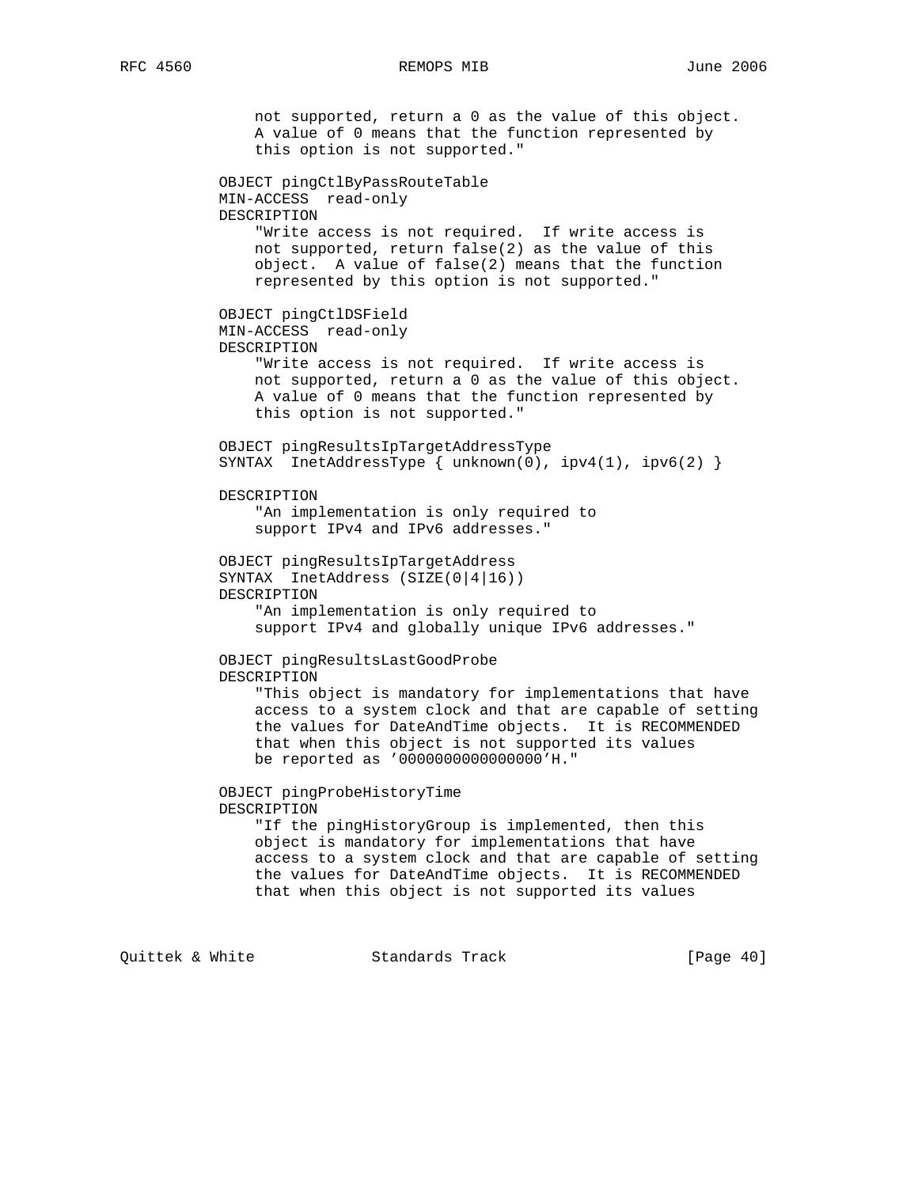```
             not supported, return a 0 as the value of this object.
             A value of 0 means that the function represented by
             this option is not supported."

         OBJECT pingCtlByPassRouteTable
         MIN-ACCESS  read-only
         DESCRIPTION
             "Write access is not required.  If write access is
             not supported, return false(2) as the value of this
             object.  A value of false(2) means that the function
             represented by this option is not supported."

         OBJECT pingCtlDSField
         MIN-ACCESS  read-only
         DESCRIPTION
             "Write access is not required.  If write access is
             not supported, return a 0 as the value of this object.
             A value of 0 means that the function represented by
             this option is not supported."

         OBJECT pingResultsIpTargetAddressType
         SYNTAX  InetAddressType { unknown(0), ipv4(1), ipv6(2) }

         DESCRIPTION
             "An implementation is only required to
             support IPv4 and IPv6 addresses."

         OBJECT pingResultsIpTargetAddress
         SYNTAX  InetAddress (SIZE(0|4|16))
         DESCRIPTION
             "An implementation is only required to
             support IPv4 and globally unique IPv6 addresses."

         OBJECT pingResultsLastGoodProbe
         DESCRIPTION
             "This object is mandatory for implementations that have
             access to a system clock and that are capable of setting
             the values for DateAndTime objects.  It is RECOMMENDED
             that when this object is not supported its values
             be reported as '0000000000000000'H."

         OBJECT pingProbeHistoryTime
         DESCRIPTION
             "If the pingHistoryGroup is implemented, then this
             object is mandatory for implementations that have
             access to a system clock and that are capable of setting
             the values for DateAndTime objects.  It is RECOMMENDED
             that when this object is not supported its values
```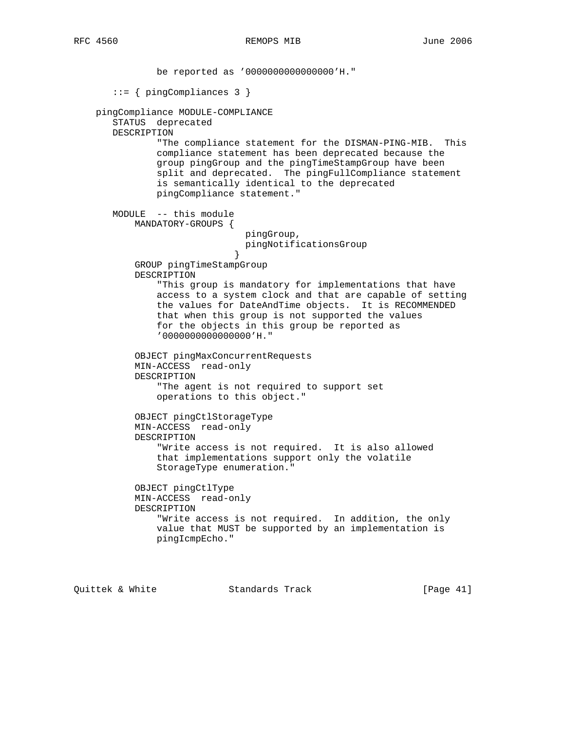```
               be reported as '0000000000000000'H."

       ::= { pingCompliances 3 }

   pingCompliance MODULE-COMPLIANCE
      STATUS  deprecated
      DESCRIPTION
              "The compliance statement for the DISMAN-PING-MIB.  This
              compliance statement has been deprecated because the
              group pingGroup and the pingTimeStampGroup have been
              split and deprecated.  The pingFullCompliance statement
              is semantically identical to the deprecated
              pingCompliance statement."

      MODULE  -- this module
          MANDATORY-GROUPS {
                              pingGroup,
                              pingNotificationsGroup
                            }
          GROUP pingTimeStampGroup
          DESCRIPTION
              "This group is mandatory for implementations that have
              access to a system clock and that are capable of setting
              the values for DateAndTime objects.  It is RECOMMENDED
              that when this group is not supported the values
              for the objects in this group be reported as
              '0000000000000000'H."

          OBJECT pingMaxConcurrentRequests
          MIN-ACCESS  read-only
          DESCRIPTION
              "The agent is not required to support set
              operations to this object."

          OBJECT pingCtlStorageType
          MIN-ACCESS  read-only
          DESCRIPTION
              "Write access is not required.  It is also allowed
              that implementations support only the volatile
              StorageType enumeration."

          OBJECT pingCtlType
          MIN-ACCESS  read-only
          DESCRIPTION
              "Write access is not required.  In addition, the only
              value that MUST be supported by an implementation is
              pingIcmpEcho."
```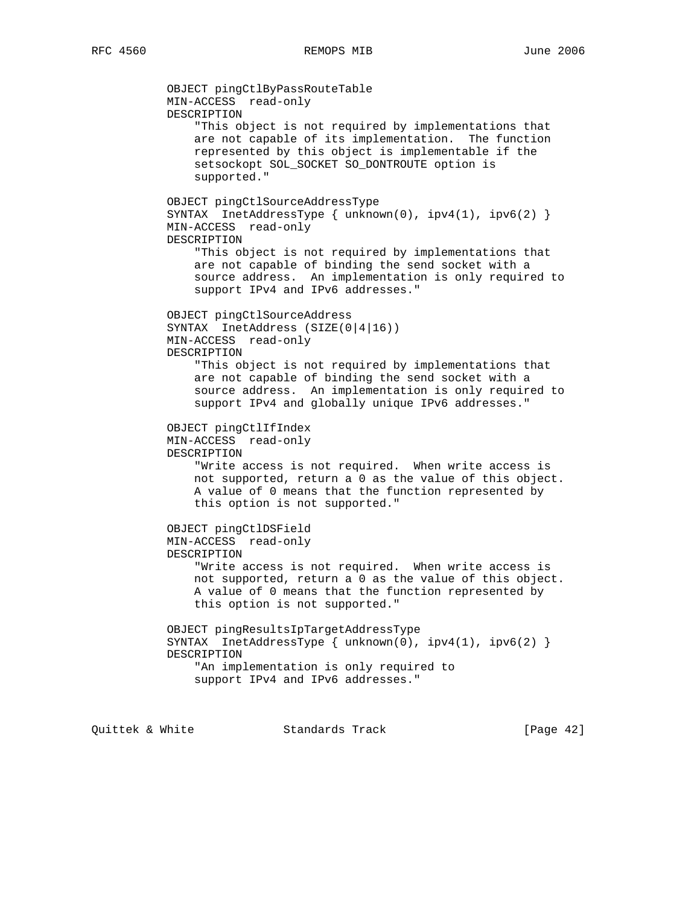```
           OBJECT pingCtlByPassRouteTable
           MIN-ACCESS  read-only
           DESCRIPTION
               "This object is not required by implementations that
               are not capable of its implementation.  The function
               represented by this object is implementable if the
               setsockopt SOL_SOCKET SO_DONTROUTE option is
               supported."

           OBJECT pingCtlSourceAddressType
           SYNTAX  InetAddressType { unknown(0), ipv4(1), ipv6(2) }
           MIN-ACCESS  read-only
           DESCRIPTION
               "This object is not required by implementations that
               are not capable of binding the send socket with a
               source address.  An implementation is only required to
               support IPv4 and IPv6 addresses."

           OBJECT pingCtlSourceAddress
           SYNTAX  InetAddress (SIZE(0|4|16))
           MIN-ACCESS  read-only
           DESCRIPTION
               "This object is not required by implementations that
               are not capable of binding the send socket with a
               source address.  An implementation is only required to
               support IPv4 and globally unique IPv6 addresses."

           OBJECT pingCtlIfIndex
           MIN-ACCESS  read-only
           DESCRIPTION
               "Write access is not required.  When write access is
               not supported, return a 0 as the value of this object.
               A value of 0 means that the function represented by
               this option is not supported."

           OBJECT pingCtlDSField
           MIN-ACCESS  read-only
           DESCRIPTION
               "Write access is not required.  When write access is
               not supported, return a 0 as the value of this object.
               A value of 0 means that the function represented by
               this option is not supported."

           OBJECT pingResultsIpTargetAddressType
           SYNTAX  InetAddressType { unknown(0), ipv4(1), ipv6(2) }
           DESCRIPTION
               "An implementation is only required to
               support IPv4 and IPv6 addresses."
```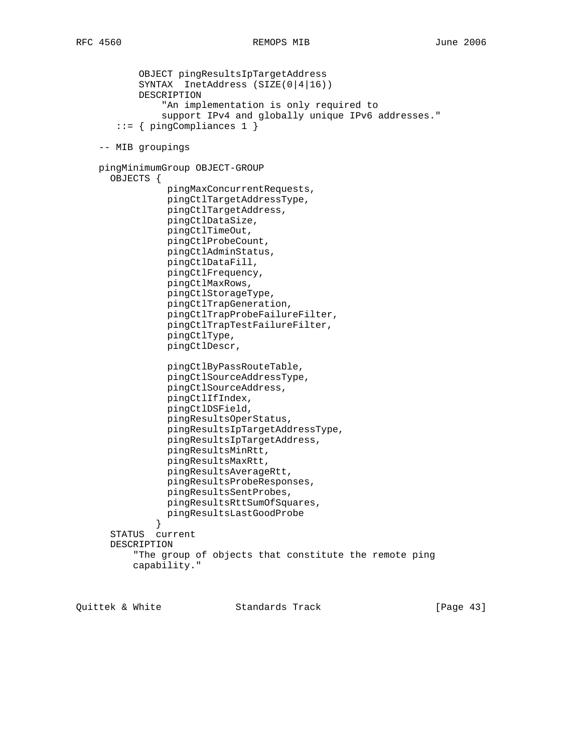```
         OBJECT pingResultsIpTargetAddress
         SYNTAX  InetAddress (SIZE(0|4|16))
         DESCRIPTION
             "An implementation is only required to
             support IPv4 and globally unique IPv6 addresses."
       ::= { pingCompliances 1 }

    -- MIB groupings

    pingMinimumGroup OBJECT-GROUP
      OBJECTS {
                pingMaxConcurrentRequests,
                pingCtlTargetAddressType,
                pingCtlTargetAddress,
                pingCtlDataSize,
                pingCtlTimeOut,
                pingCtlProbeCount,
                pingCtlAdminStatus,
                pingCtlDataFill,
                pingCtlFrequency,
                pingCtlMaxRows,
                pingCtlStorageType,
                pingCtlTrapGeneration,
                pingCtlTrapProbeFailureFilter,
                pingCtlTrapTestFailureFilter,
                pingCtlType,
                pingCtlDescr,

                pingCtlByPassRouteTable,
                pingCtlSourceAddressType,
                pingCtlSourceAddress,
                pingCtlIfIndex,
                pingCtlDSField,
                pingResultsOperStatus,
                pingResultsIpTargetAddressType,
                pingResultsIpTargetAddress,
                pingResultsMinRtt,
                pingResultsMaxRtt,
                pingResultsAverageRtt,
                pingResultsProbeResponses,
                pingResultsSentProbes,
                pingResultsRttSumOfSquares,
                pingResultsLastGoodProbe
              }
      STATUS  current
      DESCRIPTION
          "The group of objects that constitute the remote ping
          capability."
```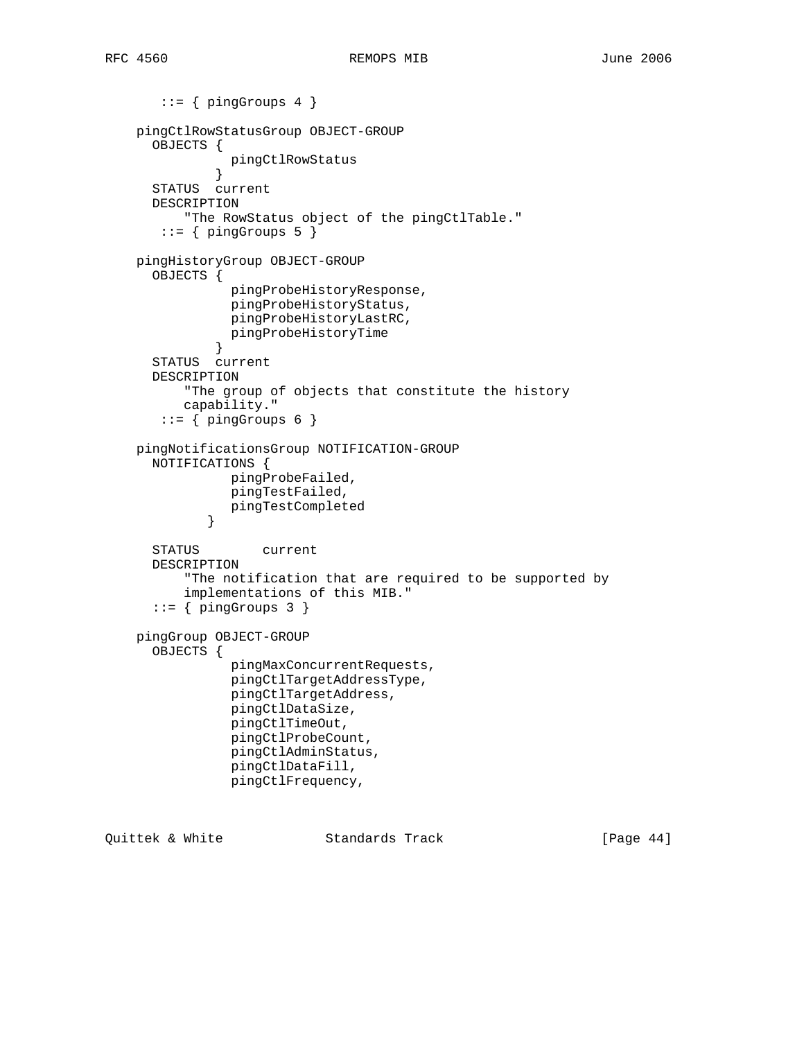```
       ::= { pingGroups 4 }

    pingCtlRowStatusGroup OBJECT-GROUP
      OBJECTS {
                pingCtlRowStatus
              }
      STATUS  current
      DESCRIPTION
          "The RowStatus object of the pingCtlTable."
       ::= { pingGroups 5 }

    pingHistoryGroup OBJECT-GROUP
      OBJECTS {
                pingProbeHistoryResponse,
                pingProbeHistoryStatus,
                pingProbeHistoryLastRC,
                pingProbeHistoryTime
              }
      STATUS  current
      DESCRIPTION
          "The group of objects that constitute the history
          capability."
       ::= { pingGroups 6 }

    pingNotificationsGroup NOTIFICATION-GROUP
      NOTIFICATIONS {
                pingProbeFailed,
                pingTestFailed,
                pingTestCompleted
             }

      STATUS        current
      DESCRIPTION
          "The notification that are required to be supported by
          implementations of this MIB."
      ::= { pingGroups 3 }

    pingGroup OBJECT-GROUP
      OBJECTS {
                pingMaxConcurrentRequests,
                pingCtlTargetAddressType,
                pingCtlTargetAddress,
                pingCtlDataSize,
                pingCtlTimeOut,
                pingCtlProbeCount,
                pingCtlAdminStatus,
                pingCtlDataFill,
                pingCtlFrequency,
```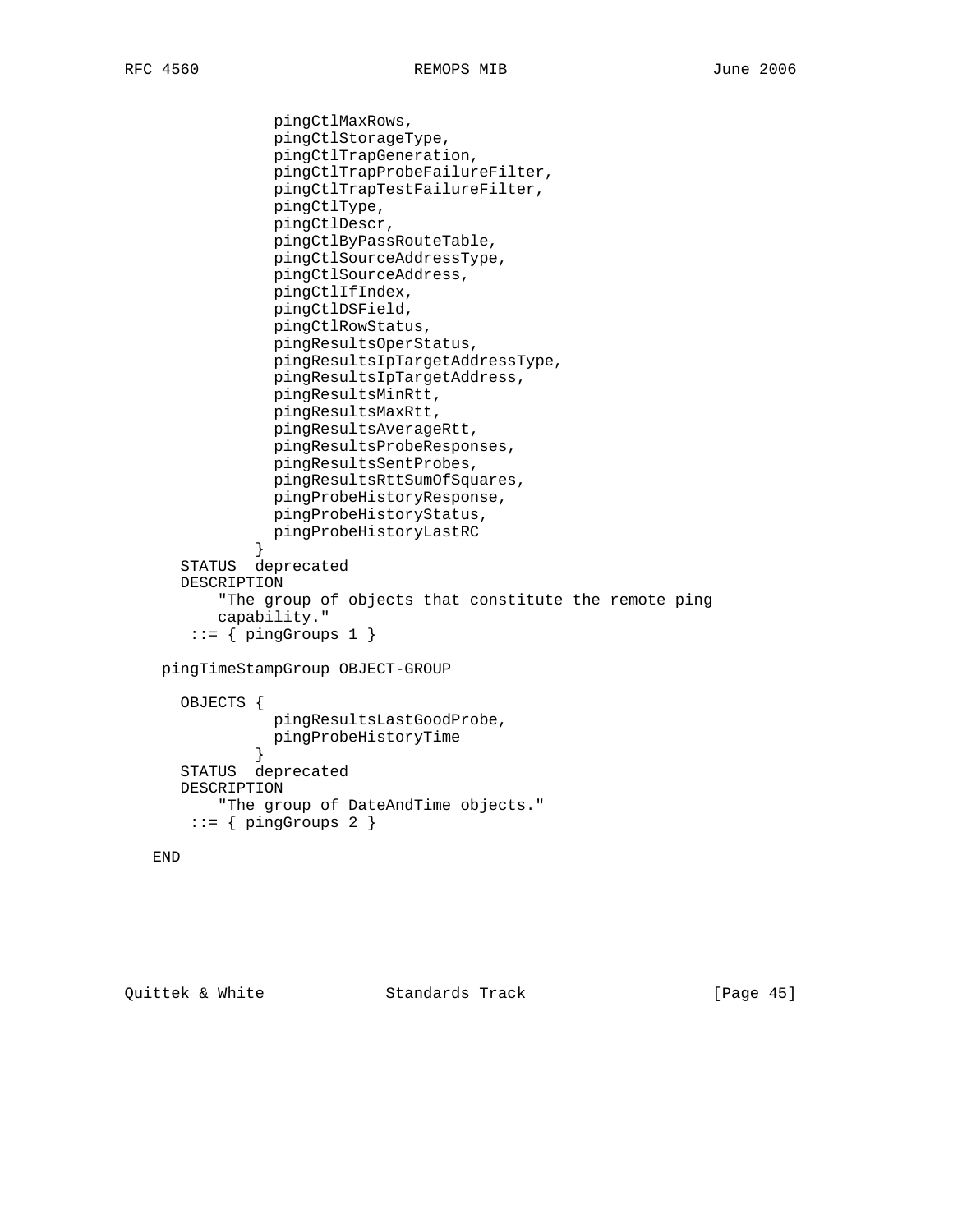```
               pingCtlMaxRows,
               pingCtlStorageType,
               pingCtlTrapGeneration,
               pingCtlTrapProbeFailureFilter,
               pingCtlTrapTestFailureFilter,
               pingCtlType,
               pingCtlDescr,
               pingCtlByPassRouteTable,
               pingCtlSourceAddressType,
               pingCtlSourceAddress,
               pingCtlIfIndex,
               pingCtlDSField,
               pingCtlRowStatus,
               pingResultsOperStatus,
               pingResultsIpTargetAddressType,
               pingResultsIpTargetAddress,
               pingResultsMinRtt,
               pingResultsMaxRtt,
               pingResultsAverageRtt,
               pingResultsProbeResponses,
               pingResultsSentProbes,
               pingResultsRttSumOfSquares,
               pingProbeHistoryResponse,
               pingProbeHistoryStatus,
               pingProbeHistoryLastRC
             }
      STATUS  deprecated
      DESCRIPTION
          "The group of objects that constitute the remote ping
          capability."
       ::= { pingGroups 1 }

    pingTimeStampGroup OBJECT-GROUP

      OBJECTS {
               pingResultsLastGoodProbe,
               pingProbeHistoryTime
             }
      STATUS  deprecated
      DESCRIPTION
          "The group of DateAndTime objects."
       ::= { pingGroups 2 }

   END
```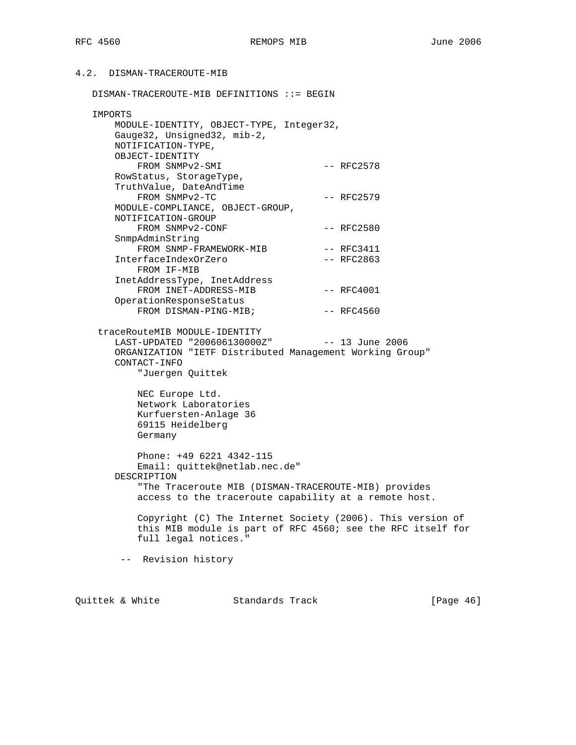### 4.2. DISMAN-TRACEROUTE-MIB

```
   DISMAN-TRACEROUTE-MIB DEFINITIONS ::= BEGIN

   IMPORTS
       MODULE-IDENTITY, OBJECT-TYPE, Integer32,
       Gauge32, Unsigned32, mib-2,
       NOTIFICATION-TYPE,
       OBJECT-IDENTITY
           FROM SNMPv2-SMI                  -- RFC2578
       RowStatus, StorageType,
       TruthValue, DateAndTime
           FROM SNMPv2-TC                   -- RFC2579
       MODULE-COMPLIANCE, OBJECT-GROUP,
       NOTIFICATION-GROUP
           FROM SNMPv2-CONF                 -- RFC2580
       SnmpAdminString
           FROM SNMP-FRAMEWORK-MIB          -- RFC3411
       InterfaceIndexOrZero                 -- RFC2863
           FROM IF-MIB
       InetAddressType, InetAddress
           FROM INET-ADDRESS-MIB            -- RFC4001
       OperationResponseStatus
           FROM DISMAN-PING-MIB;            -- RFC4560

    traceRouteMIB MODULE-IDENTITY
       LAST-UPDATED "200606130000Z"         -- 13 June 2006
       ORGANIZATION "IETF Distributed Management Working Group"
       CONTACT-INFO
           "Juergen Quittek

           NEC Europe Ltd.
           Network Laboratories
           Kurfuersten-Anlage 36
           69115 Heidelberg
           Germany

           Phone: +49 6221 4342-115
           Email: quittek@netlab.nec.de"
       DESCRIPTION
           "The Traceroute MIB (DISMAN-TRACEROUTE-MIB) provides
           access to the traceroute capability at a remote host.

           Copyright (C) The Internet Society (2006). This version of
           this MIB module is part of RFC 4560; see the RFC itself for
           full legal notices."

        --  Revision history
```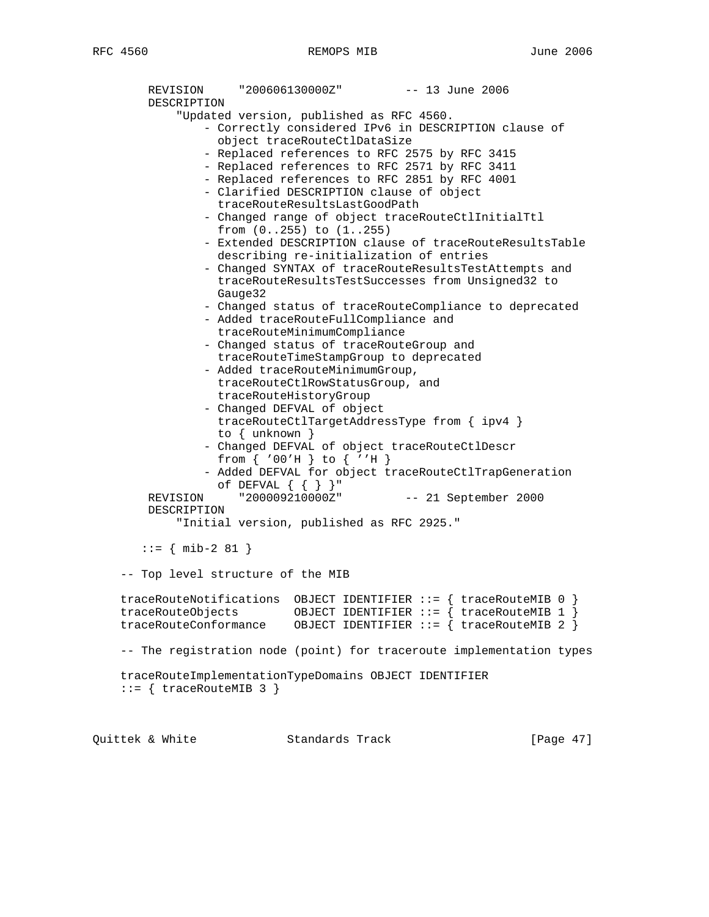```
        REVISION     "200606130000Z"         -- 13 June 2006
        DESCRIPTION
            "Updated version, published as RFC 4560.
                - Correctly considered IPv6 in DESCRIPTION clause of
                  object traceRouteCtlDataSize
                - Replaced references to RFC 2575 by RFC 3415
                - Replaced references to RFC 2571 by RFC 3411
                - Replaced references to RFC 2851 by RFC 4001
                - Clarified DESCRIPTION clause of object
                  traceRouteResultsLastGoodPath
                - Changed range of object traceRouteCtlInitialTtl
                  from (0..255) to (1..255)
                - Extended DESCRIPTION clause of traceRouteResultsTable
                  describing re-initialization of entries
                - Changed SYNTAX of traceRouteResultsTestAttempts and
                  traceRouteResultsTestSuccesses from Unsigned32 to
                  Gauge32
                - Changed status of traceRouteCompliance to deprecated
                - Added traceRouteFullCompliance and
                  traceRouteMinimumCompliance
                - Changed status of traceRouteGroup and
                  traceRouteTimeStampGroup to deprecated
                - Added traceRouteMinimumGroup,
                  traceRouteCtlRowStatusGroup, and
                  traceRouteHistoryGroup
                - Changed DEFVAL of object
                  traceRouteCtlTargetAddressType from { ipv4 }
                  to { unknown }
                - Changed DEFVAL of object traceRouteCtlDescr
                  from { '00'H } to { ''H }
                - Added DEFVAL for object traceRouteCtlTrapGeneration
                  of DEFVAL { { } }"
        REVISION     "200009210000Z"         -- 21 September 2000
        DESCRIPTION
            "Initial version, published as RFC 2925."

       ::= { mib-2 81 }

    -- Top level structure of the MIB

    traceRouteNotifications  OBJECT IDENTIFIER ::= { traceRouteMIB 0 }
    traceRouteObjects        OBJECT IDENTIFIER ::= { traceRouteMIB 1 }
    traceRouteConformance    OBJECT IDENTIFIER ::= { traceRouteMIB 2 }

    -- The registration node (point) for traceroute implementation types

    traceRouteImplementationTypeDomains OBJECT IDENTIFIER
    ::= { traceRouteMIB 3 }
```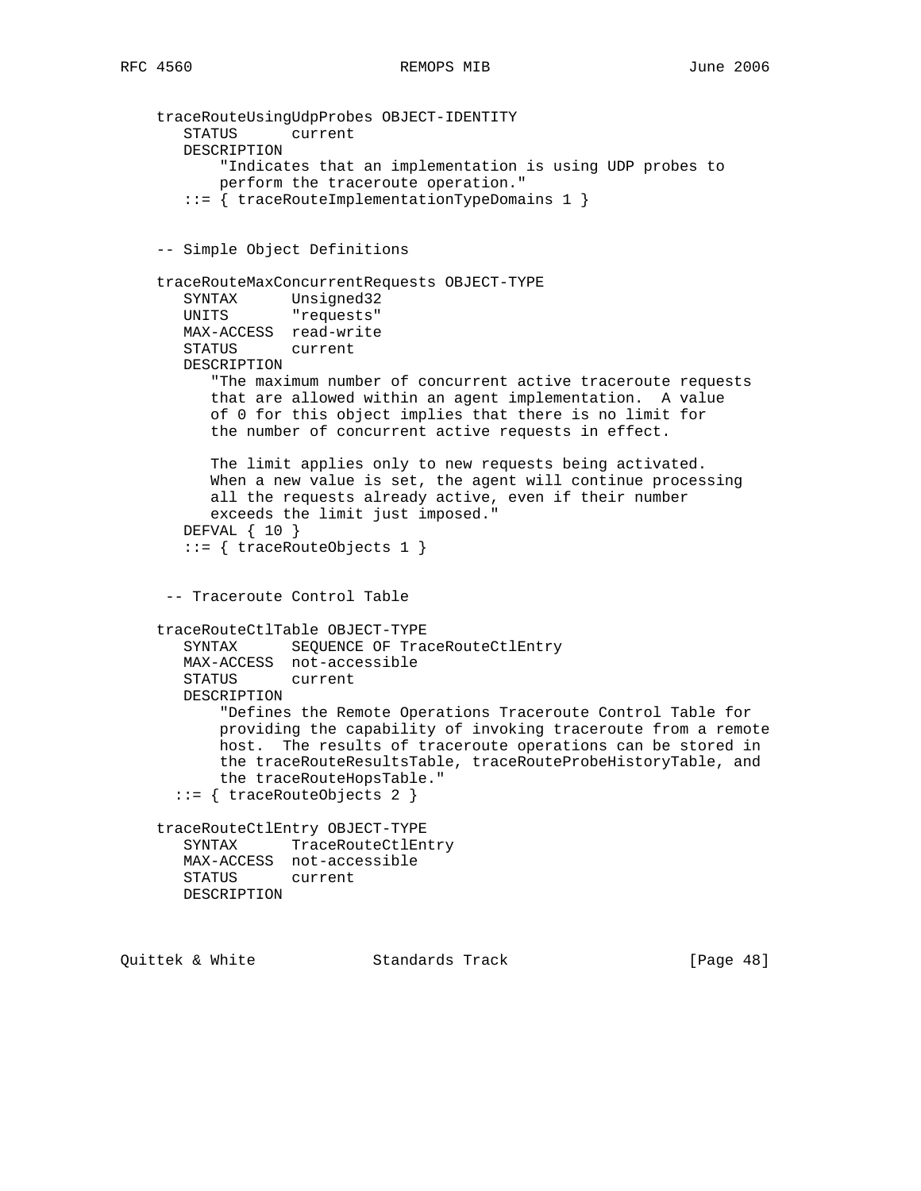```
   traceRouteUsingUdpProbes OBJECT-IDENTITY
      STATUS      current
      DESCRIPTION
          "Indicates that an implementation is using UDP probes to
          perform the traceroute operation."
      ::= { traceRouteImplementationTypeDomains 1 }


   -- Simple Object Definitions

   traceRouteMaxConcurrentRequests OBJECT-TYPE
      SYNTAX      Unsigned32
      UNITS       "requests"
      MAX-ACCESS  read-write
      STATUS      current
      DESCRIPTION
         "The maximum number of concurrent active traceroute requests
         that are allowed within an agent implementation.  A value
         of 0 for this object implies that there is no limit for
         the number of concurrent active requests in effect.

         The limit applies only to new requests being activated.
         When a new value is set, the agent will continue processing
         all the requests already active, even if their number
         exceeds the limit just imposed."
      DEFVAL { 10 }
      ::= { traceRouteObjects 1 }


    -- Traceroute Control Table

   traceRouteCtlTable OBJECT-TYPE
      SYNTAX      SEQUENCE OF TraceRouteCtlEntry
      MAX-ACCESS  not-accessible
      STATUS      current
      DESCRIPTION
          "Defines the Remote Operations Traceroute Control Table for
          providing the capability of invoking traceroute from a remote
          host.  The results of traceroute operations can be stored in
          the traceRouteResultsTable, traceRouteProbeHistoryTable, and
          the traceRouteHopsTable."
     ::= { traceRouteObjects 2 }

   traceRouteCtlEntry OBJECT-TYPE
      SYNTAX      TraceRouteCtlEntry
      MAX-ACCESS  not-accessible
      STATUS      current
      DESCRIPTION
```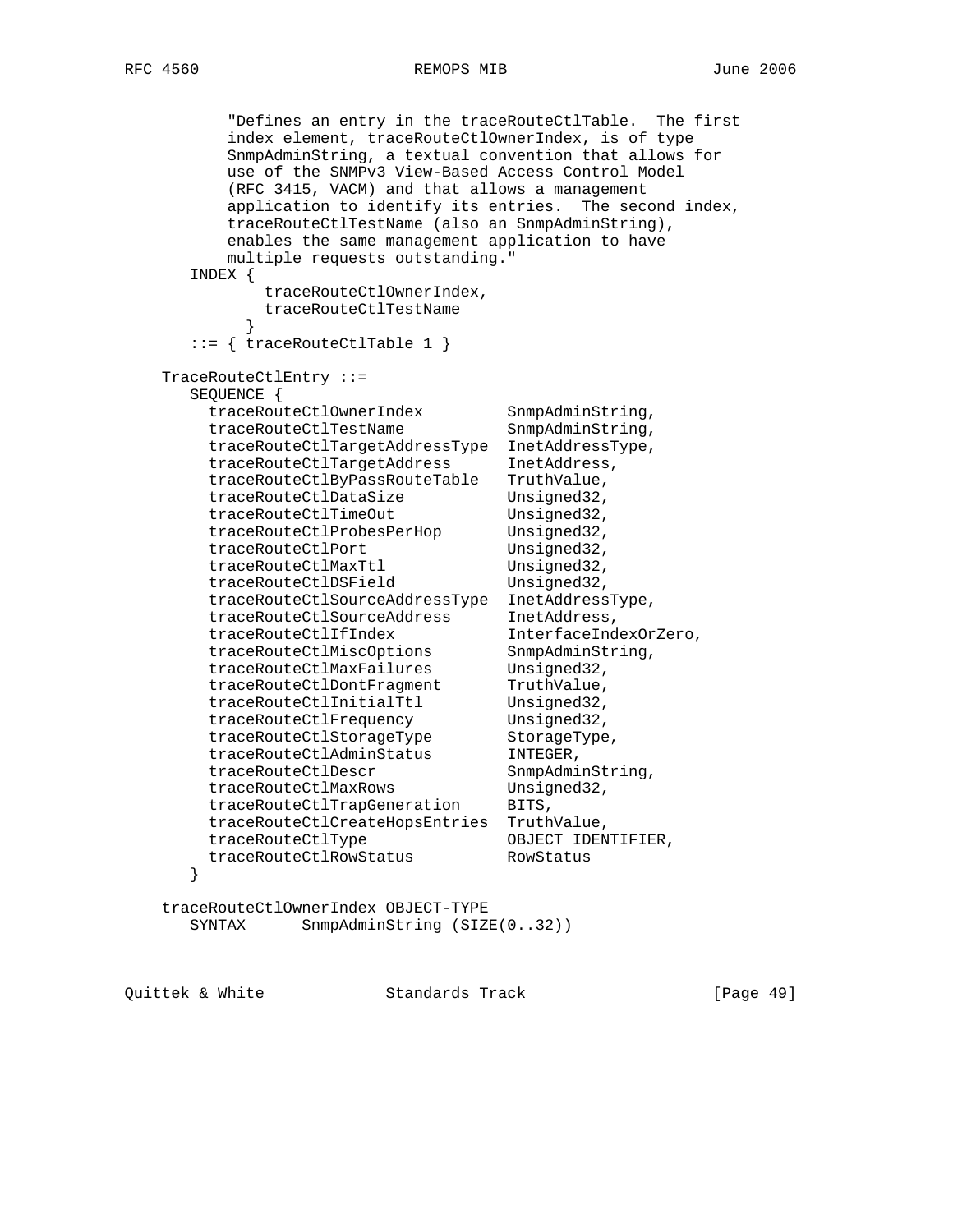```
           "Defines an entry in the traceRouteCtlTable.  The first
           index element, traceRouteCtlOwnerIndex, is of type
           SnmpAdminString, a textual convention that allows for
           use of the SNMPv3 View-Based Access Control Model
           (RFC 3415, VACM) and that allows a management
           application to identify its entries.  The second index,
           traceRouteCtlTestName (also an SnmpAdminString),
           enables the same management application to have
           multiple requests outstanding."
       INDEX {
               traceRouteCtlOwnerIndex,
               traceRouteCtlTestName
             }
       ::= { traceRouteCtlTable 1 }

    TraceRouteCtlEntry ::=
       SEQUENCE {
         traceRouteCtlOwnerIndex         SnmpAdminString,
         traceRouteCtlTestName           SnmpAdminString,
         traceRouteCtlTargetAddressType  InetAddressType,
         traceRouteCtlTargetAddress      InetAddress,
         traceRouteCtlByPassRouteTable   TruthValue,
         traceRouteCtlDataSize           Unsigned32,
         traceRouteCtlTimeOut            Unsigned32,
         traceRouteCtlProbesPerHop       Unsigned32,
         traceRouteCtlPort               Unsigned32,
         traceRouteCtlMaxTtl             Unsigned32,
         traceRouteCtlDSField            Unsigned32,
         traceRouteCtlSourceAddressType  InetAddressType,
         traceRouteCtlSourceAddress      InetAddress,
         traceRouteCtlIfIndex            InterfaceIndexOrZero,
         traceRouteCtlMiscOptions        SnmpAdminString,
         traceRouteCtlMaxFailures        Unsigned32,
         traceRouteCtlDontFragment       TruthValue,
         traceRouteCtlInitialTtl         Unsigned32,
         traceRouteCtlFrequency          Unsigned32,
         traceRouteCtlStorageType        StorageType,
         traceRouteCtlAdminStatus        INTEGER,
         traceRouteCtlDescr              SnmpAdminString,
         traceRouteCtlMaxRows            Unsigned32,
         traceRouteCtlTrapGeneration     BITS,
         traceRouteCtlCreateHopsEntries  TruthValue,
         traceRouteCtlType               OBJECT IDENTIFIER,
         traceRouteCtlRowStatus          RowStatus
       }

    traceRouteCtlOwnerIndex OBJECT-TYPE
       SYNTAX      SnmpAdminString (SIZE(0..32))
```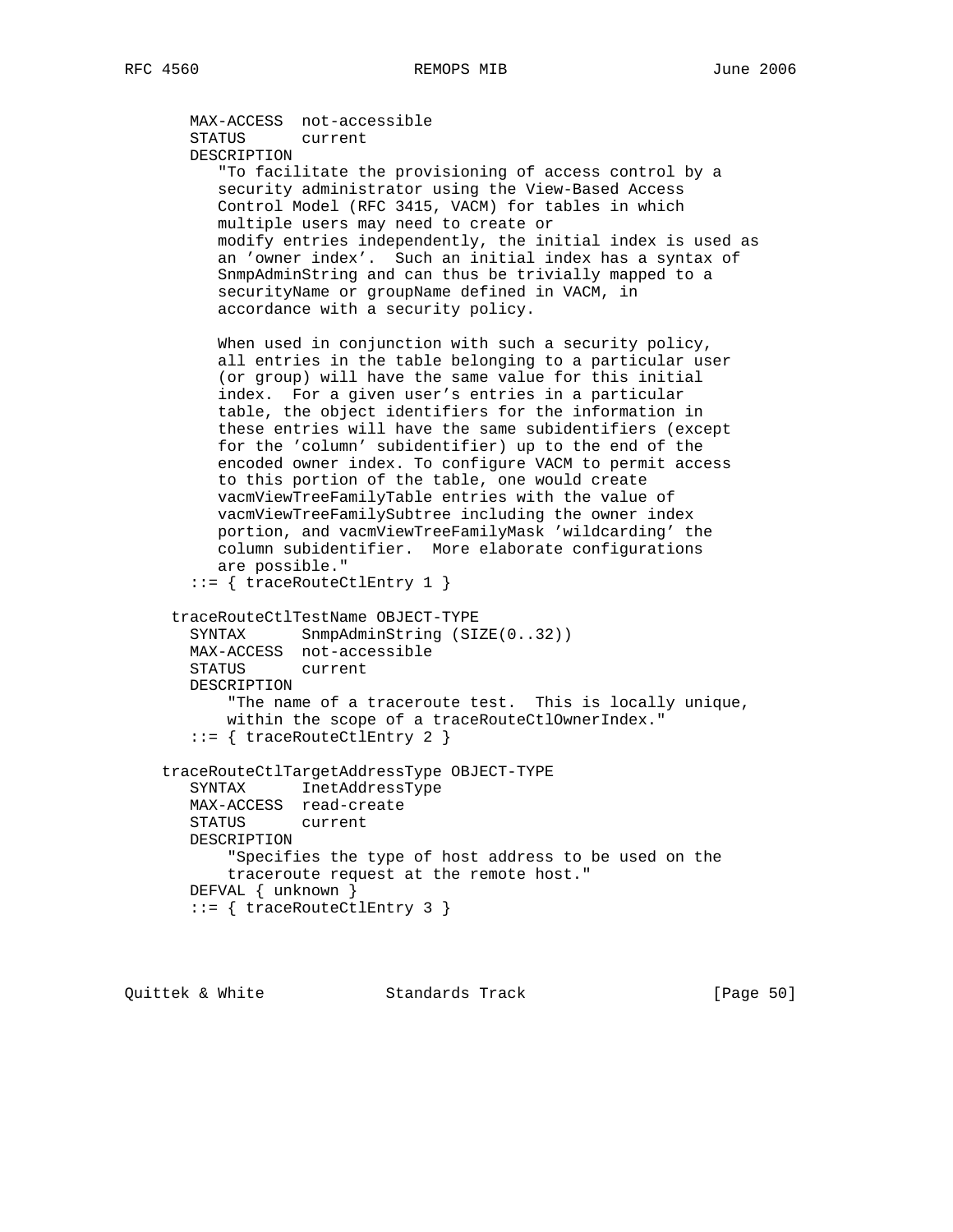```
      MAX-ACCESS  not-accessible
      STATUS      current
      DESCRIPTION
         "To facilitate the provisioning of access control by a
         security administrator using the View-Based Access
         Control Model (RFC 3415, VACM) for tables in which
         multiple users may need to create or
         modify entries independently, the initial index is used as
         an 'owner index'.  Such an initial index has a syntax of
         SnmpAdminString and can thus be trivially mapped to a
         securityName or groupName defined in VACM, in
         accordance with a security policy.

         When used in conjunction with such a security policy,
         all entries in the table belonging to a particular user
         (or group) will have the same value for this initial
         index.  For a given user's entries in a particular
         table, the object identifiers for the information in
         these entries will have the same subidentifiers (except
         for the 'column' subidentifier) up to the end of the
         encoded owner index. To configure VACM to permit access
         to this portion of the table, one would create
         vacmViewTreeFamilyTable entries with the value of
         vacmViewTreeFamilySubtree including the owner index
         portion, and vacmViewTreeFamilyMask 'wildcarding' the
         column subidentifier.  More elaborate configurations
         are possible."
      ::= { traceRouteCtlEntry 1 }

     traceRouteCtlTestName OBJECT-TYPE
      SYNTAX      SnmpAdminString (SIZE(0..32))
      MAX-ACCESS  not-accessible
      STATUS      current
      DESCRIPTION
          "The name of a traceroute test.  This is locally unique,
          within the scope of a traceRouteCtlOwnerIndex."
      ::= { traceRouteCtlEntry 2 }

    traceRouteCtlTargetAddressType OBJECT-TYPE
      SYNTAX      InetAddressType
      MAX-ACCESS  read-create
      STATUS      current
      DESCRIPTION
          "Specifies the type of host address to be used on the
          traceroute request at the remote host."
      DEFVAL { unknown }
      ::= { traceRouteCtlEntry 3 }
```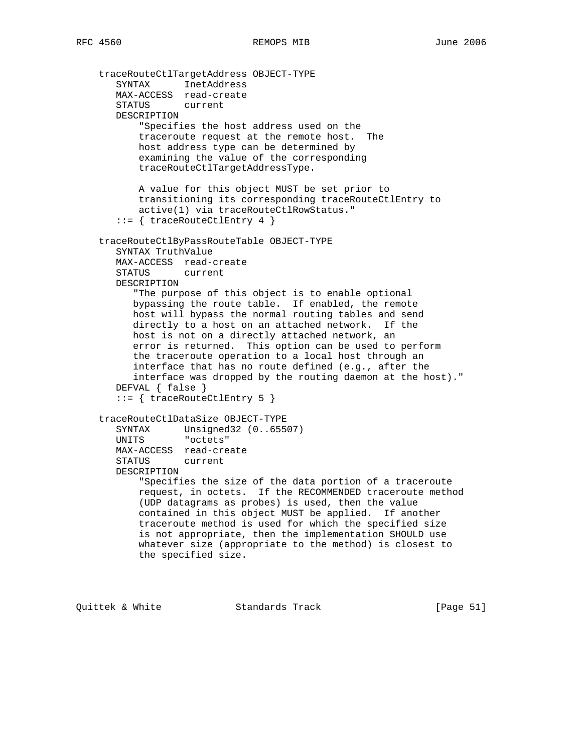```
   traceRouteCtlTargetAddress OBJECT-TYPE
      SYNTAX      InetAddress
      MAX-ACCESS  read-create
      STATUS      current
      DESCRIPTION
          "Specifies the host address used on the
          traceroute request at the remote host.  The
          host address type can be determined by
          examining the value of the corresponding
          traceRouteCtlTargetAddressType.

          A value for this object MUST be set prior to
          transitioning its corresponding traceRouteCtlEntry to
          active(1) via traceRouteCtlRowStatus."
      ::= { traceRouteCtlEntry 4 }

   traceRouteCtlByPassRouteTable OBJECT-TYPE
      SYNTAX TruthValue
      MAX-ACCESS  read-create
      STATUS      current
      DESCRIPTION
         "The purpose of this object is to enable optional
         bypassing the route table.  If enabled, the remote
         host will bypass the normal routing tables and send
         directly to a host on an attached network.  If the
         host is not on a directly attached network, an
         error is returned.  This option can be used to perform
         the traceroute operation to a local host through an
         interface that has no route defined (e.g., after the
         interface was dropped by the routing daemon at the host)."
      DEFVAL { false }
      ::= { traceRouteCtlEntry 5 }

   traceRouteCtlDataSize OBJECT-TYPE
      SYNTAX      Unsigned32 (0..65507)
      UNITS       "octets"
      MAX-ACCESS  read-create
      STATUS      current
      DESCRIPTION
          "Specifies the size of the data portion of a traceroute
          request, in octets.  If the RECOMMENDED traceroute method
          (UDP datagrams as probes) is used, then the value
          contained in this object MUST be applied.  If another
          traceroute method is used for which the specified size
          is not appropriate, then the implementation SHOULD use
          whatever size (appropriate to the method) is closest to
          the specified size.
```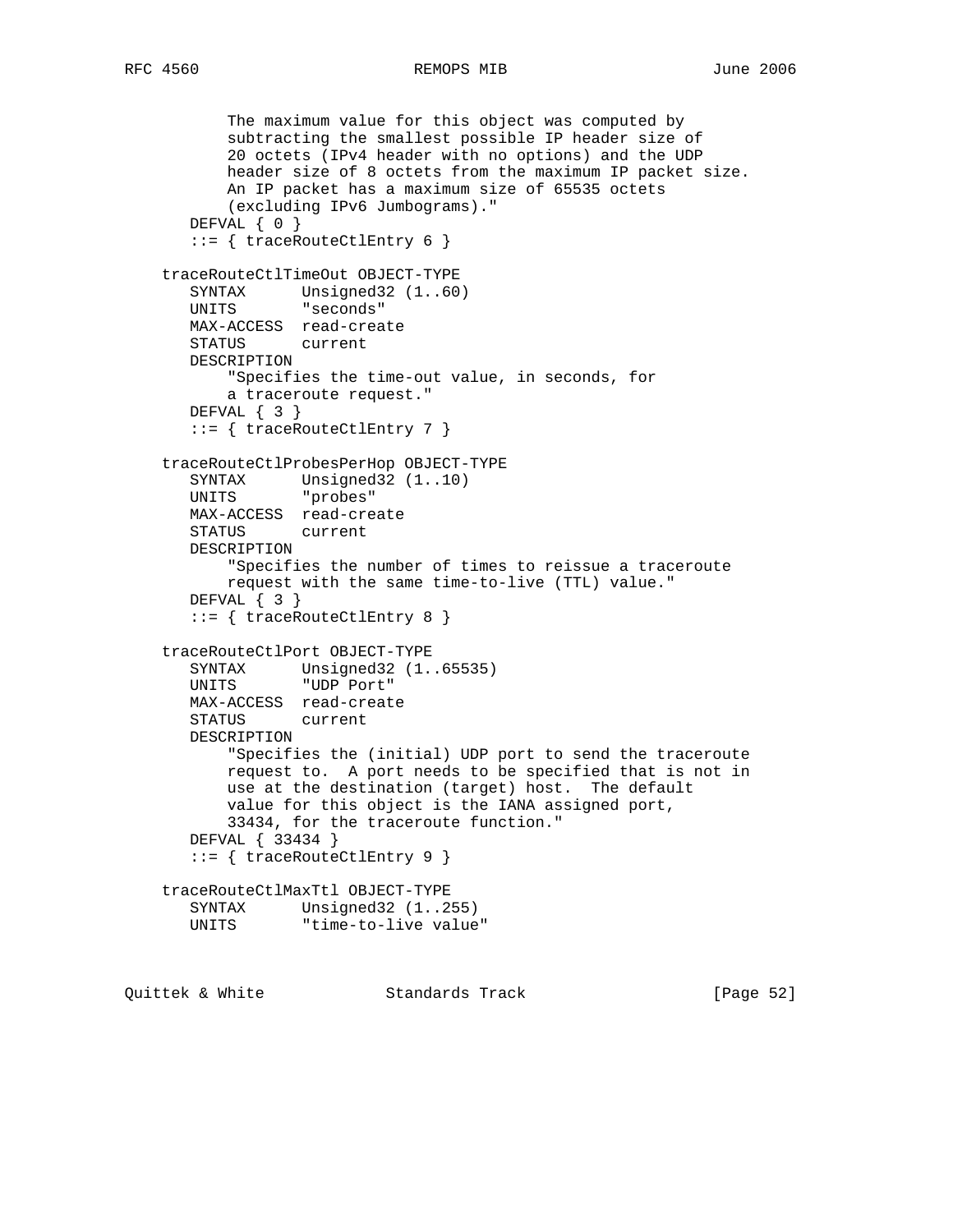```
           The maximum value for this object was computed by
           subtracting the smallest possible IP header size of
           20 octets (IPv4 header with no options) and the UDP
           header size of 8 octets from the maximum IP packet size.
           An IP packet has a maximum size of 65535 octets
           (excluding IPv6 Jumbograms)."
       DEFVAL { 0 }
       ::= { traceRouteCtlEntry 6 }

    traceRouteCtlTimeOut OBJECT-TYPE
       SYNTAX      Unsigned32 (1..60)
       UNITS       "seconds"
       MAX-ACCESS  read-create
       STATUS      current
       DESCRIPTION
           "Specifies the time-out value, in seconds, for
           a traceroute request."
       DEFVAL { 3 }
       ::= { traceRouteCtlEntry 7 }

    traceRouteCtlProbesPerHop OBJECT-TYPE
       SYNTAX      Unsigned32 (1..10)
       UNITS       "probes"
       MAX-ACCESS  read-create
       STATUS      current
       DESCRIPTION
           "Specifies the number of times to reissue a traceroute
           request with the same time-to-live (TTL) value."
       DEFVAL { 3 }
       ::= { traceRouteCtlEntry 8 }

    traceRouteCtlPort OBJECT-TYPE
       SYNTAX      Unsigned32 (1..65535)
       UNITS       "UDP Port"
       MAX-ACCESS  read-create
       STATUS      current
       DESCRIPTION
           "Specifies the (initial) UDP port to send the traceroute
           request to.  A port needs to be specified that is not in
           use at the destination (target) host.  The default
           value for this object is the IANA assigned port,
           33434, for the traceroute function."
       DEFVAL { 33434 }
       ::= { traceRouteCtlEntry 9 }

    traceRouteCtlMaxTtl OBJECT-TYPE
       SYNTAX      Unsigned32 (1..255)
       UNITS       "time-to-live value"
```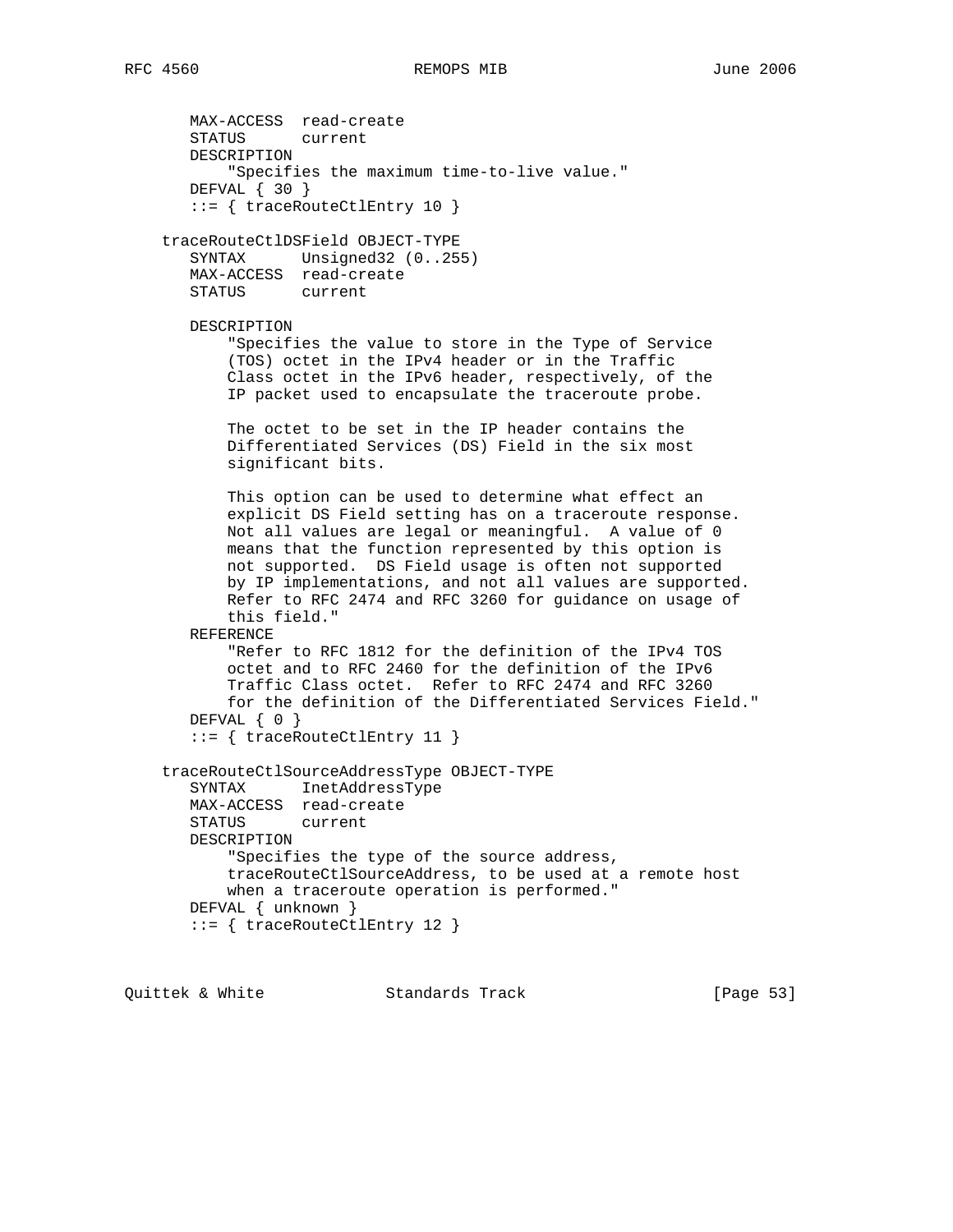```
       MAX-ACCESS  read-create
       STATUS      current
       DESCRIPTION
           "Specifies the maximum time-to-live value."
       DEFVAL { 30 }
       ::= { traceRouteCtlEntry 10 }

    traceRouteCtlDSField OBJECT-TYPE
       SYNTAX      Unsigned32 (0..255)
       MAX-ACCESS  read-create
       STATUS      current

       DESCRIPTION
           "Specifies the value to store in the Type of Service
           (TOS) octet in the IPv4 header or in the Traffic
           Class octet in the IPv6 header, respectively, of the
           IP packet used to encapsulate the traceroute probe.

           The octet to be set in the IP header contains the
           Differentiated Services (DS) Field in the six most
           significant bits.

           This option can be used to determine what effect an
           explicit DS Field setting has on a traceroute response.
           Not all values are legal or meaningful.  A value of 0
           means that the function represented by this option is
           not supported.  DS Field usage is often not supported
           by IP implementations, and not all values are supported.
           Refer to RFC 2474 and RFC 3260 for guidance on usage of
           this field."
       REFERENCE
           "Refer to RFC 1812 for the definition of the IPv4 TOS
           octet and to RFC 2460 for the definition of the IPv6
           Traffic Class octet.  Refer to RFC 2474 and RFC 3260
           for the definition of the Differentiated Services Field."
       DEFVAL { 0 }
       ::= { traceRouteCtlEntry 11 }

    traceRouteCtlSourceAddressType OBJECT-TYPE
       SYNTAX      InetAddressType
       MAX-ACCESS  read-create
       STATUS      current
       DESCRIPTION
           "Specifies the type of the source address,
           traceRouteCtlSourceAddress, to be used at a remote host
           when a traceroute operation is performed."
       DEFVAL { unknown }
       ::= { traceRouteCtlEntry 12 }
```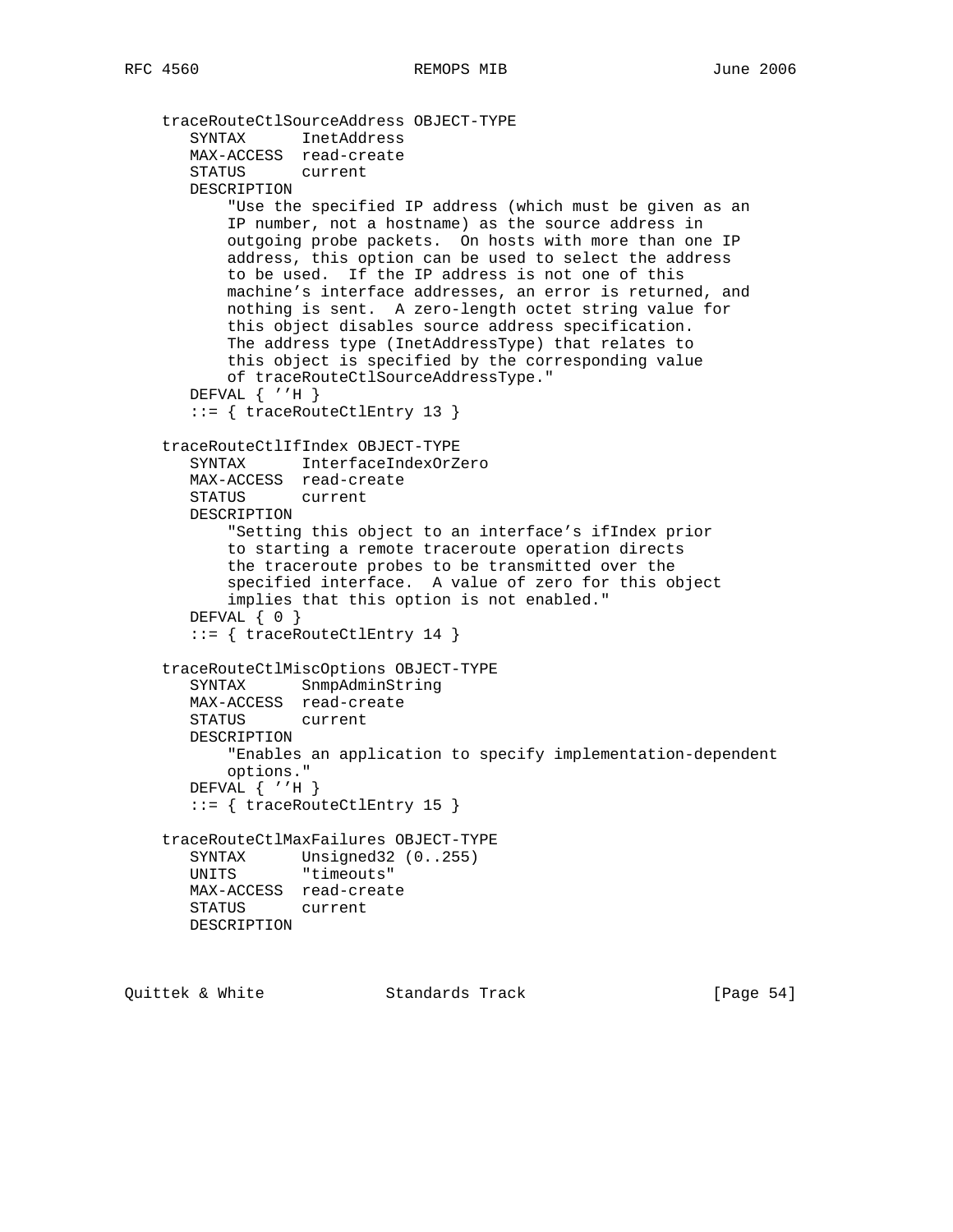```
   traceRouteCtlSourceAddress OBJECT-TYPE
      SYNTAX      InetAddress
      MAX-ACCESS  read-create
      STATUS      current
      DESCRIPTION
          "Use the specified IP address (which must be given as an
          IP number, not a hostname) as the source address in
          outgoing probe packets.  On hosts with more than one IP
          address, this option can be used to select the address
          to be used.  If the IP address is not one of this
          machine's interface addresses, an error is returned, and
          nothing is sent.  A zero-length octet string value for
          this object disables source address specification.
          The address type (InetAddressType) that relates to
          this object is specified by the corresponding value
          of traceRouteCtlSourceAddressType."
      DEFVAL { ''H }
      ::= { traceRouteCtlEntry 13 }

   traceRouteCtlIfIndex OBJECT-TYPE
      SYNTAX      InterfaceIndexOrZero
      MAX-ACCESS  read-create
      STATUS      current
      DESCRIPTION
          "Setting this object to an interface's ifIndex prior
          to starting a remote traceroute operation directs
          the traceroute probes to be transmitted over the
          specified interface.  A value of zero for this object
          implies that this option is not enabled."
      DEFVAL { 0 }
      ::= { traceRouteCtlEntry 14 }

   traceRouteCtlMiscOptions OBJECT-TYPE
      SYNTAX      SnmpAdminString
      MAX-ACCESS  read-create
      STATUS      current
      DESCRIPTION
          "Enables an application to specify implementation-dependent
          options."
      DEFVAL { ''H }
      ::= { traceRouteCtlEntry 15 }

   traceRouteCtlMaxFailures OBJECT-TYPE
      SYNTAX      Unsigned32 (0..255)
      UNITS       "timeouts"
      MAX-ACCESS  read-create
      STATUS      current
      DESCRIPTION
```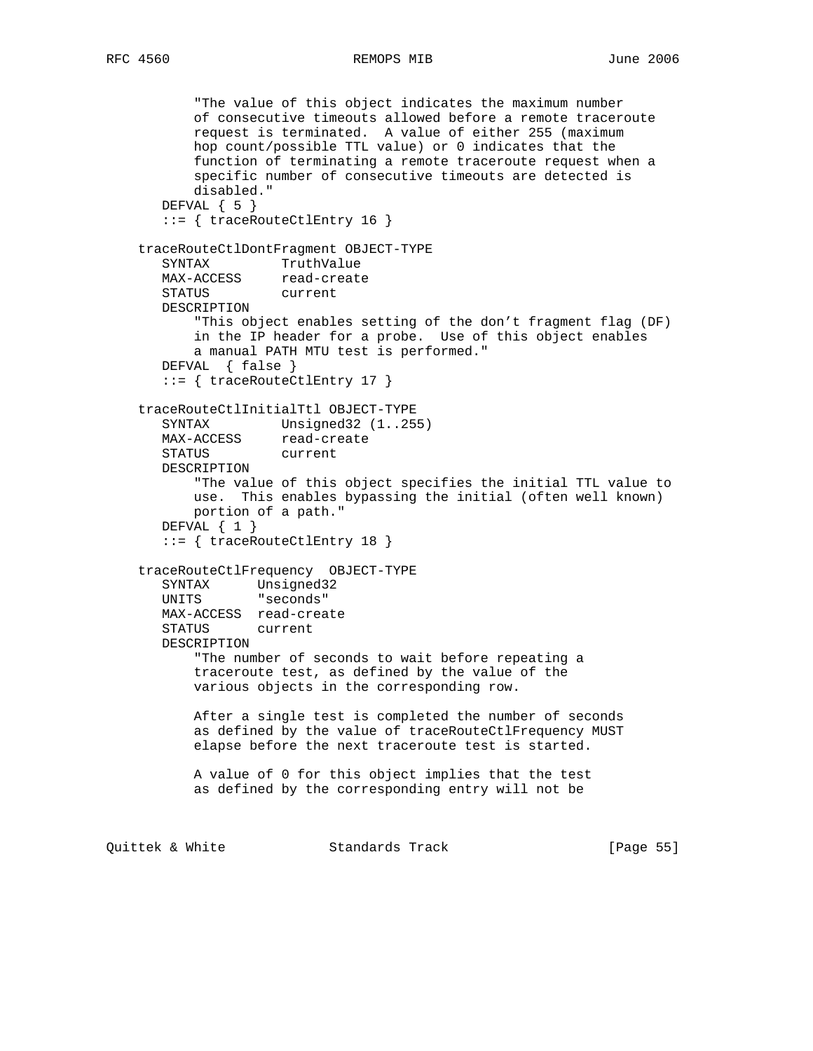```
          "The value of this object indicates the maximum number
          of consecutive timeouts allowed before a remote traceroute
          request is terminated.  A value of either 255 (maximum
          hop count/possible TTL value) or 0 indicates that the
          function of terminating a remote traceroute request when a
          specific number of consecutive timeouts are detected is
          disabled."
      DEFVAL { 5 }
      ::= { traceRouteCtlEntry 16 }

   traceRouteCtlDontFragment OBJECT-TYPE
      SYNTAX         TruthValue
      MAX-ACCESS     read-create
      STATUS         current
      DESCRIPTION
          "This object enables setting of the don't fragment flag (DF)
          in the IP header for a probe.  Use of this object enables
          a manual PATH MTU test is performed."
      DEFVAL  { false }
      ::= { traceRouteCtlEntry 17 }

   traceRouteCtlInitialTtl OBJECT-TYPE
      SYNTAX         Unsigned32 (1..255)
      MAX-ACCESS     read-create
      STATUS         current
      DESCRIPTION
          "The value of this object specifies the initial TTL value to
          use.  This enables bypassing the initial (often well known)
          portion of a path."
      DEFVAL { 1 }
      ::= { traceRouteCtlEntry 18 }

   traceRouteCtlFrequency  OBJECT-TYPE
      SYNTAX      Unsigned32
      UNITS       "seconds"
      MAX-ACCESS  read-create
      STATUS      current
      DESCRIPTION
          "The number of seconds to wait before repeating a
          traceroute test, as defined by the value of the
          various objects in the corresponding row.

          After a single test is completed the number of seconds
          as defined by the value of traceRouteCtlFrequency MUST
          elapse before the next traceroute test is started.

          A value of 0 for this object implies that the test
          as defined by the corresponding entry will not be
```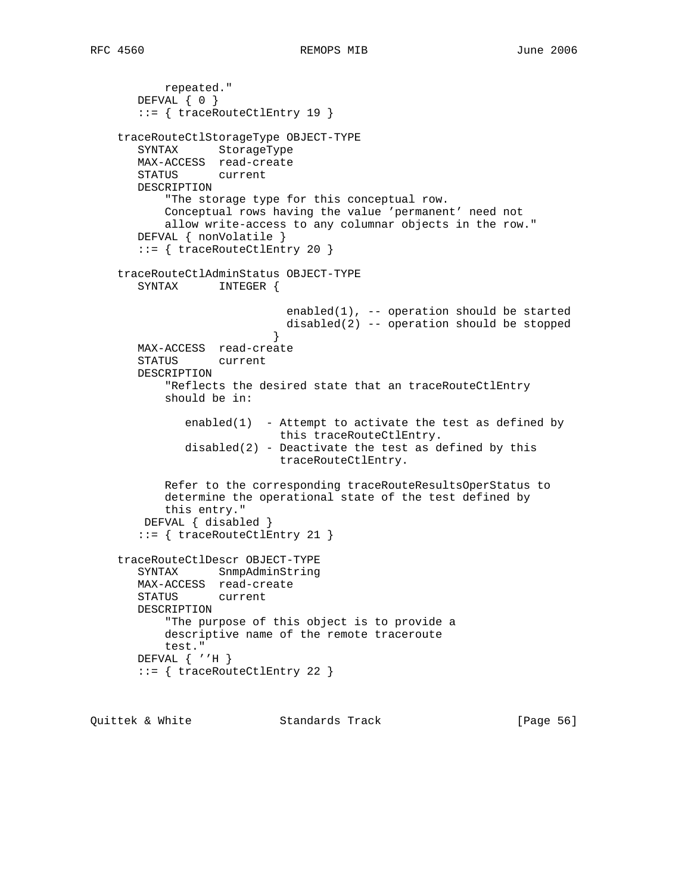```
          repeated."
       DEFVAL { 0 }
       ::= { traceRouteCtlEntry 19 }

    traceRouteCtlStorageType OBJECT-TYPE
       SYNTAX      StorageType
       MAX-ACCESS  read-create
       STATUS      current
       DESCRIPTION
           "The storage type for this conceptual row.
           Conceptual rows having the value 'permanent' need not
           allow write-access to any columnar objects in the row."
       DEFVAL { nonVolatile }
       ::= { traceRouteCtlEntry 20 }

    traceRouteCtlAdminStatus OBJECT-TYPE
       SYNTAX      INTEGER {

                             enabled(1), -- operation should be started
                             disabled(2) -- operation should be stopped
                           }
       MAX-ACCESS  read-create
       STATUS      current
       DESCRIPTION
           "Reflects the desired state that an traceRouteCtlEntry
           should be in:

              enabled(1)  - Attempt to activate the test as defined by
                            this traceRouteCtlEntry.
              disabled(2) - Deactivate the test as defined by this
                            traceRouteCtlEntry.

           Refer to the corresponding traceRouteResultsOperStatus to
           determine the operational state of the test defined by
           this entry."
        DEFVAL { disabled }
       ::= { traceRouteCtlEntry 21 }

    traceRouteCtlDescr OBJECT-TYPE
       SYNTAX      SnmpAdminString
       MAX-ACCESS  read-create
       STATUS      current
       DESCRIPTION
           "The purpose of this object is to provide a
           descriptive name of the remote traceroute
           test."
       DEFVAL { ''H }
       ::= { traceRouteCtlEntry 22 }
```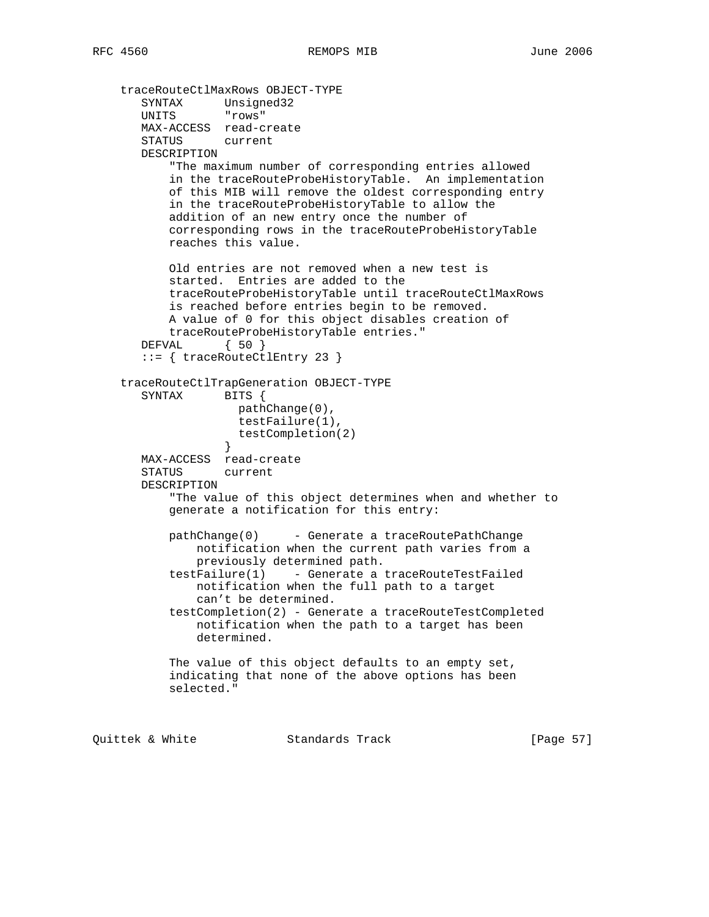```
   traceRouteCtlMaxRows OBJECT-TYPE
      SYNTAX      Unsigned32
      UNITS       "rows"
      MAX-ACCESS  read-create
      STATUS      current
      DESCRIPTION
          "The maximum number of corresponding entries allowed
          in the traceRouteProbeHistoryTable.  An implementation
          of this MIB will remove the oldest corresponding entry
          in the traceRouteProbeHistoryTable to allow the
          addition of an new entry once the number of
          corresponding rows in the traceRouteProbeHistoryTable
          reaches this value.

          Old entries are not removed when a new test is
          started.  Entries are added to the
          traceRouteProbeHistoryTable until traceRouteCtlMaxRows
          is reached before entries begin to be removed.
          A value of 0 for this object disables creation of
          traceRouteProbeHistoryTable entries."
      DEFVAL      { 50 }
      ::= { traceRouteCtlEntry 23 }

   traceRouteCtlTrapGeneration OBJECT-TYPE
      SYNTAX      BITS {
                    pathChange(0),
                    testFailure(1),
                    testCompletion(2)
                  }
      MAX-ACCESS  read-create
      STATUS      current
      DESCRIPTION
          "The value of this object determines when and whether to
          generate a notification for this entry:

          pathChange(0)     - Generate a traceRoutePathChange
              notification when the current path varies from a
              previously determined path.
          testFailure(1)    - Generate a traceRouteTestFailed
              notification when the full path to a target
              can't be determined.
          testCompletion(2) - Generate a traceRouteTestCompleted
              notification when the path to a target has been
              determined.

          The value of this object defaults to an empty set,
          indicating that none of the above options has been
          selected."
```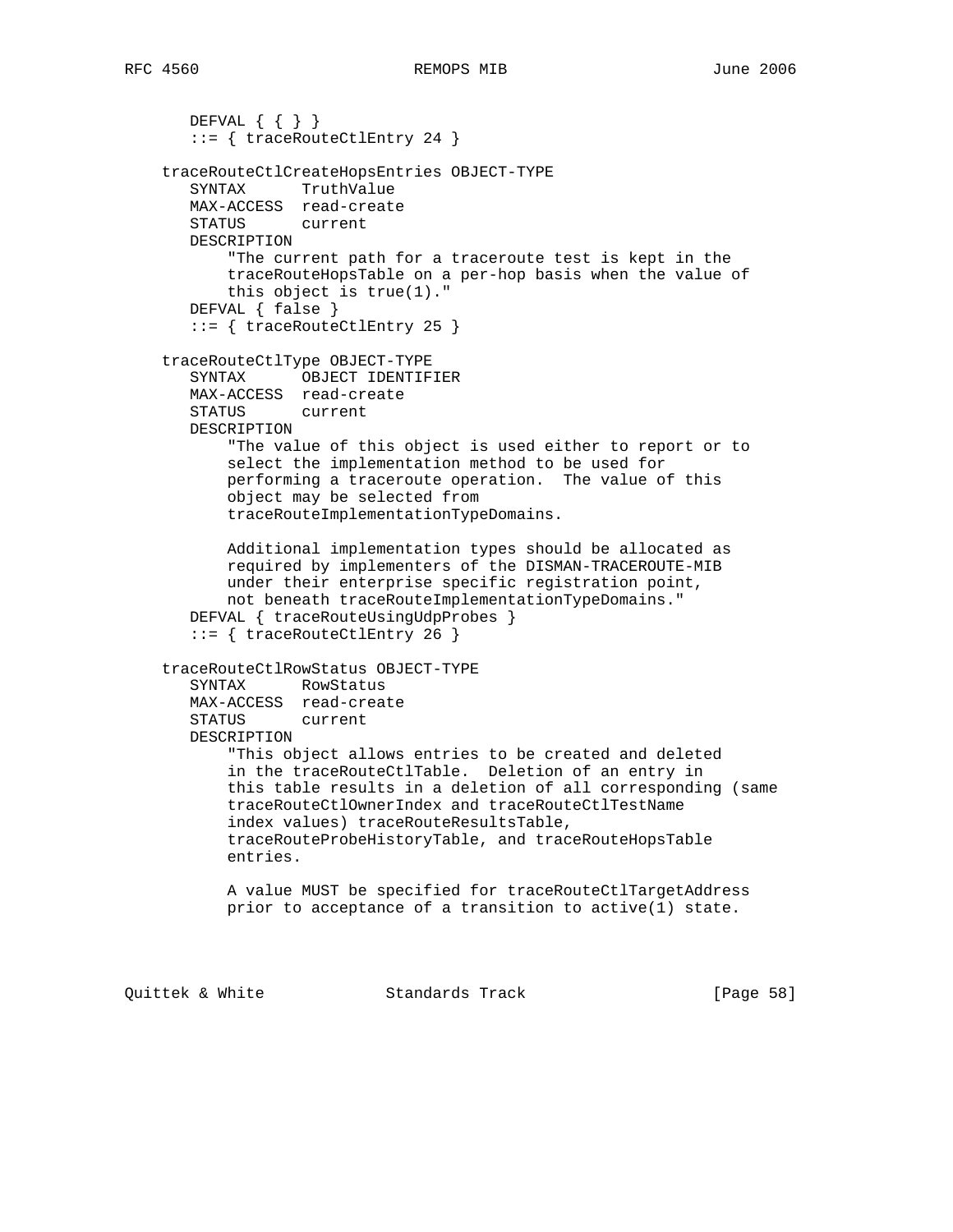```
       DEFVAL { { } }
       ::= { traceRouteCtlEntry 24 }

    traceRouteCtlCreateHopsEntries OBJECT-TYPE
       SYNTAX      TruthValue
       MAX-ACCESS  read-create
       STATUS      current
       DESCRIPTION
           "The current path for a traceroute test is kept in the
           traceRouteHopsTable on a per-hop basis when the value of
           this object is true(1)."
       DEFVAL { false }
       ::= { traceRouteCtlEntry 25 }

    traceRouteCtlType OBJECT-TYPE
       SYNTAX      OBJECT IDENTIFIER
       MAX-ACCESS  read-create
       STATUS      current
       DESCRIPTION
           "The value of this object is used either to report or to
           select the implementation method to be used for
           performing a traceroute operation.  The value of this
           object may be selected from
           traceRouteImplementationTypeDomains.

           Additional implementation types should be allocated as
           required by implementers of the DISMAN-TRACEROUTE-MIB
           under their enterprise specific registration point,
           not beneath traceRouteImplementationTypeDomains."
       DEFVAL { traceRouteUsingUdpProbes }
       ::= { traceRouteCtlEntry 26 }

    traceRouteCtlRowStatus OBJECT-TYPE
       SYNTAX      RowStatus
       MAX-ACCESS  read-create
       STATUS      current
       DESCRIPTION
           "This object allows entries to be created and deleted
           in the traceRouteCtlTable.  Deletion of an entry in
           this table results in a deletion of all corresponding (same
           traceRouteCtlOwnerIndex and traceRouteCtlTestName
           index values) traceRouteResultsTable,
           traceRouteProbeHistoryTable, and traceRouteHopsTable
           entries.

           A value MUST be specified for traceRouteCtlTargetAddress
           prior to acceptance of a transition to active(1) state.
```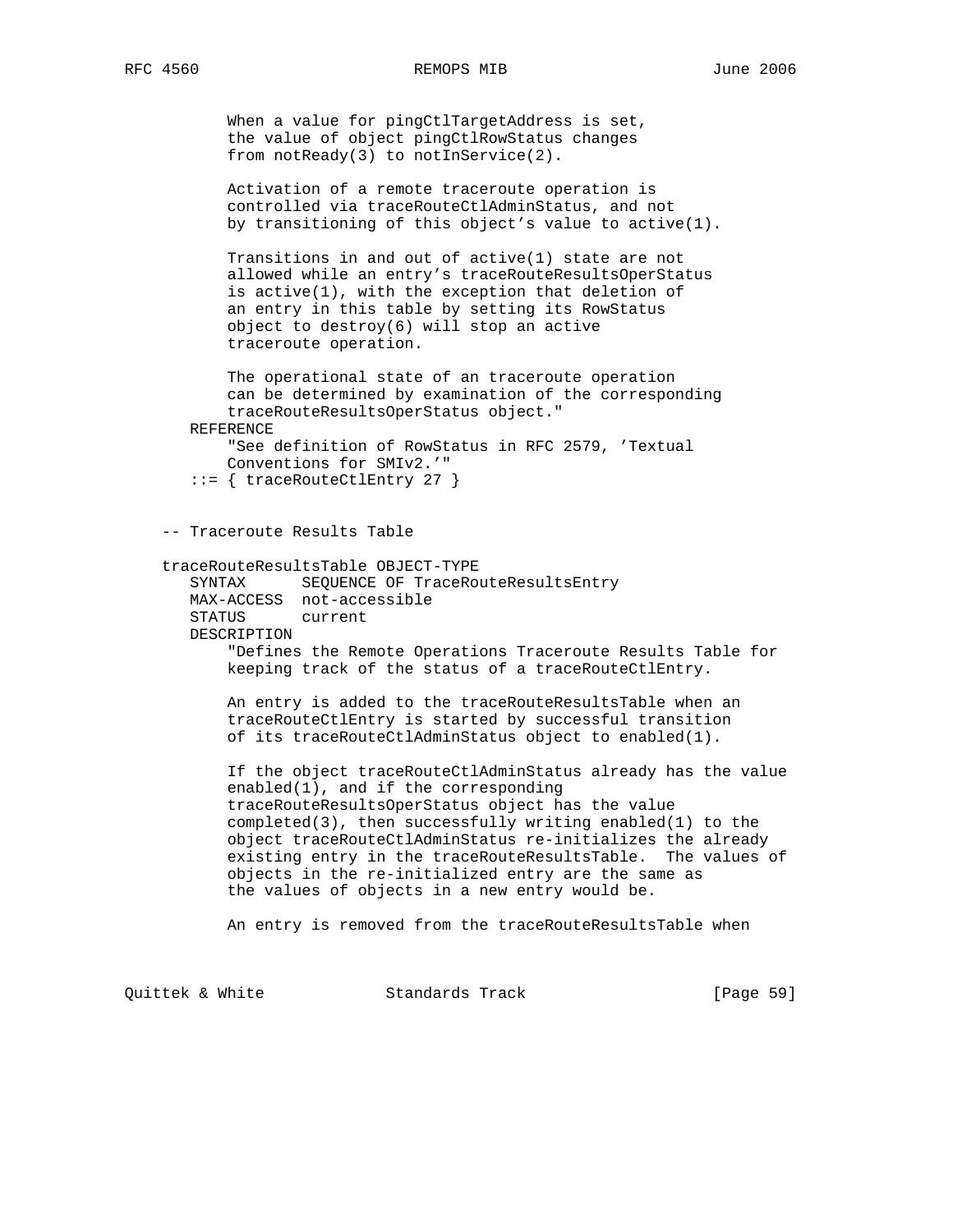```
          When a value for pingCtlTargetAddress is set,
          the value of object pingCtlRowStatus changes
          from notReady(3) to notInService(2).

          Activation of a remote traceroute operation is
          controlled via traceRouteCtlAdminStatus, and not
          by transitioning of this object's value to active(1).

          Transitions in and out of active(1) state are not
          allowed while an entry's traceRouteResultsOperStatus
          is active(1), with the exception that deletion of
          an entry in this table by setting its RowStatus
          object to destroy(6) will stop an active
          traceroute operation.

          The operational state of an traceroute operation
          can be determined by examination of the corresponding
          traceRouteResultsOperStatus object."
       REFERENCE
          "See definition of RowStatus in RFC 2579, 'Textual
          Conventions for SMIv2.'"
       ::= { traceRouteCtlEntry 27 }


    -- Traceroute Results Table

    traceRouteResultsTable OBJECT-TYPE
       SYNTAX      SEQUENCE OF TraceRouteResultsEntry
       MAX-ACCESS  not-accessible
       STATUS      current
       DESCRIPTION
          "Defines the Remote Operations Traceroute Results Table for
          keeping track of the status of a traceRouteCtlEntry.

          An entry is added to the traceRouteResultsTable when an
          traceRouteCtlEntry is started by successful transition
          of its traceRouteCtlAdminStatus object to enabled(1).

          If the object traceRouteCtlAdminStatus already has the value
          enabled(1), and if the corresponding
          traceRouteResultsOperStatus object has the value
          completed(3), then successfully writing enabled(1) to the
          object traceRouteCtlAdminStatus re-initializes the already
          existing entry in the traceRouteResultsTable.  The values of
          objects in the re-initialized entry are the same as
          the values of objects in a new entry would be.

          An entry is removed from the traceRouteResultsTable when
```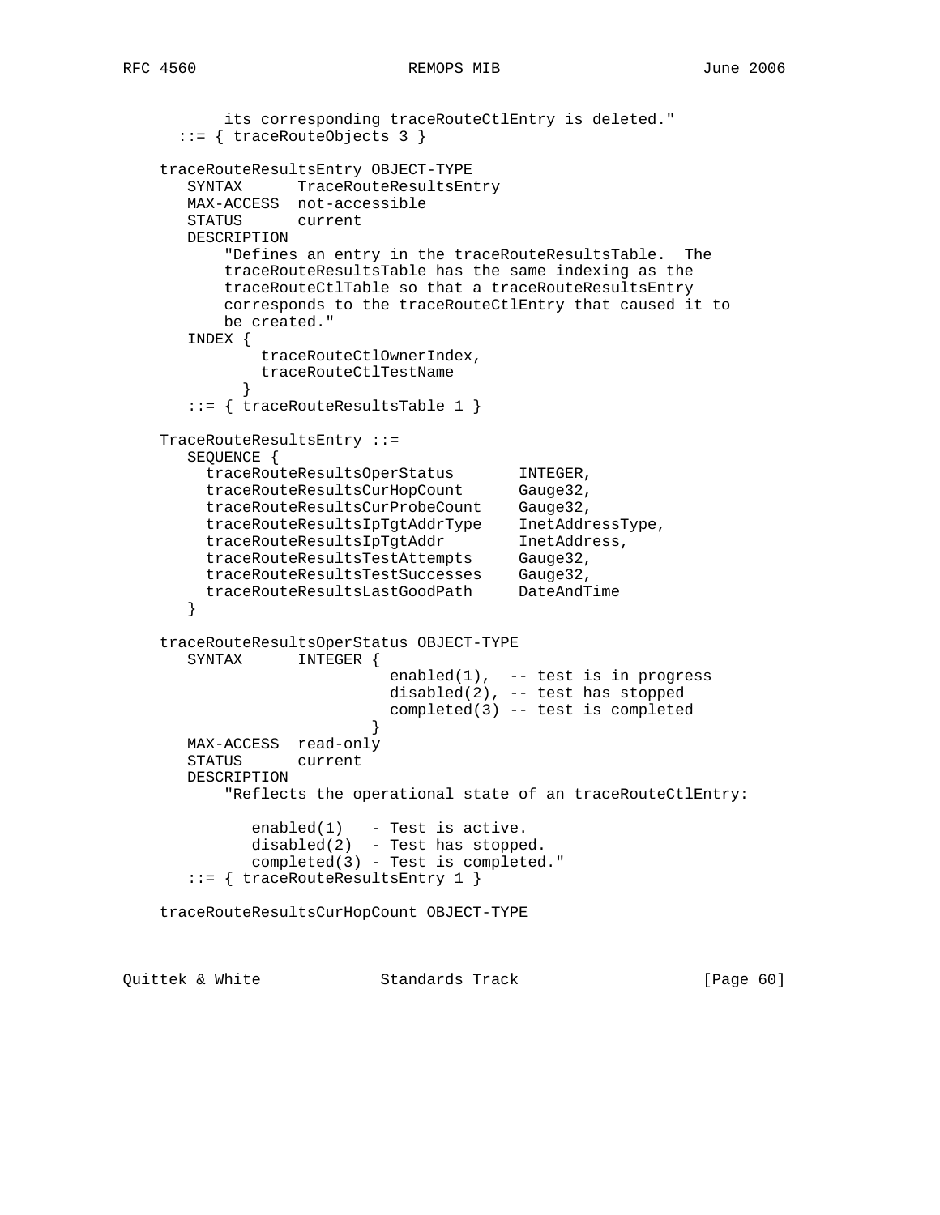```
          its corresponding traceRouteCtlEntry is deleted."
      ::= { traceRouteObjects 3 }

   traceRouteResultsEntry OBJECT-TYPE
      SYNTAX      TraceRouteResultsEntry
      MAX-ACCESS  not-accessible
      STATUS      current
      DESCRIPTION
          "Defines an entry in the traceRouteResultsTable.  The
          traceRouteResultsTable has the same indexing as the
          traceRouteCtlTable so that a traceRouteResultsEntry
          corresponds to the traceRouteCtlEntry that caused it to
          be created."
      INDEX {
              traceRouteCtlOwnerIndex,
              traceRouteCtlTestName
            }
      ::= { traceRouteResultsTable 1 }

   TraceRouteResultsEntry ::=
      SEQUENCE {
        traceRouteResultsOperStatus       INTEGER,
        traceRouteResultsCurHopCount      Gauge32,
        traceRouteResultsCurProbeCount    Gauge32,
        traceRouteResultsIpTgtAddrType    InetAddressType,
        traceRouteResultsIpTgtAddr        InetAddress,
        traceRouteResultsTestAttempts     Gauge32,
        traceRouteResultsTestSuccesses    Gauge32,
        traceRouteResultsLastGoodPath     DateAndTime
      }

   traceRouteResultsOperStatus OBJECT-TYPE
      SYNTAX      INTEGER {
                          enabled(1),  -- test is in progress
                          disabled(2), -- test has stopped
                          completed(3) -- test is completed
                        }
      MAX-ACCESS  read-only
      STATUS      current
      DESCRIPTION
          "Reflects the operational state of an traceRouteCtlEntry:

             enabled(1)   - Test is active.
             disabled(2)  - Test has stopped.
             completed(3) - Test is completed."
      ::= { traceRouteResultsEntry 1 }

   traceRouteResultsCurHopCount OBJECT-TYPE
```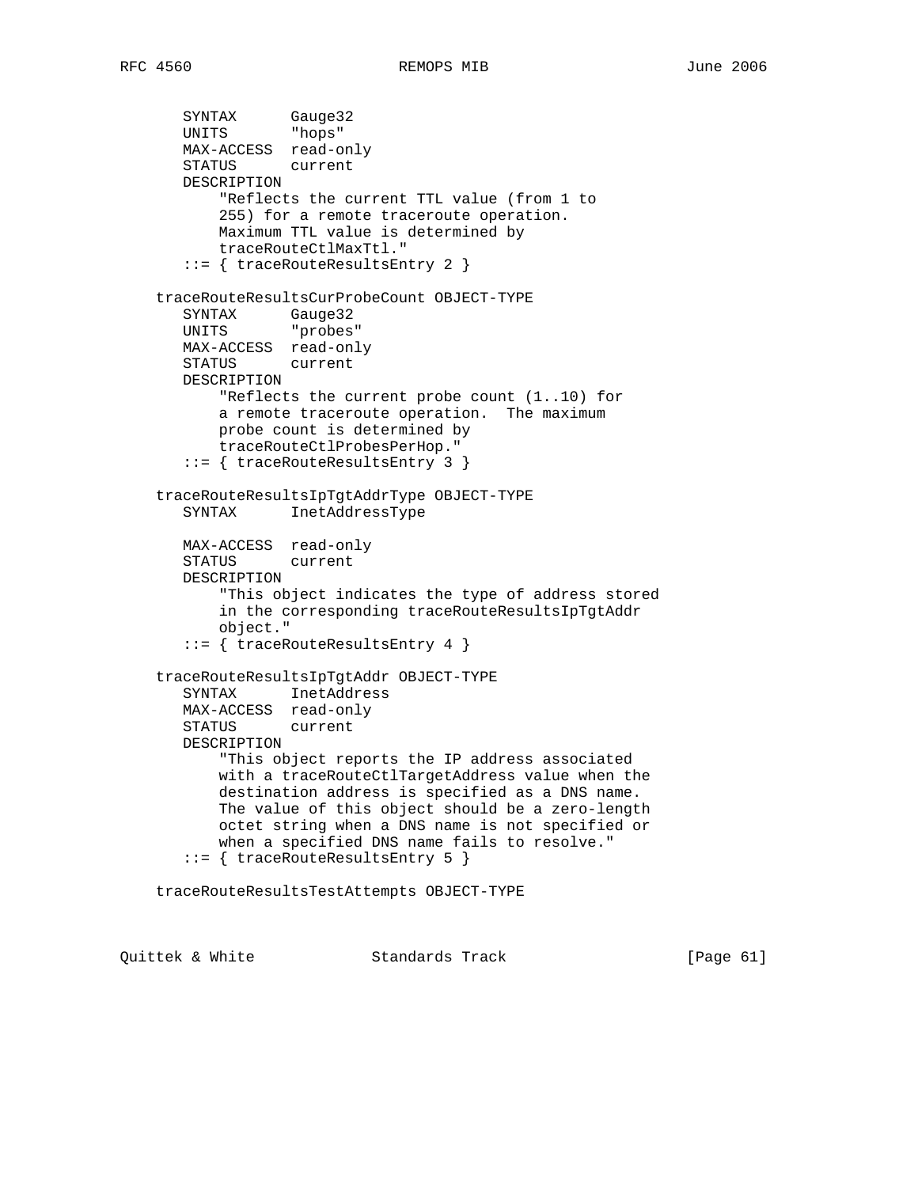```
       SYNTAX      Gauge32
       UNITS       "hops"
       MAX-ACCESS  read-only
       STATUS      current
       DESCRIPTION
           "Reflects the current TTL value (from 1 to
           255) for a remote traceroute operation.
           Maximum TTL value is determined by
           traceRouteCtlMaxTtl."
       ::= { traceRouteResultsEntry 2 }

    traceRouteResultsCurProbeCount OBJECT-TYPE
       SYNTAX      Gauge32
       UNITS       "probes"
       MAX-ACCESS  read-only
       STATUS      current
       DESCRIPTION
           "Reflects the current probe count (1..10) for
           a remote traceroute operation.  The maximum
           probe count is determined by
           traceRouteCtlProbesPerHop."
       ::= { traceRouteResultsEntry 3 }

    traceRouteResultsIpTgtAddrType OBJECT-TYPE
       SYNTAX      InetAddressType

       MAX-ACCESS  read-only
       STATUS      current
       DESCRIPTION
           "This object indicates the type of address stored
           in the corresponding traceRouteResultsIpTgtAddr
           object."
       ::= { traceRouteResultsEntry 4 }

    traceRouteResultsIpTgtAddr OBJECT-TYPE
       SYNTAX      InetAddress
       MAX-ACCESS  read-only
       STATUS      current
       DESCRIPTION
           "This object reports the IP address associated
           with a traceRouteCtlTargetAddress value when the
           destination address is specified as a DNS name.
           The value of this object should be a zero-length
           octet string when a DNS name is not specified or
           when a specified DNS name fails to resolve."
       ::= { traceRouteResultsEntry 5 }

    traceRouteResultsTestAttempts OBJECT-TYPE
```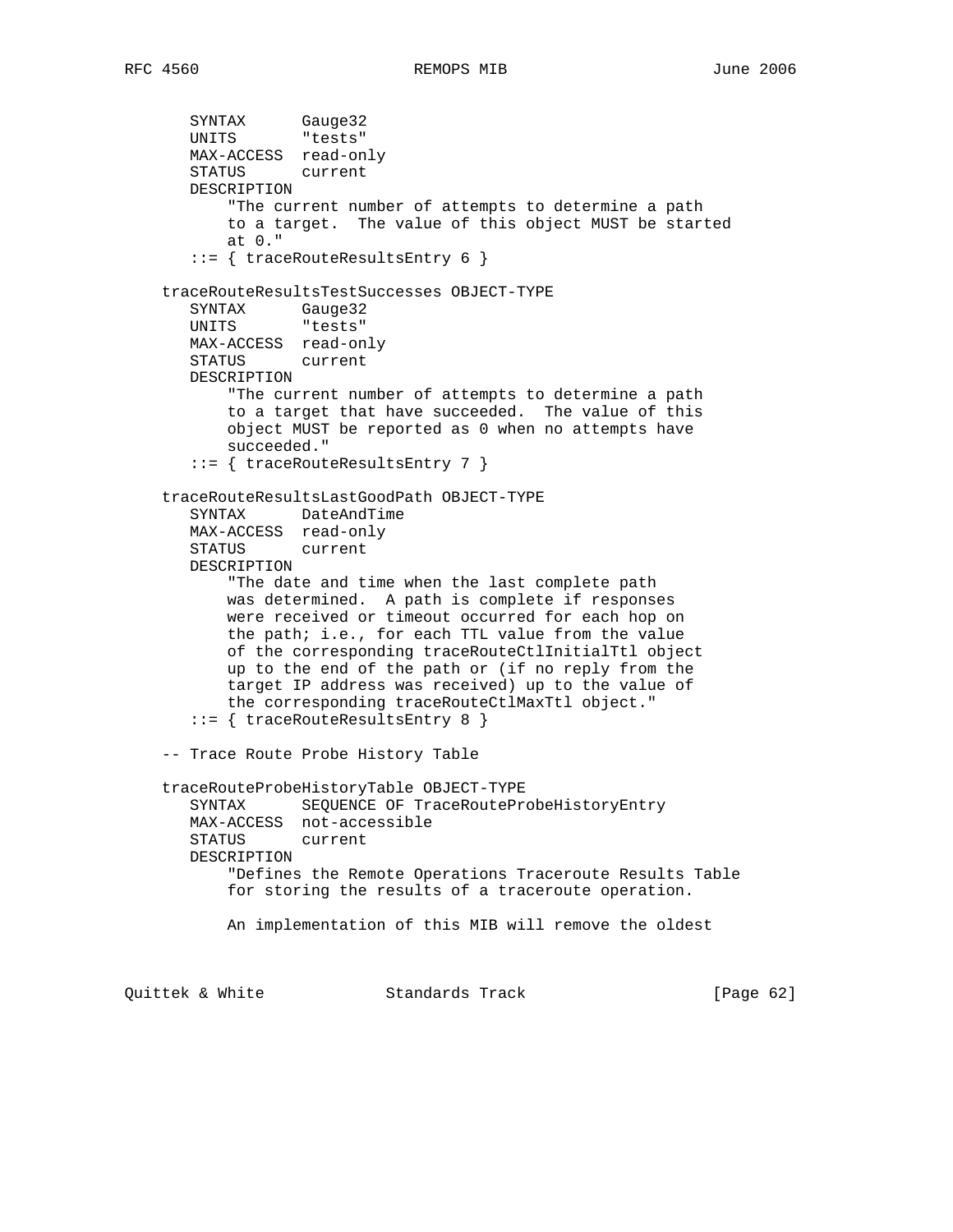```
      SYNTAX      Gauge32
      UNITS       "tests"
      MAX-ACCESS  read-only
      STATUS      current
      DESCRIPTION
          "The current number of attempts to determine a path
          to a target.  The value of this object MUST be started
          at 0."
      ::= { traceRouteResultsEntry 6 }

   traceRouteResultsTestSuccesses OBJECT-TYPE
      SYNTAX      Gauge32
      UNITS       "tests"
      MAX-ACCESS  read-only
      STATUS      current
      DESCRIPTION
          "The current number of attempts to determine a path
          to a target that have succeeded.  The value of this
          object MUST be reported as 0 when no attempts have
          succeeded."
      ::= { traceRouteResultsEntry 7 }

   traceRouteResultsLastGoodPath OBJECT-TYPE
      SYNTAX      DateAndTime
      MAX-ACCESS  read-only
      STATUS      current
      DESCRIPTION
          "The date and time when the last complete path
          was determined.  A path is complete if responses
          were received or timeout occurred for each hop on
          the path; i.e., for each TTL value from the value
          of the corresponding traceRouteCtlInitialTtl object
          up to the end of the path or (if no reply from the
          target IP address was received) up to the value of
          the corresponding traceRouteCtlMaxTtl object."
      ::= { traceRouteResultsEntry 8 }

   -- Trace Route Probe History Table

   traceRouteProbeHistoryTable OBJECT-TYPE
      SYNTAX      SEQUENCE OF TraceRouteProbeHistoryEntry
      MAX-ACCESS  not-accessible
      STATUS      current
      DESCRIPTION
          "Defines the Remote Operations Traceroute Results Table
          for storing the results of a traceroute operation.

          An implementation of this MIB will remove the oldest
```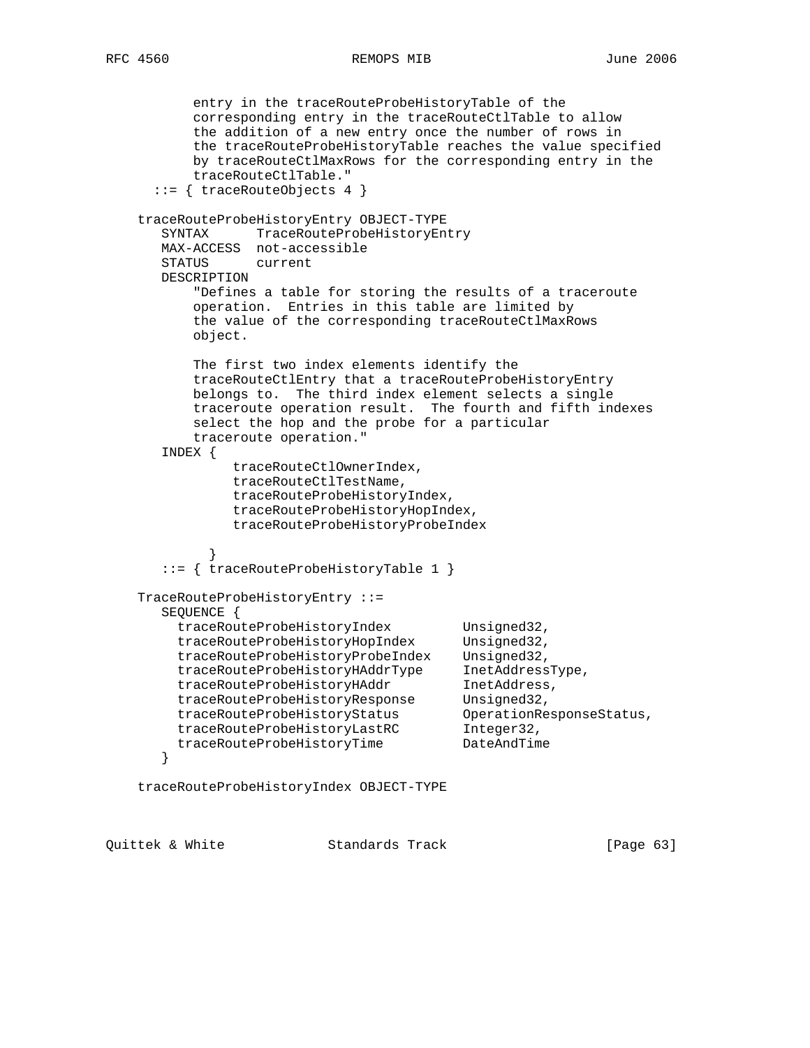```
        entry in the traceRouteProbeHistoryTable of the
        corresponding entry in the traceRouteCtlTable to allow
        the addition of a new entry once the number of rows in
        the traceRouteProbeHistoryTable reaches the value specified
        by traceRouteCtlMaxRows for the corresponding entry in the
        traceRouteCtlTable."
   ::= { traceRouteObjects 4 }

 traceRouteProbeHistoryEntry OBJECT-TYPE
    SYNTAX      TraceRouteProbeHistoryEntry
    MAX-ACCESS  not-accessible
    STATUS      current
    DESCRIPTION
        "Defines a table for storing the results of a traceroute
        operation.  Entries in this table are limited by
        the value of the corresponding traceRouteCtlMaxRows
        object.

        The first two index elements identify the
        traceRouteCtlEntry that a traceRouteProbeHistoryEntry
        belongs to.  The third index element selects a single
        traceroute operation result.  The fourth and fifth indexes
        select the hop and the probe for a particular
        traceroute operation."
    INDEX {
             traceRouteCtlOwnerIndex,
             traceRouteCtlTestName,
             traceRouteProbeHistoryIndex,
             traceRouteProbeHistoryHopIndex,
             traceRouteProbeHistoryProbeIndex

          }
    ::= { traceRouteProbeHistoryTable 1 }

 TraceRouteProbeHistoryEntry ::=
    SEQUENCE {
      traceRouteProbeHistoryIndex         Unsigned32,
      traceRouteProbeHistoryHopIndex      Unsigned32,
      traceRouteProbeHistoryProbeIndex    Unsigned32,
      traceRouteProbeHistoryHAddrType     InetAddressType,
      traceRouteProbeHistoryHAddr         InetAddress,
      traceRouteProbeHistoryResponse      Unsigned32,
      traceRouteProbeHistoryStatus        OperationResponseStatus,
      traceRouteProbeHistoryLastRC        Integer32,
      traceRouteProbeHistoryTime          DateAndTime
    }

 traceRouteProbeHistoryIndex OBJECT-TYPE
```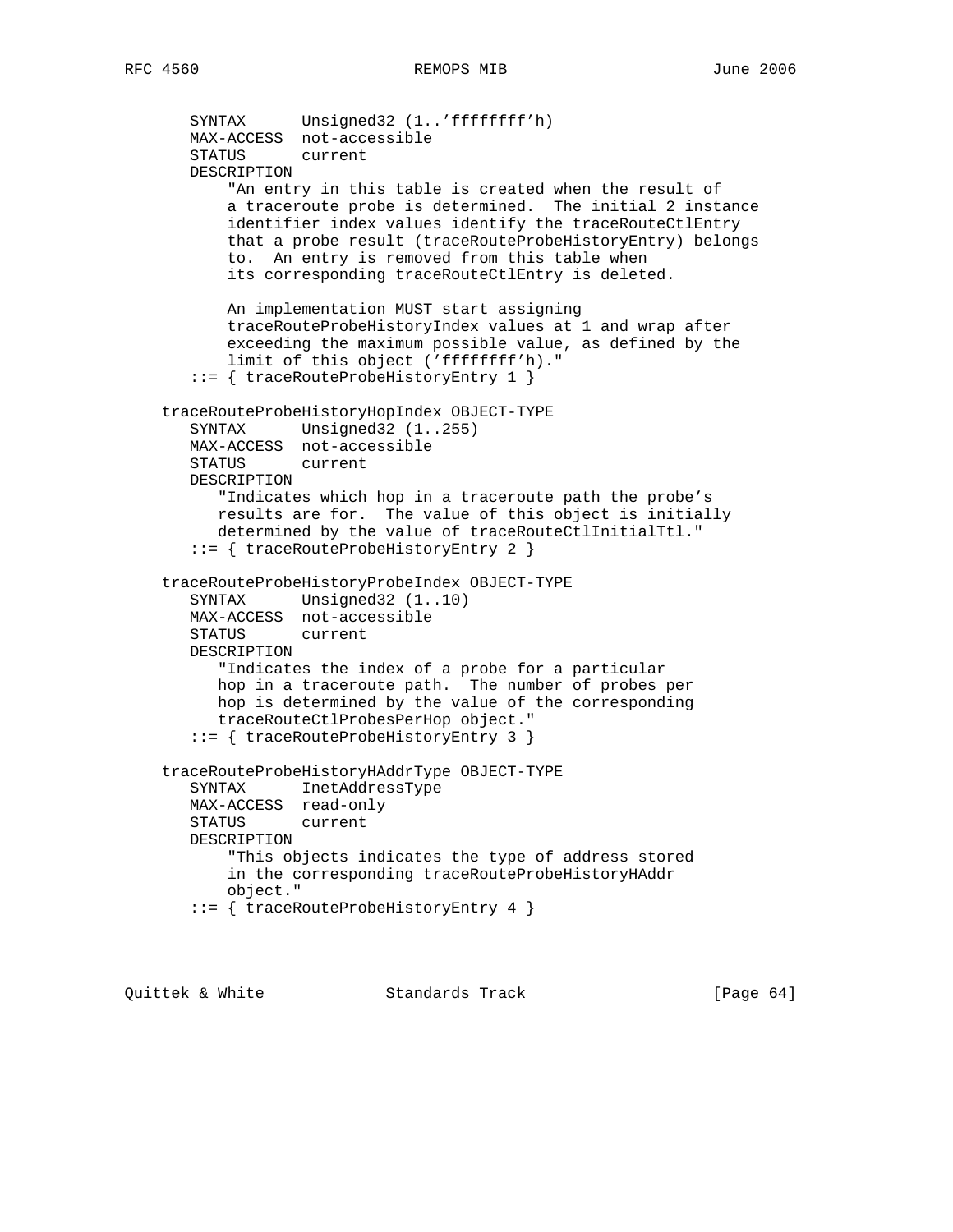```
       SYNTAX      Unsigned32 (1..'ffffffff'h)
       MAX-ACCESS  not-accessible
       STATUS      current
       DESCRIPTION
           "An entry in this table is created when the result of
           a traceroute probe is determined.  The initial 2 instance
           identifier index values identify the traceRouteCtlEntry
           that a probe result (traceRouteProbeHistoryEntry) belongs
           to.  An entry is removed from this table when
           its corresponding traceRouteCtlEntry is deleted.

           An implementation MUST start assigning
           traceRouteProbeHistoryIndex values at 1 and wrap after
           exceeding the maximum possible value, as defined by the
           limit of this object ('ffffffff'h)."
       ::= { traceRouteProbeHistoryEntry 1 }

    traceRouteProbeHistoryHopIndex OBJECT-TYPE
       SYNTAX      Unsigned32 (1..255)
       MAX-ACCESS  not-accessible
       STATUS      current
       DESCRIPTION
          "Indicates which hop in a traceroute path the probe's
          results are for.  The value of this object is initially
          determined by the value of traceRouteCtlInitialTtl."
       ::= { traceRouteProbeHistoryEntry 2 }

    traceRouteProbeHistoryProbeIndex OBJECT-TYPE
       SYNTAX      Unsigned32 (1..10)
       MAX-ACCESS  not-accessible
       STATUS      current
       DESCRIPTION
          "Indicates the index of a probe for a particular
          hop in a traceroute path.  The number of probes per
          hop is determined by the value of the corresponding
          traceRouteCtlProbesPerHop object."
       ::= { traceRouteProbeHistoryEntry 3 }

    traceRouteProbeHistoryHAddrType OBJECT-TYPE
       SYNTAX      InetAddressType
       MAX-ACCESS  read-only
       STATUS      current
       DESCRIPTION
           "This objects indicates the type of address stored
           in the corresponding traceRouteProbeHistoryHAddr
           object."
       ::= { traceRouteProbeHistoryEntry 4 }
```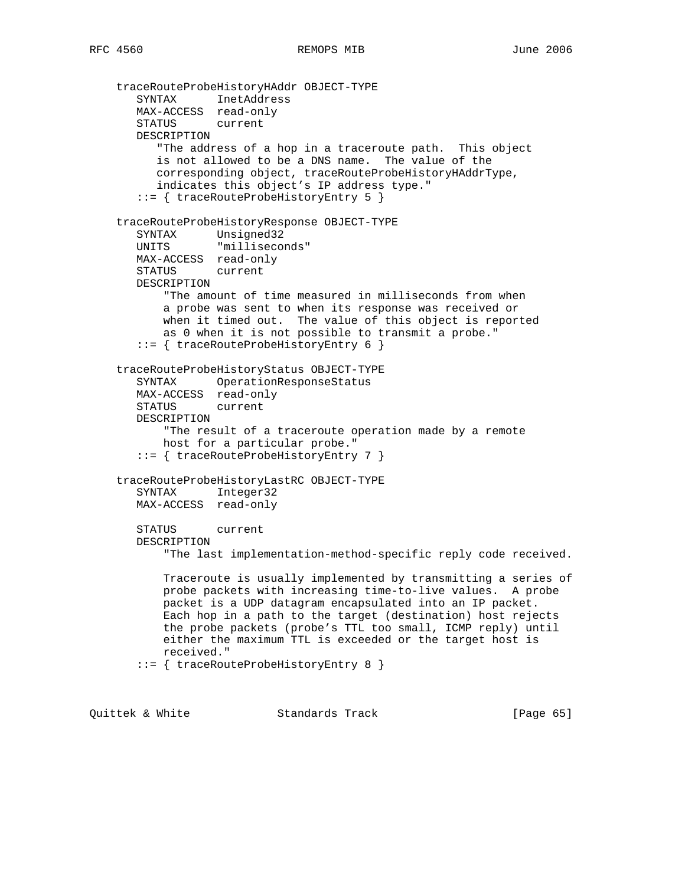```
   traceRouteProbeHistoryHAddr OBJECT-TYPE
      SYNTAX      InetAddress
      MAX-ACCESS  read-only
      STATUS      current
      DESCRIPTION
         "The address of a hop in a traceroute path.  This object
         is not allowed to be a DNS name.  The value of the
         corresponding object, traceRouteProbeHistoryHAddrType,
         indicates this object's IP address type."
      ::= { traceRouteProbeHistoryEntry 5 }

   traceRouteProbeHistoryResponse OBJECT-TYPE
      SYNTAX      Unsigned32
      UNITS       "milliseconds"
      MAX-ACCESS  read-only
      STATUS      current
      DESCRIPTION
          "The amount of time measured in milliseconds from when
          a probe was sent to when its response was received or
          when it timed out.  The value of this object is reported
          as 0 when it is not possible to transmit a probe."
      ::= { traceRouteProbeHistoryEntry 6 }

   traceRouteProbeHistoryStatus OBJECT-TYPE
      SYNTAX      OperationResponseStatus
      MAX-ACCESS  read-only
      STATUS      current
      DESCRIPTION
          "The result of a traceroute operation made by a remote
          host for a particular probe."
      ::= { traceRouteProbeHistoryEntry 7 }

   traceRouteProbeHistoryLastRC OBJECT-TYPE
      SYNTAX      Integer32
      MAX-ACCESS  read-only

      STATUS      current
      DESCRIPTION
          "The last implementation-method-specific reply code received.

          Traceroute is usually implemented by transmitting a series of
          probe packets with increasing time-to-live values.  A probe
          packet is a UDP datagram encapsulated into an IP packet.
          Each hop in a path to the target (destination) host rejects
          the probe packets (probe's TTL too small, ICMP reply) until
          either the maximum TTL is exceeded or the target host is
          received."
      ::= { traceRouteProbeHistoryEntry 8 }
```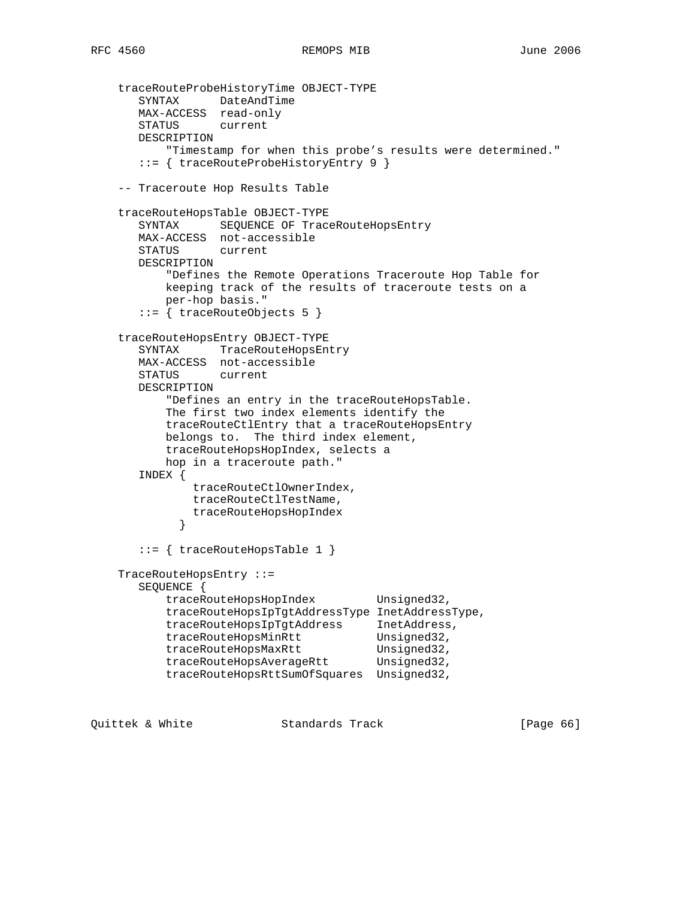```
   traceRouteProbeHistoryTime OBJECT-TYPE
      SYNTAX      DateAndTime
      MAX-ACCESS  read-only
      STATUS      current
      DESCRIPTION
          "Timestamp for when this probe's results were determined."
      ::= { traceRouteProbeHistoryEntry 9 }

   -- Traceroute Hop Results Table

   traceRouteHopsTable OBJECT-TYPE
      SYNTAX      SEQUENCE OF TraceRouteHopsEntry
      MAX-ACCESS  not-accessible
      STATUS      current
      DESCRIPTION
          "Defines the Remote Operations Traceroute Hop Table for
          keeping track of the results of traceroute tests on a
          per-hop basis."
      ::= { traceRouteObjects 5 }

   traceRouteHopsEntry OBJECT-TYPE
      SYNTAX      TraceRouteHopsEntry
      MAX-ACCESS  not-accessible
      STATUS      current
      DESCRIPTION
          "Defines an entry in the traceRouteHopsTable.
          The first two index elements identify the
          traceRouteCtlEntry that a traceRouteHopsEntry
          belongs to.  The third index element,
          traceRouteHopsHopIndex, selects a
          hop in a traceroute path."
      INDEX {
              traceRouteCtlOwnerIndex,
              traceRouteCtlTestName,
              traceRouteHopsHopIndex
            }

      ::= { traceRouteHopsTable 1 }

   TraceRouteHopsEntry ::=
      SEQUENCE {
          traceRouteHopsHopIndex         Unsigned32,
          traceRouteHopsIpTgtAddressType InetAddressType,
          traceRouteHopsIpTgtAddress     InetAddress,
          traceRouteHopsMinRtt           Unsigned32,
          traceRouteHopsMaxRtt           Unsigned32,
          traceRouteHopsAverageRtt       Unsigned32,
          traceRouteHopsRttSumOfSquares  Unsigned32,
```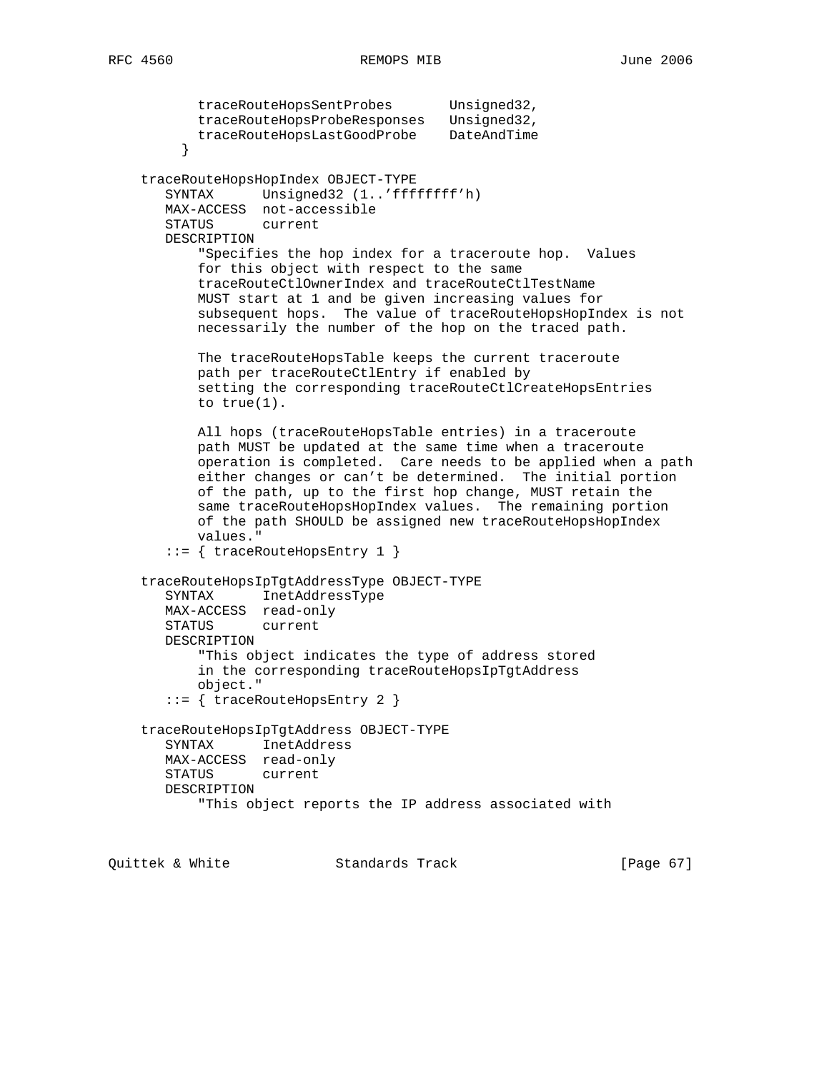```
          traceRouteHopsSentProbes       Unsigned32,
          traceRouteHopsProbeResponses   Unsigned32,
          traceRouteHopsLastGoodProbe    DateAndTime
        }

   traceRouteHopsHopIndex OBJECT-TYPE
      SYNTAX      Unsigned32 (1..'ffffffff'h)
      MAX-ACCESS  not-accessible
      STATUS      current
      DESCRIPTION
          "Specifies the hop index for a traceroute hop.  Values
          for this object with respect to the same
          traceRouteCtlOwnerIndex and traceRouteCtlTestName
          MUST start at 1 and be given increasing values for
          subsequent hops.  The value of traceRouteHopsHopIndex is not
          necessarily the number of the hop on the traced path.

          The traceRouteHopsTable keeps the current traceroute
          path per traceRouteCtlEntry if enabled by
          setting the corresponding traceRouteCtlCreateHopsEntries
          to true(1).

          All hops (traceRouteHopsTable entries) in a traceroute
          path MUST be updated at the same time when a traceroute
          operation is completed.  Care needs to be applied when a path
          either changes or can't be determined.  The initial portion
          of the path, up to the first hop change, MUST retain the
          same traceRouteHopsHopIndex values.  The remaining portion
          of the path SHOULD be assigned new traceRouteHopsHopIndex
          values."
      ::= { traceRouteHopsEntry 1 }

   traceRouteHopsIpTgtAddressType OBJECT-TYPE
      SYNTAX      InetAddressType
      MAX-ACCESS  read-only
      STATUS      current
      DESCRIPTION
          "This object indicates the type of address stored
          in the corresponding traceRouteHopsIpTgtAddress
          object."
      ::= { traceRouteHopsEntry 2 }

   traceRouteHopsIpTgtAddress OBJECT-TYPE
      SYNTAX      InetAddress
      MAX-ACCESS  read-only
      STATUS      current
      DESCRIPTION
          "This object reports the IP address associated with
```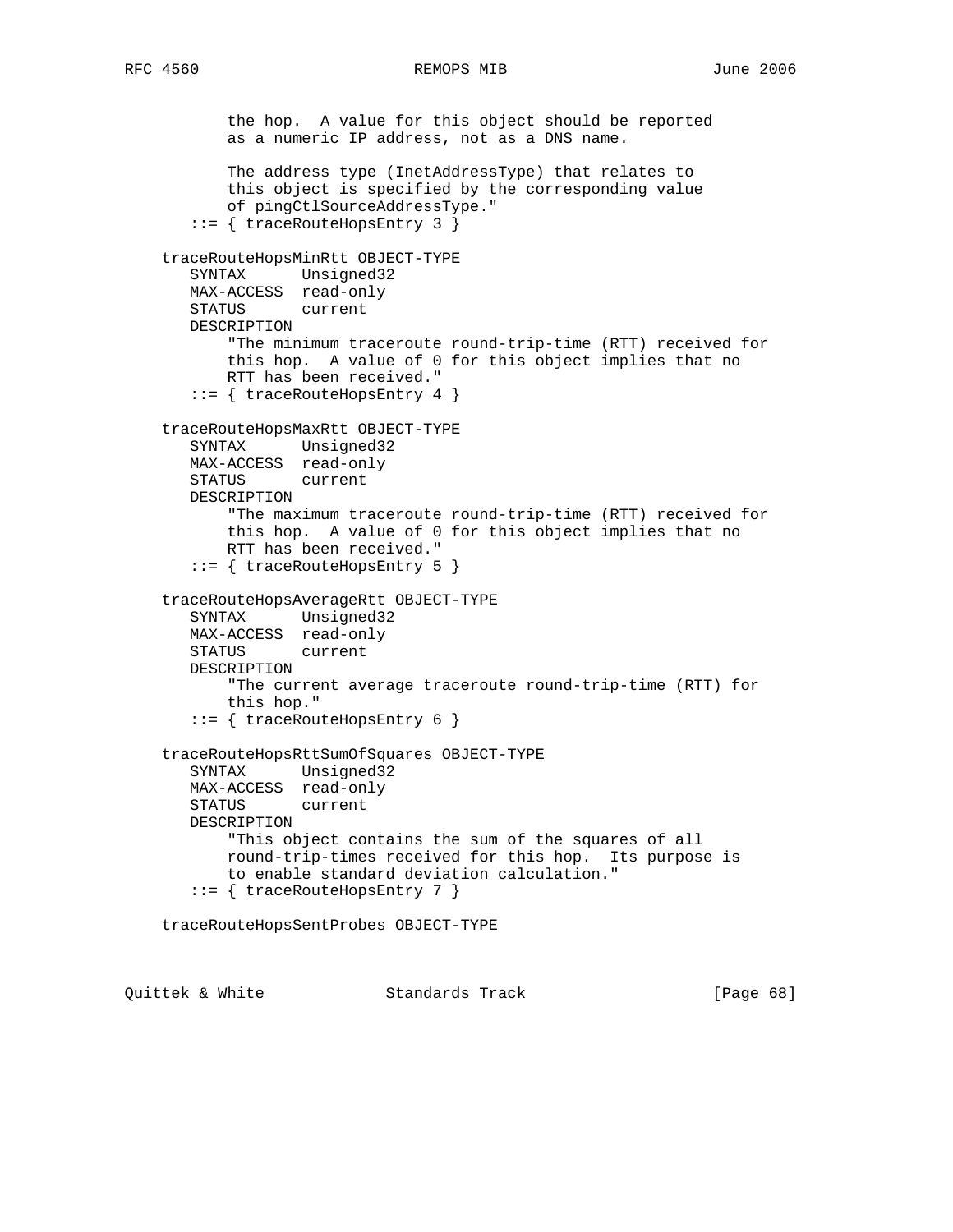```
          the hop.  A value for this object should be reported
          as a numeric IP address, not as a DNS name.

          The address type (InetAddressType) that relates to
          this object is specified by the corresponding value
          of pingCtlSourceAddressType."
      ::= { traceRouteHopsEntry 3 }

   traceRouteHopsMinRtt OBJECT-TYPE
      SYNTAX      Unsigned32
      MAX-ACCESS  read-only
      STATUS      current
      DESCRIPTION
          "The minimum traceroute round-trip-time (RTT) received for
          this hop.  A value of 0 for this object implies that no
          RTT has been received."
      ::= { traceRouteHopsEntry 4 }

   traceRouteHopsMaxRtt OBJECT-TYPE
      SYNTAX      Unsigned32
      MAX-ACCESS  read-only
      STATUS      current
      DESCRIPTION
          "The maximum traceroute round-trip-time (RTT) received for
          this hop.  A value of 0 for this object implies that no
          RTT has been received."
      ::= { traceRouteHopsEntry 5 }

   traceRouteHopsAverageRtt OBJECT-TYPE
      SYNTAX      Unsigned32
      MAX-ACCESS  read-only
      STATUS      current
      DESCRIPTION
          "The current average traceroute round-trip-time (RTT) for
          this hop."
      ::= { traceRouteHopsEntry 6 }

   traceRouteHopsRttSumOfSquares OBJECT-TYPE
      SYNTAX      Unsigned32
      MAX-ACCESS  read-only
      STATUS      current
      DESCRIPTION
          "This object contains the sum of the squares of all
          round-trip-times received for this hop.  Its purpose is
          to enable standard deviation calculation."
      ::= { traceRouteHopsEntry 7 }

   traceRouteHopsSentProbes OBJECT-TYPE
```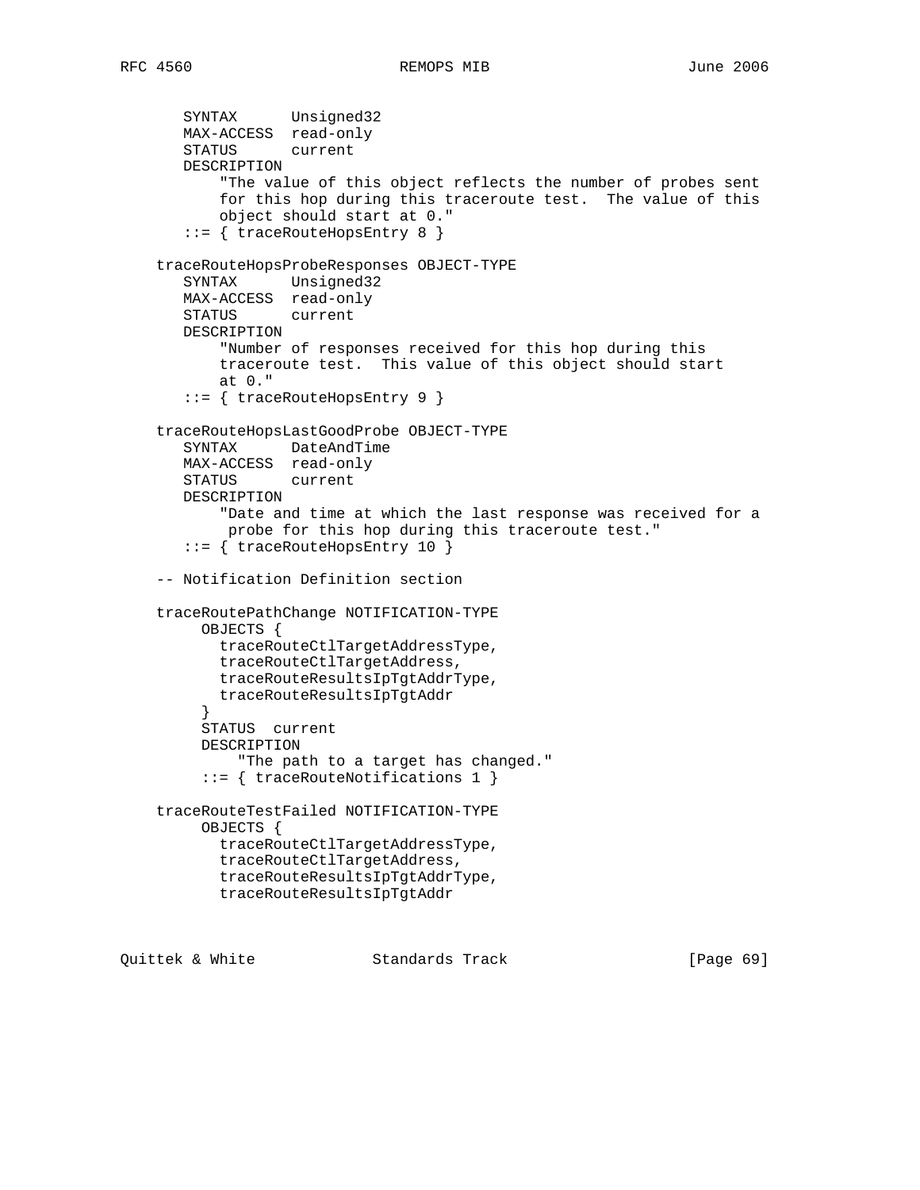```
       SYNTAX      Unsigned32
       MAX-ACCESS  read-only
       STATUS      current
       DESCRIPTION
           "The value of this object reflects the number of probes sent
           for this hop during this traceroute test.  The value of this
           object should start at 0."
       ::= { traceRouteHopsEntry 8 }

    traceRouteHopsProbeResponses OBJECT-TYPE
       SYNTAX      Unsigned32
       MAX-ACCESS  read-only
       STATUS      current
       DESCRIPTION
           "Number of responses received for this hop during this
           traceroute test.  This value of this object should start
           at 0."
       ::= { traceRouteHopsEntry 9 }

    traceRouteHopsLastGoodProbe OBJECT-TYPE
       SYNTAX      DateAndTime
       MAX-ACCESS  read-only
       STATUS      current
       DESCRIPTION
           "Date and time at which the last response was received for a
            probe for this hop during this traceroute test."
       ::= { traceRouteHopsEntry 10 }

    -- Notification Definition section

    traceRoutePathChange NOTIFICATION-TYPE
         OBJECTS {
           traceRouteCtlTargetAddressType,
           traceRouteCtlTargetAddress,
           traceRouteResultsIpTgtAddrType,
           traceRouteResultsIpTgtAddr
         }
         STATUS  current
         DESCRIPTION
             "The path to a target has changed."
         ::= { traceRouteNotifications 1 }

    traceRouteTestFailed NOTIFICATION-TYPE
         OBJECTS {
           traceRouteCtlTargetAddressType,
           traceRouteCtlTargetAddress,
           traceRouteResultsIpTgtAddrType,
           traceRouteResultsIpTgtAddr
```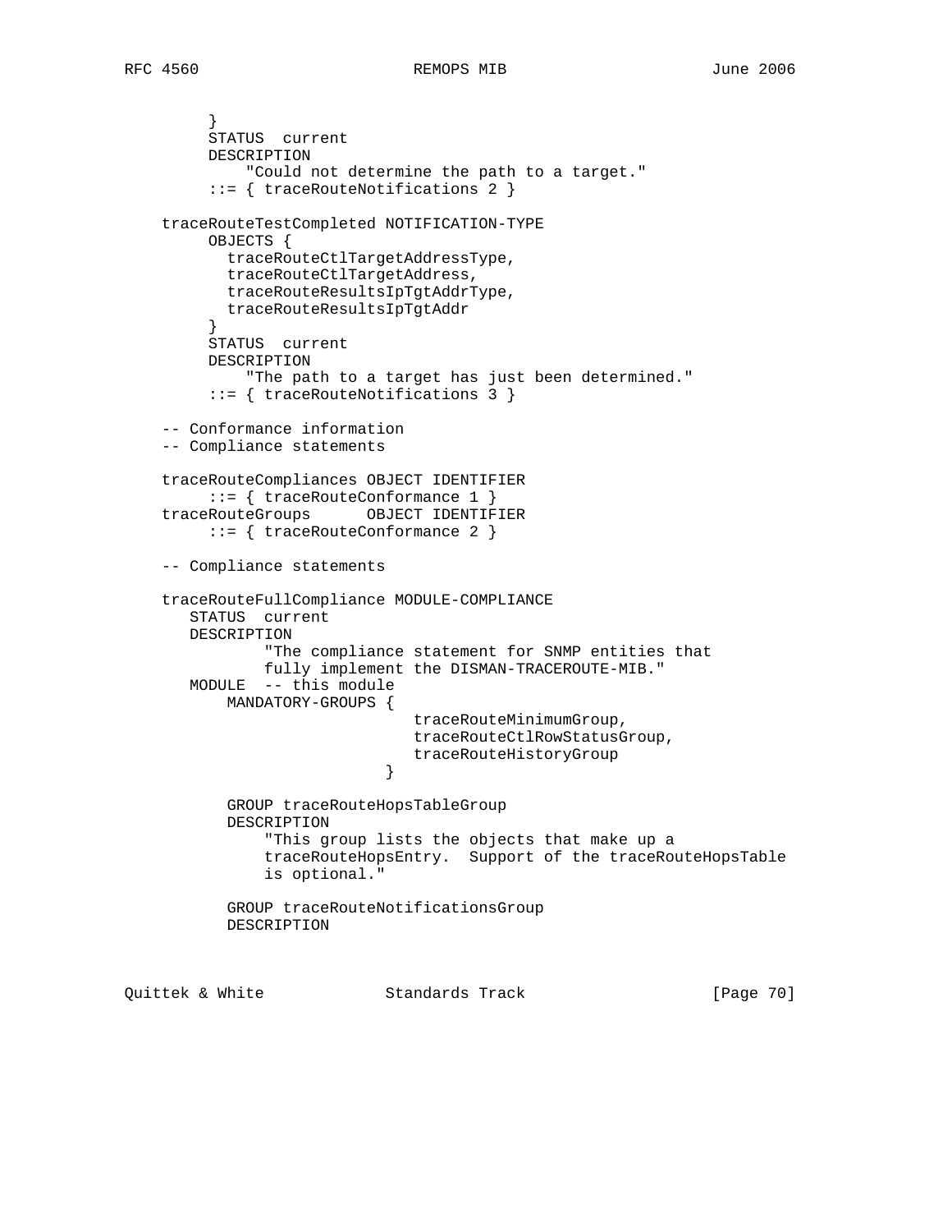```
         }
         STATUS  current
         DESCRIPTION
             "Could not determine the path to a target."
         ::= { traceRouteNotifications 2 }

    traceRouteTestCompleted NOTIFICATION-TYPE
         OBJECTS {
           traceRouteCtlTargetAddressType,
           traceRouteCtlTargetAddress,
           traceRouteResultsIpTgtAddrType,
           traceRouteResultsIpTgtAddr
         }
         STATUS  current
         DESCRIPTION
             "The path to a target has just been determined."
         ::= { traceRouteNotifications 3 }

    -- Conformance information
    -- Compliance statements

    traceRouteCompliances OBJECT IDENTIFIER
         ::= { traceRouteConformance 1 }
    traceRouteGroups      OBJECT IDENTIFIER
         ::= { traceRouteConformance 2 }

    -- Compliance statements

    traceRouteFullCompliance MODULE-COMPLIANCE
       STATUS  current
       DESCRIPTION
               "The compliance statement for SNMP entities that
               fully implement the DISMAN-TRACEROUTE-MIB."
       MODULE  -- this module
           MANDATORY-GROUPS {
                               traceRouteMinimumGroup,
                               traceRouteCtlRowStatusGroup,
                               traceRouteHistoryGroup
                             }

           GROUP traceRouteHopsTableGroup
           DESCRIPTION
               "This group lists the objects that make up a
               traceRouteHopsEntry.  Support of the traceRouteHopsTable
               is optional."

           GROUP traceRouteNotificationsGroup
           DESCRIPTION
```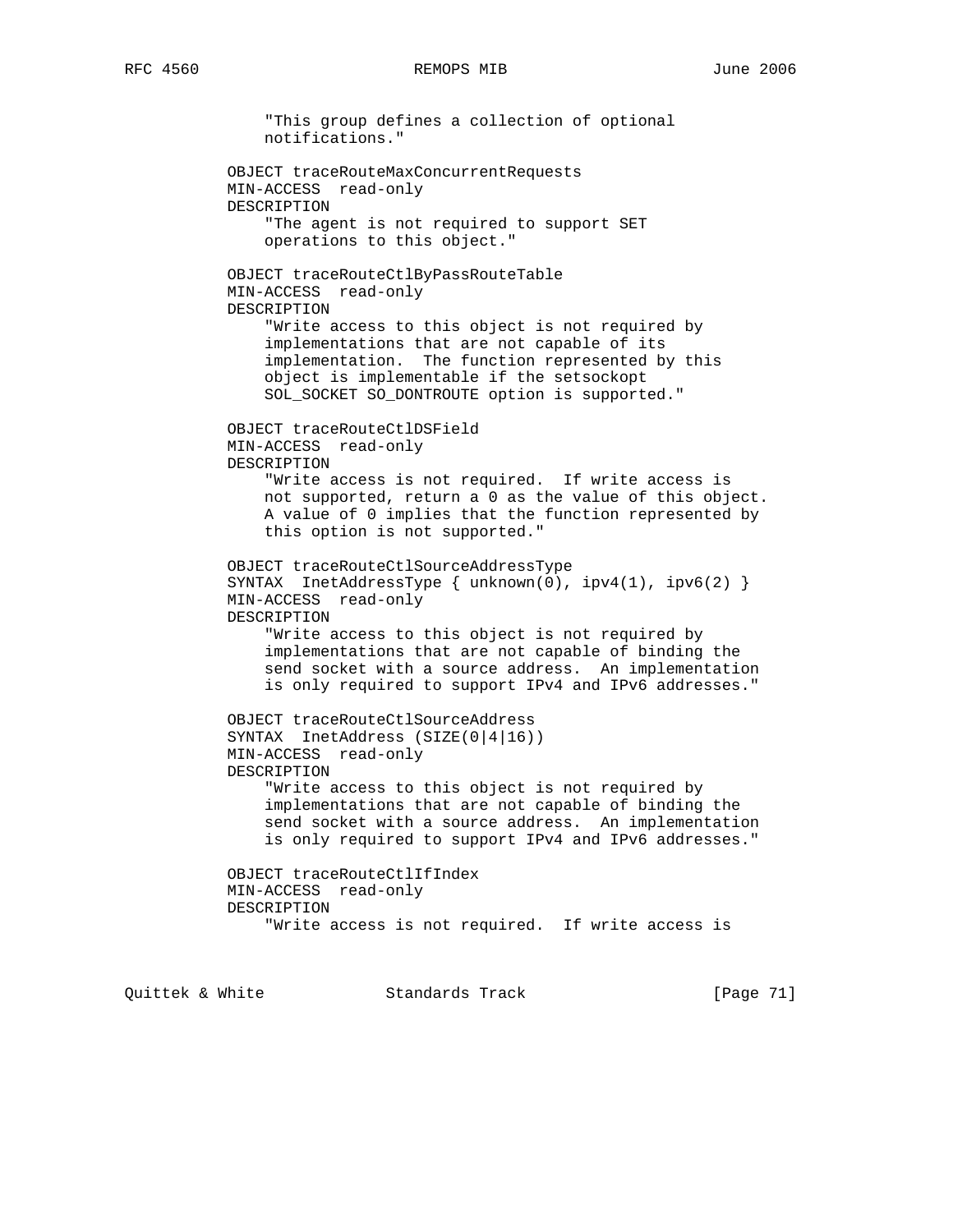```
               "This group defines a collection of optional
               notifications."

           OBJECT traceRouteMaxConcurrentRequests
           MIN-ACCESS  read-only
           DESCRIPTION
               "The agent is not required to support SET
               operations to this object."

           OBJECT traceRouteCtlByPassRouteTable
           MIN-ACCESS  read-only
           DESCRIPTION
               "Write access to this object is not required by
               implementations that are not capable of its
               implementation.  The function represented by this
               object is implementable if the setsockopt
               SOL_SOCKET SO_DONTROUTE option is supported."

           OBJECT traceRouteCtlDSField
           MIN-ACCESS  read-only
           DESCRIPTION
               "Write access is not required.  If write access is
               not supported, return a 0 as the value of this object.
               A value of 0 implies that the function represented by
               this option is not supported."

           OBJECT traceRouteCtlSourceAddressType
           SYNTAX  InetAddressType { unknown(0), ipv4(1), ipv6(2) }
           MIN-ACCESS  read-only
           DESCRIPTION
               "Write access to this object is not required by
               implementations that are not capable of binding the
               send socket with a source address.  An implementation
               is only required to support IPv4 and IPv6 addresses."

           OBJECT traceRouteCtlSourceAddress
           SYNTAX  InetAddress (SIZE(0|4|16))
           MIN-ACCESS  read-only
           DESCRIPTION
               "Write access to this object is not required by
               implementations that are not capable of binding the
               send socket with a source address.  An implementation
               is only required to support IPv4 and IPv6 addresses."

           OBJECT traceRouteCtlIfIndex
           MIN-ACCESS  read-only
           DESCRIPTION
               "Write access is not required.  If write access is
```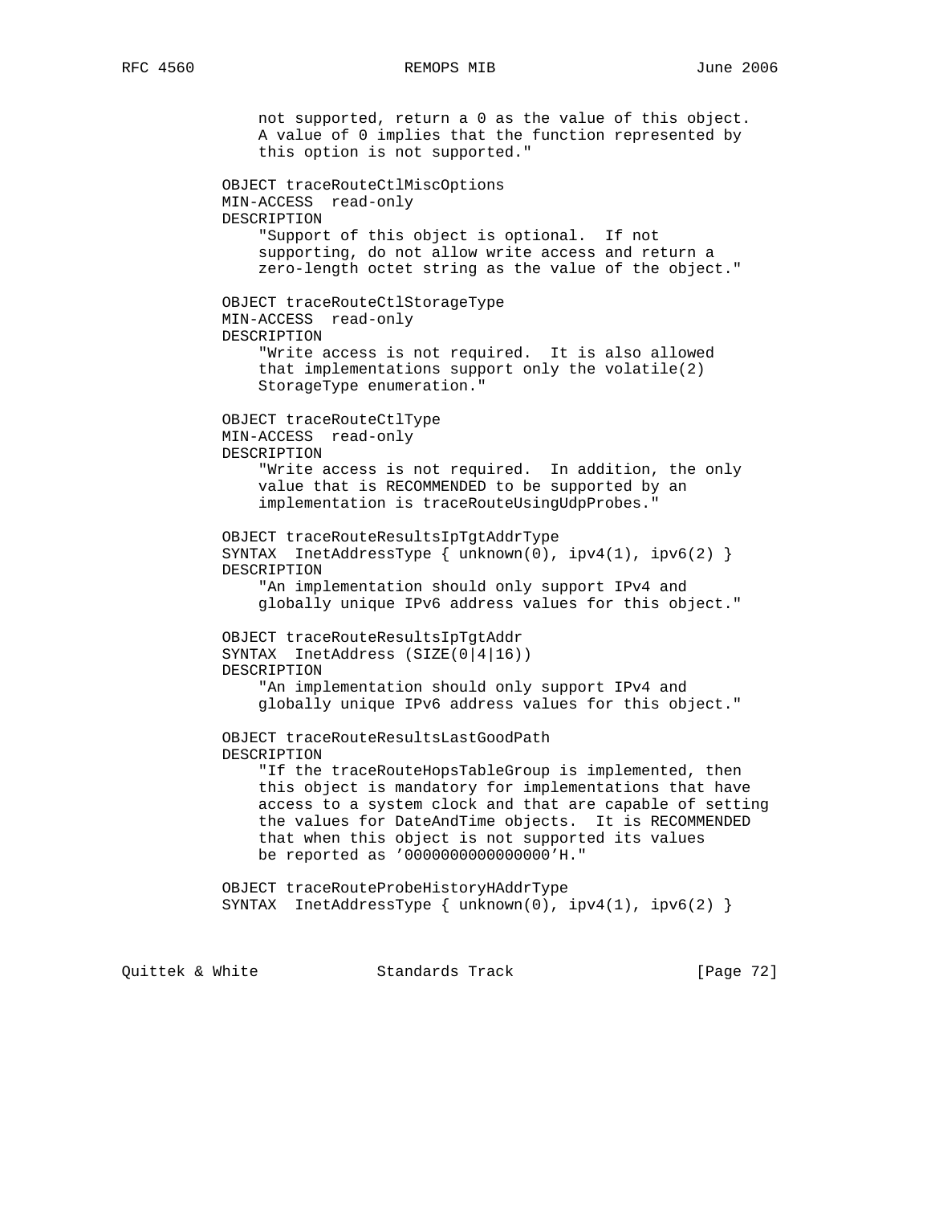```
               not supported, return a 0 as the value of this object.
               A value of 0 implies that the function represented by
               this option is not supported."

           OBJECT traceRouteCtlMiscOptions
           MIN-ACCESS  read-only
           DESCRIPTION
               "Support of this object is optional.  If not
               supporting, do not allow write access and return a
               zero-length octet string as the value of the object."

           OBJECT traceRouteCtlStorageType
           MIN-ACCESS  read-only
           DESCRIPTION
               "Write access is not required.  It is also allowed
               that implementations support only the volatile(2)
               StorageType enumeration."

           OBJECT traceRouteCtlType
           MIN-ACCESS  read-only
           DESCRIPTION
               "Write access is not required.  In addition, the only
               value that is RECOMMENDED to be supported by an
               implementation is traceRouteUsingUdpProbes."

           OBJECT traceRouteResultsIpTgtAddrType
           SYNTAX  InetAddressType { unknown(0), ipv4(1), ipv6(2) }
           DESCRIPTION
               "An implementation should only support IPv4 and
               globally unique IPv6 address values for this object."

           OBJECT traceRouteResultsIpTgtAddr
           SYNTAX  InetAddress (SIZE(0|4|16))
           DESCRIPTION
               "An implementation should only support IPv4 and
               globally unique IPv6 address values for this object."

           OBJECT traceRouteResultsLastGoodPath
           DESCRIPTION
               "If the traceRouteHopsTableGroup is implemented, then
               this object is mandatory for implementations that have
               access to a system clock and that are capable of setting
               the values for DateAndTime objects.  It is RECOMMENDED
               that when this object is not supported its values
               be reported as '0000000000000000'H."

           OBJECT traceRouteProbeHistoryHAddrType
           SYNTAX  InetAddressType { unknown(0), ipv4(1), ipv6(2) }
```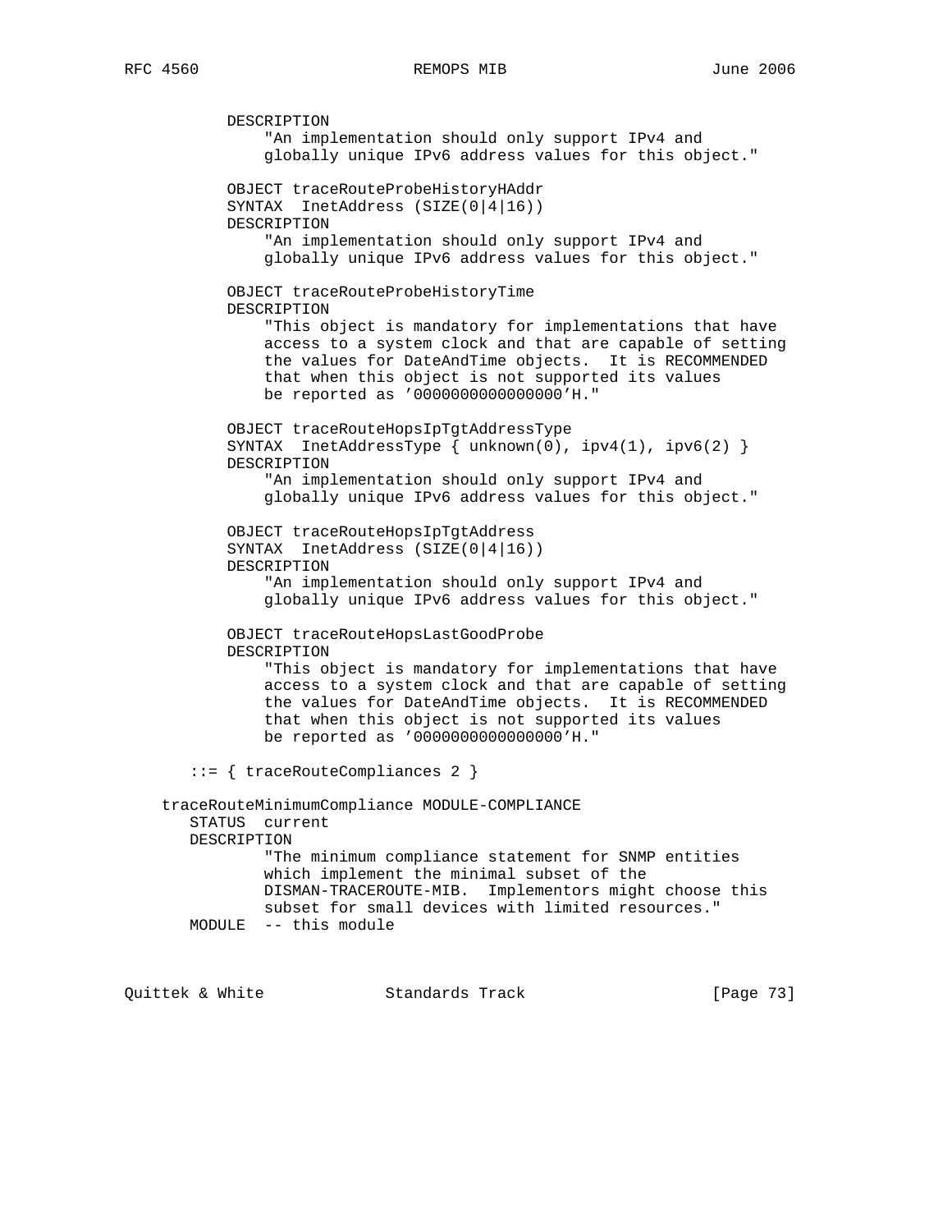```
          DESCRIPTION
              "An implementation should only support IPv4 and
              globally unique IPv6 address values for this object."

          OBJECT traceRouteProbeHistoryHAddr
          SYNTAX  InetAddress (SIZE(0|4|16))
          DESCRIPTION
              "An implementation should only support IPv4 and
              globally unique IPv6 address values for this object."

          OBJECT traceRouteProbeHistoryTime
          DESCRIPTION
              "This object is mandatory for implementations that have
              access to a system clock and that are capable of setting
              the values for DateAndTime objects.  It is RECOMMENDED
              that when this object is not supported its values
              be reported as '0000000000000000'H."

          OBJECT traceRouteHopsIpTgtAddressType
          SYNTAX  InetAddressType { unknown(0), ipv4(1), ipv6(2) }
          DESCRIPTION
              "An implementation should only support IPv4 and
              globally unique IPv6 address values for this object."

          OBJECT traceRouteHopsIpTgtAddress
          SYNTAX  InetAddress (SIZE(0|4|16))
          DESCRIPTION
              "An implementation should only support IPv4 and
              globally unique IPv6 address values for this object."

          OBJECT traceRouteHopsLastGoodProbe
          DESCRIPTION
              "This object is mandatory for implementations that have
              access to a system clock and that are capable of setting
              the values for DateAndTime objects.  It is RECOMMENDED
              that when this object is not supported its values
              be reported as '0000000000000000'H."

       ::= { traceRouteCompliances 2 }

    traceRouteMinimumCompliance MODULE-COMPLIANCE
       STATUS  current
       DESCRIPTION
              "The minimum compliance statement for SNMP entities
              which implement the minimal subset of the
              DISMAN-TRACEROUTE-MIB.  Implementors might choose this
              subset for small devices with limited resources."
       MODULE  -- this module
```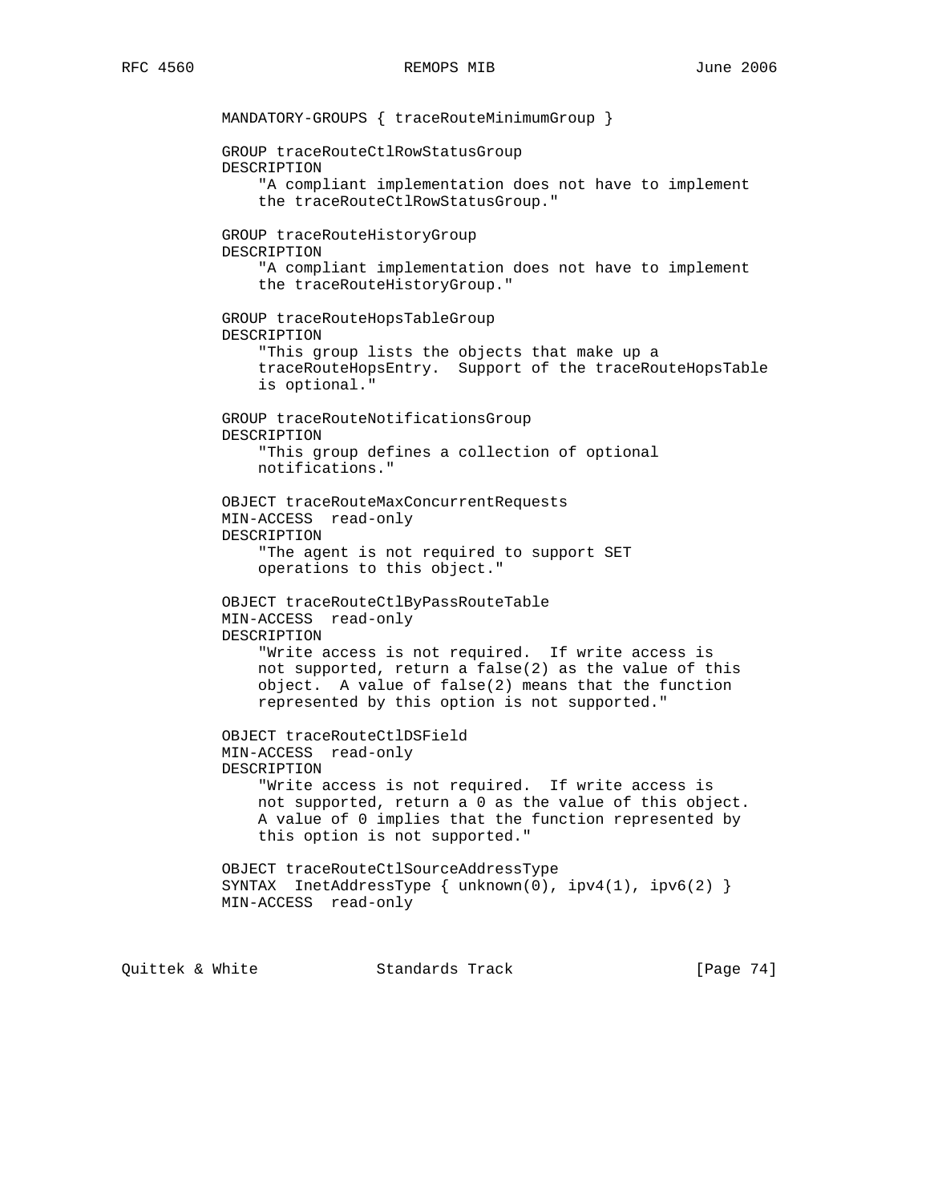```
       MANDATORY-GROUPS { traceRouteMinimumGroup }

       GROUP traceRouteCtlRowStatusGroup
       DESCRIPTION
           "A compliant implementation does not have to implement
           the traceRouteCtlRowStatusGroup."

       GROUP traceRouteHistoryGroup
       DESCRIPTION
           "A compliant implementation does not have to implement
           the traceRouteHistoryGroup."

       GROUP traceRouteHopsTableGroup
       DESCRIPTION
           "This group lists the objects that make up a
           traceRouteHopsEntry.  Support of the traceRouteHopsTable
           is optional."

       GROUP traceRouteNotificationsGroup
       DESCRIPTION
           "This group defines a collection of optional
           notifications."

       OBJECT traceRouteMaxConcurrentRequests
       MIN-ACCESS  read-only
       DESCRIPTION
           "The agent is not required to support SET
           operations to this object."

       OBJECT traceRouteCtlByPassRouteTable
       MIN-ACCESS  read-only
       DESCRIPTION
           "Write access is not required.  If write access is
           not supported, return a false(2) as the value of this
           object.  A value of false(2) means that the function
           represented by this option is not supported."

       OBJECT traceRouteCtlDSField
       MIN-ACCESS  read-only
       DESCRIPTION
           "Write access is not required.  If write access is
           not supported, return a 0 as the value of this object.
           A value of 0 implies that the function represented by
           this option is not supported."

       OBJECT traceRouteCtlSourceAddressType
       SYNTAX  InetAddressType { unknown(0), ipv4(1), ipv6(2) }
       MIN-ACCESS  read-only
```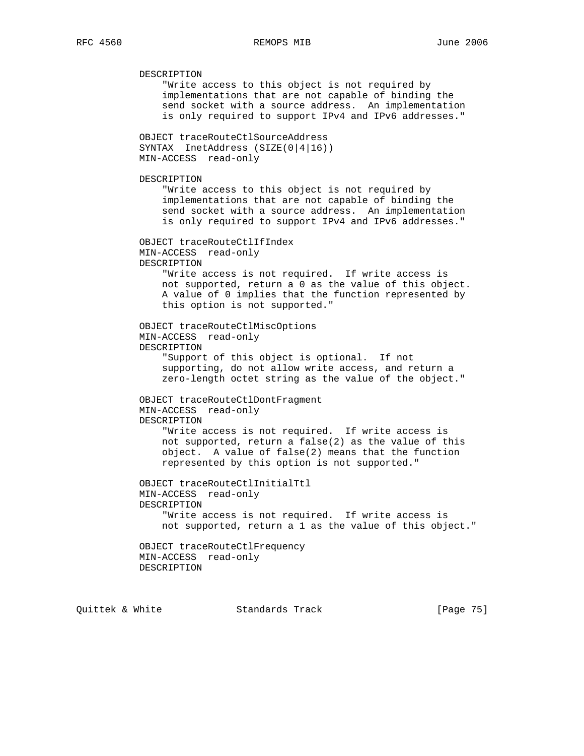```
         DESCRIPTION
             "Write access to this object is not required by
             implementations that are not capable of binding the
             send socket with a source address.  An implementation
             is only required to support IPv4 and IPv6 addresses."

         OBJECT traceRouteCtlSourceAddress
         SYNTAX  InetAddress (SIZE(0|4|16))
         MIN-ACCESS  read-only

         DESCRIPTION
             "Write access to this object is not required by
             implementations that are not capable of binding the
             send socket with a source address.  An implementation
             is only required to support IPv4 and IPv6 addresses."

         OBJECT traceRouteCtlIfIndex
         MIN-ACCESS  read-only
         DESCRIPTION
             "Write access is not required.  If write access is
             not supported, return a 0 as the value of this object.
             A value of 0 implies that the function represented by
             this option is not supported."

         OBJECT traceRouteCtlMiscOptions
         MIN-ACCESS  read-only
         DESCRIPTION
             "Support of this object is optional.  If not
             supporting, do not allow write access, and return a
             zero-length octet string as the value of the object."

         OBJECT traceRouteCtlDontFragment
         MIN-ACCESS  read-only
         DESCRIPTION
             "Write access is not required.  If write access is
             not supported, return a false(2) as the value of this
             object.  A value of false(2) means that the function
             represented by this option is not supported."

         OBJECT traceRouteCtlInitialTtl
         MIN-ACCESS  read-only
         DESCRIPTION
             "Write access is not required.  If write access is
             not supported, return a 1 as the value of this object."

         OBJECT traceRouteCtlFrequency
         MIN-ACCESS  read-only
         DESCRIPTION
```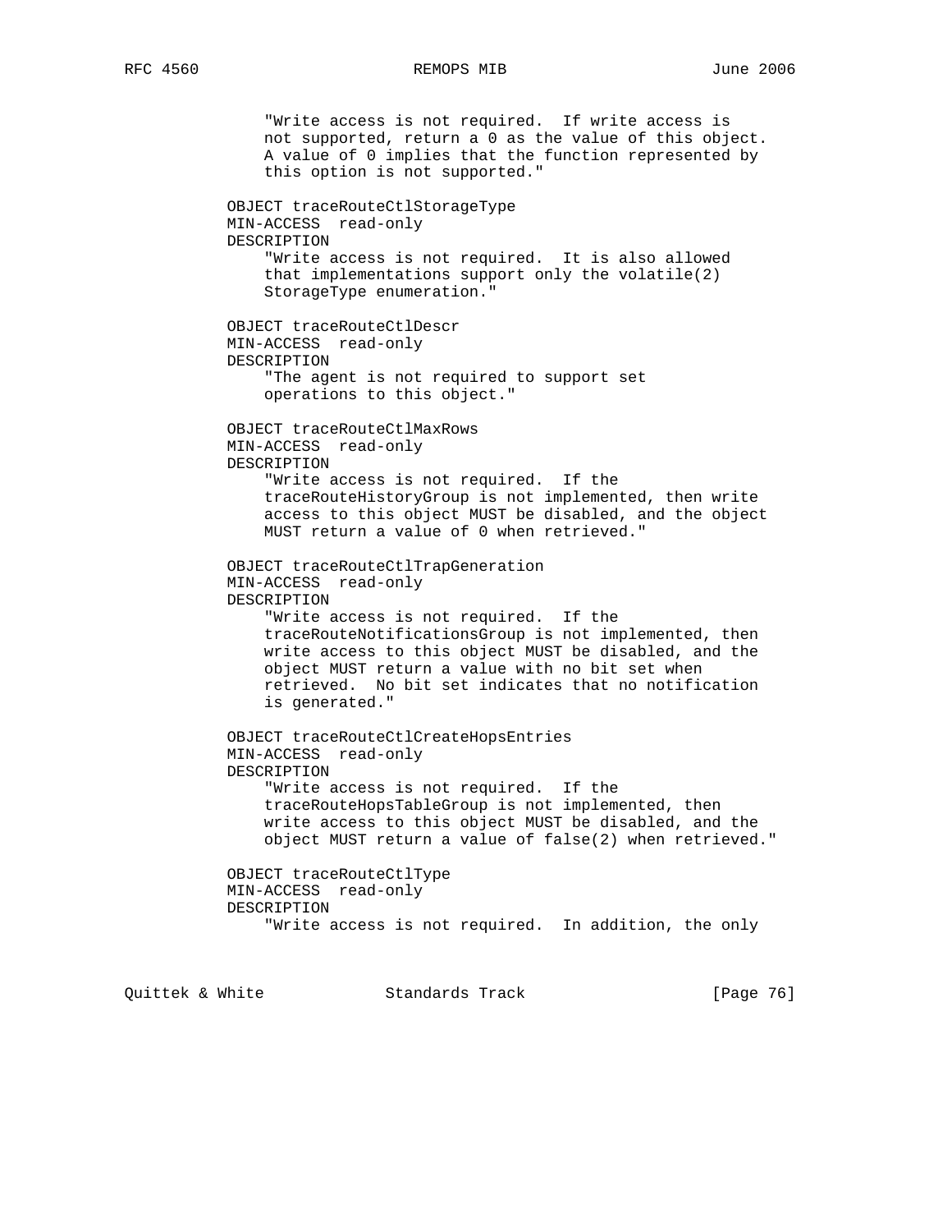```
               "Write access is not required.  If write access is
               not supported, return a 0 as the value of this object.
               A value of 0 implies that the function represented by
               this option is not supported."

           OBJECT traceRouteCtlStorageType
           MIN-ACCESS  read-only
           DESCRIPTION
               "Write access is not required.  It is also allowed
               that implementations support only the volatile(2)
               StorageType enumeration."

           OBJECT traceRouteCtlDescr
           MIN-ACCESS  read-only
           DESCRIPTION
               "The agent is not required to support set
               operations to this object."

           OBJECT traceRouteCtlMaxRows
           MIN-ACCESS  read-only
           DESCRIPTION
               "Write access is not required.  If the
               traceRouteHistoryGroup is not implemented, then write
               access to this object MUST be disabled, and the object
               MUST return a value of 0 when retrieved."

           OBJECT traceRouteCtlTrapGeneration
           MIN-ACCESS  read-only
           DESCRIPTION
               "Write access is not required.  If the
               traceRouteNotificationsGroup is not implemented, then
               write access to this object MUST be disabled, and the
               object MUST return a value with no bit set when
               retrieved.  No bit set indicates that no notification
               is generated."

           OBJECT traceRouteCtlCreateHopsEntries
           MIN-ACCESS  read-only
           DESCRIPTION
               "Write access is not required.  If the
               traceRouteHopsTableGroup is not implemented, then
               write access to this object MUST be disabled, and the
               object MUST return a value of false(2) when retrieved."

           OBJECT traceRouteCtlType
           MIN-ACCESS  read-only
           DESCRIPTION
               "Write access is not required.  In addition, the only
```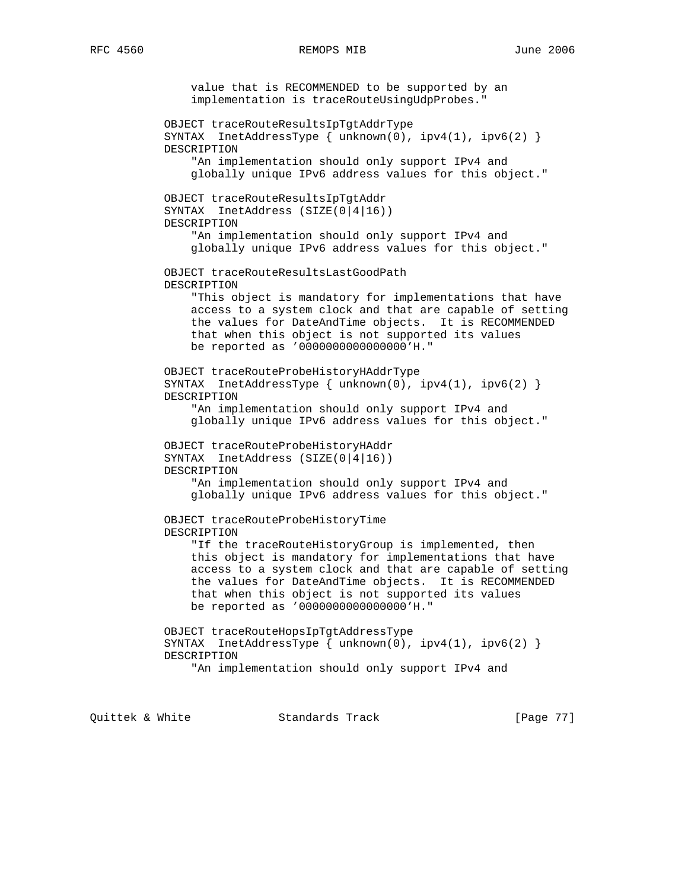```
               value that is RECOMMENDED to be supported by an
               implementation is traceRouteUsingUdpProbes."

           OBJECT traceRouteResultsIpTgtAddrType
           SYNTAX  InetAddressType { unknown(0), ipv4(1), ipv6(2) }
           DESCRIPTION
               "An implementation should only support IPv4 and
               globally unique IPv6 address values for this object."

           OBJECT traceRouteResultsIpTgtAddr
           SYNTAX  InetAddress (SIZE(0|4|16))
           DESCRIPTION
               "An implementation should only support IPv4 and
               globally unique IPv6 address values for this object."

           OBJECT traceRouteResultsLastGoodPath
           DESCRIPTION
               "This object is mandatory for implementations that have
               access to a system clock and that are capable of setting
               the values for DateAndTime objects.  It is RECOMMENDED
               that when this object is not supported its values
               be reported as '0000000000000000'H."

           OBJECT traceRouteProbeHistoryHAddrType
           SYNTAX  InetAddressType { unknown(0), ipv4(1), ipv6(2) }
           DESCRIPTION
               "An implementation should only support IPv4 and
               globally unique IPv6 address values for this object."

           OBJECT traceRouteProbeHistoryHAddr
           SYNTAX  InetAddress (SIZE(0|4|16))
           DESCRIPTION
               "An implementation should only support IPv4 and
               globally unique IPv6 address values for this object."

           OBJECT traceRouteProbeHistoryTime
           DESCRIPTION
               "If the traceRouteHistoryGroup is implemented, then
               this object is mandatory for implementations that have
               access to a system clock and that are capable of setting
               the values for DateAndTime objects.  It is RECOMMENDED
               that when this object is not supported its values
               be reported as '0000000000000000'H."

           OBJECT traceRouteHopsIpTgtAddressType
           SYNTAX  InetAddressType { unknown(0), ipv4(1), ipv6(2) }
           DESCRIPTION
               "An implementation should only support IPv4 and
```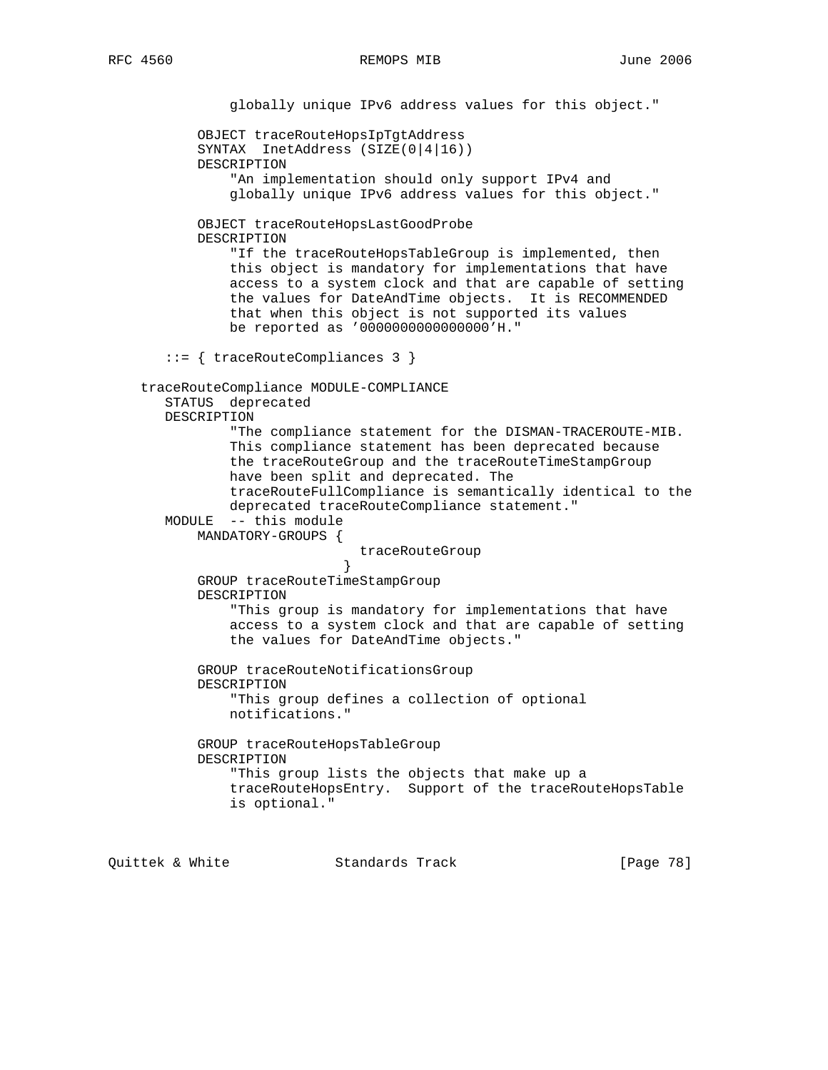```
               globally unique IPv6 address values for this object."

           OBJECT traceRouteHopsIpTgtAddress
           SYNTAX  InetAddress (SIZE(0|4|16))
           DESCRIPTION
               "An implementation should only support IPv4 and
               globally unique IPv6 address values for this object."

           OBJECT traceRouteHopsLastGoodProbe
           DESCRIPTION
               "If the traceRouteHopsTableGroup is implemented, then
               this object is mandatory for implementations that have
               access to a system clock and that are capable of setting
               the values for DateAndTime objects.  It is RECOMMENDED
               that when this object is not supported its values
               be reported as '0000000000000000'H."

        ::= { traceRouteCompliances 3 }

     traceRouteCompliance MODULE-COMPLIANCE
        STATUS  deprecated
        DESCRIPTION
               "The compliance statement for the DISMAN-TRACEROUTE-MIB.
               This compliance statement has been deprecated because
               the traceRouteGroup and the traceRouteTimeStampGroup
               have been split and deprecated. The
               traceRouteFullCompliance is semantically identical to the
               deprecated traceRouteCompliance statement."
        MODULE  -- this module
           MANDATORY-GROUPS {
                               traceRouteGroup
                             }
           GROUP traceRouteTimeStampGroup
           DESCRIPTION
               "This group is mandatory for implementations that have
               access to a system clock and that are capable of setting
               the values for DateAndTime objects."

           GROUP traceRouteNotificationsGroup
           DESCRIPTION
               "This group defines a collection of optional
               notifications."

           GROUP traceRouteHopsTableGroup
           DESCRIPTION
               "This group lists the objects that make up a
               traceRouteHopsEntry.  Support of the traceRouteHopsTable
               is optional."
```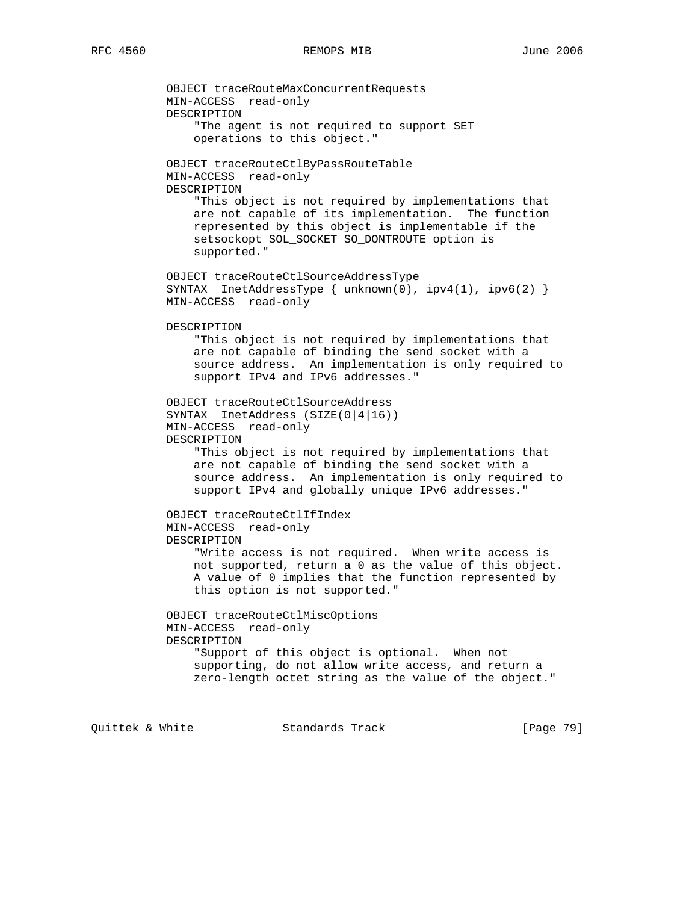```
          OBJECT traceRouteMaxConcurrentRequests
          MIN-ACCESS  read-only
          DESCRIPTION
              "The agent is not required to support SET
              operations to this object."

          OBJECT traceRouteCtlByPassRouteTable
          MIN-ACCESS  read-only
          DESCRIPTION
              "This object is not required by implementations that
              are not capable of its implementation.  The function
              represented by this object is implementable if the
              setsockopt SOL_SOCKET SO_DONTROUTE option is
              supported."

          OBJECT traceRouteCtlSourceAddressType
          SYNTAX  InetAddressType { unknown(0), ipv4(1), ipv6(2) }
          MIN-ACCESS  read-only

          DESCRIPTION
              "This object is not required by implementations that
              are not capable of binding the send socket with a
              source address.  An implementation is only required to
              support IPv4 and IPv6 addresses."

          OBJECT traceRouteCtlSourceAddress
          SYNTAX  InetAddress (SIZE(0|4|16))
          MIN-ACCESS  read-only
          DESCRIPTION
              "This object is not required by implementations that
              are not capable of binding the send socket with a
              source address.  An implementation is only required to
              support IPv4 and globally unique IPv6 addresses."

          OBJECT traceRouteCtlIfIndex
          MIN-ACCESS  read-only
          DESCRIPTION
              "Write access is not required.  When write access is
              not supported, return a 0 as the value of this object.
              A value of 0 implies that the function represented by
              this option is not supported."

          OBJECT traceRouteCtlMiscOptions
          MIN-ACCESS  read-only
          DESCRIPTION
              "Support of this object is optional.  When not
              supporting, do not allow write access, and return a
              zero-length octet string as the value of the object."
```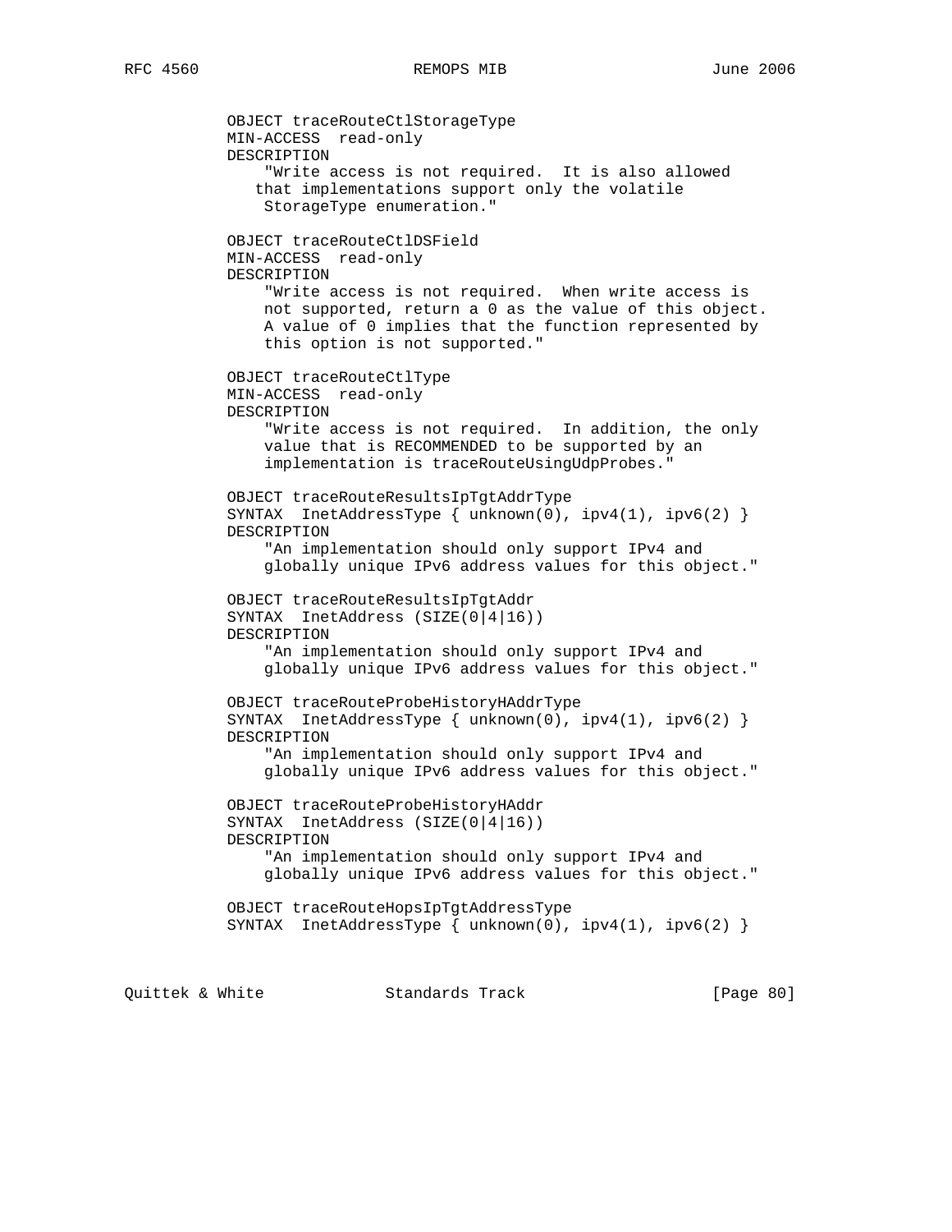```
           OBJECT traceRouteCtlStorageType
           MIN-ACCESS  read-only
           DESCRIPTION
               "Write access is not required.  It is also allowed
              that implementations support only the volatile
               StorageType enumeration."

           OBJECT traceRouteCtlDSField
           MIN-ACCESS  read-only
           DESCRIPTION
               "Write access is not required.  When write access is
               not supported, return a 0 as the value of this object.
               A value of 0 implies that the function represented by
               this option is not supported."

           OBJECT traceRouteCtlType
           MIN-ACCESS  read-only
           DESCRIPTION
               "Write access is not required.  In addition, the only
               value that is RECOMMENDED to be supported by an
               implementation is traceRouteUsingUdpProbes."

           OBJECT traceRouteResultsIpTgtAddrType
           SYNTAX  InetAddressType { unknown(0), ipv4(1), ipv6(2) }
           DESCRIPTION
               "An implementation should only support IPv4 and
               globally unique IPv6 address values for this object."

           OBJECT traceRouteResultsIpTgtAddr
           SYNTAX  InetAddress (SIZE(0|4|16))
           DESCRIPTION
               "An implementation should only support IPv4 and
               globally unique IPv6 address values for this object."

           OBJECT traceRouteProbeHistoryHAddrType
           SYNTAX  InetAddressType { unknown(0), ipv4(1), ipv6(2) }
           DESCRIPTION
               "An implementation should only support IPv4 and
               globally unique IPv6 address values for this object."

           OBJECT traceRouteProbeHistoryHAddr
           SYNTAX  InetAddress (SIZE(0|4|16))
           DESCRIPTION
               "An implementation should only support IPv4 and
               globally unique IPv6 address values for this object."

           OBJECT traceRouteHopsIpTgtAddressType
           SYNTAX  InetAddressType { unknown(0), ipv4(1), ipv6(2) }
```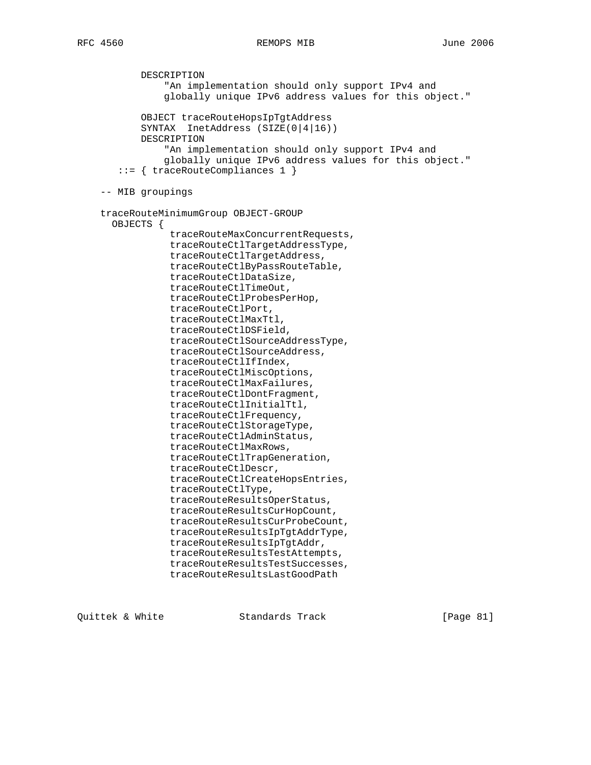```
          DESCRIPTION
              "An implementation should only support IPv4 and
              globally unique IPv6 address values for this object."

          OBJECT traceRouteHopsIpTgtAddress
          SYNTAX  InetAddress (SIZE(0|4|16))
          DESCRIPTION
              "An implementation should only support IPv4 and
              globally unique IPv6 address values for this object."
       ::= { traceRouteCompliances 1 }

   -- MIB groupings

   traceRouteMinimumGroup OBJECT-GROUP
     OBJECTS {
               traceRouteMaxConcurrentRequests,
               traceRouteCtlTargetAddressType,
               traceRouteCtlTargetAddress,
               traceRouteCtlByPassRouteTable,
               traceRouteCtlDataSize,
               traceRouteCtlTimeOut,
               traceRouteCtlProbesPerHop,
               traceRouteCtlPort,
               traceRouteCtlMaxTtl,
               traceRouteCtlDSField,
               traceRouteCtlSourceAddressType,
               traceRouteCtlSourceAddress,
               traceRouteCtlIfIndex,
               traceRouteCtlMiscOptions,
               traceRouteCtlMaxFailures,
               traceRouteCtlDontFragment,
               traceRouteCtlInitialTtl,
               traceRouteCtlFrequency,
               traceRouteCtlStorageType,
               traceRouteCtlAdminStatus,
               traceRouteCtlMaxRows,
               traceRouteCtlTrapGeneration,
               traceRouteCtlDescr,
               traceRouteCtlCreateHopsEntries,
               traceRouteCtlType,
               traceRouteResultsOperStatus,
               traceRouteResultsCurHopCount,
               traceRouteResultsCurProbeCount,
               traceRouteResultsIpTgtAddrType,
               traceRouteResultsIpTgtAddr,
               traceRouteResultsTestAttempts,
               traceRouteResultsTestSuccesses,
               traceRouteResultsLastGoodPath
```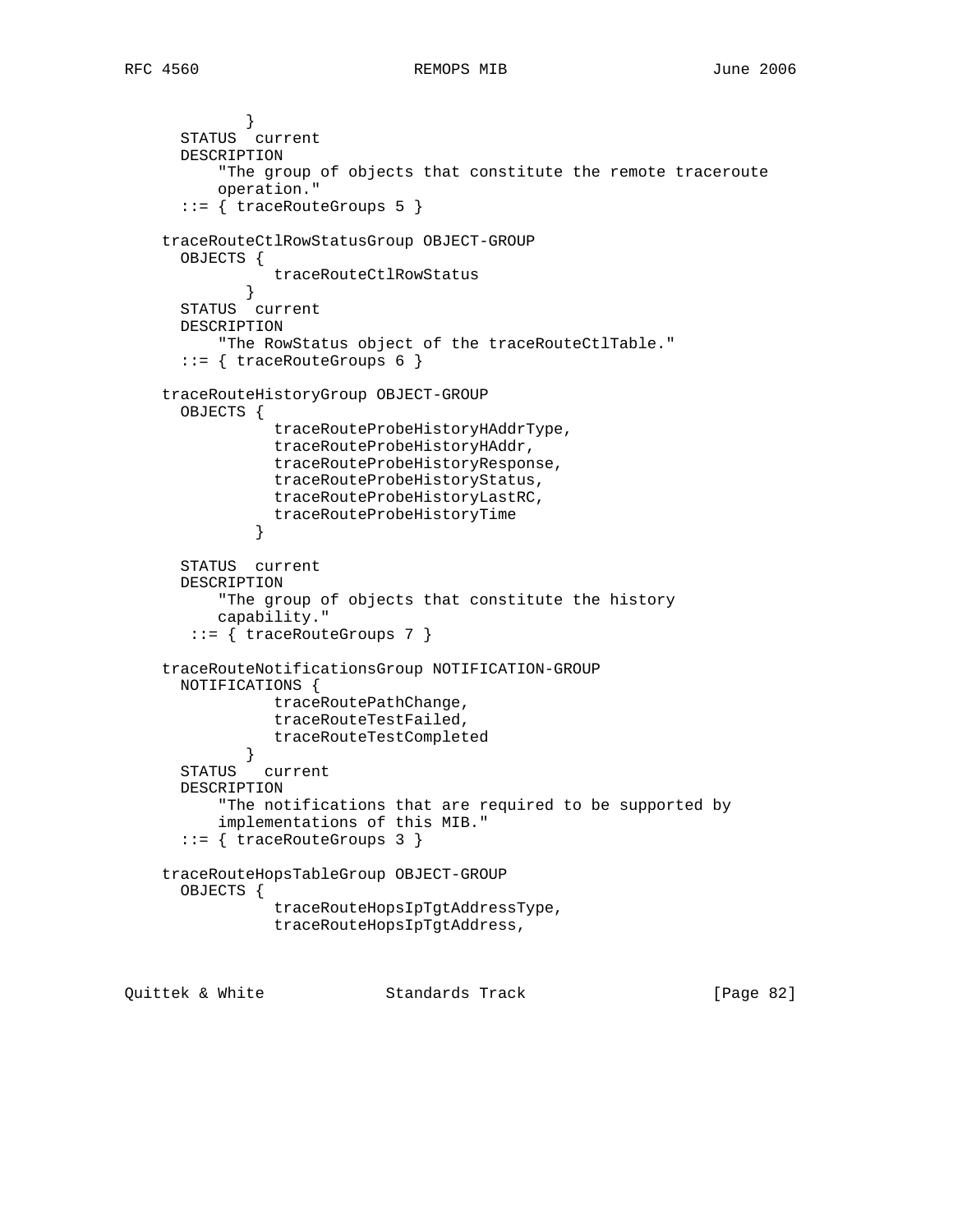```
             }
      STATUS  current
      DESCRIPTION
          "The group of objects that constitute the remote traceroute
          operation."
      ::= { traceRouteGroups 5 }

    traceRouteCtlRowStatusGroup OBJECT-GROUP
      OBJECTS {
                traceRouteCtlRowStatus
             }
      STATUS  current
      DESCRIPTION
          "The RowStatus object of the traceRouteCtlTable."
      ::= { traceRouteGroups 6 }

    traceRouteHistoryGroup OBJECT-GROUP
      OBJECTS {
                traceRouteProbeHistoryHAddrType,
                traceRouteProbeHistoryHAddr,
                traceRouteProbeHistoryResponse,
                traceRouteProbeHistoryStatus,
                traceRouteProbeHistoryLastRC,
                traceRouteProbeHistoryTime
              }

      STATUS  current
      DESCRIPTION
          "The group of objects that constitute the history
          capability."
       ::= { traceRouteGroups 7 }

    traceRouteNotificationsGroup NOTIFICATION-GROUP
      NOTIFICATIONS {
                traceRoutePathChange,
                traceRouteTestFailed,
                traceRouteTestCompleted
             }
      STATUS   current
      DESCRIPTION
          "The notifications that are required to be supported by
          implementations of this MIB."
      ::= { traceRouteGroups 3 }

    traceRouteHopsTableGroup OBJECT-GROUP
      OBJECTS {
                traceRouteHopsIpTgtAddressType,
                traceRouteHopsIpTgtAddress,
```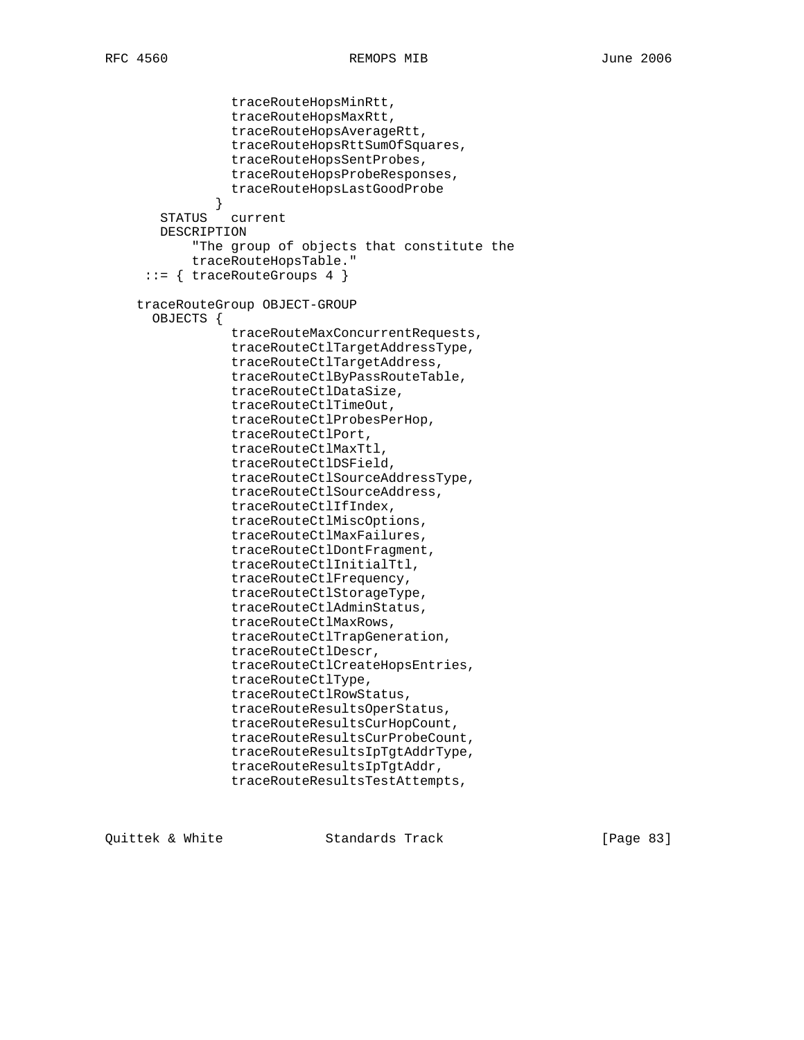```
                traceRouteHopsMinRtt,
                traceRouteHopsMaxRtt,
                traceRouteHopsAverageRtt,
                traceRouteHopsRttSumOfSquares,
                traceRouteHopsSentProbes,
                traceRouteHopsProbeResponses,
                traceRouteHopsLastGoodProbe
              }
       STATUS   current
       DESCRIPTION
           "The group of objects that constitute the
           traceRouteHopsTable."
     ::= { traceRouteGroups 4 }

    traceRouteGroup OBJECT-GROUP
      OBJECTS {
                traceRouteMaxConcurrentRequests,
                traceRouteCtlTargetAddressType,
                traceRouteCtlTargetAddress,
                traceRouteCtlByPassRouteTable,
                traceRouteCtlDataSize,
                traceRouteCtlTimeOut,
                traceRouteCtlProbesPerHop,
                traceRouteCtlPort,
                traceRouteCtlMaxTtl,
                traceRouteCtlDSField,
                traceRouteCtlSourceAddressType,
                traceRouteCtlSourceAddress,
                traceRouteCtlIfIndex,
                traceRouteCtlMiscOptions,
                traceRouteCtlMaxFailures,
                traceRouteCtlDontFragment,
                traceRouteCtlInitialTtl,
                traceRouteCtlFrequency,
                traceRouteCtlStorageType,
                traceRouteCtlAdminStatus,
                traceRouteCtlMaxRows,
                traceRouteCtlTrapGeneration,
                traceRouteCtlDescr,
                traceRouteCtlCreateHopsEntries,
                traceRouteCtlType,
                traceRouteCtlRowStatus,
                traceRouteResultsOperStatus,
                traceRouteResultsCurHopCount,
                traceRouteResultsCurProbeCount,
                traceRouteResultsIpTgtAddrType,
                traceRouteResultsIpTgtAddr,
                traceRouteResultsTestAttempts,
```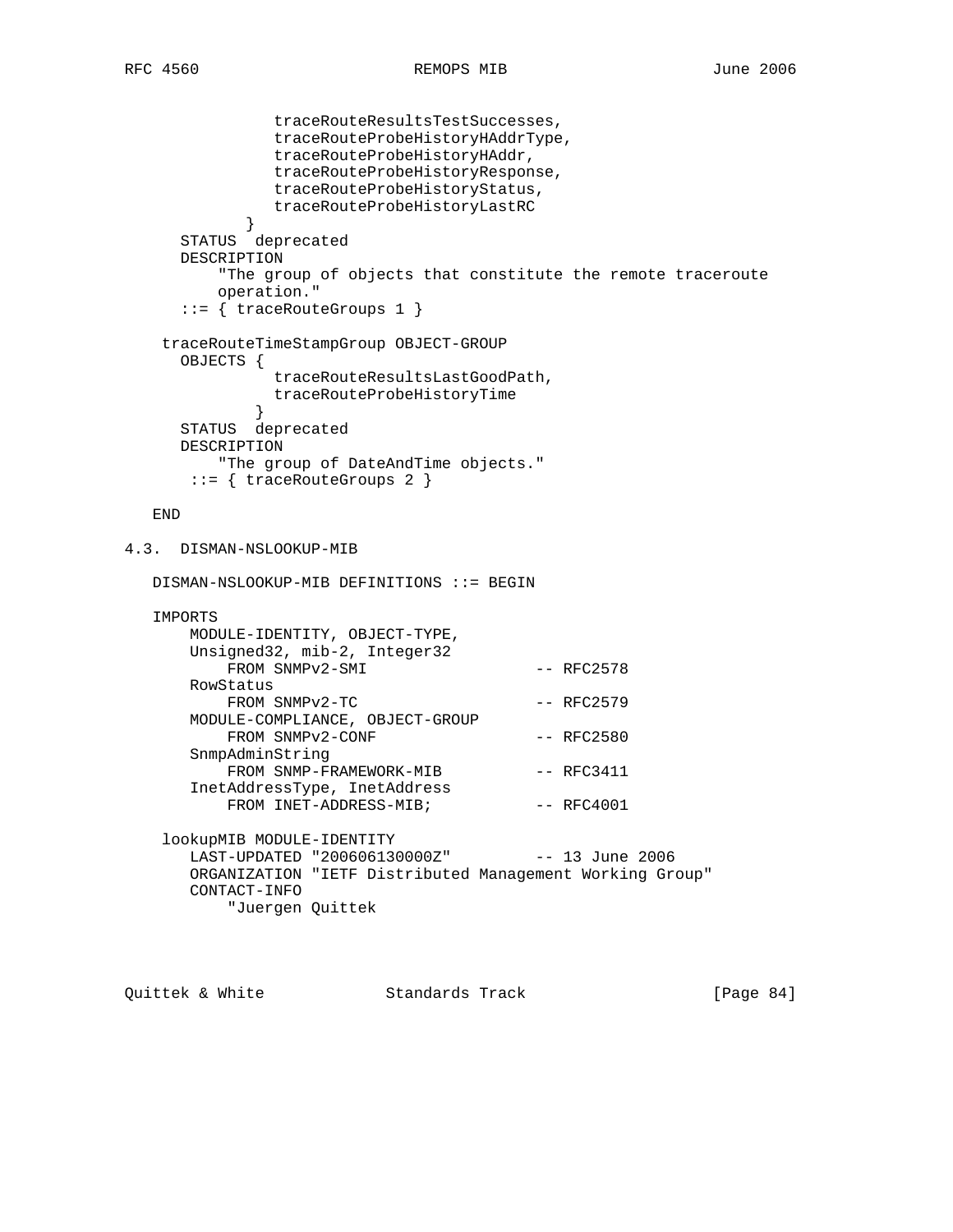```
                traceRouteResultsTestSuccesses,
                traceRouteProbeHistoryHAddrType,
                traceRouteProbeHistoryHAddr,
                traceRouteProbeHistoryResponse,
                traceRouteProbeHistoryStatus,
                traceRouteProbeHistoryLastRC
              }
      STATUS  deprecated
      DESCRIPTION
          "The group of objects that constitute the remote traceroute
          operation."
      ::= { traceRouteGroups 1 }

    traceRouteTimeStampGroup OBJECT-GROUP
      OBJECTS {
                traceRouteResultsLastGoodPath,
                traceRouteProbeHistoryTime
              }
      STATUS  deprecated
      DESCRIPTION
          "The group of DateAndTime objects."
       ::= { traceRouteGroups 2 }

   END
```

## 4.3. DISMAN-NSLOOKUP-MIB

```
   DISMAN-NSLOOKUP-MIB DEFINITIONS ::= BEGIN

   IMPORTS
       MODULE-IDENTITY, OBJECT-TYPE,
       Unsigned32, mib-2, Integer32
           FROM SNMPv2-SMI                  -- RFC2578
       RowStatus
           FROM SNMPv2-TC                   -- RFC2579
       MODULE-COMPLIANCE, OBJECT-GROUP
           FROM SNMPv2-CONF                 -- RFC2580
       SnmpAdminString
           FROM SNMP-FRAMEWORK-MIB          -- RFC3411
       InetAddressType, InetAddress
           FROM INET-ADDRESS-MIB;           -- RFC4001

    lookupMIB MODULE-IDENTITY
       LAST-UPDATED "200606130000Z"         -- 13 June 2006
       ORGANIZATION "IETF Distributed Management Working Group"
       CONTACT-INFO
           "Juergen Quittek
```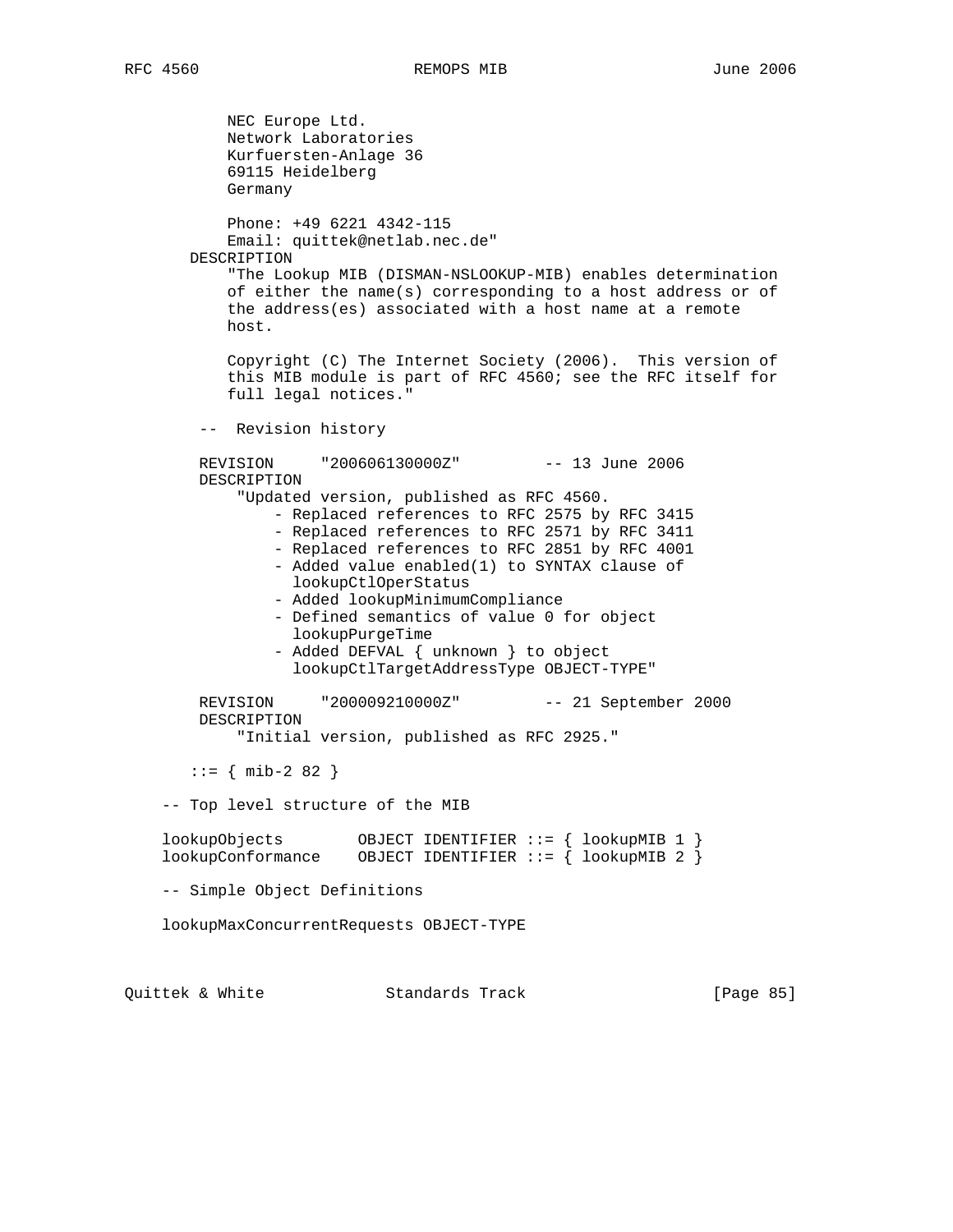```
           NEC Europe Ltd.
           Network Laboratories
           Kurfuersten-Anlage 36
           69115 Heidelberg
           Germany

           Phone: +49 6221 4342-115
           Email: quittek@netlab.nec.de"
       DESCRIPTION
           "The Lookup MIB (DISMAN-NSLOOKUP-MIB) enables determination
           of either the name(s) corresponding to a host address or of
           the address(es) associated with a host name at a remote
           host.

           Copyright (C) The Internet Society (2006).  This version of
           this MIB module is part of RFC 4560; see the RFC itself for
           full legal notices."

        --  Revision history

        REVISION     "200606130000Z"         -- 13 June 2006
        DESCRIPTION
            "Updated version, published as RFC 4560.
                - Replaced references to RFC 2575 by RFC 3415
                - Replaced references to RFC 2571 by RFC 3411
                - Replaced references to RFC 2851 by RFC 4001
                - Added value enabled(1) to SYNTAX clause of
                  lookupCtlOperStatus
                - Added lookupMinimumCompliance
                - Defined semantics of value 0 for object
                  lookupPurgeTime
                - Added DEFVAL { unknown } to object
                  lookupCtlTargetAddressType OBJECT-TYPE"

        REVISION     "200009210000Z"         -- 21 September 2000
        DESCRIPTION
            "Initial version, published as RFC 2925."

       ::= { mib-2 82 }

    -- Top level structure of the MIB

    lookupObjects        OBJECT IDENTIFIER ::= { lookupMIB 1 }
    lookupConformance    OBJECT IDENTIFIER ::= { lookupMIB 2 }

    -- Simple Object Definitions

    lookupMaxConcurrentRequests OBJECT-TYPE
```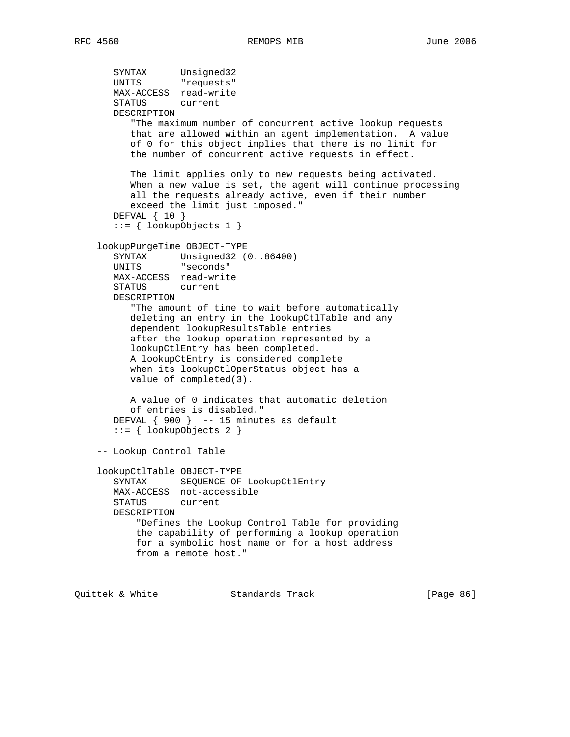```
      SYNTAX      Unsigned32
      UNITS       "requests"
      MAX-ACCESS  read-write
      STATUS      current
      DESCRIPTION
         "The maximum number of concurrent active lookup requests
         that are allowed within an agent implementation.  A value
         of 0 for this object implies that there is no limit for
         the number of concurrent active requests in effect.

         The limit applies only to new requests being activated.
         When a new value is set, the agent will continue processing
         all the requests already active, even if their number
         exceed the limit just imposed."
      DEFVAL { 10 }
      ::= { lookupObjects 1 }

   lookupPurgeTime OBJECT-TYPE
      SYNTAX      Unsigned32 (0..86400)
      UNITS       "seconds"
      MAX-ACCESS  read-write
      STATUS      current
      DESCRIPTION
         "The amount of time to wait before automatically
         deleting an entry in the lookupCtlTable and any
         dependent lookupResultsTable entries
         after the lookup operation represented by a
         lookupCtlEntry has been completed.
         A lookupCtEntry is considered complete
         when its lookupCtlOperStatus object has a
         value of completed(3).

         A value of 0 indicates that automatic deletion
         of entries is disabled."
      DEFVAL { 900 }  -- 15 minutes as default
      ::= { lookupObjects 2 }

   -- Lookup Control Table

   lookupCtlTable OBJECT-TYPE
      SYNTAX      SEQUENCE OF LookupCtlEntry
      MAX-ACCESS  not-accessible
      STATUS      current
      DESCRIPTION
          "Defines the Lookup Control Table for providing
          the capability of performing a lookup operation
          for a symbolic host name or for a host address
          from a remote host."
```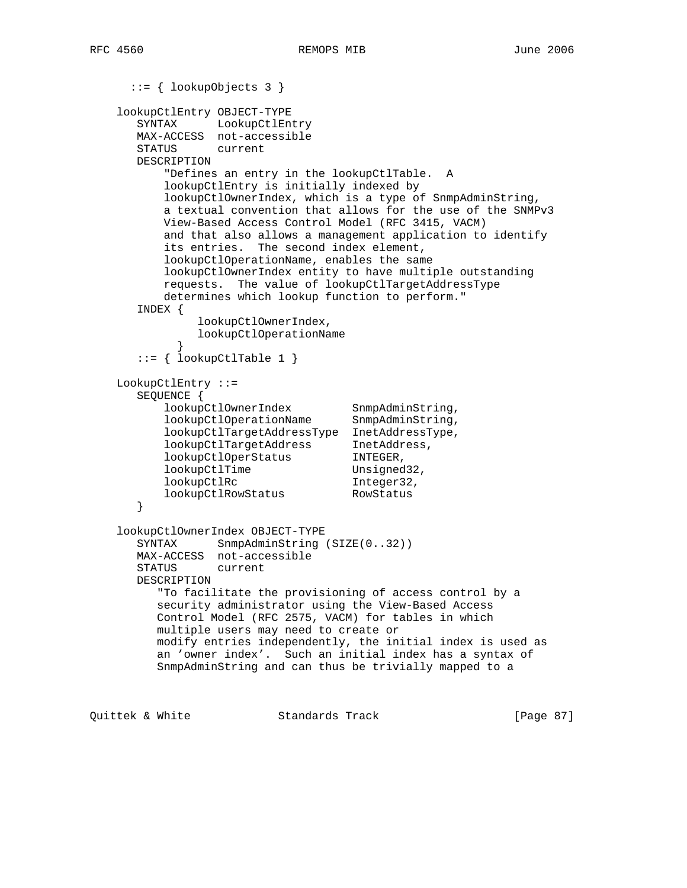```
      ::= { lookupObjects 3 }

   lookupCtlEntry OBJECT-TYPE
      SYNTAX      LookupCtlEntry
      MAX-ACCESS  not-accessible
      STATUS      current
      DESCRIPTION
          "Defines an entry in the lookupCtlTable.  A
          lookupCtlEntry is initially indexed by
          lookupCtlOwnerIndex, which is a type of SnmpAdminString,
          a textual convention that allows for the use of the SNMPv3
          View-Based Access Control Model (RFC 3415, VACM)
          and that also allows a management application to identify
          its entries.  The second index element,
          lookupCtlOperationName, enables the same
          lookupCtlOwnerIndex entity to have multiple outstanding
          requests.  The value of lookupCtlTargetAddressType
          determines which lookup function to perform."
      INDEX {
               lookupCtlOwnerIndex,
               lookupCtlOperationName
            }
      ::= { lookupCtlTable 1 }

   LookupCtlEntry ::=
      SEQUENCE {
          lookupCtlOwnerIndex         SnmpAdminString,
          lookupCtlOperationName      SnmpAdminString,
          lookupCtlTargetAddressType  InetAddressType,
          lookupCtlTargetAddress      InetAddress,
          lookupCtlOperStatus         INTEGER,
          lookupCtlTime               Unsigned32,
          lookupCtlRc                 Integer32,
          lookupCtlRowStatus          RowStatus
      }

   lookupCtlOwnerIndex OBJECT-TYPE
      SYNTAX      SnmpAdminString (SIZE(0..32))
      MAX-ACCESS  not-accessible
      STATUS      current
      DESCRIPTION
         "To facilitate the provisioning of access control by a
         security administrator using the View-Based Access
         Control Model (RFC 2575, VACM) for tables in which
         multiple users may need to create or
         modify entries independently, the initial index is used as
         an 'owner index'.  Such an initial index has a syntax of
         SnmpAdminString and can thus be trivially mapped to a
```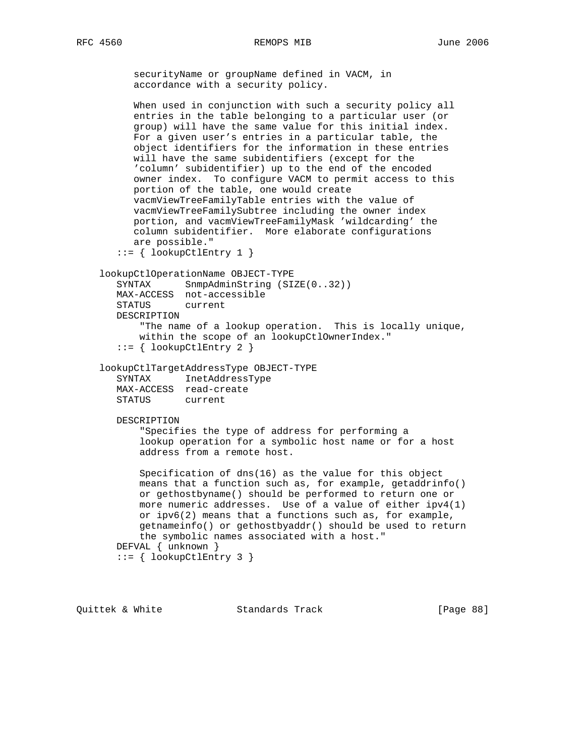```
         securityName or groupName defined in VACM, in
         accordance with a security policy.

         When used in conjunction with such a security policy all
         entries in the table belonging to a particular user (or
         group) will have the same value for this initial index.
         For a given user's entries in a particular table, the
         object identifiers for the information in these entries
         will have the same subidentifiers (except for the
         'column' subidentifier) up to the end of the encoded
         owner index.  To configure VACM to permit access to this
         portion of the table, one would create
         vacmViewTreeFamilyTable entries with the value of
         vacmViewTreeFamilySubtree including the owner index
         portion, and vacmViewTreeFamilyMask 'wildcarding' the
         column subidentifier.  More elaborate configurations
         are possible."
      ::= { lookupCtlEntry 1 }

   lookupCtlOperationName OBJECT-TYPE
      SYNTAX      SnmpAdminString (SIZE(0..32))
      MAX-ACCESS  not-accessible
      STATUS      current
      DESCRIPTION
          "The name of a lookup operation.  This is locally unique,
          within the scope of an lookupCtlOwnerIndex."
      ::= { lookupCtlEntry 2 }

   lookupCtlTargetAddressType OBJECT-TYPE
      SYNTAX      InetAddressType
      MAX-ACCESS  read-create
      STATUS      current

      DESCRIPTION
          "Specifies the type of address for performing a
          lookup operation for a symbolic host name or for a host
          address from a remote host.

          Specification of dns(16) as the value for this object
          means that a function such as, for example, getaddrinfo()
          or gethostbyname() should be performed to return one or
          more numeric addresses.  Use of a value of either ipv4(1)
          or ipv6(2) means that a functions such as, for example,
          getnameinfo() or gethostbyaddr() should be used to return
          the symbolic names associated with a host."
      DEFVAL { unknown }
      ::= { lookupCtlEntry 3 }
```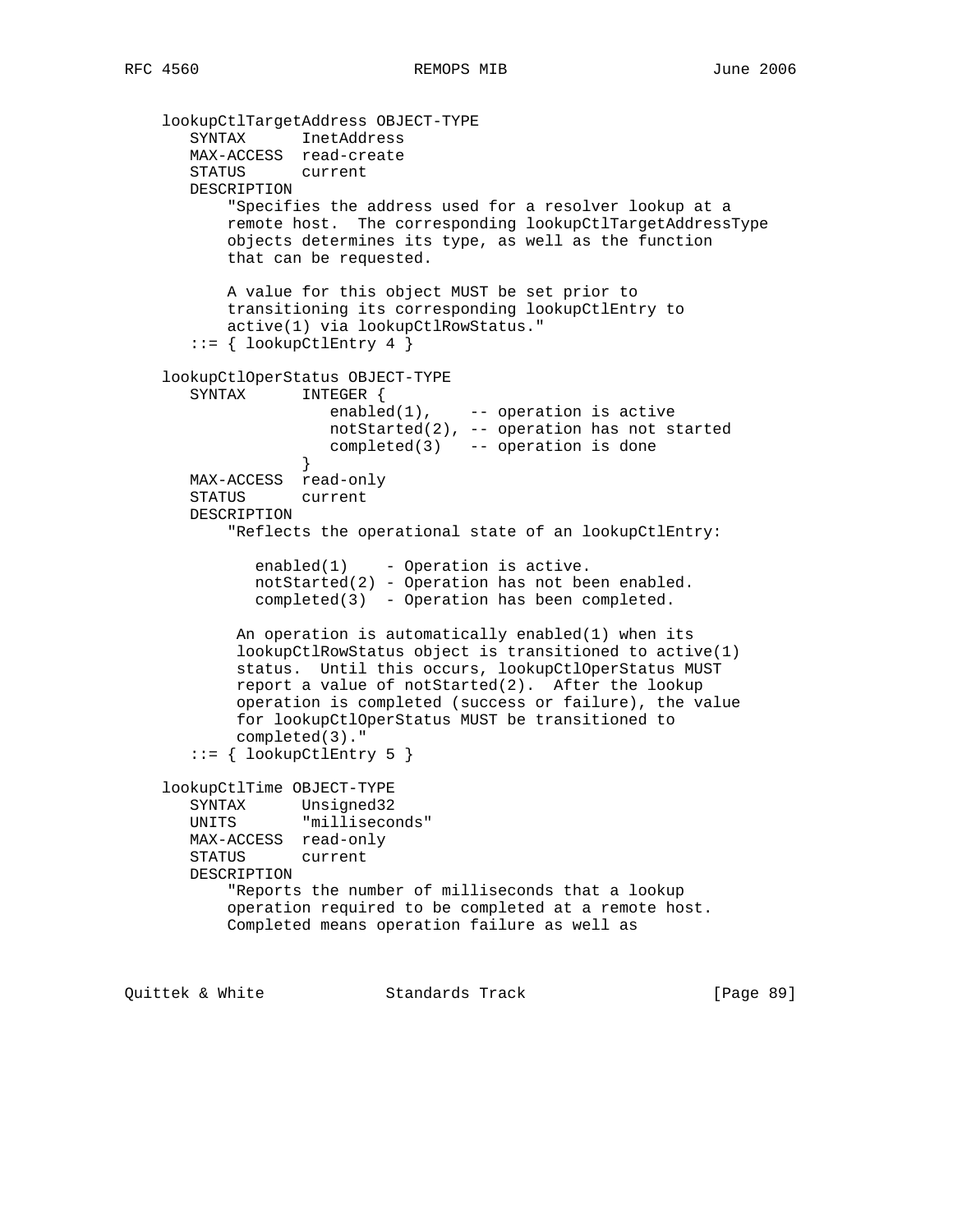```
   lookupCtlTargetAddress OBJECT-TYPE
      SYNTAX      InetAddress
      MAX-ACCESS  read-create
      STATUS      current
      DESCRIPTION
          "Specifies the address used for a resolver lookup at a
          remote host.  The corresponding lookupCtlTargetAddressType
          objects determines its type, as well as the function
          that can be requested.

          A value for this object MUST be set prior to
          transitioning its corresponding lookupCtlEntry to
          active(1) via lookupCtlRowStatus."
      ::= { lookupCtlEntry 4 }

   lookupCtlOperStatus OBJECT-TYPE
      SYNTAX      INTEGER {
                     enabled(1),    -- operation is active
                     notStarted(2), -- operation has not started
                     completed(3)   -- operation is done
                  }
      MAX-ACCESS  read-only
      STATUS      current
      DESCRIPTION
          "Reflects the operational state of an lookupCtlEntry:

             enabled(1)    - Operation is active.
             notStarted(2) - Operation has not been enabled.
             completed(3)  - Operation has been completed.

           An operation is automatically enabled(1) when its
           lookupCtlRowStatus object is transitioned to active(1)
           status.  Until this occurs, lookupCtlOperStatus MUST
           report a value of notStarted(2).  After the lookup
           operation is completed (success or failure), the value
           for lookupCtlOperStatus MUST be transitioned to
           completed(3)."
      ::= { lookupCtlEntry 5 }

   lookupCtlTime OBJECT-TYPE
      SYNTAX      Unsigned32
      UNITS       "milliseconds"
      MAX-ACCESS  read-only
      STATUS      current
      DESCRIPTION
          "Reports the number of milliseconds that a lookup
          operation required to be completed at a remote host.
          Completed means operation failure as well as
```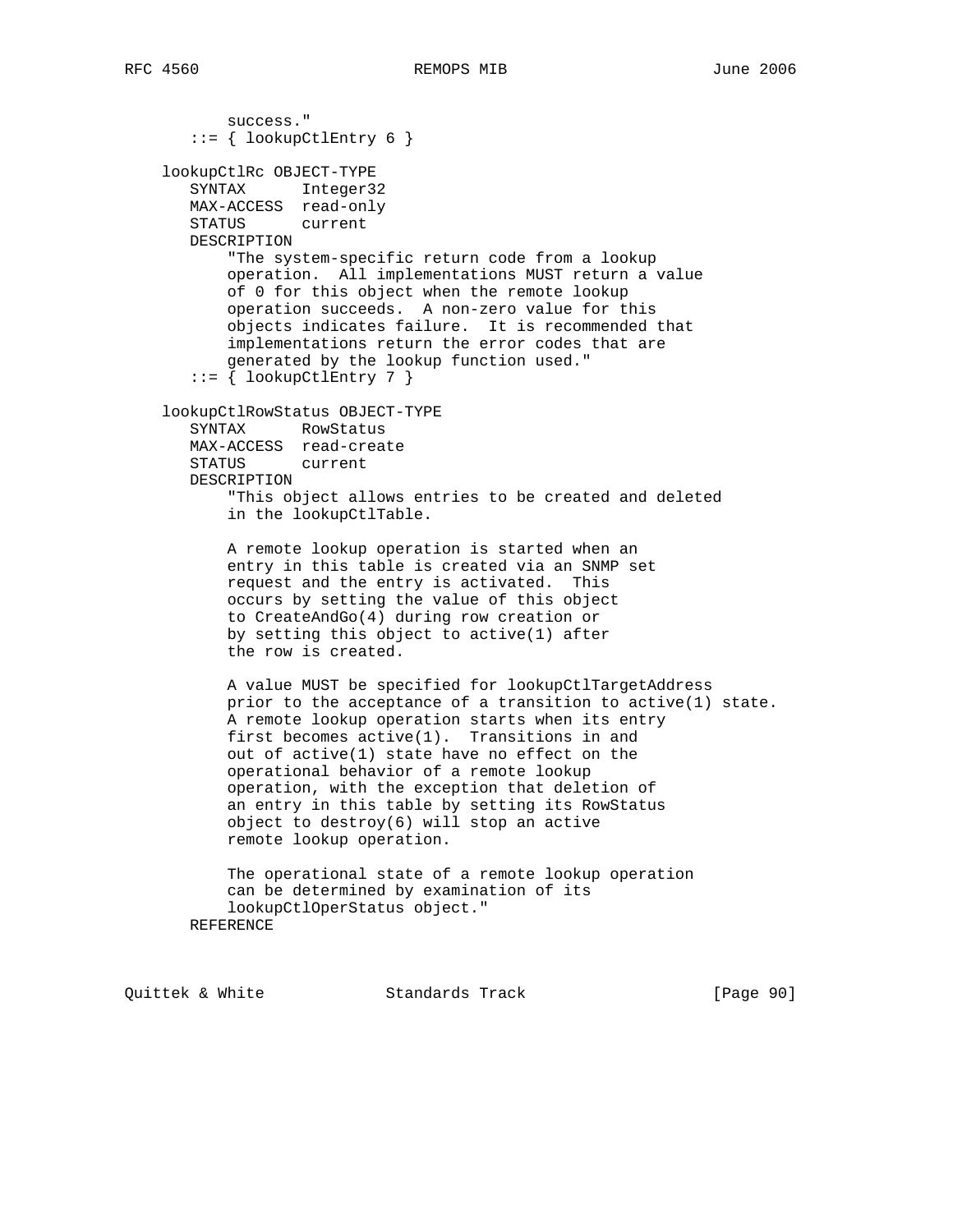```
           success."
       ::= { lookupCtlEntry 6 }

    lookupCtlRc OBJECT-TYPE
       SYNTAX      Integer32
       MAX-ACCESS  read-only
       STATUS      current
       DESCRIPTION
           "The system-specific return code from a lookup
           operation.  All implementations MUST return a value
           of 0 for this object when the remote lookup
           operation succeeds.  A non-zero value for this
           objects indicates failure.  It is recommended that
           implementations return the error codes that are
           generated by the lookup function used."
       ::= { lookupCtlEntry 7 }

    lookupCtlRowStatus OBJECT-TYPE
       SYNTAX      RowStatus
       MAX-ACCESS  read-create
       STATUS      current
       DESCRIPTION
           "This object allows entries to be created and deleted
           in the lookupCtlTable.

           A remote lookup operation is started when an
           entry in this table is created via an SNMP set
           request and the entry is activated.  This
           occurs by setting the value of this object
           to CreateAndGo(4) during row creation or
           by setting this object to active(1) after
           the row is created.

           A value MUST be specified for lookupCtlTargetAddress
           prior to the acceptance of a transition to active(1) state.
           A remote lookup operation starts when its entry
           first becomes active(1).  Transitions in and
           out of active(1) state have no effect on the
           operational behavior of a remote lookup
           operation, with the exception that deletion of
           an entry in this table by setting its RowStatus
           object to destroy(6) will stop an active
           remote lookup operation.

           The operational state of a remote lookup operation
           can be determined by examination of its
           lookupCtlOperStatus object."
       REFERENCE
```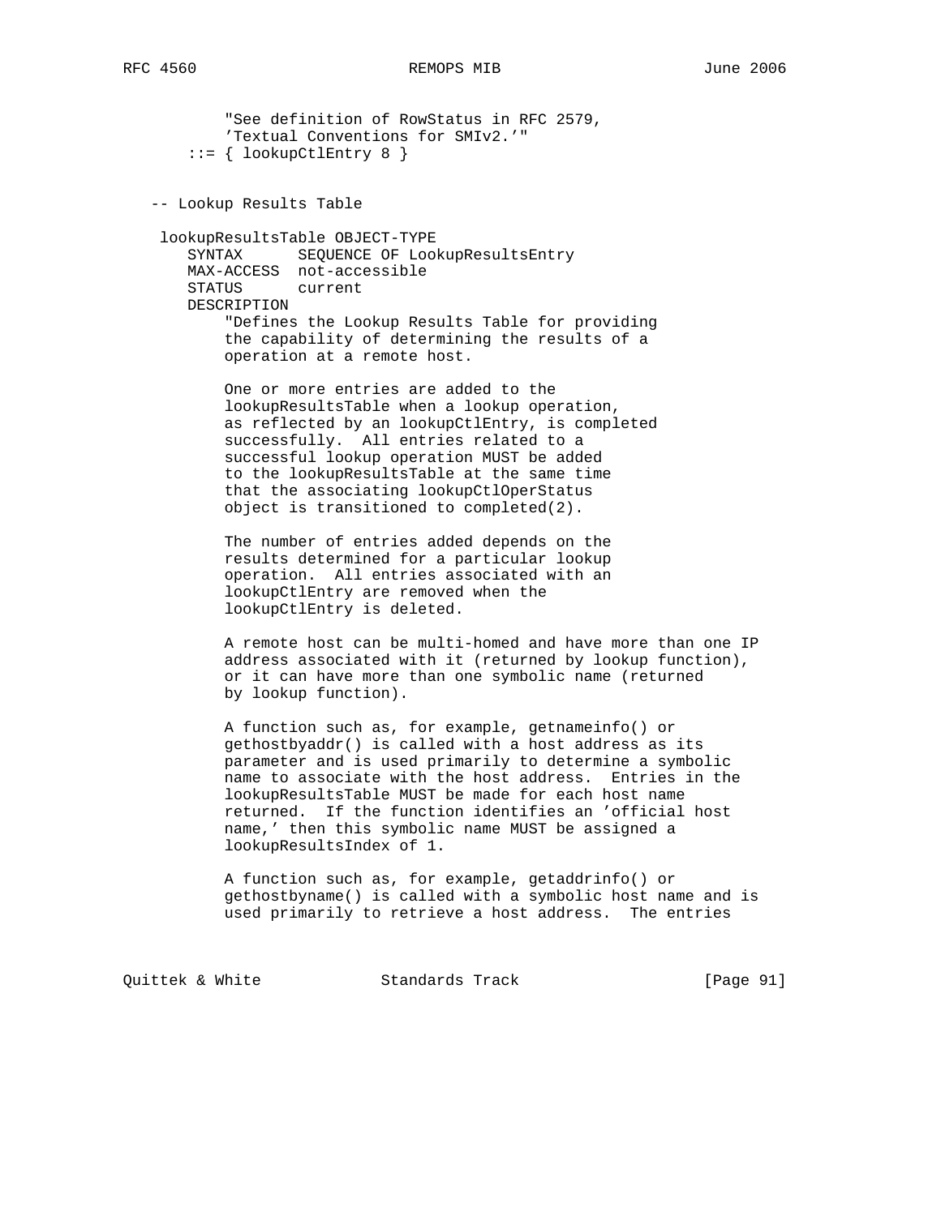```
           "See definition of RowStatus in RFC 2579,
           'Textual Conventions for SMIv2.'"
       ::= { lookupCtlEntry 8 }


   -- Lookup Results Table

    lookupResultsTable OBJECT-TYPE
       SYNTAX      SEQUENCE OF LookupResultsEntry
       MAX-ACCESS  not-accessible
       STATUS      current
       DESCRIPTION
           "Defines the Lookup Results Table for providing
           the capability of determining the results of a
           operation at a remote host.

           One or more entries are added to the
           lookupResultsTable when a lookup operation,
           as reflected by an lookupCtlEntry, is completed
           successfully.  All entries related to a
           successful lookup operation MUST be added
           to the lookupResultsTable at the same time
           that the associating lookupCtlOperStatus
           object is transitioned to completed(2).

           The number of entries added depends on the
           results determined for a particular lookup
           operation.  All entries associated with an
           lookupCtlEntry are removed when the
           lookupCtlEntry is deleted.

           A remote host can be multi-homed and have more than one IP
           address associated with it (returned by lookup function),
           or it can have more than one symbolic name (returned
           by lookup function).

           A function such as, for example, getnameinfo() or
           gethostbyaddr() is called with a host address as its
           parameter and is used primarily to determine a symbolic
           name to associate with the host address.  Entries in the
           lookupResultsTable MUST be made for each host name
           returned.  If the function identifies an 'official host
           name,' then this symbolic name MUST be assigned a
           lookupResultsIndex of 1.

           A function such as, for example, getaddrinfo() or
           gethostbyname() is called with a symbolic host name and is
           used primarily to retrieve a host address.  The entries
```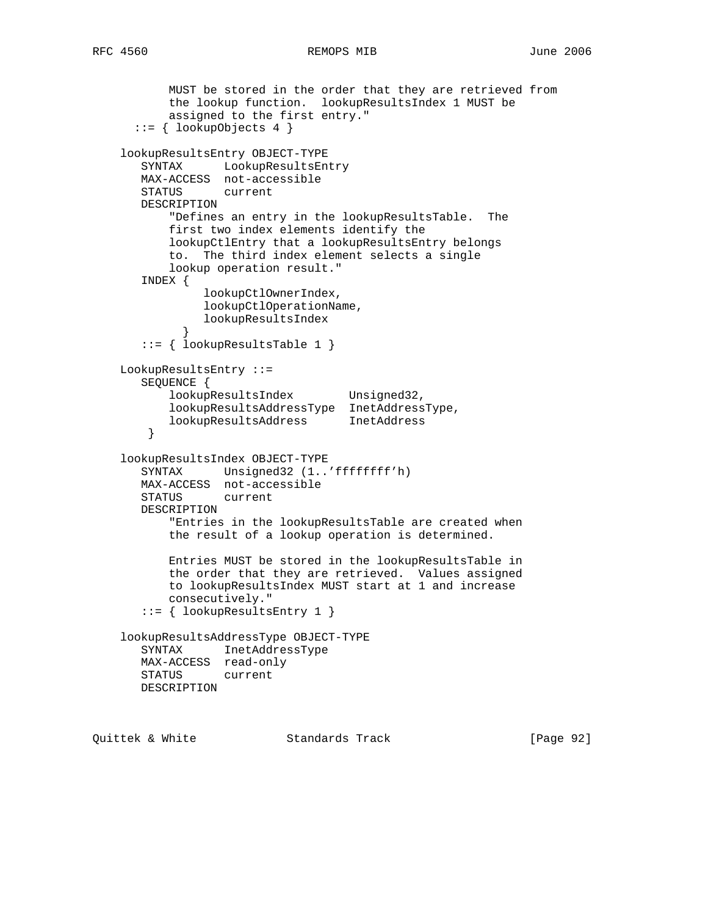```
           MUST be stored in the order that they are retrieved from
           the lookup function.  lookupResultsIndex 1 MUST be
           assigned to the first entry."
      ::= { lookupObjects 4 }

    lookupResultsEntry OBJECT-TYPE
       SYNTAX      LookupResultsEntry
       MAX-ACCESS  not-accessible
       STATUS      current
       DESCRIPTION
           "Defines an entry in the lookupResultsTable.  The
           first two index elements identify the
           lookupCtlEntry that a lookupResultsEntry belongs
           to.  The third index element selects a single
           lookup operation result."
       INDEX {
                lookupCtlOwnerIndex,
                lookupCtlOperationName,
                lookupResultsIndex
             }
       ::= { lookupResultsTable 1 }

    LookupResultsEntry ::=
       SEQUENCE {
           lookupResultsIndex        Unsigned32,
           lookupResultsAddressType  InetAddressType,
           lookupResultsAddress      InetAddress
        }

    lookupResultsIndex OBJECT-TYPE
       SYNTAX      Unsigned32 (1..'ffffffff'h)
       MAX-ACCESS  not-accessible
       STATUS      current
       DESCRIPTION
           "Entries in the lookupResultsTable are created when
           the result of a lookup operation is determined.

           Entries MUST be stored in the lookupResultsTable in
           the order that they are retrieved.  Values assigned
           to lookupResultsIndex MUST start at 1 and increase
           consecutively."
       ::= { lookupResultsEntry 1 }

    lookupResultsAddressType OBJECT-TYPE
       SYNTAX      InetAddressType
       MAX-ACCESS  read-only
       STATUS      current
       DESCRIPTION
```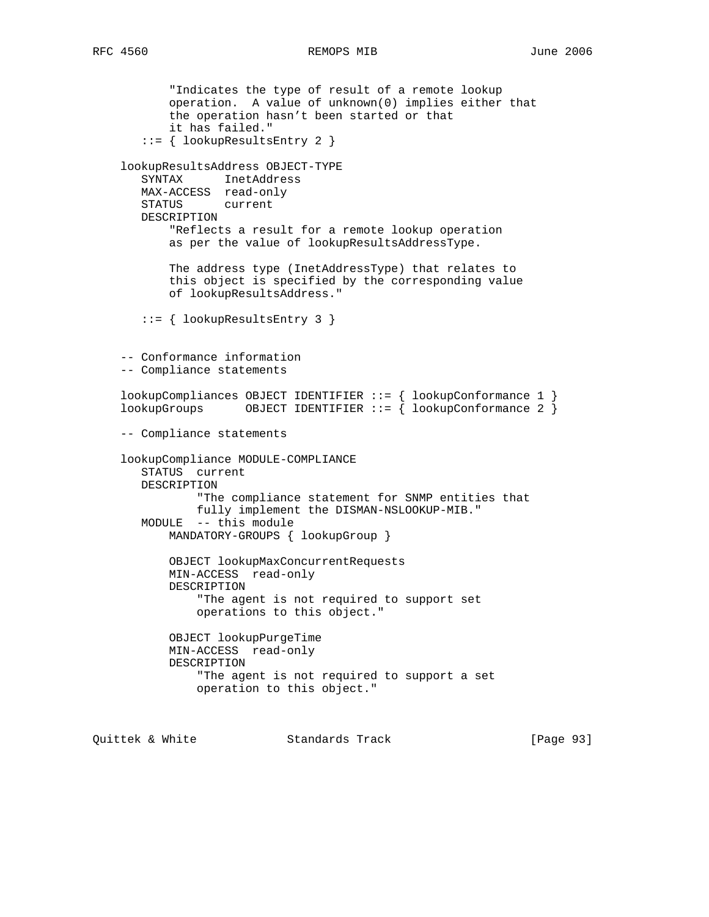```
          "Indicates the type of result of a remote lookup
          operation.  A value of unknown(0) implies either that
          the operation hasn't been started or that
          it has failed."
       ::= { lookupResultsEntry 2 }

    lookupResultsAddress OBJECT-TYPE
       SYNTAX      InetAddress
       MAX-ACCESS  read-only
       STATUS      current
       DESCRIPTION
           "Reflects a result for a remote lookup operation
           as per the value of lookupResultsAddressType.

           The address type (InetAddressType) that relates to
           this object is specified by the corresponding value
           of lookupResultsAddress."

       ::= { lookupResultsEntry 3 }


    -- Conformance information
    -- Compliance statements

    lookupCompliances OBJECT IDENTIFIER ::= { lookupConformance 1 }
    lookupGroups      OBJECT IDENTIFIER ::= { lookupConformance 2 }

    -- Compliance statements

    lookupCompliance MODULE-COMPLIANCE
       STATUS  current
       DESCRIPTION
              "The compliance statement for SNMP entities that
              fully implement the DISMAN-NSLOOKUP-MIB."
       MODULE  -- this module
           MANDATORY-GROUPS { lookupGroup }

           OBJECT lookupMaxConcurrentRequests
           MIN-ACCESS  read-only
           DESCRIPTION
               "The agent is not required to support set
               operations to this object."

           OBJECT lookupPurgeTime
           MIN-ACCESS  read-only
           DESCRIPTION
               "The agent is not required to support a set
               operation to this object."
```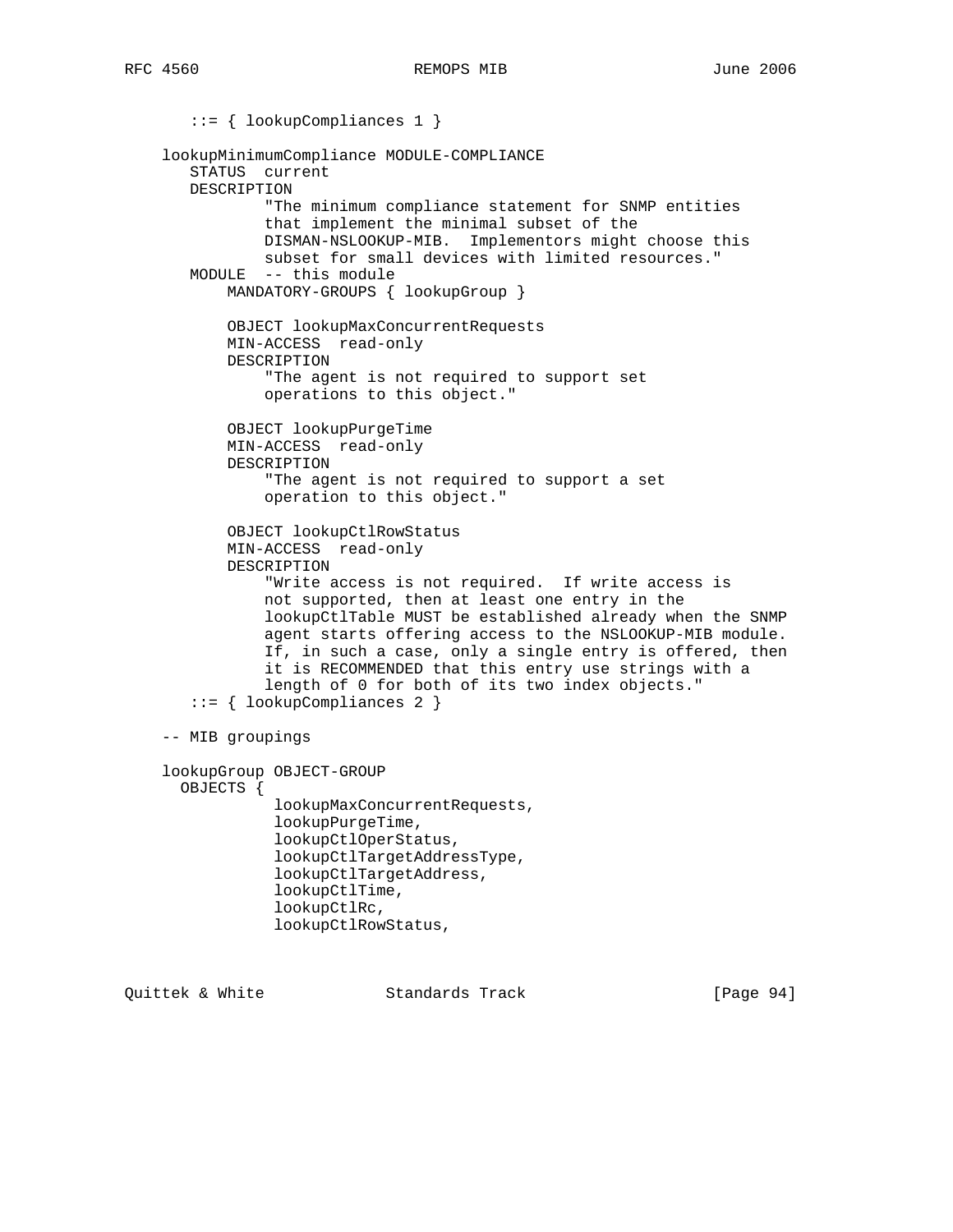```
       ::= { lookupCompliances 1 }

    lookupMinimumCompliance MODULE-COMPLIANCE
       STATUS  current
       DESCRIPTION
               "The minimum compliance statement for SNMP entities
               that implement the minimal subset of the
               DISMAN-NSLOOKUP-MIB.  Implementors might choose this
               subset for small devices with limited resources."
       MODULE  -- this module
           MANDATORY-GROUPS { lookupGroup }

           OBJECT lookupMaxConcurrentRequests
           MIN-ACCESS  read-only
           DESCRIPTION
               "The agent is not required to support set
               operations to this object."

           OBJECT lookupPurgeTime
           MIN-ACCESS  read-only
           DESCRIPTION
               "The agent is not required to support a set
               operation to this object."

           OBJECT lookupCtlRowStatus
           MIN-ACCESS  read-only
           DESCRIPTION
               "Write access is not required.  If write access is
               not supported, then at least one entry in the
               lookupCtlTable MUST be established already when the SNMP
               agent starts offering access to the NSLOOKUP-MIB module.
               If, in such a case, only a single entry is offered, then
               it is RECOMMENDED that this entry use strings with a
               length of 0 for both of its two index objects."
       ::= { lookupCompliances 2 }

    -- MIB groupings

    lookupGroup OBJECT-GROUP
      OBJECTS {
                lookupMaxConcurrentRequests,
                lookupPurgeTime,
                lookupCtlOperStatus,
                lookupCtlTargetAddressType,
                lookupCtlTargetAddress,
                lookupCtlTime,
                lookupCtlRc,
                lookupCtlRowStatus,
```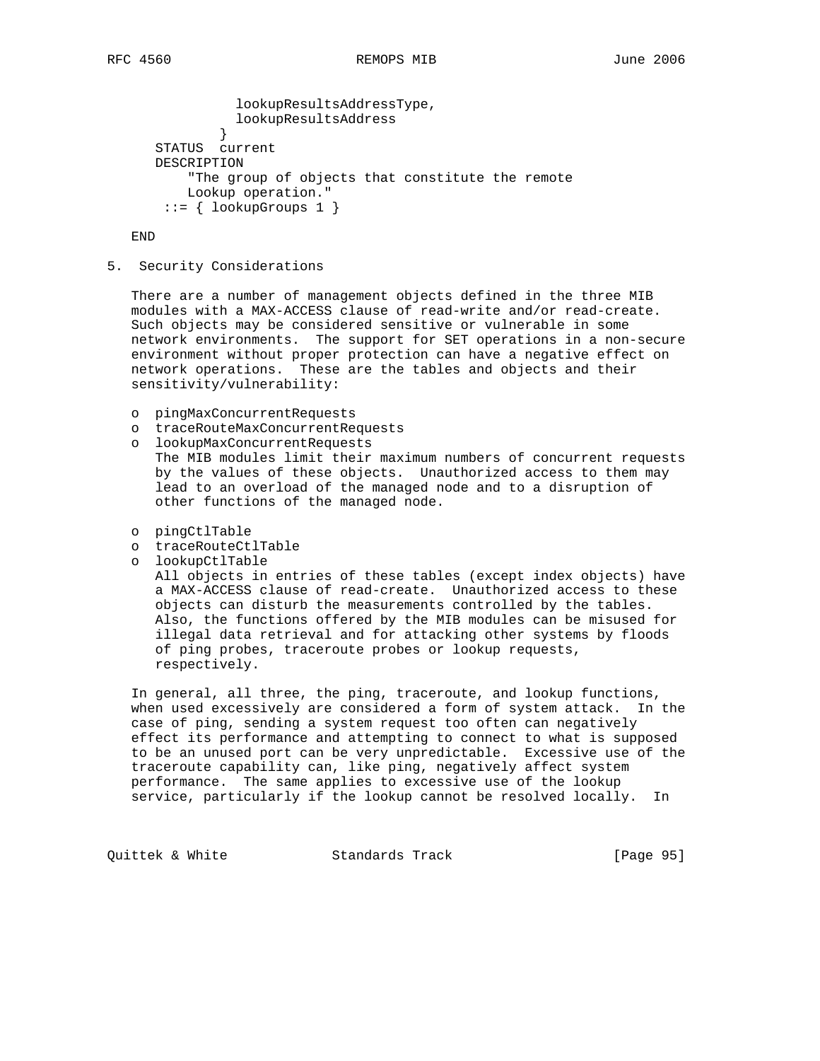```
               lookupResultsAddressType,
               lookupResultsAddress
            }
      STATUS  current
      DESCRIPTION
          "The group of objects that constitute the remote
          Lookup operation."
       ::= { lookupGroups 1 }

   END
```

## 5. Security Considerations

There are a number of management objects defined in the three MIB modules with a MAX-ACCESS clause of read-write and/or read-create. Such objects may be considered sensitive or vulnerable in some network environments. The support for SET operations in a non-secure environment without proper protection can have a negative effect on network operations. These are the tables and objects and their sensitivity/vulnerability:

- pingMaxConcurrentRequests
- traceRouteMaxConcurrentRequests
- lookupMaxConcurrentRequests
  The MIB modules limit their maximum numbers of concurrent requests by the values of these objects. Unauthorized access to them may lead to an overload of the managed node and to a disruption of other functions of the managed node.

- pingCtlTable
- traceRouteCtlTable
- lookupCtlTable
  All objects in entries of these tables (except index objects) have a MAX-ACCESS clause of read-create. Unauthorized access to these objects can disturb the measurements controlled by the tables. Also, the functions offered by the MIB modules can be misused for illegal data retrieval and for attacking other systems by floods of ping probes, traceroute probes or lookup requests, respectively.

In general, all three, the ping, traceroute, and lookup functions, when used excessively are considered a form of system attack. In the case of ping, sending a system request too often can negatively effect its performance and attempting to connect to what is supposed to be an unused port can be very unpredictable. Excessive use of the traceroute capability can, like ping, negatively affect system performance. The same applies to excessive use of the lookup service, particularly if the lookup cannot be resolved locally. In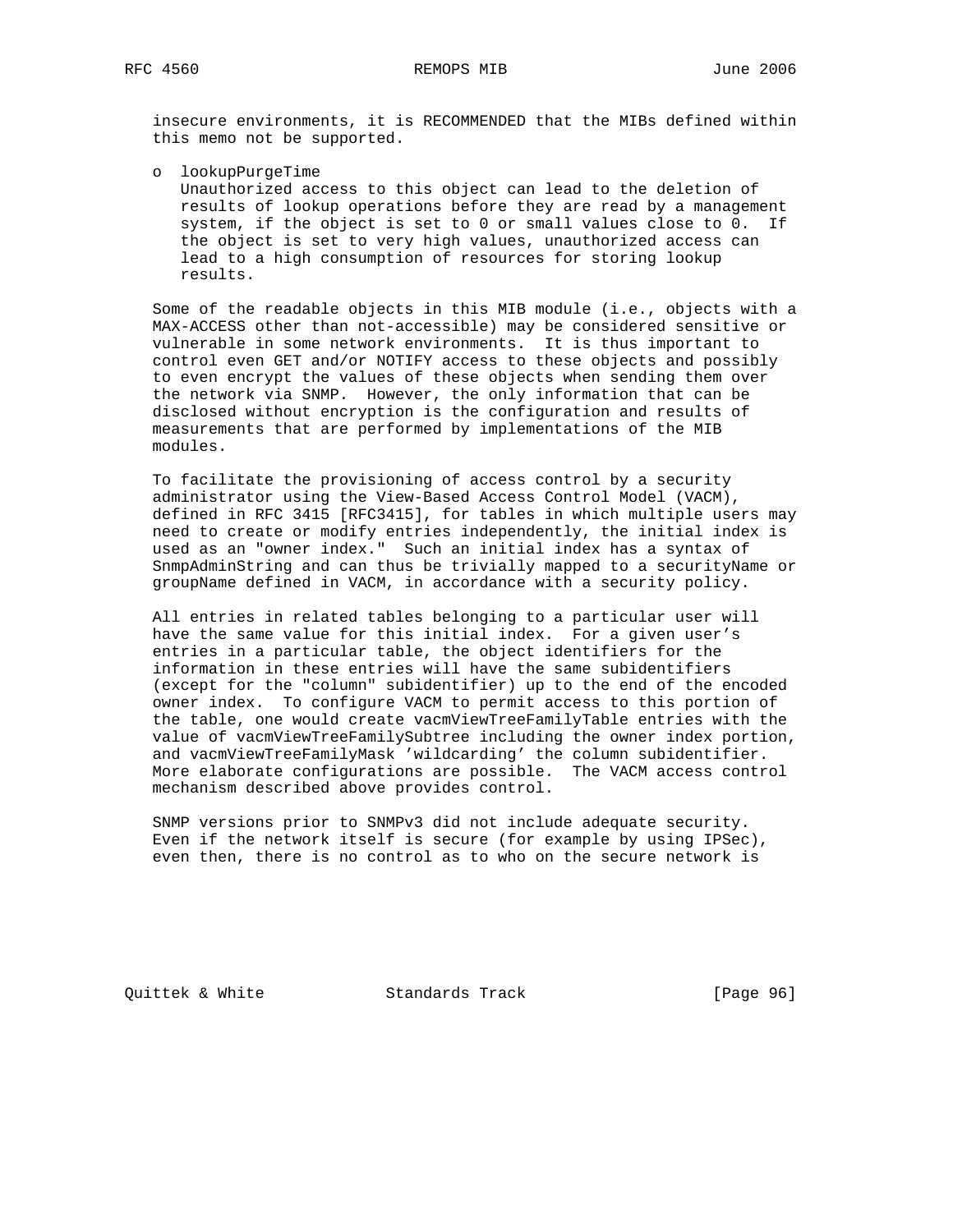insecure environments, it is RECOMMENDED that the MIBs defined within this memo not be supported.

- lookupPurgeTime
  Unauthorized access to this object can lead to the deletion of results of lookup operations before they are read by a management system, if the object is set to 0 or small values close to 0. If the object is set to very high values, unauthorized access can lead to a high consumption of resources for storing lookup results.

Some of the readable objects in this MIB module (i.e., objects with a MAX-ACCESS other than not-accessible) may be considered sensitive or vulnerable in some network environments. It is thus important to control even GET and/or NOTIFY access to these objects and possibly to even encrypt the values of these objects when sending them over the network via SNMP. However, the only information that can be disclosed without encryption is the configuration and results of measurements that are performed by implementations of the MIB modules.

To facilitate the provisioning of access control by a security administrator using the View-Based Access Control Model (VACM), defined in RFC 3415 [RFC3415], for tables in which multiple users may need to create or modify entries independently, the initial index is used as an "owner index." Such an initial index has a syntax of SnmpAdminString and can thus be trivially mapped to a securityName or groupName defined in VACM, in accordance with a security policy.

All entries in related tables belonging to a particular user will have the same value for this initial index. For a given user's entries in a particular table, the object identifiers for the information in these entries will have the same subidentifiers (except for the "column" subidentifier) up to the end of the encoded owner index. To configure VACM to permit access to this portion of the table, one would create vacmViewTreeFamilyTable entries with the value of vacmViewTreeFamilySubtree including the owner index portion, and vacmViewTreeFamilyMask 'wildcarding' the column subidentifier. More elaborate configurations are possible. The VACM access control mechanism described above provides control.

SNMP versions prior to SNMPv3 did not include adequate security. Even if the network itself is secure (for example by using IPSec), even then, there is no control as to who on the secure network is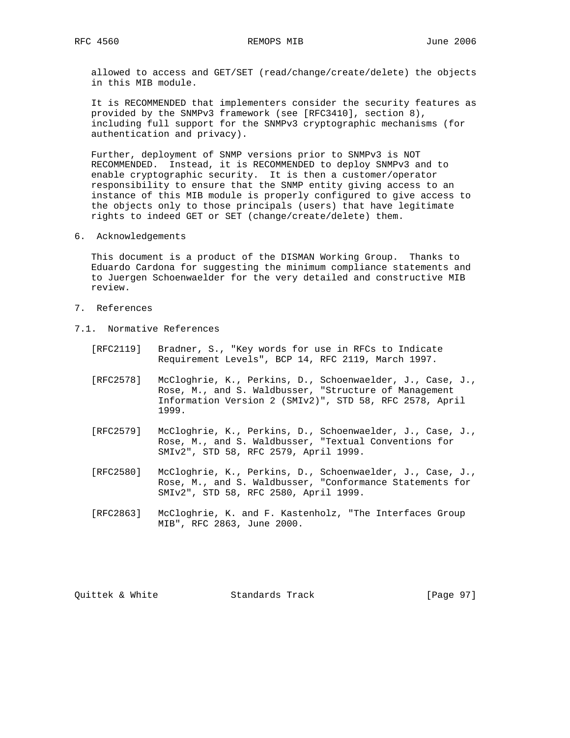allowed to access and GET/SET (read/change/create/delete) the objects in this MIB module.

It is RECOMMENDED that implementers consider the security features as provided by the SNMPv3 framework (see [RFC3410], section 8), including full support for the SNMPv3 cryptographic mechanisms (for authentication and privacy).

Further, deployment of SNMP versions prior to SNMPv3 is NOT RECOMMENDED. Instead, it is RECOMMENDED to deploy SNMPv3 and to enable cryptographic security. It is then a customer/operator responsibility to ensure that the SNMP entity giving access to an instance of this MIB module is properly configured to give access to the objects only to those principals (users) that have legitimate rights to indeed GET or SET (change/create/delete) them.

## 6. Acknowledgements

This document is a product of the DISMAN Working Group. Thanks to Eduardo Cardona for suggesting the minimum compliance statements and to Juergen Schoenwaelder for the very detailed and constructive MIB review.

## 7. References

### 7.1. Normative References

[RFC2119] Bradner, S., "Key words for use in RFCs to Indicate Requirement Levels", BCP 14, RFC 2119, March 1997.

[RFC2578] McCloghrie, K., Perkins, D., Schoenwaelder, J., Case, J., Rose, M., and S. Waldbusser, "Structure of Management Information Version 2 (SMIv2)", STD 58, RFC 2578, April 1999.

[RFC2579] McCloghrie, K., Perkins, D., Schoenwaelder, J., Case, J., Rose, M., and S. Waldbusser, "Textual Conventions for SMIv2", STD 58, RFC 2579, April 1999.

[RFC2580] McCloghrie, K., Perkins, D., Schoenwaelder, J., Case, J., Rose, M., and S. Waldbusser, "Conformance Statements for SMIv2", STD 58, RFC 2580, April 1999.

[RFC2863] McCloghrie, K. and F. Kastenholz, "The Interfaces Group MIB", RFC 2863, June 2000.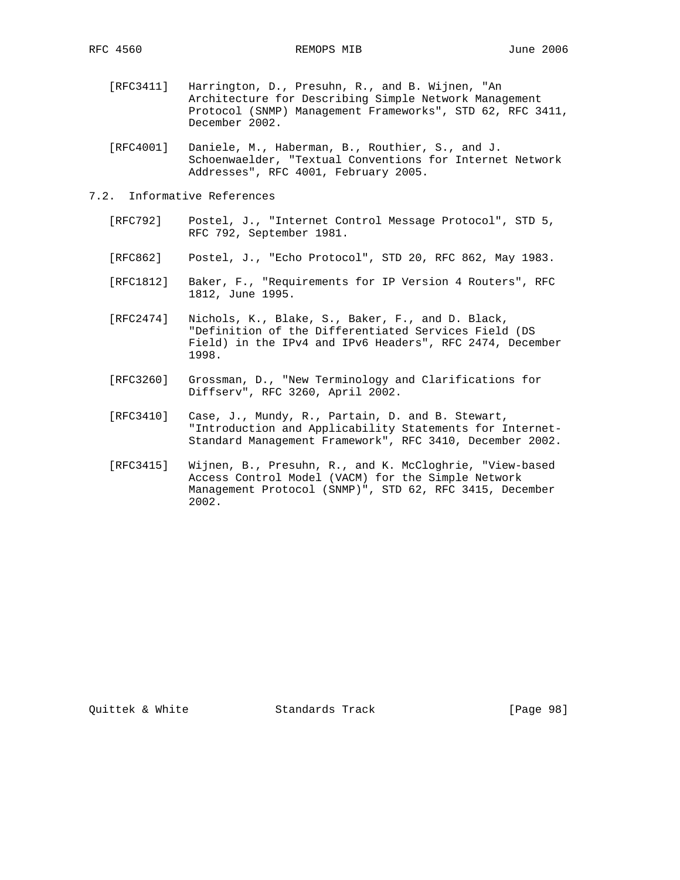[RFC3411] Harrington, D., Presuhn, R., and B. Wijnen, "An Architecture for Describing Simple Network Management Protocol (SNMP) Management Frameworks", STD 62, RFC 3411, December 2002.

[RFC4001] Daniele, M., Haberman, B., Routhier, S., and J. Schoenwaelder, "Textual Conventions for Internet Network Addresses", RFC 4001, February 2005.

## 7.2. Informative References

[RFC792] Postel, J., "Internet Control Message Protocol", STD 5, RFC 792, September 1981.

[RFC862] Postel, J., "Echo Protocol", STD 20, RFC 862, May 1983.

[RFC1812] Baker, F., "Requirements for IP Version 4 Routers", RFC 1812, June 1995.

[RFC2474] Nichols, K., Blake, S., Baker, F., and D. Black, "Definition of the Differentiated Services Field (DS Field) in the IPv4 and IPv6 Headers", RFC 2474, December 1998.

[RFC3260] Grossman, D., "New Terminology and Clarifications for Diffserv", RFC 3260, April 2002.

[RFC3410] Case, J., Mundy, R., Partain, D. and B. Stewart, "Introduction and Applicability Statements for Internet-Standard Management Framework", RFC 3410, December 2002.

[RFC3415] Wijnen, B., Presuhn, R., and K. McCloghrie, "View-based Access Control Model (VACM) for the Simple Network Management Protocol (SNMP)", STD 62, RFC 3415, December 2002.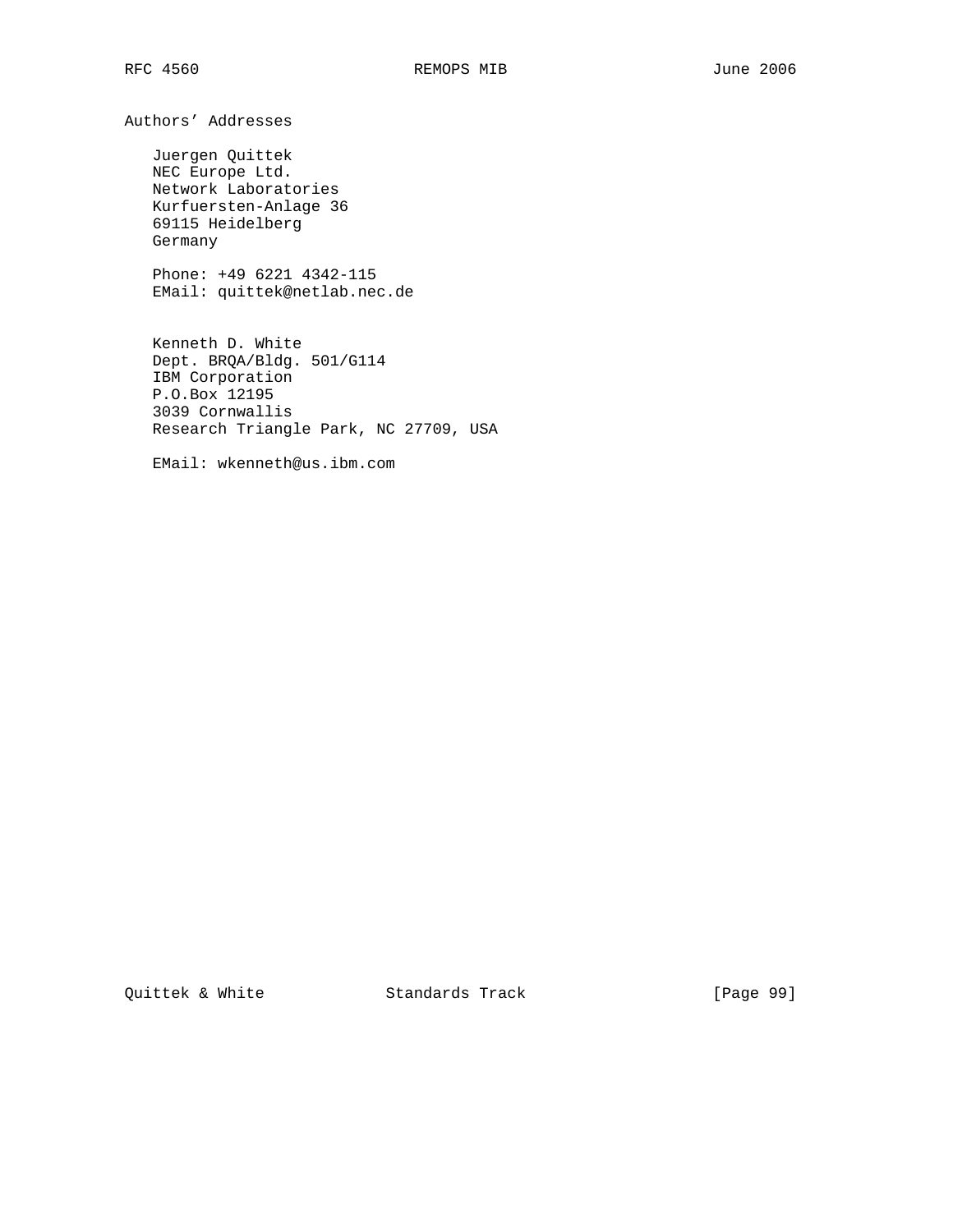## Authors' Addresses

Juergen Quittek
NEC Europe Ltd.
Network Laboratories
Kurfuersten-Anlage 36
69115 Heidelberg
Germany

Phone: +49 6221 4342-115
EMail: quittek@netlab.nec.de

Kenneth D. White
Dept. BRQA/Bldg. 501/G114
IBM Corporation
P.O.Box 12195
3039 Cornwallis
Research Triangle Park, NC 27709, USA

EMail: wkenneth@us.ibm.com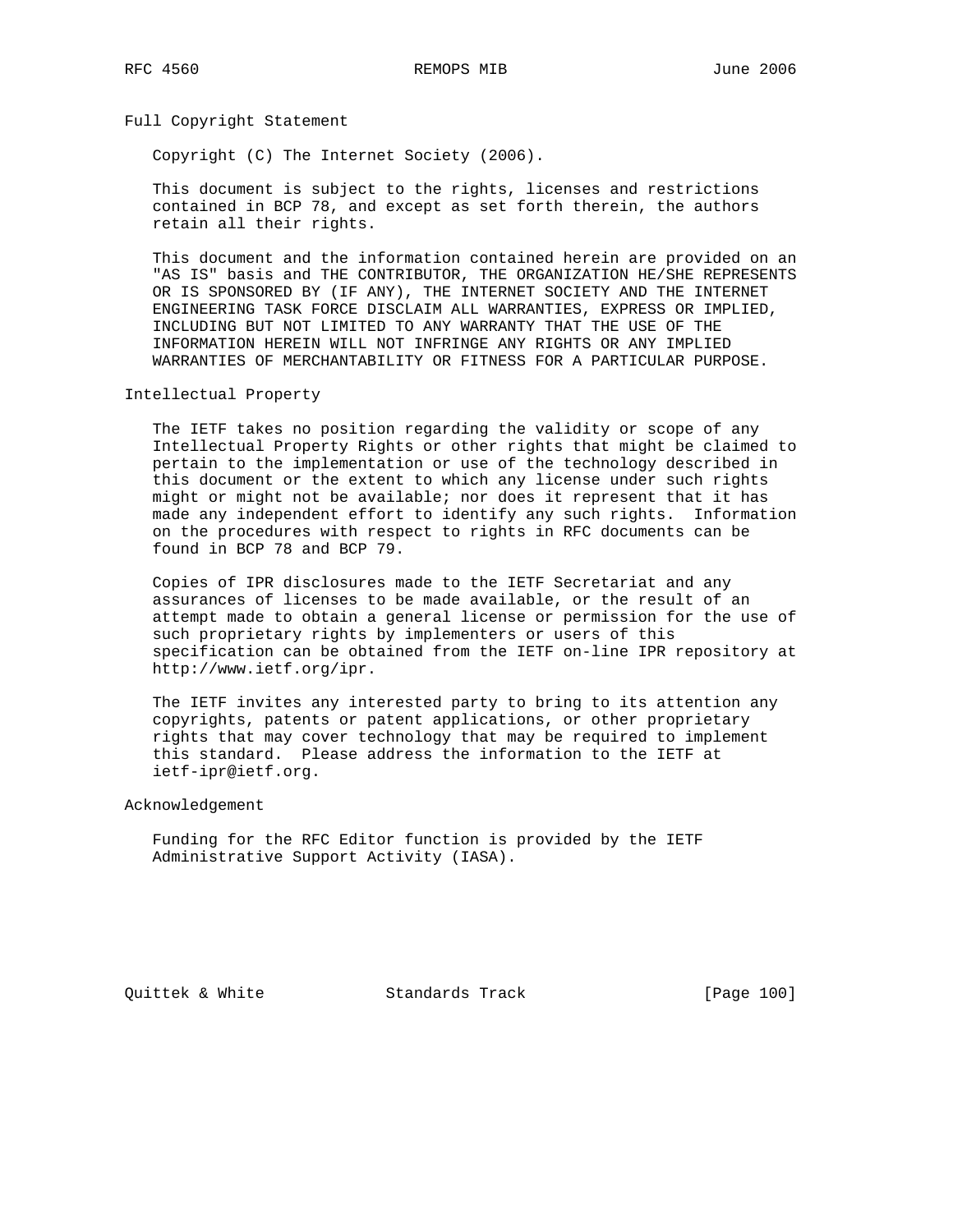## Full Copyright Statement

Copyright (C) The Internet Society (2006).

This document is subject to the rights, licenses and restrictions contained in BCP 78, and except as set forth therein, the authors retain all their rights.

This document and the information contained herein are provided on an "AS IS" basis and THE CONTRIBUTOR, THE ORGANIZATION HE/SHE REPRESENTS OR IS SPONSORED BY (IF ANY), THE INTERNET SOCIETY AND THE INTERNET ENGINEERING TASK FORCE DISCLAIM ALL WARRANTIES, EXPRESS OR IMPLIED, INCLUDING BUT NOT LIMITED TO ANY WARRANTY THAT THE USE OF THE INFORMATION HEREIN WILL NOT INFRINGE ANY RIGHTS OR ANY IMPLIED WARRANTIES OF MERCHANTABILITY OR FITNESS FOR A PARTICULAR PURPOSE.

## Intellectual Property

The IETF takes no position regarding the validity or scope of any Intellectual Property Rights or other rights that might be claimed to pertain to the implementation or use of the technology described in this document or the extent to which any license under such rights might or might not be available; nor does it represent that it has made any independent effort to identify any such rights. Information on the procedures with respect to rights in RFC documents can be found in BCP 78 and BCP 79.

Copies of IPR disclosures made to the IETF Secretariat and any assurances of licenses to be made available, or the result of an attempt made to obtain a general license or permission for the use of such proprietary rights by implementers or users of this specification can be obtained from the IETF on-line IPR repository at http://www.ietf.org/ipr.

The IETF invites any interested party to bring to its attention any copyrights, patents or patent applications, or other proprietary rights that may cover technology that may be required to implement this standard. Please address the information to the IETF at ietf-ipr@ietf.org.

## Acknowledgement

Funding for the RFC Editor function is provided by the IETF Administrative Support Activity (IASA).